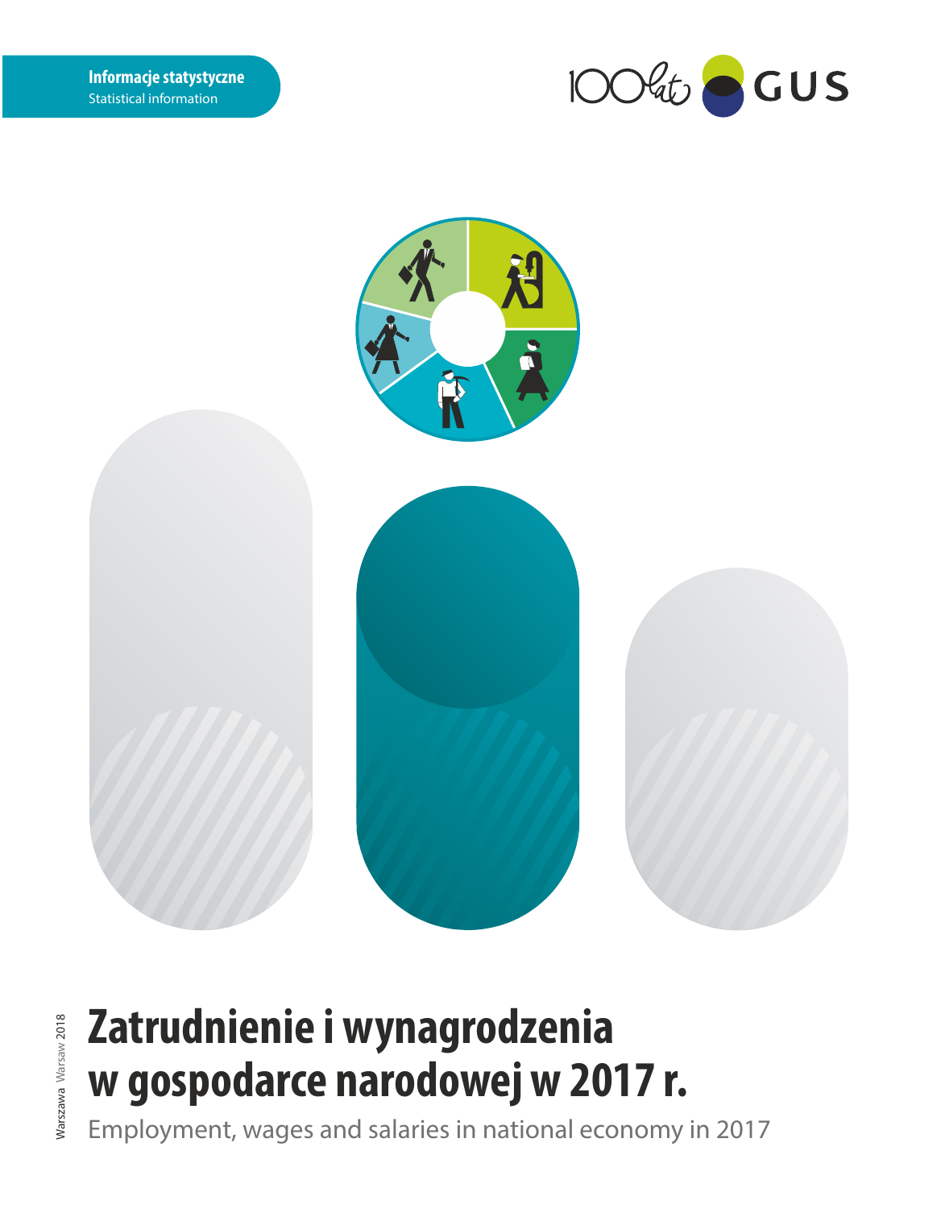Informacje statystyczne
Statistical information

100 lat GUS

# Zatrudnienie i wynagrodzenia w gospodarce narodowej w 2017 r.

Employment, wages and salaries in national economy in 2017

Warszawa Warsaw 2018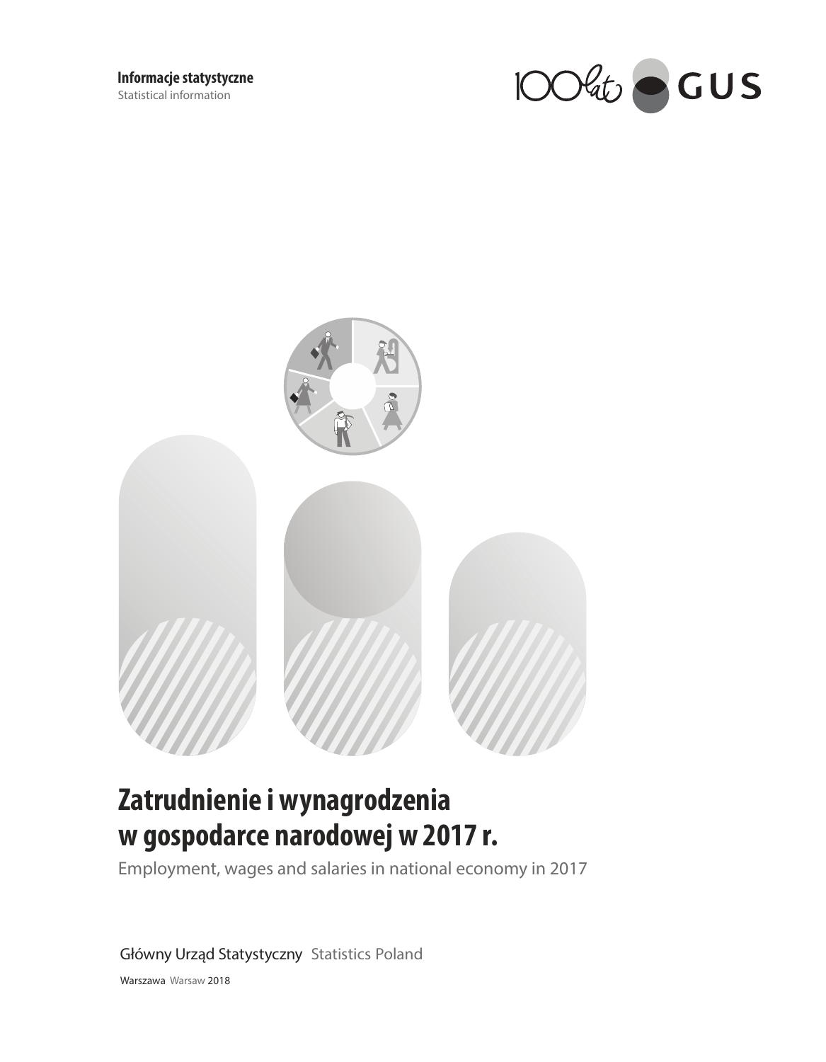**Informacje statystyczne**
Statistical information

# Zatrudnienie i wynagrodzenia w gospodarce narodowej w 2017 r.

Employment, wages and salaries in national economy in 2017

Główny Urząd Statystyczny Statistics Poland

Warszawa Warsaw 2018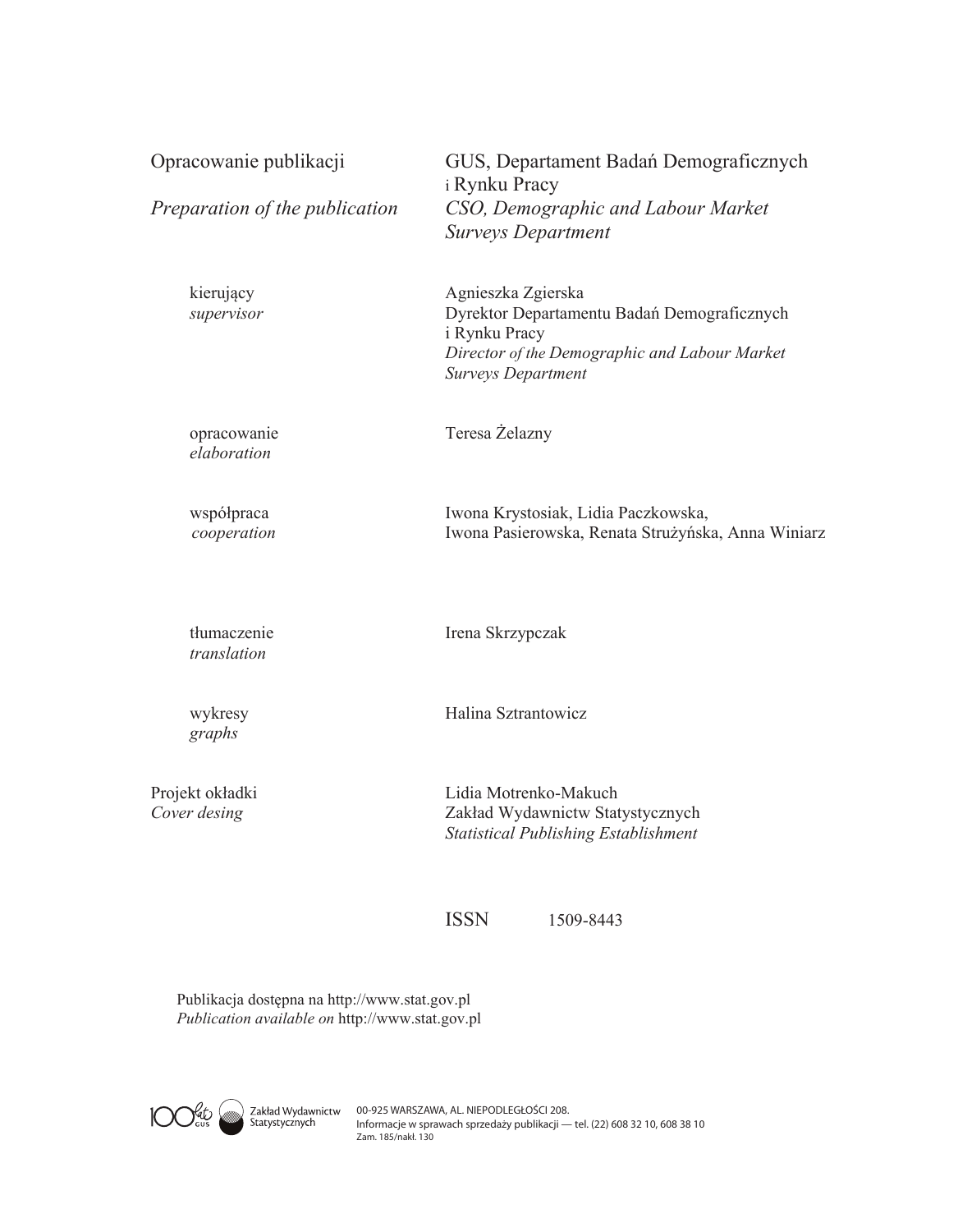Opracowanie publikacji — GUS, Departament Badań Demograficznych i Rynku Pracy

*Preparation of the publication* — *CSO, Demographic and Labour Market Surveys Department*

kierujący
*supervisor*
Agnieszka Zgierska
Dyrektor Departamentu Badań Demograficznych i Rynku Pracy
*Director of the Demographic and Labour Market Surveys Department*

opracowanie
*elaboration*
Teresa Żelazny

współpraca
*cooperation*
Iwona Krystosiak, Lidia Paczkowska, Iwona Pasierowska, Renata Strużyńska, Anna Winiarz

tłumaczenie
*translation*
Irena Skrzypczak

wykresy
*graphs*
Halina Sztrantowicz

Projekt okładki
*Cover desing*
Lidia Motrenko-Makuch
Zakład Wydawnictw Statystycznych
*Statistical Publishing Establishment*

ISSN 1509-8443

Publikacja dostępna na http://www.stat.gov.pl
*Publication available on* http://www.stat.gov.pl

100 lat GUS — Zakład Wydawnictw Statystycznych

00-925 WARSZAWA, AL. NIEPODLEGŁOŚCI 208.
Informacje w sprawach sprzedaży publikacji — tel. (22) 608 32 10, 608 38 10
Zam. 185/nakł. 130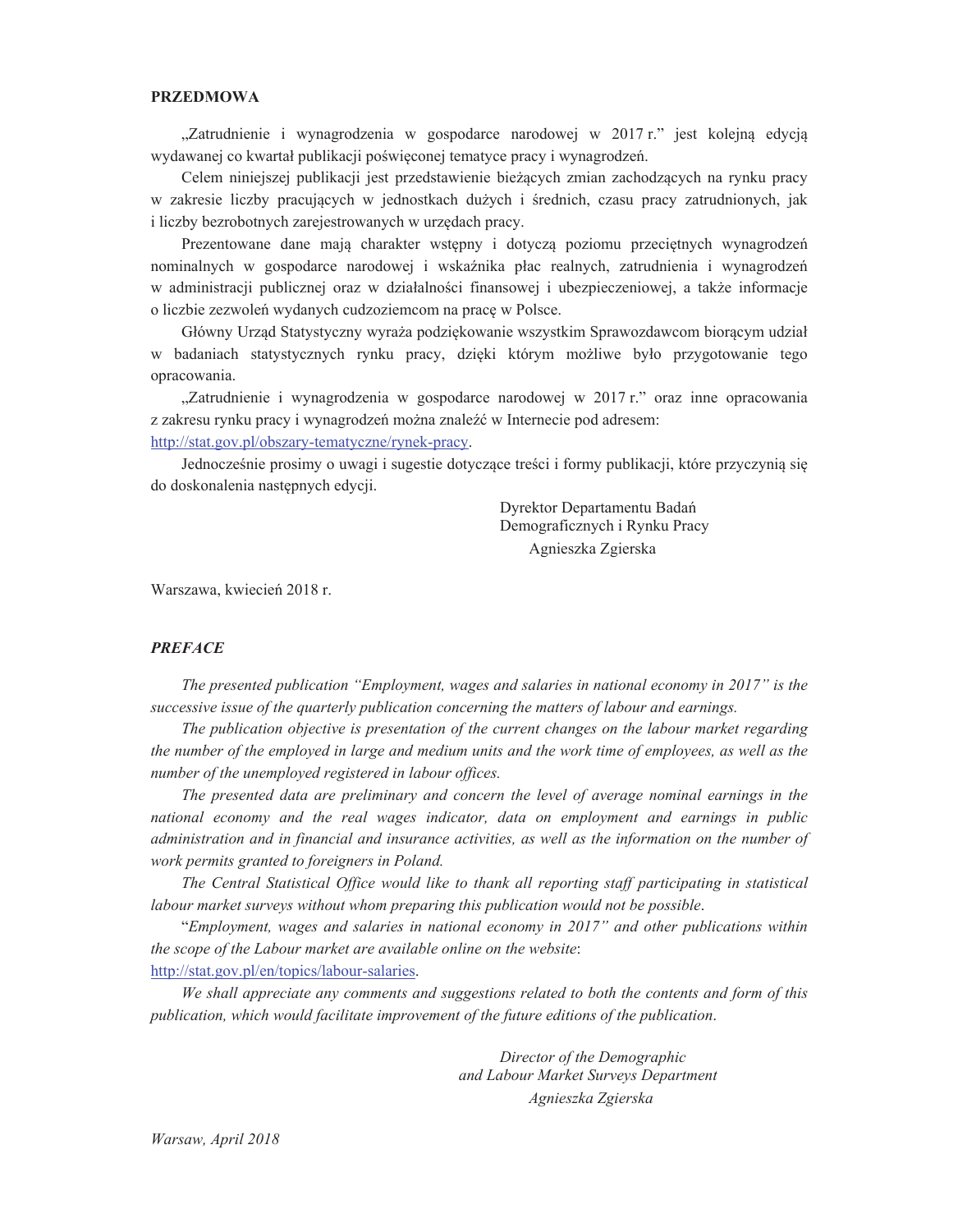**PRZEDMOWA**

„Zatrudnienie i wynagrodzenia w gospodarce narodowej w 2017 r." jest kolejną edycją wydawanej co kwartał publikacji poświęconej tematyce pracy i wynagrodzeń.

Celem niniejszej publikacji jest przedstawienie bieżących zmian zachodzących na rynku pracy w zakresie liczby pracujących w jednostkach dużych i średnich, czasu pracy zatrudnionych, jak i liczby bezrobotnych zarejestrowanych w urzędach pracy.

Prezentowane dane mają charakter wstępny i dotyczą poziomu przeciętnych wynagrodzeń nominalnych w gospodarce narodowej i wskaźnika płac realnych, zatrudnienia i wynagrodzeń w administracji publicznej oraz w działalności finansowej i ubezpieczeniowej, a także informacje o liczbie zezwoleń wydanych cudzoziemcom na pracę w Polsce.

Główny Urząd Statystyczny wyraża podziękowanie wszystkim Sprawozdawcom biorącym udział w badaniach statystycznych rynku pracy, dzięki którym możliwe było przygotowanie tego opracowania.

„Zatrudnienie i wynagrodzenia w gospodarce narodowej w 2017 r." oraz inne opracowania z zakresu rynku pracy i wynagrodzeń można znaleźć w Internecie pod adresem: http://stat.gov.pl/obszary-tematyczne/rynek-pracy.

Jednocześnie prosimy o uwagi i sugestie dotyczące treści i formy publikacji, które przyczynią się do doskonalenia następnych edycji.

Dyrektor Departamentu Badań
Demograficznych i Rynku Pracy
Agnieszka Zgierska

Warszawa, kwiecień 2018 r.

***PREFACE***

*The presented publication "Employment, wages and salaries in national economy in 2017" is the successive issue of the quarterly publication concerning the matters of labour and earnings.*

*The publication objective is presentation of the current changes on the labour market regarding the number of the employed in large and medium units and the work time of employees, as well as the number of the unemployed registered in labour offices.*

*The presented data are preliminary and concern the level of average nominal earnings in the national economy and the real wages indicator, data on employment and earnings in public administration and in financial and insurance activities, as well as the information on the number of work permits granted to foreigners in Poland.*

*The Central Statistical Office would like to thank all reporting staff participating in statistical labour market surveys without whom preparing this publication would not be possible.*

*"Employment, wages and salaries in national economy in 2017" and other publications within the scope of the Labour market are available online on the website:* http://stat.gov.pl/en/topics/labour-salaries.

*We shall appreciate any comments and suggestions related to both the contents and form of this publication, which would facilitate improvement of the future editions of the publication.*

*Director of the Demographic*
*and Labour Market Surveys Department*
*Agnieszka Zgierska*

*Warsaw, April 2018*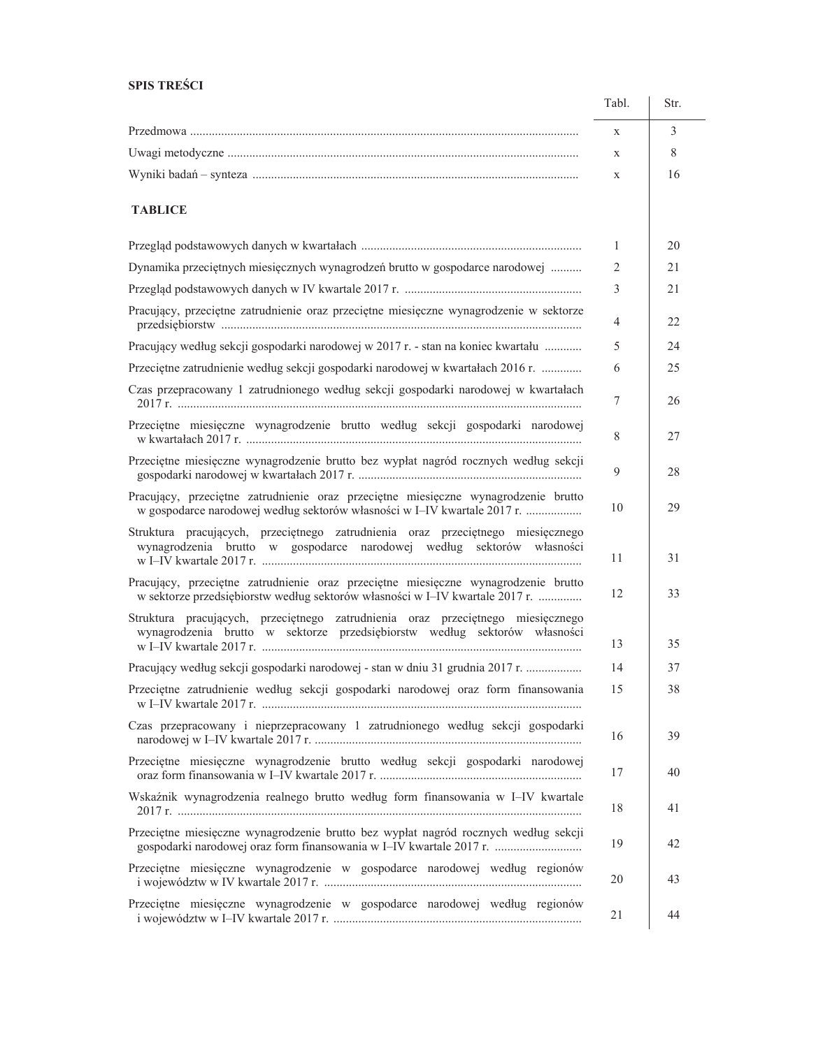## SPIS TREŚCI

| | Tabl. | Str. |
|---|---|---|
| Przedmowa | x | 3 |
| Uwagi metodyczne | x | 8 |
| Wyniki badań – synteza | x | 16 |
| **TABLICE** | | |
| Przegląd podstawowych danych w kwartałach | 1 | 20 |
| Dynamika przeciętnych miesięcznych wynagrodzeń brutto w gospodarce narodowej | 2 | 21 |
| Przegląd podstawowych danych w IV kwartale 2017 r. | 3 | 21 |
| Pracujący, przeciętne zatrudnienie oraz przeciętne miesięczne wynagrodzenie w sektorze przedsiębiorstw | 4 | 22 |
| Pracujący według sekcji gospodarki narodowej w 2017 r. - stan na koniec kwartału | 5 | 24 |
| Przeciętne zatrudnienie według sekcji gospodarki narodowej w kwartałach 2016 r. | 6 | 25 |
| Czas przepracowany 1 zatrudnionego według sekcji gospodarki narodowej w kwartałach 2017 r. | 7 | 26 |
| Przeciętne miesięczne wynagrodzenie brutto według sekcji gospodarki narodowej w kwartałach 2017 r. | 8 | 27 |
| Przeciętne miesięczne wynagrodzenie brutto bez wypłat nagród rocznych według sekcji gospodarki narodowej w kwartałach 2017 r. | 9 | 28 |
| Pracujący, przeciętne zatrudnienie oraz przeciętne miesięczne wynagrodzenie brutto w gospodarce narodowej według sektorów własności w I–IV kwartale 2017 r. | 10 | 29 |
| Struktura pracujących, przeciętnego zatrudnienia oraz przeciętnego miesięcznego wynagrodzenia brutto w gospodarce narodowej według sektorów własności w I–IV kwartale 2017 r. | 11 | 31 |
| Pracujący, przeciętne zatrudnienie oraz przeciętne miesięczne wynagrodzenie brutto w sektorze przedsiębiorstw według sektorów własności w I–IV kwartale 2017 r. | 12 | 33 |
| Struktura pracujących, przeciętnego zatrudnienia oraz przeciętnego miesięcznego wynagrodzenia brutto w sektorze przedsiębiorstw według sektorów własności w I–IV kwartale 2017 r. | 13 | 35 |
| Pracujący według sekcji gospodarki narodowej - stan w dniu 31 grudnia 2017 r. | 14 | 37 |
| Przeciętne zatrudnienie według sekcji gospodarki narodowej oraz form finansowania w I–IV kwartale 2017 r. | 15 | 38 |
| Czas przepracowany i nieprzepracowany 1 zatrudnionego według sekcji gospodarki narodowej w I–IV kwartale 2017 r. | 16 | 39 |
| Przeciętne miesięczne wynagrodzenie brutto według sekcji gospodarki narodowej oraz form finansowania w I–IV kwartale 2017 r. | 17 | 40 |
| Wskaźnik wynagrodzenia realnego brutto według form finansowania w I–IV kwartale 2017 r. | 18 | 41 |
| Przeciętne miesięczne wynagrodzenie brutto bez wypłat nagród rocznych według sekcji gospodarki narodowej oraz form finansowania w I–IV kwartale 2017 r. | 19 | 42 |
| Przeciętne miesięczne wynagrodzenie w gospodarce narodowej według regionów i województw w IV kwartale 2017 r. | 20 | 43 |
| Przeciętne miesięczne wynagrodzenie w gospodarce narodowej według regionów i województw w I–IV kwartale 2017 r. | 21 | 44 |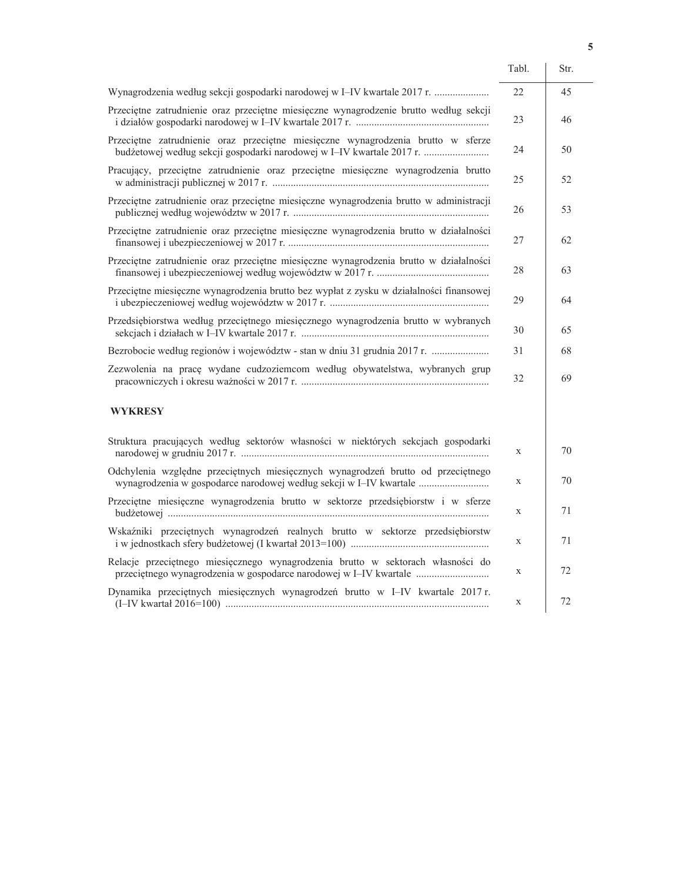| | Tabl. | Str. |
|---|---|---|
| Wynagrodzenia według sekcji gospodarki narodowej w I–IV kwartale 2017 r. .................... | 22 | 45 |
| Przeciętne zatrudnienie oraz przeciętne miesięczne wynagrodzenie brutto według sekcji i działów gospodarki narodowej w I–IV kwartale 2017 r. .................................................. | 23 | 46 |
| Przeciętne zatrudnienie oraz przeciętne miesięczne wynagrodzenia brutto w sferze budżetowej według sekcji gospodarki narodowej w I–IV kwartale 2017 r. ......................... | 24 | 50 |
| Pracujący, przeciętne zatrudnienie oraz przeciętne miesięczne wynagrodzenia brutto w administracji publicznej w 2017 r. .................................................................................. | 25 | 52 |
| Przeciętne zatrudnienie oraz przeciętne miesięczne wynagrodzenia brutto w administracji publicznej według województw w 2017 r. ......................................................................... | 26 | 53 |
| Przeciętne zatrudnienie oraz przeciętne miesięczne wynagrodzenia brutto w działalności finansowej i ubezpieczeniowej w 2017 r. ............................................................................ | 27 | 62 |
| Przeciętne zatrudnienie oraz przeciętne miesięczne wynagrodzenia brutto w działalności finansowej i ubezpieczeniowej według województw w 2017 r. .......................................... | 28 | 63 |
| Przeciętne miesięczne wynagrodzenia brutto bez wypłat z zysku w działalności finansowej i ubezpieczeniowej według województw w 2017 r. ............................................................ | 29 | 64 |
| Przedsiębiorstwa według przeciętnego miesięcznego wynagrodzenia brutto w wybranych sekcjach i działach w I–IV kwartale 2017 r. ....................................................................... | 30 | 65 |
| Bezrobocie według regionów i województw - stan w dniu 31 grudnia 2017 r. ...................... | 31 | 68 |
| Zezwolenia na pracę wydane cudzoziemcom według obywatelstwa, wybranych grup pracowniczych i okresu ważności w 2017 r. ....................................................................... | 32 | 69 |
| **WYKRESY** | | |
| Struktura pracujących według sektorów własności w niektórych sekcjach gospodarki narodowej w grudniu 2017 r. ............................................................................................. | x | 70 |
| Odchylenia względne przeciętnych miesięcznych wynagrodzeń brutto od przeciętnego wynagrodzenia w gospodarce narodowej według sekcji w I–IV kwartale .......................... | x | 70 |
| Przeciętne miesięczne wynagrodzenia brutto w sektorze przedsiębiorstw i w sferze budżetowej ......................................................................................................................... | x | 71 |
| Wskaźniki przeciętnych wynagrodzeń realnych brutto w sektorze przedsiębiorstw i w jednostkach sfery budżetowej (I kwartał 2013=100) .................................................... | x | 71 |
| Relacje przeciętnego miesięcznego wynagrodzenia brutto w sektorach własności do przeciętnego wynagrodzenia w gospodarce narodowej w I–IV kwartale ........................... | x | 72 |
| Dynamika przeciętnych miesięcznych wynagrodzeń brutto w I–IV kwartale 2017 r. (I–IV kwartał 2016=100) .................................................................................................... | x | 72 |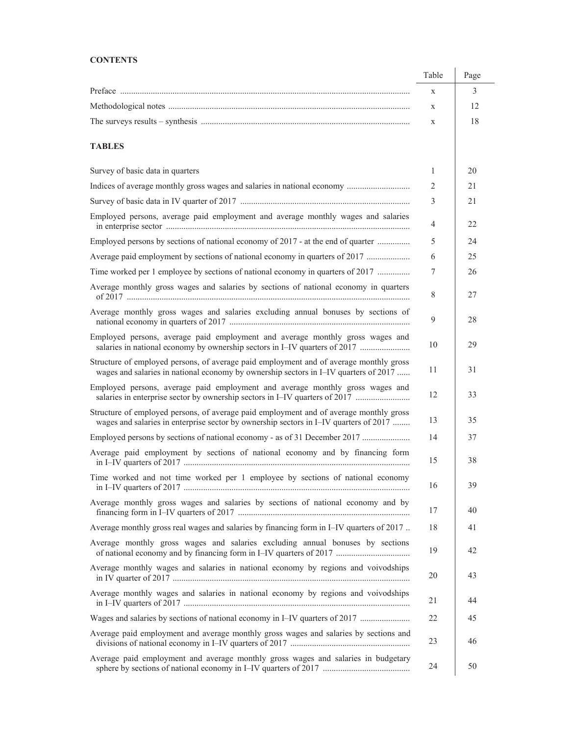**CONTENTS**

| | Table | Page |
|---|---|---|
| Preface | x | 3 |
| Methodological notes | x | 12 |
| The surveys results – synthesis | x | 18 |

**TABLES**

| | Table | Page |
|---|---|---|
| Survey of basic data in quarters | 1 | 20 |
| Indices of average monthly gross wages and salaries in national economy | 2 | 21 |
| Survey of basic data in IV quarter of 2017 | 3 | 21 |
| Employed persons, average paid employment and average monthly wages and salaries in enterprise sector | 4 | 22 |
| Employed persons by sections of national economy of 2017 - at the end of quarter | 5 | 24 |
| Average paid employment by sections of national economy in quarters of 2017 | 6 | 25 |
| Time worked per 1 employee by sections of national economy in quarters of 2017 | 7 | 26 |
| Average monthly gross wages and salaries by sections of national economy in quarters of 2017 | 8 | 27 |
| Average monthly gross wages and salaries excluding annual bonuses by sections of national economy in quarters of 2017 | 9 | 28 |
| Employed persons, average paid employment and average monthly gross wages and salaries in national economy by ownership sectors in I–IV quarters of 2017 | 10 | 29 |
| Structure of employed persons, of average paid employment and of average monthly gross wages and salaries in national economy by ownership sectors in I–IV quarters of 2017 | 11 | 31 |
| Employed persons, average paid employment and average monthly gross wages and salaries in enterprise sector by ownership sectors in I–IV quarters of 2017 | 12 | 33 |
| Structure of employed persons, of average paid employment and of average monthly gross wages and salaries in enterprise sector by ownership sectors in I–IV quarters of 2017 | 13 | 35 |
| Employed persons by sections of national economy - as of 31 December 2017 | 14 | 37 |
| Average paid employment by sections of national economy and by financing form in I–IV quarters of 2017 | 15 | 38 |
| Time worked and not time worked per 1 employee by sections of national economy in I–IV quarters of 2017 | 16 | 39 |
| Average monthly gross wages and salaries by sections of national economy and by financing form in I–IV quarters of 2017 | 17 | 40 |
| Average monthly gross real wages and salaries by financing form in I–IV quarters of 2017 | 18 | 41 |
| Average monthly gross wages and salaries excluding annual bonuses by sections of national economy and by financing form in I–IV quarters of 2017 | 19 | 42 |
| Average monthly wages and salaries in national economy by regions and voivodships in IV quarter of 2017 | 20 | 43 |
| Average monthly wages and salaries in national economy by regions and voivodships in I–IV quarters of 2017 | 21 | 44 |
| Wages and salaries by sections of national economy in I–IV quarters of 2017 | 22 | 45 |
| Average paid employment and average monthly gross wages and salaries by sections and divisions of national economy in I–IV quarters of 2017 | 23 | 46 |
| Average paid employment and average monthly gross wages and salaries in budgetary sphere by sections of national economy in I–IV quarters of 2017 | 24 | 50 |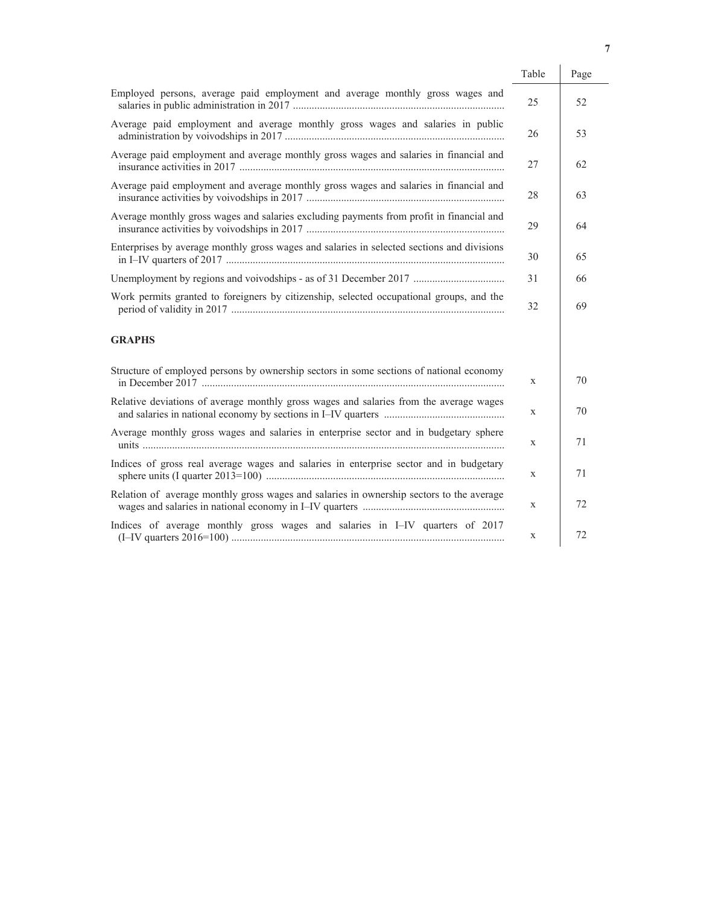| | Table | Page |
|---|---|---|
| Employed persons, average paid employment and average monthly gross wages and salaries in public administration in 2017 | 25 | 52 |
| Average paid employment and average monthly gross wages and salaries in public administration by voivodships in 2017 | 26 | 53 |
| Average paid employment and average monthly gross wages and salaries in financial and insurance activities in 2017 | 27 | 62 |
| Average paid employment and average monthly gross wages and salaries in financial and insurance activities by voivodships in 2017 | 28 | 63 |
| Average monthly gross wages and salaries excluding payments from profit in financial and insurance activities by voivodships in 2017 | 29 | 64 |
| Enterprises by average monthly gross wages and salaries in selected sections and divisions in I–IV quarters of 2017 | 30 | 65 |
| Unemployment by regions and voivodships - as of 31 December 2017 | 31 | 66 |
| Work permits granted to foreigners by citizenship, selected occupational groups, and the period of validity in 2017 | 32 | 69 |
| **GRAPHS** | | |
| Structure of employed persons by ownership sectors in some sections of national economy in December 2017 | x | 70 |
| Relative deviations of average monthly gross wages and salaries from the average wages and salaries in national economy by sections in I–IV quarters | x | 70 |
| Average monthly gross wages and salaries in enterprise sector and in budgetary sphere units | x | 71 |
| Indices of gross real average wages and salaries in enterprise sector and in budgetary sphere units (I quarter 2013=100) | x | 71 |
| Relation of average monthly gross wages and salaries in ownership sectors to the average wages and salaries in national economy in I–IV quarters | x | 72 |
| Indices of average monthly gross wages and salaries in I–IV quarters of 2017 (I–IV quarters 2016=100) | x | 72 |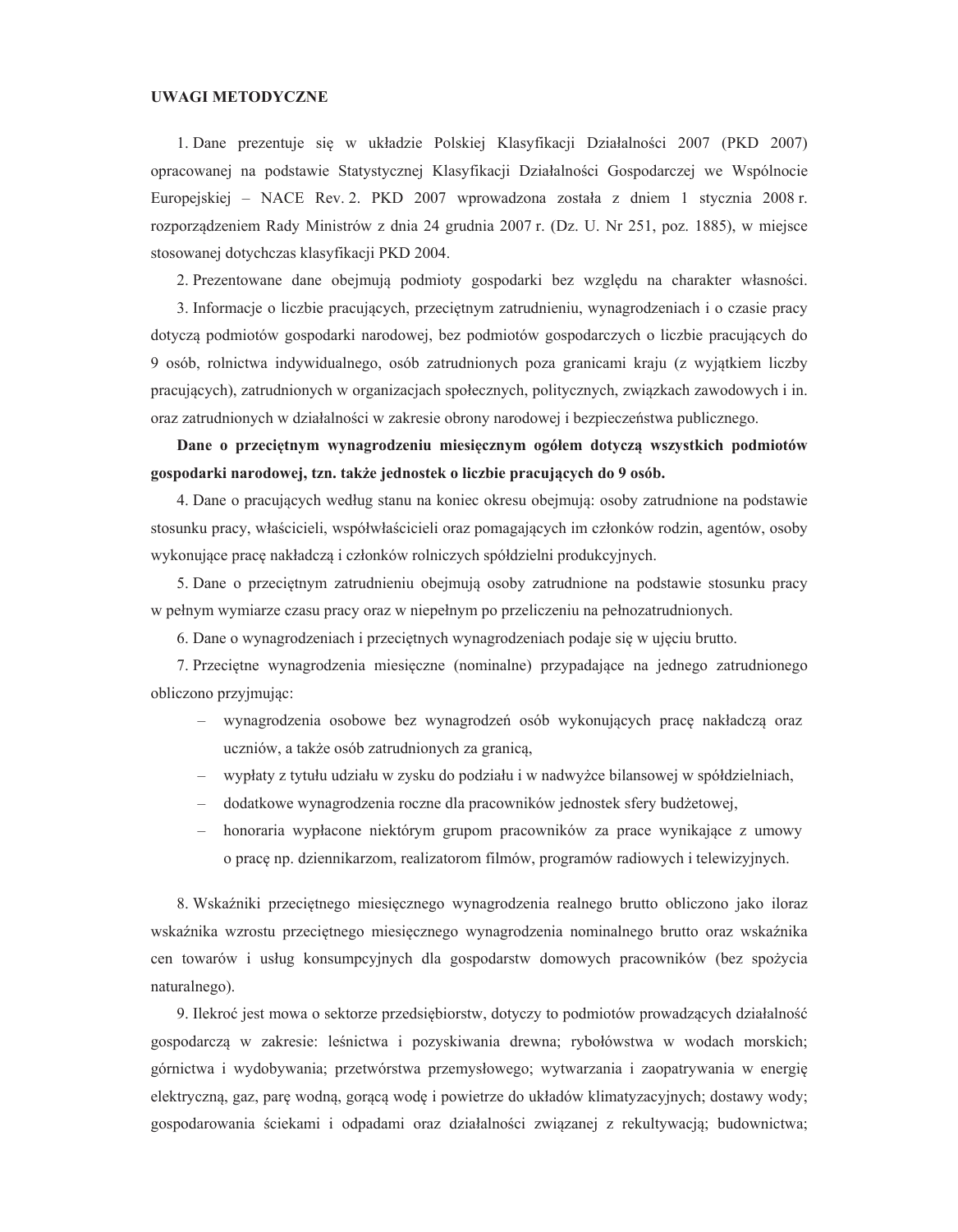## UWAGI METODYCZNE

1. Dane prezentuje się w układzie Polskiej Klasyfikacji Działalności 2007 (PKD 2007) opracowanej na podstawie Statystycznej Klasyfikacji Działalności Gospodarczej we Wspólnocie Europejskiej – NACE Rev. 2. PKD 2007 wprowadzona została z dniem 1 stycznia 2008 r. rozporządzeniem Rady Ministrów z dnia 24 grudnia 2007 r. (Dz. U. Nr 251, poz. 1885), w miejsce stosowanej dotychczas klasyfikacji PKD 2004.

2. Prezentowane dane obejmują podmioty gospodarki bez względu na charakter własności.

3. Informacje o liczbie pracujących, przeciętnym zatrudnieniu, wynagrodzeniach i o czasie pracy dotyczą podmiotów gospodarki narodowej, bez podmiotów gospodarczych o liczbie pracujących do 9 osób, rolnictwa indywidualnego, osób zatrudnionych poza granicami kraju (z wyjątkiem liczby pracujących), zatrudnionych w organizacjach społecznych, politycznych, związkach zawodowych i in. oraz zatrudnionych w działalności w zakresie obrony narodowej i bezpieczeństwa publicznego.

**Dane o przeciętnym wynagrodzeniu miesięcznym ogółem dotyczą wszystkich podmiotów gospodarki narodowej, tzn. także jednostek o liczbie pracujących do 9 osób.**

4. Dane o pracujących według stanu na koniec okresu obejmują: osoby zatrudnione na podstawie stosunku pracy, właścicieli, współwłaścicieli oraz pomagających im członków rodzin, agentów, osoby wykonujące pracę nakładczą i członków rolniczych spółdzielni produkcyjnych.

5. Dane o przeciętnym zatrudnieniu obejmują osoby zatrudnione na podstawie stosunku pracy w pełnym wymiarze czasu pracy oraz w niepełnym po przeliczeniu na pełnozatrudnionych.

6. Dane o wynagrodzeniach i przeciętnych wynagrodzeniach podaje się w ujęciu brutto.

7. Przeciętne wynagrodzenia miesięczne (nominalne) przypadające na jednego zatrudnionego obliczono przyjmując:

- wynagrodzenia osobowe bez wynagrodzeń osób wykonujących pracę nakładczą oraz uczniów, a także osób zatrudnionych za granicą,
- wypłaty z tytułu udziału w zysku do podziału i w nadwyżce bilansowej w spółdzielniach,
- dodatkowe wynagrodzenia roczne dla pracowników jednostek sfery budżetowej,
- honoraria wypłacone niektórym grupom pracowników za prace wynikające z umowy o pracę np. dziennikarzom, realizatorom filmów, programów radiowych i telewizyjnych.

8. Wskaźniki przeciętnego miesięcznego wynagrodzenia realnego brutto obliczono jako iloraz wskaźnika wzrostu przeciętnego miesięcznego wynagrodzenia nominalnego brutto oraz wskaźnika cen towarów i usług konsumpcyjnych dla gospodarstw domowych pracowników (bez spożycia naturalnego).

9. Ilekroć jest mowa o sektorze przedsiębiorstw, dotyczy to podmiotów prowadzących działalność gospodarczą w zakresie: leśnictwa i pozyskiwania drewna; rybołówstwa w wodach morskich; górnictwa i wydobywania; przetwórstwa przemysłowego; wytwarzania i zaopatrywania w energię elektryczną, gaz, parę wodną, gorącą wodę i powietrze do układów klimatyzacyjnych; dostawy wody; gospodarowania ściekami i odpadami oraz działalności związanej z rekultywacją; budownictwa;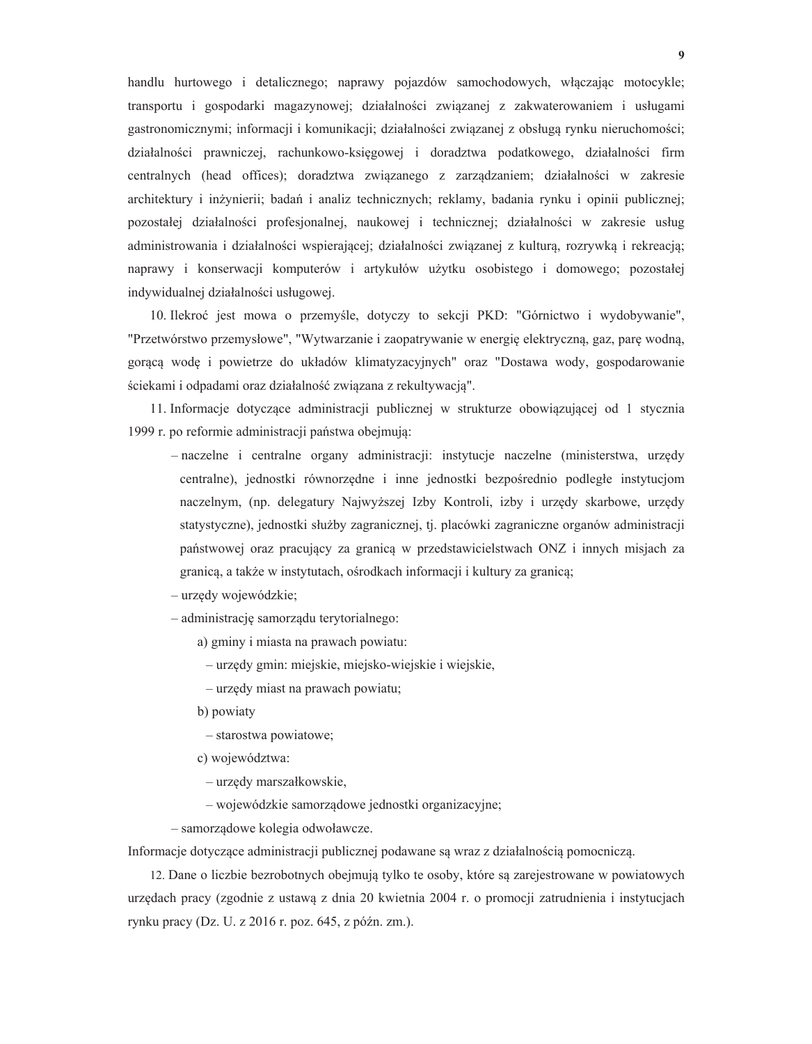handlu hurtowego i detalicznego; naprawy pojazdów samochodowych, włączając motocykle; transportu i gospodarki magazynowej; działalności związanej z zakwaterowaniem i usługami gastronomicznymi; informacji i komunikacji; działalności związanej z obsługą rynku nieruchomości; działalności prawniczej, rachunkowo-księgowej i doradztwa podatkowego, działalności firm centralnych (head offices); doradztwa związanego z zarządzaniem; działalności w zakresie architektury i inżynierii; badań i analiz technicznych; reklamy, badania rynku i opinii publicznej; pozostałej działalności profesjonalnej, naukowej i technicznej; działalności w zakresie usług administrowania i działalności wspierającej; działalności związanej z kulturą, rozrywką i rekreacją; naprawy i konserwacji komputerów i artykułów użytku osobistego i domowego; pozostałej indywidualnej działalności usługowej.

10. Ilekroć jest mowa o przemyśle, dotyczy to sekcji PKD: "Górnictwo i wydobywanie", "Przetwórstwo przemysłowe", "Wytwarzanie i zaopatrywanie w energię elektryczną, gaz, parę wodną, gorącą wodę i powietrze do układów klimatyzacyjnych" oraz "Dostawa wody, gospodarowanie ściekami i odpadami oraz działalność związana z rekultywacją".

11. Informacje dotyczące administracji publicznej w strukturze obowiązującej od 1 stycznia 1999 r. po reformie administracji państwa obejmują:

- naczelne i centralne organy administracji: instytucje naczelne (ministerstwa, urzędy centralne), jednostki równorzędne i inne jednostki bezpośrednio podległe instytucjom naczelnym, (np. delegatury Najwyższej Izby Kontroli, izby i urzędy skarbowe, urzędy statystyczne), jednostki służby zagranicznej, tj. placówki zagraniczne organów administracji państwowej oraz pracujący za granicą w przedstawicielstwach ONZ i innych misjach za granicą, a także w instytutach, ośrodkach informacji i kultury za granicą;
- urzędy wojewódzkie;
- administrację samorządu terytorialnego:
  - a) gminy i miasta na prawach powiatu:
    - urzędy gmin: miejskie, miejsko-wiejskie i wiejskie,
    - urzędy miast na prawach powiatu;
  - b) powiaty
    - starostwa powiatowe;
  - c) województwa:
    - urzędy marszałkowskie,
    - wojewódzkie samorządowe jednostki organizacyjne;
- samorządowe kolegia odwoławcze.

Informacje dotyczące administracji publicznej podawane są wraz z działalnością pomocniczą.

12. Dane o liczbie bezrobotnych obejmują tylko te osoby, które są zarejestrowane w powiatowych urzędach pracy (zgodnie z ustawą z dnia 20 kwietnia 2004 r. o promocji zatrudnienia i instytucjach rynku pracy (Dz. U. z 2016 r. poz. 645, z późn. zm.).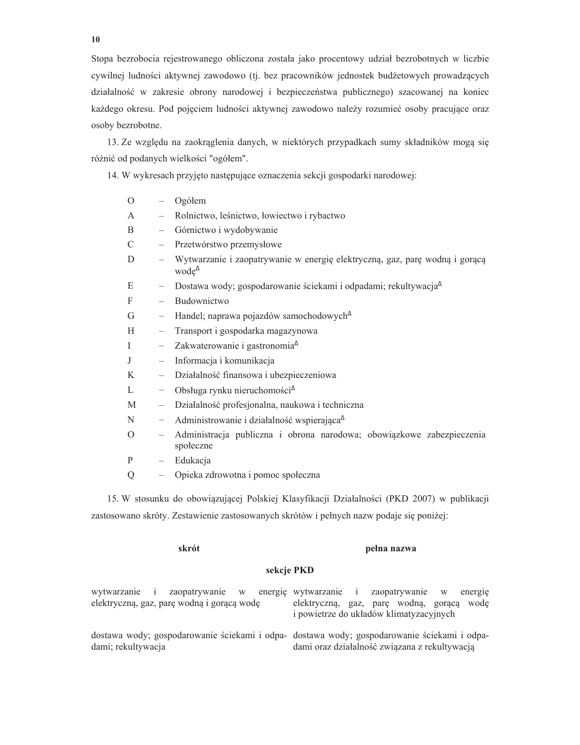Stopa bezrobocia rejestrowanego obliczona została jako procentowy udział bezrobotnych w liczbie cywilnej ludności aktywnej zawodowo (tj. bez pracowników jednostek budżetowych prowadzących działalność w zakresie obrony narodowej i bezpieczeństwa publicznego) szacowanej na koniec każdego okresu. Pod pojęciem ludności aktywnej zawodowo należy rozumieć osoby pracujące oraz osoby bezrobotne.

13. Ze względu na zaokrąglenia danych, w niektórych przypadkach sumy składników mogą się różnić od podanych wielkości "ogółem".

14. W wykresach przyjęto następujące oznaczenia sekcji gospodarki narodowej:

| | | |
|---|---|---|
| O | – | Ogółem |
| A | – | Rolnictwo, leśnictwo, łowiectwo i rybactwo |
| B | – | Górnictwo i wydobywanie |
| C | – | Przetwórstwo przemysłowe |
| D | – | Wytwarzanie i zaopatrywanie w energię elektryczną, gaz, parę wodną i gorącą wodę$^{\Delta}$ |
| E | – | Dostawa wody; gospodarowanie ściekami i odpadami; rekultywacja$^{\Delta}$ |
| F | – | Budownictwo |
| G | – | Handel; naprawa pojazdów samochodowych$^{\Delta}$ |
| H | – | Transport i gospodarka magazynowa |
| I | – | Zakwaterowanie i gastronomia$^{\Delta}$ |
| J | – | Informacja i komunikacja |
| K | – | Działalność finansowa i ubezpieczeniowa |
| L | – | Obsługa rynku nieruchomości$^{\Delta}$ |
| M | – | Działalność profesjonalna, naukowa i techniczna |
| N | – | Administrowanie i działalność wspierająca$^{\Delta}$ |
| O | – | Administracja publiczna i obrona narodowa; obowiązkowe zabezpieczenia społeczne |
| P | – | Edukacja |
| Q | – | Opieka zdrowotna i pomoc społeczna |

15. W stosunku do obowiązującej Polskiej Klasyfikacji Działalności (PKD 2007) w publikacji zastosowano skróty. Zestawienie zastosowanych skrótów i pełnych nazw podaje się poniżej:

| **skrót** | **pełna nazwa** |
|---|---|
| | **sekcje PKD** |
| wytwarzanie i zaopatrywanie w energię elektryczną, gaz, parę wodną i gorącą wodę | wytwarzanie i zaopatrywanie w energię elektryczną, gaz, parę wodną, gorącą wodę i powietrze do układów klimatyzacyjnych |
| dostawa wody; gospodarowanie ściekami i odpadami; rekultywacja | dostawa wody; gospodarowanie ściekami i odpadami oraz działalność związana z rekultywacją |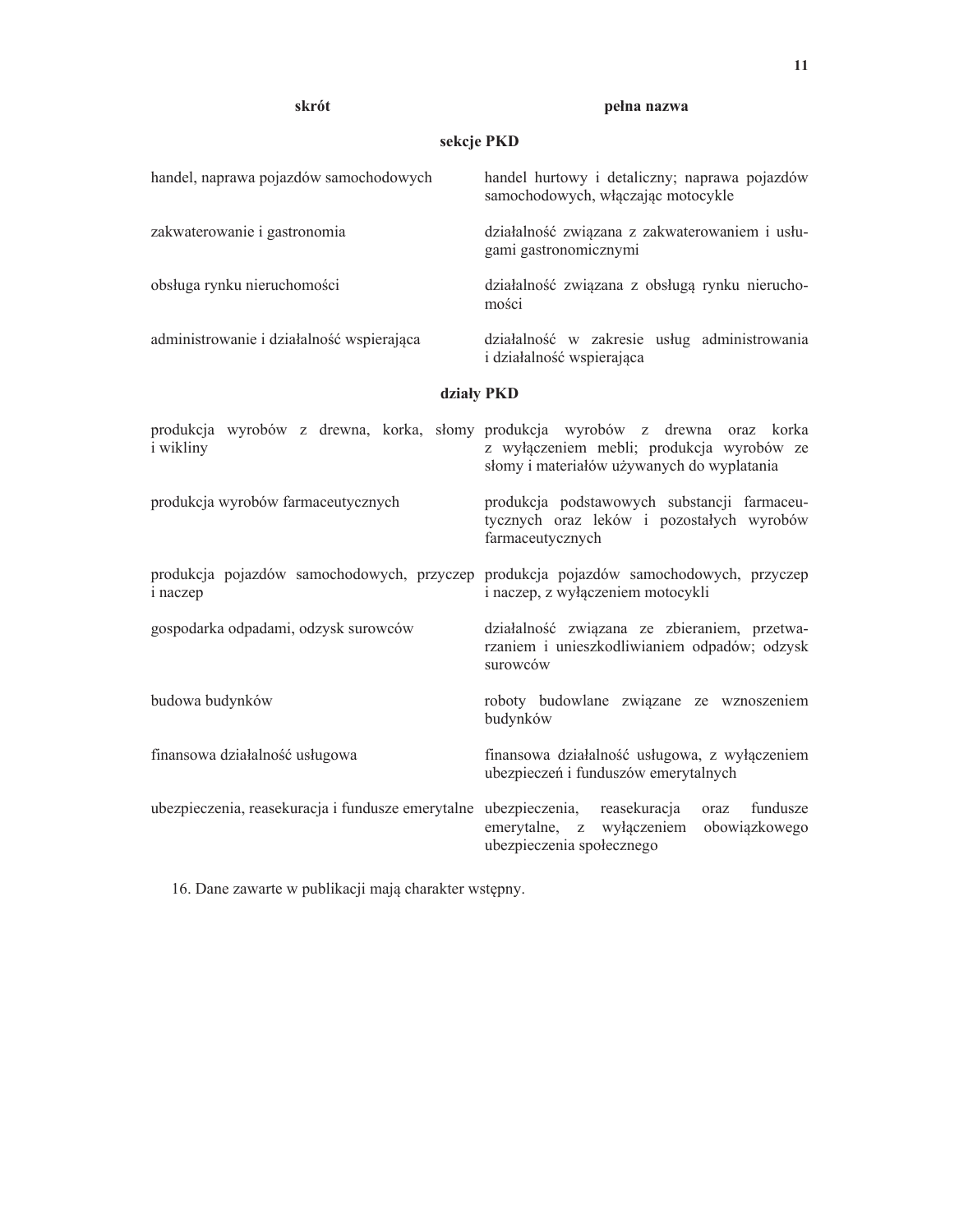| skrót | pełna nazwa |
|---|---|
| **sekcje PKD** | |
| handel, naprawa pojazdów samochodowych | handel hurtowy i detaliczny; naprawa pojazdów samochodowych, włączając motocykle |
| zakwaterowanie i gastronomia | działalność związana z zakwaterowaniem i usługami gastronomicznymi |
| obsługa rynku nieruchomości | działalność związana z obsługą rynku nieruchomości |
| administrowanie i działalność wspierająca | działalność w zakresie usług administrowania i działalność wspierająca |
| **działy PKD** | |
| produkcja wyrobów z drewna, korka, słomy i wikliny | produkcja wyrobów z drewna oraz korka z wyłączeniem mebli; produkcja wyrobów ze słomy i materiałów używanych do wyplatania |
| produkcja wyrobów farmaceutycznych | produkcja podstawowych substancji farmaceutycznych oraz leków i pozostałych wyrobów farmaceutycznych |
| produkcja pojazdów samochodowych, przyczep i naczep | produkcja pojazdów samochodowych, przyczep i naczep, z wyłączeniem motocykli |
| gospodarka odpadami, odzysk surowców | działalność związana ze zbieraniem, przetwarzaniem i unieszkodliwianiem odpadów; odzysk surowców |
| budowa budynków | roboty budowlane związane ze wznoszeniem budynków |
| finansowa działalność usługowa | finansowa działalność usługowa, z wyłączeniem ubezpieczeń i funduszów emerytalnych |
| ubezpieczenia, reasekuracja i fundusze emerytalne | ubezpieczenia, reasekuracja oraz fundusze emerytalne, z wyłączeniem obowiązkowego ubezpieczenia społecznego |

16. Dane zawarte w publikacji mają charakter wstępny.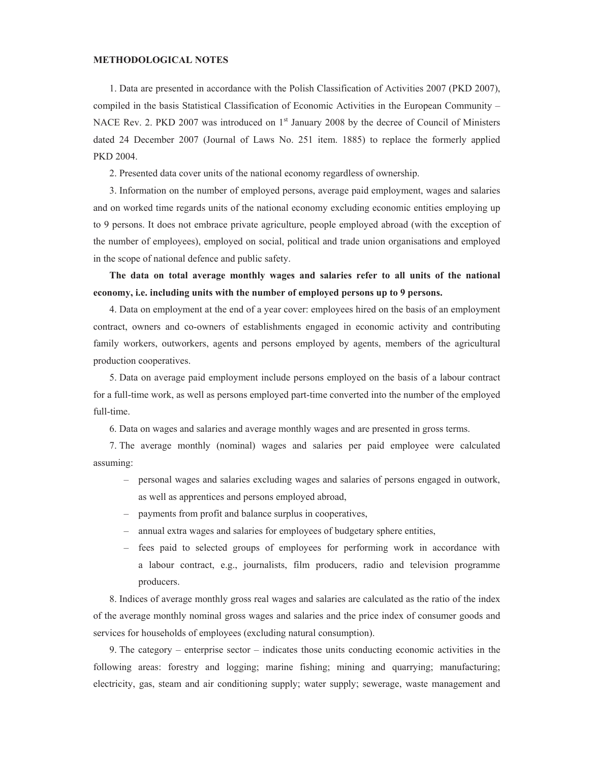## METHODOLOGICAL NOTES

1. Data are presented in accordance with the Polish Classification of Activities 2007 (PKD 2007), compiled in the basis Statistical Classification of Economic Activities in the European Community – NACE Rev. 2. PKD 2007 was introduced on 1st January 2008 by the decree of Council of Ministers dated 24 December 2007 (Journal of Laws No. 251 item. 1885) to replace the formerly applied PKD 2004.

2. Presented data cover units of the national economy regardless of ownership.

3. Information on the number of employed persons, average paid employment, wages and salaries and on worked time regards units of the national economy excluding economic entities employing up to 9 persons. It does not embrace private agriculture, people employed abroad (with the exception of the number of employees), employed on social, political and trade union organisations and employed in the scope of national defence and public safety.

**The data on total average monthly wages and salaries refer to all units of the national economy, i.e. including units with the number of employed persons up to 9 persons.**

4. Data on employment at the end of a year cover: employees hired on the basis of an employment contract, owners and co-owners of establishments engaged in economic activity and contributing family workers, outworkers, agents and persons employed by agents, members of the agricultural production cooperatives.

5. Data on average paid employment include persons employed on the basis of a labour contract for a full-time work, as well as persons employed part-time converted into the number of the employed full-time.

6. Data on wages and salaries and average monthly wages and are presented in gross terms.

7. The average monthly (nominal) wages and salaries per paid employee were calculated assuming:

- personal wages and salaries excluding wages and salaries of persons engaged in outwork, as well as apprentices and persons employed abroad,
- payments from profit and balance surplus in cooperatives,
- annual extra wages and salaries for employees of budgetary sphere entities,
- fees paid to selected groups of employees for performing work in accordance with a labour contract, e.g., journalists, film producers, radio and television programme producers.

8. Indices of average monthly gross real wages and salaries are calculated as the ratio of the index of the average monthly nominal gross wages and salaries and the price index of consumer goods and services for households of employees (excluding natural consumption).

9. The category – enterprise sector – indicates those units conducting economic activities in the following areas: forestry and logging; marine fishing; mining and quarrying; manufacturing; electricity, gas, steam and air conditioning supply; water supply; sewerage, waste management and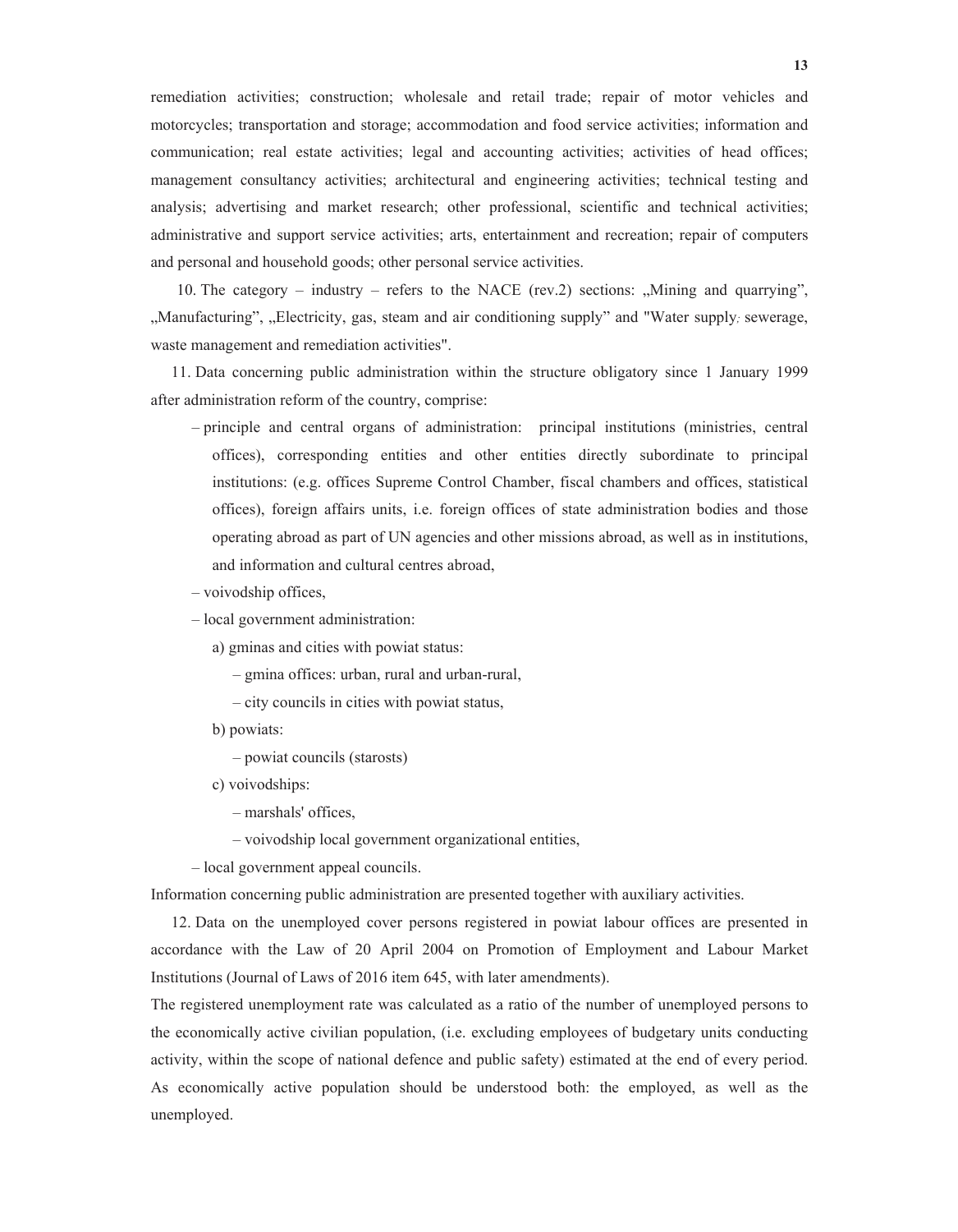remediation activities; construction; wholesale and retail trade; repair of motor vehicles and motorcycles; transportation and storage; accommodation and food service activities; information and communication; real estate activities; legal and accounting activities; activities of head offices; management consultancy activities; architectural and engineering activities; technical testing and analysis; advertising and market research; other professional, scientific and technical activities; administrative and support service activities; arts, entertainment and recreation; repair of computers and personal and household goods; other personal service activities.

10. The category – industry – refers to the NACE (rev.2) sections: „Mining and quarrying", „Manufacturing", „Electricity, gas, steam and air conditioning supply" and "Water supply; sewerage, waste management and remediation activities".

11. Data concerning public administration within the structure obligatory since 1 January 1999 after administration reform of the country, comprise:

- principle and central organs of administration: principal institutions (ministries, central offices), corresponding entities and other entities directly subordinate to principal institutions: (e.g. offices Supreme Control Chamber, fiscal chambers and offices, statistical offices), foreign affairs units, i.e. foreign offices of state administration bodies and those operating abroad as part of UN agencies and other missions abroad, as well as in institutions, and information and cultural centres abroad,
- voivodship offices,
- local government administration:
  - a) gminas and cities with powiat status:
    - gmina offices: urban, rural and urban-rural,
    - city councils in cities with powiat status,
  - b) powiats:
    - powiat councils (starosts)
  - c) voivodships:
    - marshals' offices,
    - voivodship local government organizational entities,
- local government appeal councils.

Information concerning public administration are presented together with auxiliary activities.

12. Data on the unemployed cover persons registered in powiat labour offices are presented in accordance with the Law of 20 April 2004 on Promotion of Employment and Labour Market Institutions (Journal of Laws of 2016 item 645, with later amendments).

The registered unemployment rate was calculated as a ratio of the number of unemployed persons to the economically active civilian population, (i.e. excluding employees of budgetary units conducting activity, within the scope of national defence and public safety) estimated at the end of every period. As economically active population should be understood both: the employed, as well as the unemployed.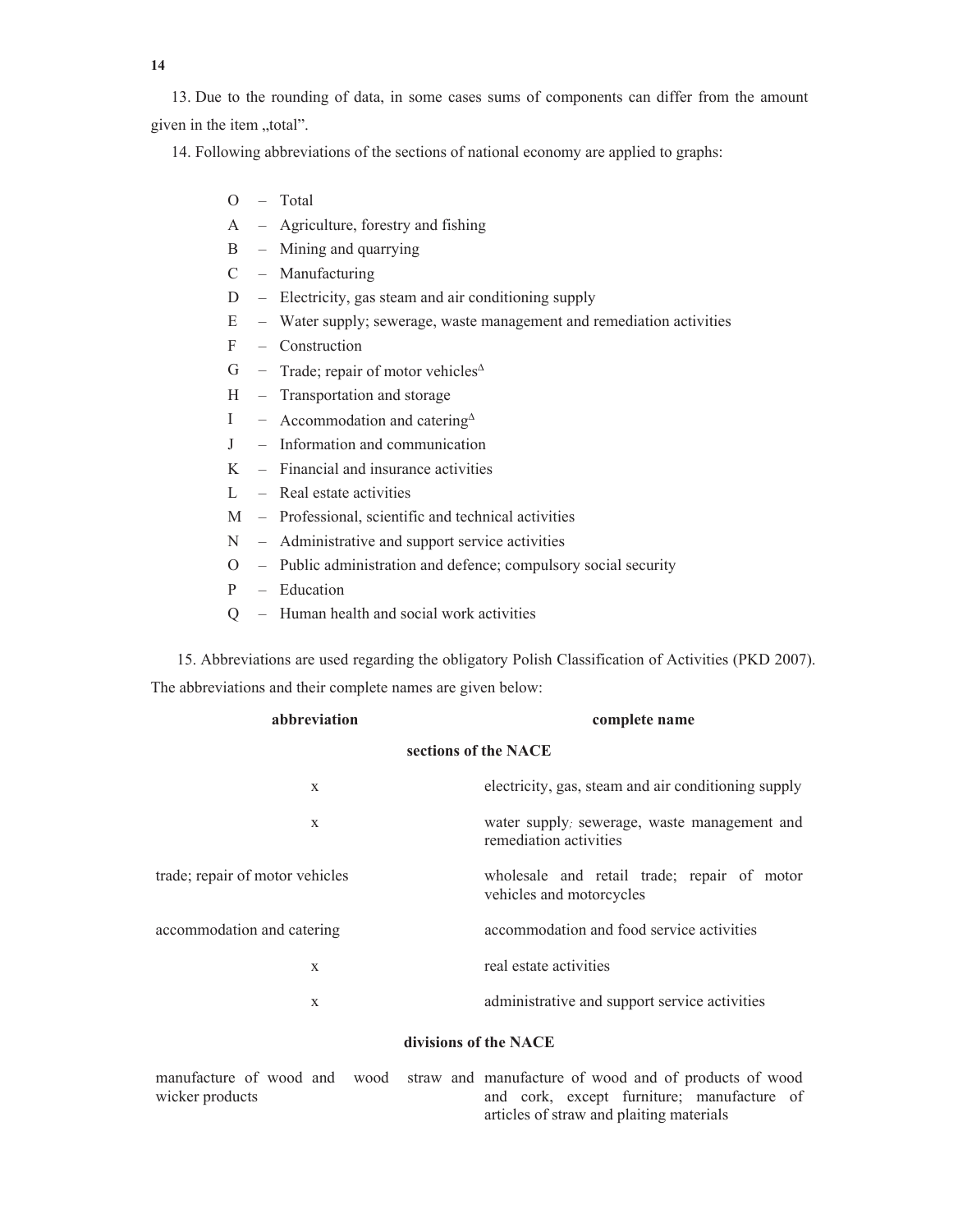13. Due to the rounding of data, in some cases sums of components can differ from the amount given in the item „total".

14. Following abbreviations of the sections of national economy are applied to graphs:

O – Total
A – Agriculture, forestry and fishing
B – Mining and quarrying
C – Manufacturing
D – Electricity, gas steam and air conditioning supply
E – Water supply; sewerage, waste management and remediation activities
F – Construction
G – Trade; repair of motor vehicles$^{\Delta}$
H – Transportation and storage
I – Accommodation and catering$^{\Delta}$
J – Information and communication
K – Financial and insurance activities
L – Real estate activities
M – Professional, scientific and technical activities
N – Administrative and support service activities
O – Public administration and defence; compulsory social security
P – Education
Q – Human health and social work activities

15. Abbreviations are used regarding the obligatory Polish Classification of Activities (PKD 2007). The abbreviations and their complete names are given below:

| abbreviation | complete name |
|---|---|
| **sections of the NACE** | |
| x | electricity, gas, steam and air conditioning supply |
| x | water supply; sewerage, waste management and remediation activities |
| trade; repair of motor vehicles | wholesale and retail trade; repair of motor vehicles and motorcycles |
| accommodation and catering | accommodation and food service activities |
| x | real estate activities |
| x | administrative and support service activities |
| **divisions of the NACE** | |
| manufacture of wood and wood straw and wicker products | manufacture of wood and of products of wood and cork, except furniture; manufacture of articles of straw and plaiting materials |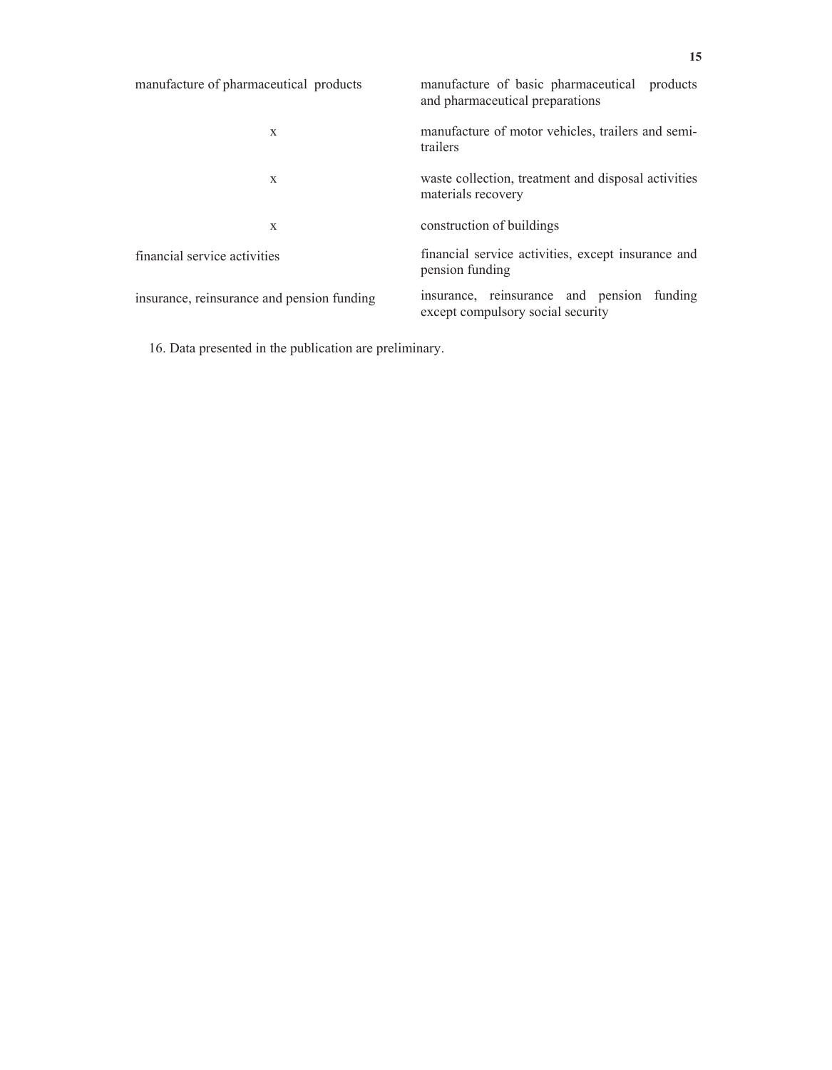| | |
|---|---|
| manufacture of pharmaceutical products | manufacture of basic pharmaceutical products and pharmaceutical preparations |
| x | manufacture of motor vehicles, trailers and semi-trailers |
| x | waste collection, treatment and disposal activities materials recovery |
| x | construction of buildings |
| financial service activities | financial service activities, except insurance and pension funding |
| insurance, reinsurance and pension funding | insurance, reinsurance and pension funding except compulsory social security |

16. Data presented in the publication are preliminary.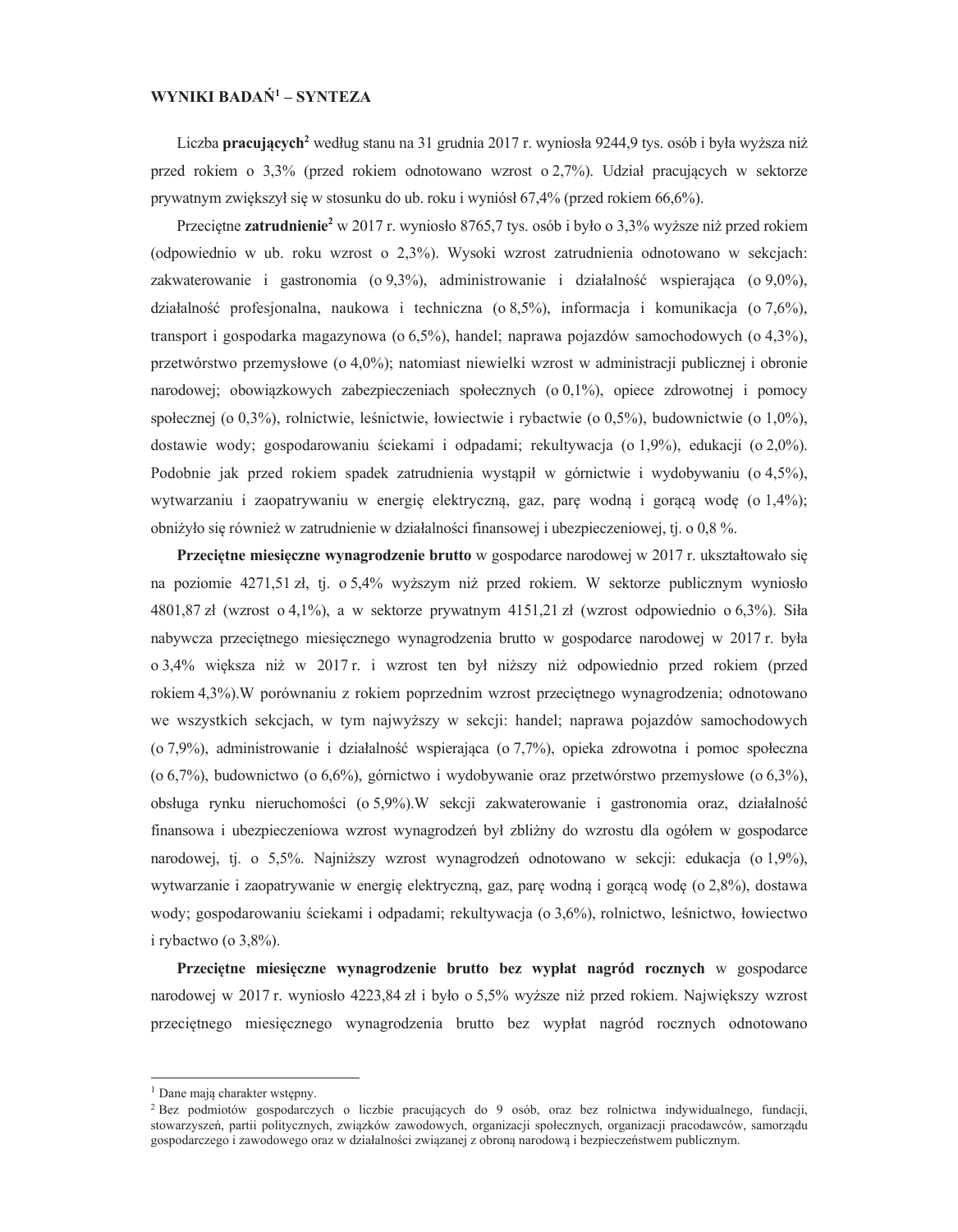## WYNIKI BADAŃ[1] – SYNTEZA

Liczba **pracujących[2]** według stanu na 31 grudnia 2017 r. wyniosła 9244,9 tys. osób i była wyższa niż przed rokiem o 3,3% (przed rokiem odnotowano wzrost o 2,7%). Udział pracujących w sektorze prywatnym zwiększył się w stosunku do ub. roku i wyniósł 67,4% (przed rokiem 66,6%).

Przeciętne **zatrudnienie[2]** w 2017 r. wyniosło 8765,7 tys. osób i było o 3,3% wyższe niż przed rokiem (odpowiednio w ub. roku wzrost o 2,3%). Wysoki wzrost zatrudnienia odnotowano w sekcjach: zakwaterowanie i gastronomia (o 9,3%), administrowanie i działalność wspierająca (o 9,0%), działalność profesjonalna, naukowa i techniczna (o 8,5%), informacja i komunikacja (o 7,6%), transport i gospodarka magazynowa (o 6,5%), handel; naprawa pojazdów samochodowych (o 4,3%), przetwórstwo przemysłowe (o 4,0%); natomiast niewielki wzrost w administracji publicznej i obronie narodowej; obowiązkowych zabezpieczeniach społecznych (o 0,1%), opiece zdrowotnej i pomocy społecznej (o 0,3%), rolnictwie, leśnictwie, łowiectwie i rybactwie (o 0,5%), budownictwie (o 1,0%), dostawie wody; gospodarowaniu ściekami i odpadami; rekultywacja (o 1,9%), edukacji (o 2,0%). Podobnie jak przed rokiem spadek zatrudnienia wystąpił w górnictwie i wydobywaniu (o 4,5%), wytwarzaniu i zaopatrywaniu w energię elektryczną, gaz, parę wodną i gorącą wodę (o 1,4%); obniżyło się również w zatrudnienie w działalności finansowej i ubezpieczeniowej, tj. o 0,8 %.

**Przeciętne miesięczne wynagrodzenie brutto** w gospodarce narodowej w 2017 r. ukształtowało się na poziomie 4271,51 zł, tj. o 5,4% wyższym niż przed rokiem. W sektorze publicznym wyniosło 4801,87 zł (wzrost o 4,1%), a w sektorze prywatnym 4151,21 zł (wzrost odpowiednio o 6,3%). Siła nabywcza przeciętnego miesięcznego wynagrodzenia brutto w gospodarce narodowej w 2017 r. była o 3,4% większa niż w 2017 r. i wzrost ten był niższy niż odpowiednio przed rokiem (przed rokiem 4,3%).W porównaniu z rokiem poprzednim wzrost przeciętnego wynagrodzenia; odnotowano we wszystkich sekcjach, w tym najwyższy w sekcji: handel; naprawa pojazdów samochodowych (o 7,9%), administrowanie i działalność wspierająca (o 7,7%), opieka zdrowotna i pomoc społeczna (o 6,7%), budownictwo (o 6,6%), górnictwo i wydobywanie oraz przetwórstwo przemysłowe (o 6,3%), obsługa rynku nieruchomości (o 5,9%).W sekcji zakwaterowanie i gastronomia oraz, działalność finansowa i ubezpieczeniowa wzrost wynagrodzeń był zbliżny do wzrostu dla ogółem w gospodarce narodowej, tj. o 5,5%. Najniższy wzrost wynagrodzeń odnotowano w sekcji: edukacja (o 1,9%), wytwarzanie i zaopatrywanie w energię elektryczną, gaz, parę wodną i gorącą wodę (o 2,8%), dostawa wody; gospodarowaniu ściekami i odpadami; rekultywacja (o 3,6%), rolnictwo, leśnictwo, łowiectwo i rybactwo (o 3,8%).

**Przeciętne miesięczne wynagrodzenie brutto bez wypłat nagród rocznych** w gospodarce narodowej w 2017 r. wyniosło 4223,84 zł i było o 5,5% wyższe niż przed rokiem. Największy wzrost przeciętnego miesięcznego wynagrodzenia brutto bez wypłat nagród rocznych odnotowano

---

[1] Dane mają charakter wstępny.

[2] Bez podmiotów gospodarczych o liczbie pracujących do 9 osób, oraz bez rolnictwa indywidualnego, fundacji, stowarzyszeń, partii politycznych, związków zawodowych, organizacji społecznych, organizacji pracodawców, samorządu gospodarczego i zawodowego oraz w działalności związanej z obroną narodową i bezpieczeństwem publicznym.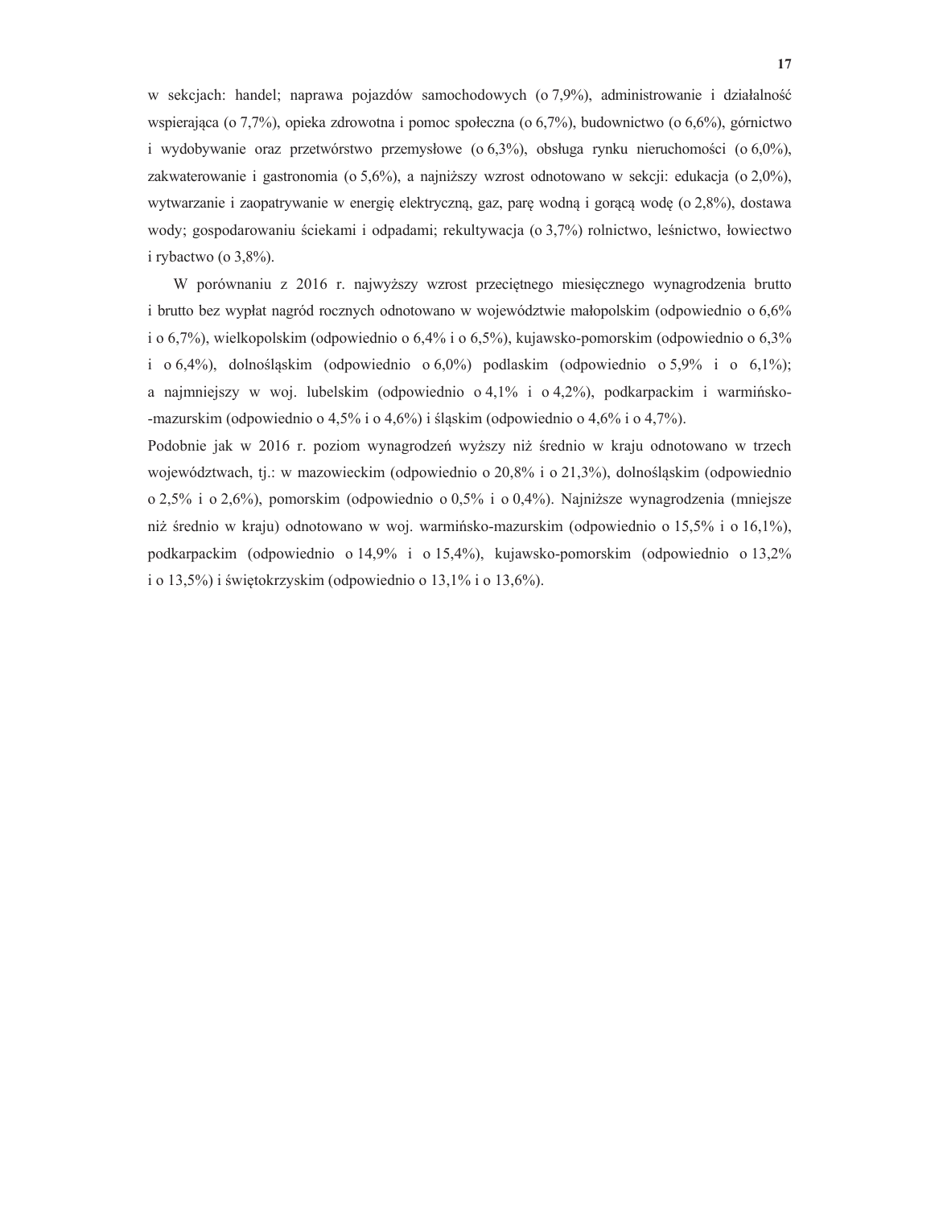w sekcjach: handel; naprawa pojazdów samochodowych (o 7,9%), administrowanie i działalność wspierająca (o 7,7%), opieka zdrowotna i pomoc społeczna (o 6,7%), budownictwo (o 6,6%), górnictwo i wydobywanie oraz przetwórstwo przemysłowe (o 6,3%), obsługa rynku nieruchomości (o 6,0%), zakwaterowanie i gastronomia (o 5,6%), a najniższy wzrost odnotowano w sekcji: edukacja (o 2,0%), wytwarzanie i zaopatrywanie w energię elektryczną, gaz, parę wodną i gorącą wodę (o 2,8%), dostawa wody; gospodarowaniu ściekami i odpadami; rekultywacja (o 3,7%) rolnictwo, leśnictwo, łowiectwo i rybactwo (o 3,8%).

W porównaniu z 2016 r. najwyższy wzrost przeciętnego miesięcznego wynagrodzenia brutto i brutto bez wypłat nagród rocznych odnotowano w województwie małopolskim (odpowiednio o 6,6% i o 6,7%), wielkopolskim (odpowiednio o 6,4% i o 6,5%), kujawsko-pomorskim (odpowiednio o 6,3% i o 6,4%), dolnośląskim (odpowiednio o 6,0%) podlaskim (odpowiednio o 5,9% i o 6,1%); a najmniejszy w woj. lubelskim (odpowiednio o 4,1% i o 4,2%), podkarpackim i warmińsko--mazurskim (odpowiednio o 4,5% i o 4,6%) i śląskim (odpowiednio o 4,6% i o 4,7%).

Podobnie jak w 2016 r. poziom wynagrodzeń wyższy niż średnio w kraju odnotowano w trzech województwach, tj.: w mazowieckim (odpowiednio o 20,8% i o 21,3%), dolnośląskim (odpowiednio o 2,5% i o 2,6%), pomorskim (odpowiednio o 0,5% i o 0,4%). Najniższe wynagrodzenia (mniejsze niż średnio w kraju) odnotowano w woj. warmińsko-mazurskim (odpowiednio o 15,5% i o 16,1%), podkarpackim (odpowiednio o 14,9% i o 15,4%), kujawsko-pomorskim (odpowiednio o 13,2% i o 13,5%) i świętokrzyskim (odpowiednio o 13,1% i o 13,6%).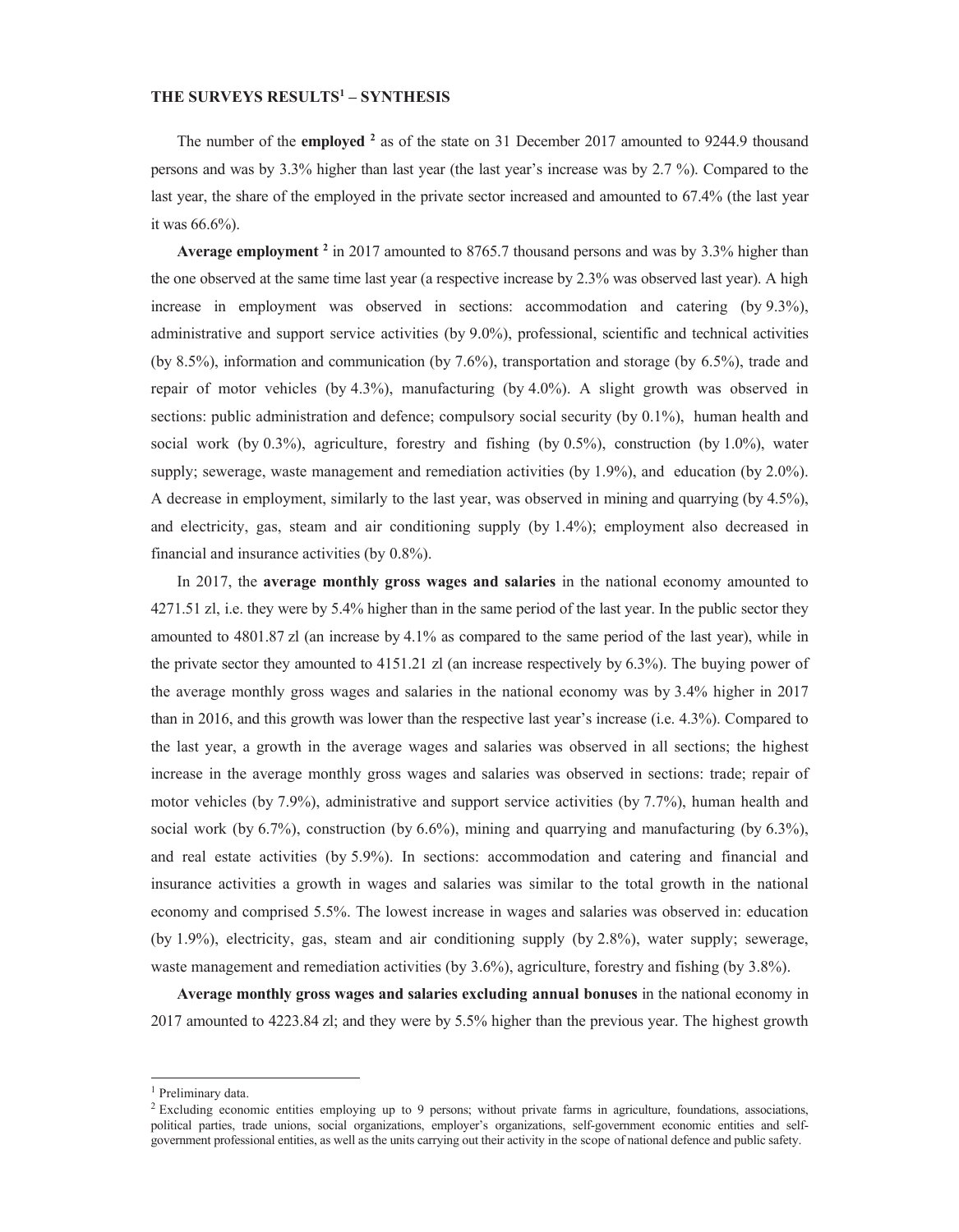## THE SURVEYS RESULTS[1] – SYNTHESIS

The number of the **employed** [2] as of the state on 31 December 2017 amounted to 9244.9 thousand persons and was by 3.3% higher than last year (the last year's increase was by 2.7 %). Compared to the last year, the share of the employed in the private sector increased and amounted to 67.4% (the last year it was 66.6%).

**Average employment** [2] in 2017 amounted to 8765.7 thousand persons and was by 3.3% higher than the one observed at the same time last year (a respective increase by 2.3% was observed last year). A high increase in employment was observed in sections: accommodation and catering (by 9.3%), administrative and support service activities (by 9.0%), professional, scientific and technical activities (by 8.5%), information and communication (by 7.6%), transportation and storage (by 6.5%), trade and repair of motor vehicles (by 4.3%), manufacturing (by 4.0%). A slight growth was observed in sections: public administration and defence; compulsory social security (by 0.1%), human health and social work (by 0.3%), agriculture, forestry and fishing (by 0.5%), construction (by 1.0%), water supply; sewerage, waste management and remediation activities (by 1.9%), and education (by 2.0%). A decrease in employment, similarly to the last year, was observed in mining and quarrying (by 4.5%), and electricity, gas, steam and air conditioning supply (by 1.4%); employment also decreased in financial and insurance activities (by 0.8%).

In 2017, the **average monthly gross wages and salaries** in the national economy amounted to 4271.51 zl, i.e. they were by 5.4% higher than in the same period of the last year. In the public sector they amounted to 4801.87 zl (an increase by 4.1% as compared to the same period of the last year), while in the private sector they amounted to 4151.21 zl (an increase respectively by 6.3%). The buying power of the average monthly gross wages and salaries in the national economy was by 3.4% higher in 2017 than in 2016, and this growth was lower than the respective last year's increase (i.e. 4.3%). Compared to the last year, a growth in the average wages and salaries was observed in all sections; the highest increase in the average monthly gross wages and salaries was observed in sections: trade; repair of motor vehicles (by 7.9%), administrative and support service activities (by 7.7%), human health and social work (by 6.7%), construction (by 6.6%), mining and quarrying and manufacturing (by 6.3%), and real estate activities (by 5.9%). In sections: accommodation and catering and financial and insurance activities a growth in wages and salaries was similar to the total growth in the national economy and comprised 5.5%. The lowest increase in wages and salaries was observed in: education (by 1.9%), electricity, gas, steam and air conditioning supply (by 2.8%), water supply; sewerage, waste management and remediation activities (by 3.6%), agriculture, forestry and fishing (by 3.8%).

**Average monthly gross wages and salaries excluding annual bonuses** in the national economy in 2017 amounted to 4223.84 zl; and they were by 5.5% higher than the previous year. The highest growth

---

[1] Preliminary data.

[2] Excluding economic entities employing up to 9 persons; without private farms in agriculture, foundations, associations, political parties, trade unions, social organizations, employer's organizations, self-government economic entities and self-government professional entities, as well as the units carrying out their activity in the scope of national defence and public safety.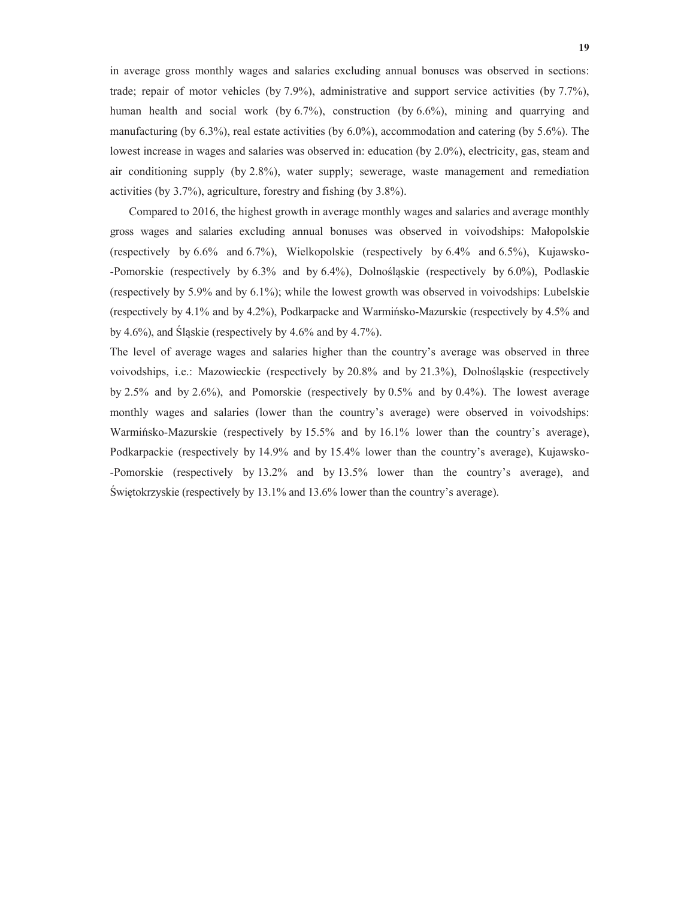in average gross monthly wages and salaries excluding annual bonuses was observed in sections: trade; repair of motor vehicles (by 7.9%), administrative and support service activities (by 7.7%), human health and social work (by 6.7%), construction (by 6.6%), mining and quarrying and manufacturing (by 6.3%), real estate activities (by 6.0%), accommodation and catering (by 5.6%). The lowest increase in wages and salaries was observed in: education (by 2.0%), electricity, gas, steam and air conditioning supply (by 2.8%), water supply; sewerage, waste management and remediation activities (by 3.7%), agriculture, forestry and fishing (by 3.8%).

Compared to 2016, the highest growth in average monthly wages and salaries and average monthly gross wages and salaries excluding annual bonuses was observed in voivodships: Małopolskie (respectively by 6.6% and 6.7%), Wielkopolskie (respectively by 6.4% and 6.5%), Kujawsko-Pomorskie (respectively by 6.3% and by 6.4%), Dolnośląskie (respectively by 6.0%), Podlaskie (respectively by 5.9% and by 6.1%); while the lowest growth was observed in voivodships: Lubelskie (respectively by 4.1% and by 4.2%), Podkarpacke and Warmińsko-Mazurskie (respectively by 4.5% and by 4.6%), and Śląskie (respectively by 4.6% and by 4.7%).

The level of average wages and salaries higher than the country's average was observed in three voivodships, i.e.: Mazowieckie (respectively by 20.8% and by 21.3%), Dolnośląskie (respectively by 2.5% and by 2.6%), and Pomorskie (respectively by 0.5% and by 0.4%). The lowest average monthly wages and salaries (lower than the country's average) were observed in voivodships: Warmińsko-Mazurskie (respectively by 15.5% and by 16.1% lower than the country's average), Podkarpackie (respectively by 14.9% and by 15.4% lower than the country's average), Kujawsko-Pomorskie (respectively by 13.2% and by 13.5% lower than the country's average), and Świętokrzyskie (respectively by 13.1% and 13.6% lower than the country's average).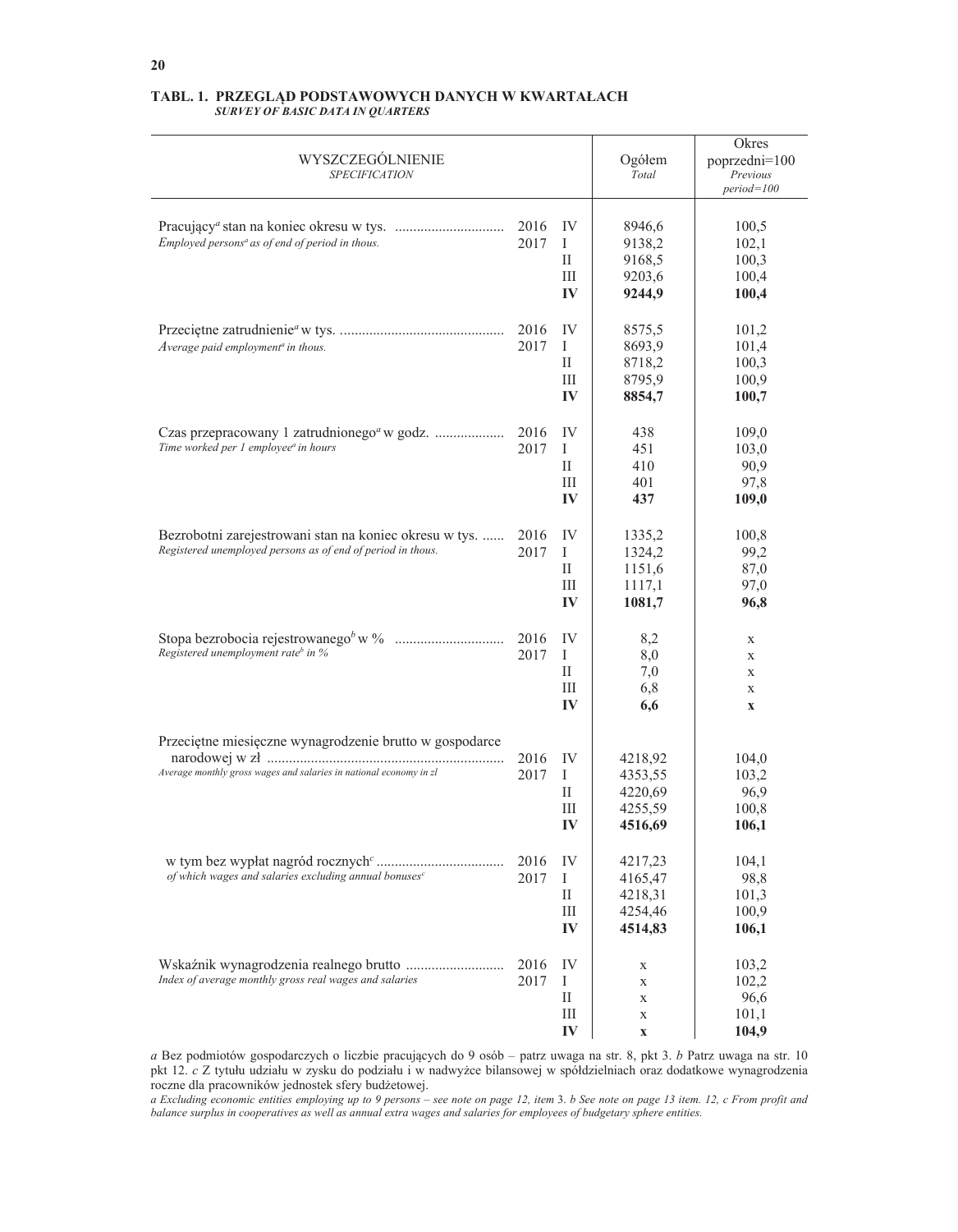## TABL. 1. PRZEGLĄD PODSTAWOWYCH DANYCH W KWARTAŁACH
### *SURVEY OF BASIC DATA IN QUARTERS*

| WYSZCZEGÓLNIENIE *SPECIFICATION* | | | Ogółem *Total* | Okres poprzedni=100 *Previous period=100* |
|---|---|---|---|---|
| Pracujący[a] stan na koniec okresu w tys. *Employed persons[a] as of end of period in thous.* | 2016 | IV | 8946,6 | 100,5 |
| | 2017 | I | 9138,2 | 102,1 |
| | | II | 9168,5 | 100,3 |
| | | III | 9203,6 | 100,4 |
| | | **IV** | **9244,9** | **100,4** |
| Przeciętne zatrudnienie[a] w tys. *Average paid employment[a] in thous.* | 2016 | IV | 8575,5 | 101,2 |
| | 2017 | I | 8693,9 | 101,4 |
| | | II | 8718,2 | 100,3 |
| | | III | 8795,9 | 100,9 |
| | | **IV** | **8854,7** | **100,7** |
| Czas przepracowany 1 zatrudnionego[a] w godz. *Time worked per 1 employee[a] in hours* | 2016 | IV | 438 | 109,0 |
| | 2017 | I | 451 | 103,0 |
| | | II | 410 | 90,9 |
| | | III | 401 | 97,8 |
| | | **IV** | **437** | **109,0** |
| Bezrobotni zarejestrowani stan na koniec okresu w tys. *Registered unemployed persons as of end of period in thous.* | 2016 | IV | 1335,2 | 100,8 |
| | 2017 | I | 1324,2 | 99,2 |
| | | II | 1151,6 | 87,0 |
| | | III | 1117,1 | 97,0 |
| | | **IV** | **1081,7** | **96,8** |
| Stopa bezrobocia rejestrowanego[b] w % *Registered unemployment rate[b] in %* | 2016 | IV | 8,2 | x |
| | 2017 | I | 8,0 | x |
| | | II | 7,0 | x |
| | | III | 6,8 | x |
| | | **IV** | **6,6** | **x** |
| Przeciętne miesięczne wynagrodzenie brutto w gospodarce narodowej w zł *Average monthly gross wages and salaries in national economy in zl* | 2016 | IV | 4218,92 | 104,0 |
| | 2017 | I | 4353,55 | 103,2 |
| | | II | 4220,69 | 96,9 |
| | | III | 4255,59 | 100,8 |
| | | **IV** | **4516,69** | **106,1** |
| w tym bez wypłat nagród rocznych[c] *of which wages and salaries excluding annual bonuses[c]* | 2016 | IV | 4217,23 | 104,1 |
| | 2017 | I | 4165,47 | 98,8 |
| | | II | 4218,31 | 101,3 |
| | | III | 4254,46 | 100,9 |
| | | **IV** | **4514,83** | **106,1** |
| Wskaźnik wynagrodzenia realnego brutto *Index of average monthly gross real wages and salaries* | 2016 | IV | x | 103,2 |
| | 2017 | I | x | 102,2 |
| | | II | x | 96,6 |
| | | III | x | 101,1 |
| | | **IV** | **x** | **104,9** |

*a* Bez podmiotów gospodarczych o liczbie pracujących do 9 osób – patrz uwaga na str. 8, pkt 3. *b* Patrz uwaga na str. 10 pkt 12. *c* Z tytułu udziału w zysku do podziału i w nadwyżce bilansowej w spółdzielniach oraz dodatkowe wynagrodzenia roczne dla pracowników jednostek sfery budżetowej.

*a Excluding economic entities employing up to 9 persons – see note on page 12, item 3. b See note on page 13 item. 12, c From profit and balance surplus in cooperatives as well as annual extra wages and salaries for employees of budgetary sphere entities.*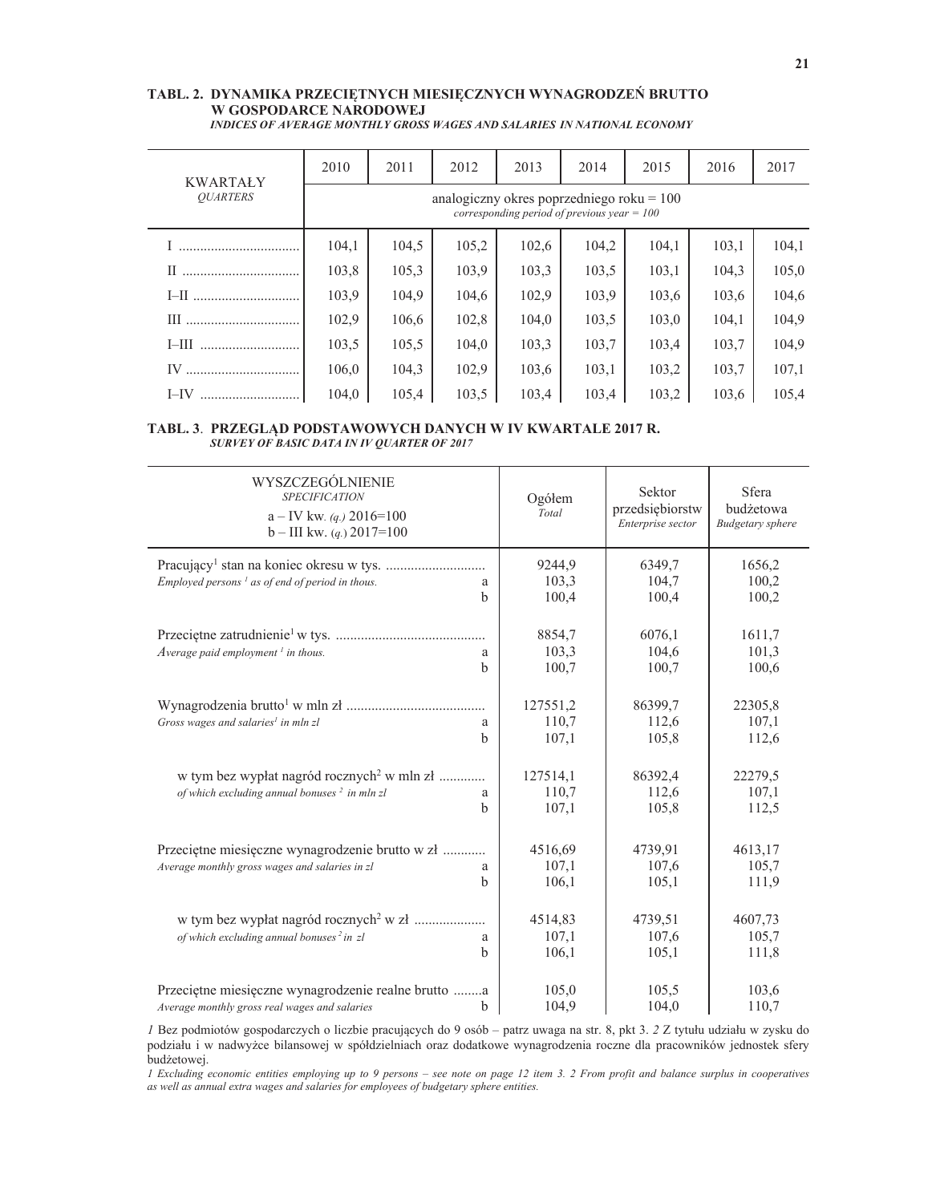**TABL. 2. DYNAMIKA PRZECIĘTNYCH MIESIĘCZNYCH WYNAGRODZEŃ BRUTTO W GOSPODARCE NARODOWEJ**
*INDICES OF AVERAGE MONTHLY GROSS WAGES AND SALARIES IN NATIONAL ECONOMY*

| KWARTAŁY *QUARTERS* | 2010 | 2011 | 2012 | 2013 | 2014 | 2015 | 2016 | 2017 |
|---|---|---|---|---|---|---|---|---|
| | analogiczny okres poprzedniego roku = 100 *corresponding period of previous year = 100* | | | | | | | |
| I | 104,1 | 104,5 | 105,2 | 102,6 | 104,2 | 104,1 | 103,1 | 104,1 |
| II | 103,8 | 105,3 | 103,9 | 103,3 | 103,5 | 103,1 | 104,3 | 105,0 |
| I–II | 103,9 | 104,9 | 104,6 | 102,9 | 103,9 | 103,6 | 103,6 | 104,6 |
| III | 102,9 | 106,6 | 102,8 | 104,0 | 103,5 | 103,0 | 104,1 | 104,9 |
| I–III | 103,5 | 105,5 | 104,0 | 103,3 | 103,7 | 103,4 | 103,7 | 104,9 |
| IV | 106,0 | 104,3 | 102,9 | 103,6 | 103,1 | 103,2 | 103,7 | 107,1 |
| I–IV | 104,0 | 105,4 | 103,5 | 103,4 | 103,4 | 103,2 | 103,6 | 105,4 |

**TABL. 3. PRZEGLĄD PODSTAWOWYCH DANYCH W IV KWARTALE 2017 R.**
*SURVEY OF BASIC DATA IN IV QUARTER OF 2017*

| WYSZCZEGÓLNIENIE *SPECIFICATION* a – IV kw. *(q.)* 2016=100 b – III kw. *(q.)* 2017=100 | | Ogółem *Total* | Sektor przedsiębiorstw *Enterprise sector* | Sfera budżetowa *Budgetary sphere* |
|---|---|---|---|---|
| Pracujący[1] stan na koniec okresu w tys. *Employed persons [1] as of end of period in thous.* | | 9244,9 | 6349,7 | 1656,2 |
| | a | 103,3 | 104,7 | 100,2 |
| | b | 100,4 | 100,4 | 100,2 |
| Przeciętne zatrudnienie[1] w tys. *Average paid employment [1] in thous.* | | 8854,7 | 6076,1 | 1611,7 |
| | a | 103,3 | 104,6 | 101,3 |
| | b | 100,7 | 100,7 | 100,6 |
| Wynagrodzenia brutto[1] w mln zł *Gross wages and salaries[1] in mln zl* | | 127551,2 | 86399,7 | 22305,8 |
| | a | 110,7 | 112,6 | 107,1 |
| | b | 107,1 | 105,8 | 112,6 |
| w tym bez wypłat nagród rocznych[2] w mln zł *of which excluding annual bonuses [2] in mln zl* | | 127514,1 | 86392,4 | 22279,5 |
| | a | 110,7 | 112,6 | 107,1 |
| | b | 107,1 | 105,8 | 112,5 |
| Przeciętne miesięczne wynagrodzenie brutto w zł *Average monthly gross wages and salaries in zl* | | 4516,69 | 4739,91 | 4613,17 |
| | a | 107,1 | 107,6 | 105,7 |
| | b | 106,1 | 105,1 | 111,9 |
| w tym bez wypłat nagród rocznych[2] w zł *of which excluding annual bonuses [2] in zl* | | 4514,83 | 4739,51 | 4607,73 |
| | a | 107,1 | 107,6 | 105,7 |
| | b | 106,1 | 105,1 | 111,8 |
| Przeciętne miesięczne wynagrodzenie realne brutto *Average monthly gross real wages and salaries* | a | 105,0 | 105,5 | 103,6 |
| | b | 104,9 | 104,0 | 110,7 |

*1* Bez podmiotów gospodarczych o liczbie pracujących do 9 osób – patrz uwaga na str. 8, pkt 3. *2* Z tytułu udziału w zysku do podziału i w nadwyżce bilansowej w spółdzielniach oraz dodatkowe wynagrodzenia roczne dla pracowników jednostek sfery budżetowej.

*1 Excluding economic entities employing up to 9 persons – see note on page 12 item 3. 2 From profit and balance surplus in cooperatives as well as annual extra wages and salaries for employees of budgetary sphere entities.*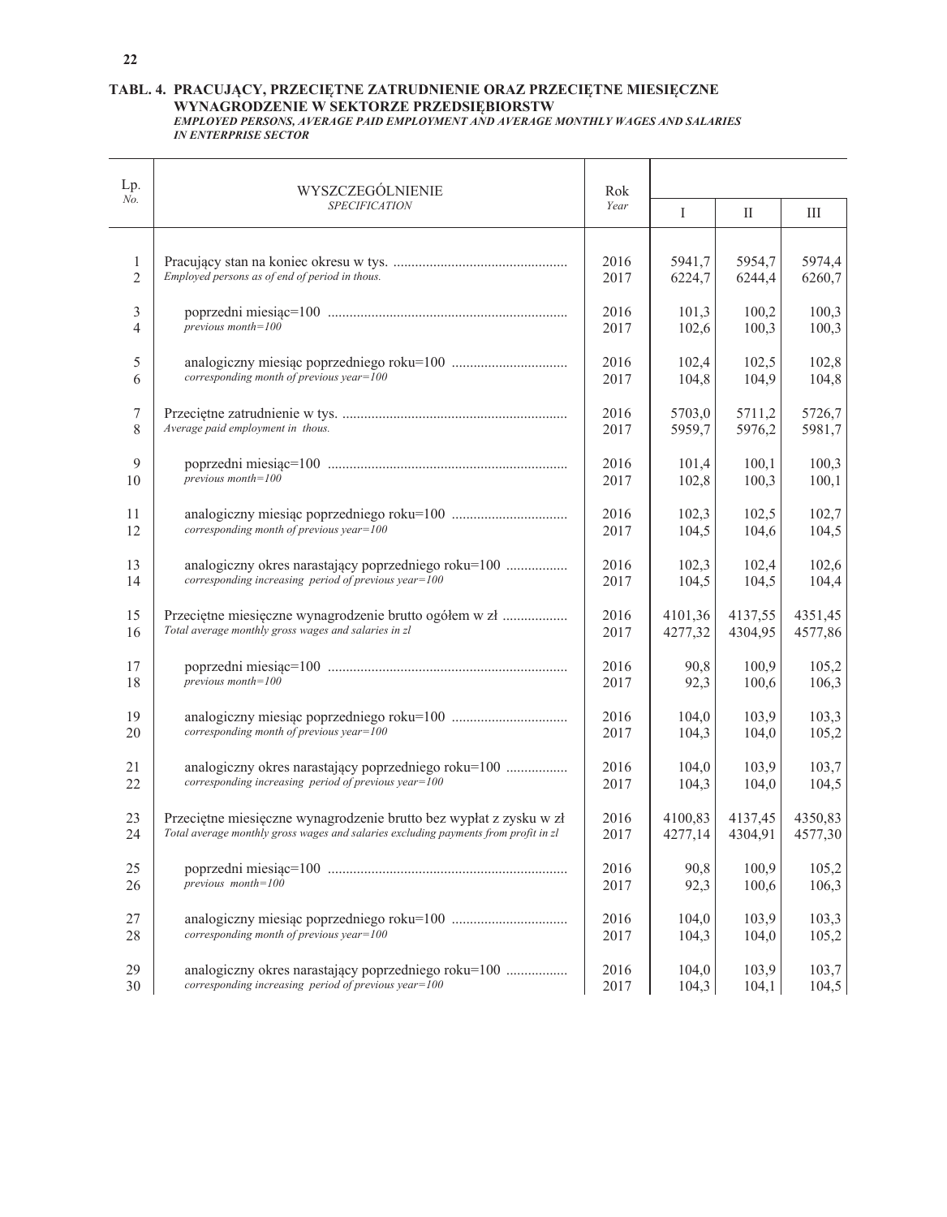**TABL. 4. PRACUJĄCY, PRZECIĘTNE ZATRUDNIENIE ORAZ PRZECIĘTNE MIESIĘCZNE WYNAGRODZENIE W SEKTORZE PRZEDSIĘBIORSTW**
***EMPLOYED PERSONS, AVERAGE PAID EMPLOYMENT AND AVERAGE MONTHLY WAGES AND SALARIES IN ENTERPRISE SECTOR***

| Lp. *No.* | WYSZCZEGÓLNIENIE *SPECIFICATION* | Rok *Year* | I | II | III |
|---|---|---|---|---|---|
| 1 | Pracujący stan na koniec okresu w tys. | 2016 | 5941,7 | 5954,7 | 5974,4 |
| 2 | *Employed persons as of end of period in thous.* | 2017 | 6224,7 | 6244,4 | 6260,7 |
| 3 | poprzedni miesiąc=100 | 2016 | 101,3 | 100,2 | 100,3 |
| 4 | *previous month=100* | 2017 | 102,6 | 100,3 | 100,3 |
| 5 | analogiczny miesiąc poprzedniego roku=100 | 2016 | 102,4 | 102,5 | 102,8 |
| 6 | *corresponding month of previous year=100* | 2017 | 104,8 | 104,9 | 104,8 |
| 7 | Przeciętne zatrudnienie w tys. | 2016 | 5703,0 | 5711,2 | 5726,7 |
| 8 | *Average paid employment in thous.* | 2017 | 5959,7 | 5976,2 | 5981,7 |
| 9 | poprzedni miesiąc=100 | 2016 | 101,4 | 100,1 | 100,3 |
| 10 | *previous month=100* | 2017 | 102,8 | 100,3 | 100,1 |
| 11 | analogiczny miesiąc poprzedniego roku=100 | 2016 | 102,3 | 102,5 | 102,7 |
| 12 | *corresponding month of previous year=100* | 2017 | 104,5 | 104,6 | 104,5 |
| 13 | analogiczny okres narastający poprzedniego roku=100 | 2016 | 102,3 | 102,4 | 102,6 |
| 14 | *corresponding increasing period of previous year=100* | 2017 | 104,5 | 104,5 | 104,4 |
| 15 | Przeciętne miesięczne wynagrodzenie brutto ogółem w zł | 2016 | 4101,36 | 4137,55 | 4351,45 |
| 16 | *Total average monthly gross wages and salaries in zl* | 2017 | 4277,32 | 4304,95 | 4577,86 |
| 17 | poprzedni miesiąc=100 | 2016 | 90,8 | 100,9 | 105,2 |
| 18 | *previous month=100* | 2017 | 92,3 | 100,6 | 106,3 |
| 19 | analogiczny miesiąc poprzedniego roku=100 | 2016 | 104,0 | 103,9 | 103,3 |
| 20 | *corresponding month of previous year=100* | 2017 | 104,3 | 104,0 | 105,2 |
| 21 | analogiczny okres narastający poprzedniego roku=100 | 2016 | 104,0 | 103,9 | 103,7 |
| 22 | *corresponding increasing period of previous year=100* | 2017 | 104,3 | 104,0 | 104,5 |
| 23 | Przeciętne miesięczne wynagrodzenie brutto bez wypłat z zysku w zł | 2016 | 4100,83 | 4137,45 | 4350,83 |
| 24 | *Total average monthly gross wages and salaries excluding payments from profit in zl* | 2017 | 4277,14 | 4304,91 | 4577,30 |
| 25 | poprzedni miesiąc=100 | 2016 | 90,8 | 100,9 | 105,2 |
| 26 | *previous month=100* | 2017 | 92,3 | 100,6 | 106,3 |
| 27 | analogiczny miesiąc poprzedniego roku=100 | 2016 | 104,0 | 103,9 | 103,3 |
| 28 | *corresponding month of previous year=100* | 2017 | 104,3 | 104,0 | 105,2 |
| 29 | analogiczny okres narastający poprzedniego roku=100 | 2016 | 104,0 | 103,9 | 103,7 |
| 30 | *corresponding increasing period of previous year=100* | 2017 | 104,3 | 104,1 | 104,5 |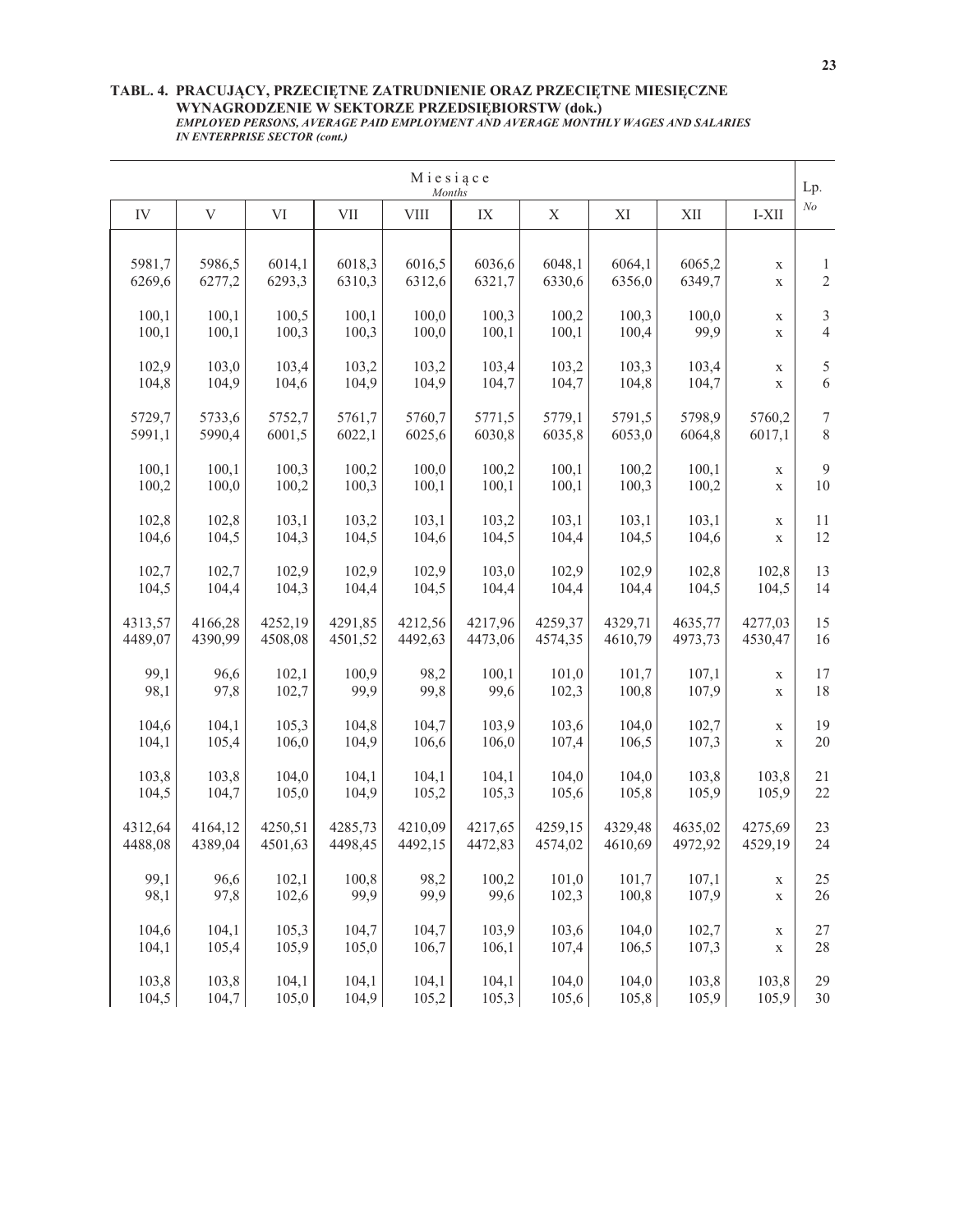**TABL. 4. PRACUJĄCY, PRZECIĘTNE ZATRUDNIENIE ORAZ PRZECIĘTNE MIESIĘCZNE WYNAGRODZENIE W SEKTORZE PRZEDSIĘBIORSTW (dok.)**

***EMPLOYED PERSONS, AVERAGE PAID EMPLOYMENT AND AVERAGE MONTHLY WAGES AND SALARIES IN ENTERPRISE SECTOR (cont.)***

| Miesiące *Months* | | | | | | | | | | Lp. *No* |
|---|---|---|---|---|---|---|---|---|---|---|
| IV | V | VI | VII | VIII | IX | X | XI | XII | I-XII | |
| 5981,7 | 5986,5 | 6014,1 | 6018,3 | 6016,5 | 6036,6 | 6048,1 | 6064,1 | 6065,2 | x | 1 |
| 6269,6 | 6277,2 | 6293,3 | 6310,3 | 6312,6 | 6321,7 | 6330,6 | 6356,0 | 6349,7 | x | 2 |
| 100,1 | 100,1 | 100,5 | 100,1 | 100,0 | 100,3 | 100,2 | 100,3 | 100,0 | x | 3 |
| 100,1 | 100,1 | 100,3 | 100,3 | 100,0 | 100,1 | 100,1 | 100,4 | 99,9 | x | 4 |
| 102,9 | 103,0 | 103,4 | 103,2 | 103,2 | 103,4 | 103,2 | 103,3 | 103,4 | x | 5 |
| 104,8 | 104,9 | 104,6 | 104,9 | 104,9 | 104,7 | 104,7 | 104,8 | 104,7 | x | 6 |
| 5729,7 | 5733,6 | 5752,7 | 5761,7 | 5760,7 | 5771,5 | 5779,1 | 5791,5 | 5798,9 | 5760,2 | 7 |
| 5991,1 | 5990,4 | 6001,5 | 6022,1 | 6025,6 | 6030,8 | 6035,8 | 6053,0 | 6064,8 | 6017,1 | 8 |
| 100,1 | 100,1 | 100,3 | 100,2 | 100,0 | 100,2 | 100,1 | 100,2 | 100,1 | x | 9 |
| 100,2 | 100,0 | 100,2 | 100,3 | 100,1 | 100,1 | 100,1 | 100,3 | 100,2 | x | 10 |
| 102,8 | 102,8 | 103,1 | 103,2 | 103,1 | 103,2 | 103,1 | 103,1 | 103,1 | x | 11 |
| 104,6 | 104,5 | 104,3 | 104,5 | 104,6 | 104,5 | 104,4 | 104,5 | 104,6 | x | 12 |
| 102,7 | 102,7 | 102,9 | 102,9 | 102,9 | 103,0 | 102,9 | 102,9 | 102,8 | 102,8 | 13 |
| 104,5 | 104,4 | 104,3 | 104,4 | 104,5 | 104,4 | 104,4 | 104,4 | 104,5 | 104,5 | 14 |
| 4313,57 | 4166,28 | 4252,19 | 4291,85 | 4212,56 | 4217,96 | 4259,37 | 4329,71 | 4635,77 | 4277,03 | 15 |
| 4489,07 | 4390,99 | 4508,08 | 4501,52 | 4492,63 | 4473,06 | 4574,35 | 4610,79 | 4973,73 | 4530,47 | 16 |
| 99,1 | 96,6 | 102,1 | 100,9 | 98,2 | 100,1 | 101,0 | 101,7 | 107,1 | x | 17 |
| 98,1 | 97,8 | 102,7 | 99,9 | 99,8 | 99,6 | 102,3 | 100,8 | 107,9 | x | 18 |
| 104,6 | 104,1 | 105,3 | 104,8 | 104,7 | 103,9 | 103,6 | 104,0 | 102,7 | x | 19 |
| 104,1 | 105,4 | 106,0 | 104,9 | 106,6 | 106,0 | 107,4 | 106,5 | 107,3 | x | 20 |
| 103,8 | 103,8 | 104,0 | 104,1 | 104,1 | 104,1 | 104,0 | 104,0 | 103,8 | 103,8 | 21 |
| 104,5 | 104,7 | 105,0 | 104,9 | 105,2 | 105,3 | 105,6 | 105,8 | 105,9 | 105,9 | 22 |
| 4312,64 | 4164,12 | 4250,51 | 4285,73 | 4210,09 | 4217,65 | 4259,15 | 4329,48 | 4635,02 | 4275,69 | 23 |
| 4488,08 | 4389,04 | 4501,63 | 4498,45 | 4492,15 | 4472,83 | 4574,02 | 4610,69 | 4972,92 | 4529,19 | 24 |
| 99,1 | 96,6 | 102,1 | 100,8 | 98,2 | 100,2 | 101,0 | 101,7 | 107,1 | x | 25 |
| 98,1 | 97,8 | 102,6 | 99,9 | 99,9 | 99,6 | 102,3 | 100,8 | 107,9 | x | 26 |
| 104,6 | 104,1 | 105,3 | 104,7 | 104,7 | 103,9 | 103,6 | 104,0 | 102,7 | x | 27 |
| 104,1 | 105,4 | 105,9 | 105,0 | 106,7 | 106,1 | 107,4 | 106,5 | 107,3 | x | 28 |
| 103,8 | 103,8 | 104,1 | 104,1 | 104,1 | 104,1 | 104,0 | 104,0 | 103,8 | 103,8 | 29 |
| 104,5 | 104,7 | 105,0 | 104,9 | 105,2 | 105,3 | 105,6 | 105,8 | 105,9 | 105,9 | 30 |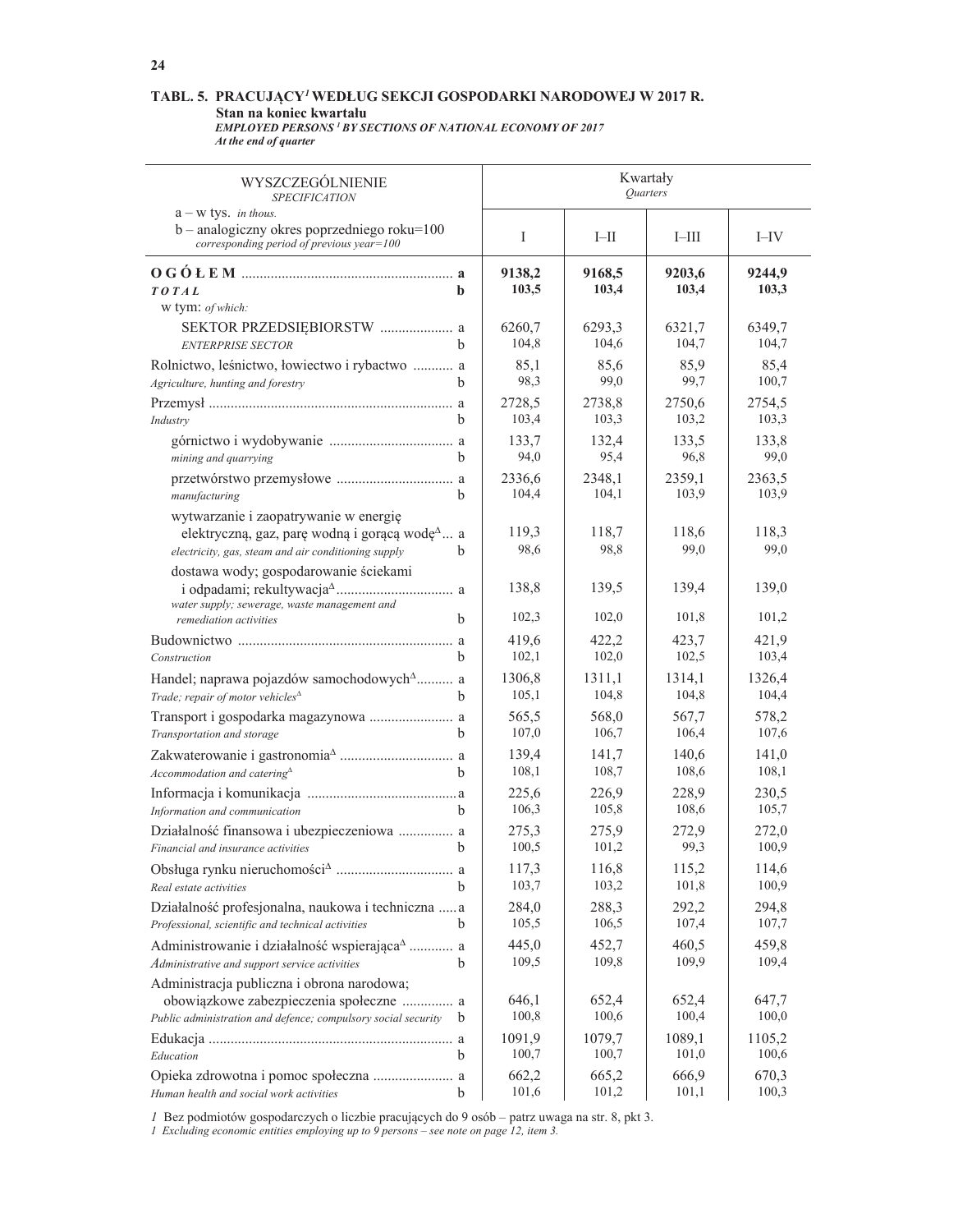**TABL. 5. PRACUJĄCY[1] WEDŁUG SEKCJI GOSPODARKI NARODOWEJ W 2017 R.**
**Stan na koniec kwartału**
***EMPLOYED PERSONS [1] BY SECTIONS OF NATIONAL ECONOMY OF 2017***
***At the end of quarter***

| WYSZCZEGÓLNIENIE *SPECIFICATION* a – w tys. *in thous.* b – analogiczny okres poprzedniego roku=100 *corresponding period of previous year=100* | | Kwartały *Quarters* | | | |
|---|---|---|---|---|---|
| | | I | I–II | I–III | I–IV |
| **O G Ó Ł E M** | **a** | **9138,2** | **9168,5** | **9203,6** | **9244,9** |
| ***T O T A L*** | **b** | **103,5** | **103,4** | **103,4** | **103,3** |
| w tym: *of which:* | | | | | |
| SEKTOR PRZEDSIĘBIORSTW | a | 6260,7 | 6293,3 | 6321,7 | 6349,7 |
| *ENTERPRISE SECTOR* | b | 104,8 | 104,6 | 104,7 | 104,7 |
| Rolnictwo, leśnictwo, łowiectwo i rybactwo | a | 85,1 | 85,6 | 85,9 | 85,4 |
| *Agriculture, hunting and forestry* | b | 98,3 | 99,0 | 99,7 | 100,7 |
| Przemysł | a | 2728,5 | 2738,8 | 2750,6 | 2754,5 |
| *Industry* | b | 103,4 | 103,3 | 103,2 | 103,3 |
| górnictwo i wydobywanie | a | 133,7 | 132,4 | 133,5 | 133,8 |
| *mining and quarrying* | b | 94,0 | 95,4 | 96,8 | 99,0 |
| przetwórstwo przemysłowe | a | 2336,6 | 2348,1 | 2359,1 | 2363,5 |
| *manufacturing* | b | 104,4 | 104,1 | 103,9 | 103,9 |
| wytwarzanie i zaopatrywanie w energię elektryczną, gaz, parę wodną i gorącą wodę[Δ] | a | 119,3 | 118,7 | 118,6 | 118,3 |
| *electricity, gas, steam and air conditioning supply* | b | 98,6 | 98,8 | 99,0 | 99,0 |
| dostawa wody; gospodarowanie ściekami i odpadami; rekultywacja[Δ] | a | 138,8 | 139,5 | 139,4 | 139,0 |
| *water supply; sewerage, waste management and remediation activities* | b | 102,3 | 102,0 | 101,8 | 101,2 |
| Budownictwo | a | 419,6 | 422,2 | 423,7 | 421,9 |
| *Construction* | b | 102,1 | 102,0 | 102,5 | 103,4 |
| Handel; naprawa pojazdów samochodowych[Δ] | a | 1306,8 | 1311,1 | 1314,1 | 1326,4 |
| *Trade; repair of motor vehicles[Δ]* | b | 105,1 | 104,8 | 104,8 | 104,4 |
| Transport i gospodarka magazynowa | a | 565,5 | 568,0 | 567,7 | 578,2 |
| *Transportation and storage* | b | 107,0 | 106,7 | 106,4 | 107,6 |
| Zakwaterowanie i gastronomia[Δ] | a | 139,4 | 141,7 | 140,6 | 141,0 |
| *Accommodation and catering[Δ]* | b | 108,1 | 108,7 | 108,6 | 108,1 |
| Informacja i komunikacja | a | 225,6 | 226,9 | 228,9 | 230,5 |
| *Information and communication* | b | 106,3 | 105,8 | 108,6 | 105,7 |
| Działalność finansowa i ubezpieczeniowa | a | 275,3 | 275,9 | 272,9 | 272,0 |
| *Financial and insurance activities* | b | 100,5 | 101,2 | 99,3 | 100,9 |
| Obsługa rynku nieruchomości[Δ] | a | 117,3 | 116,8 | 115,2 | 114,6 |
| *Real estate activities* | b | 103,7 | 103,2 | 101,8 | 100,9 |
| Działalność profesjonalna, naukowa i techniczna | a | 284,0 | 288,3 | 292,2 | 294,8 |
| *Professional, scientific and technical activities* | b | 105,5 | 106,5 | 107,4 | 107,7 |
| Administrowanie i działalność wspierająca[Δ] | a | 445,0 | 452,7 | 460,5 | 459,8 |
| *Administrative and support service activities* | b | 109,5 | 109,8 | 109,9 | 109,4 |
| Administracja publiczna i obrona narodowa; obowiązkowe zabezpieczenia społeczne | a | 646,1 | 652,4 | 652,4 | 647,7 |
| *Public administration and defence; compulsory social security* | b | 100,8 | 100,6 | 100,4 | 100,0 |
| Edukacja | a | 1091,9 | 1079,7 | 1089,1 | 1105,2 |
| *Education* | b | 100,7 | 100,7 | 101,0 | 100,6 |
| Opieka zdrowotna i pomoc społeczna | a | 662,2 | 665,2 | 666,9 | 670,3 |
| *Human health and social work activities* | b | 101,6 | 101,2 | 101,1 | 100,3 |

*1* Bez podmiotów gospodarczych o liczbie pracujących do 9 osób – patrz uwaga na str. 8, pkt 3.
*1 Excluding economic entities employing up to 9 persons – see note on page 12, item 3.*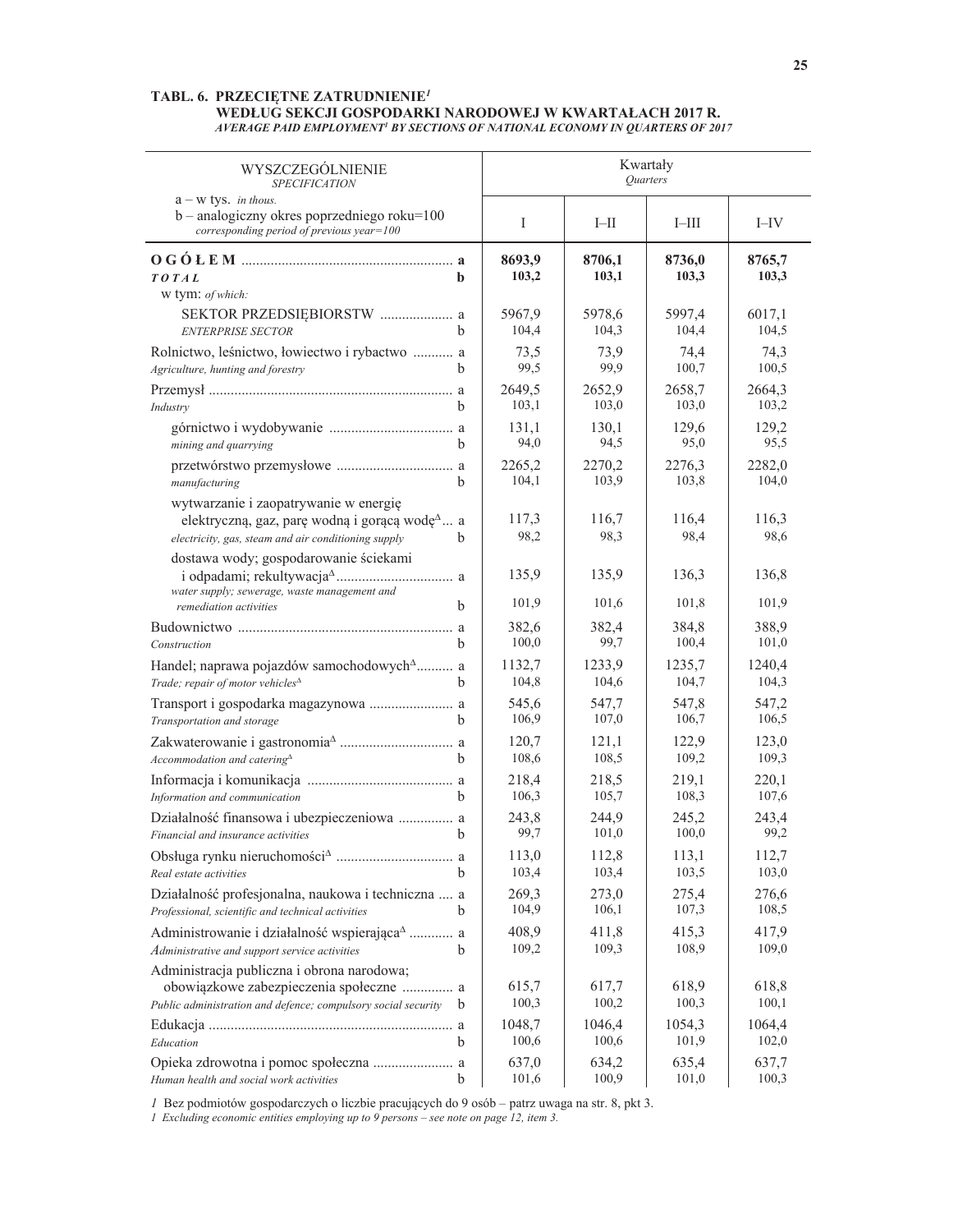## TABL. 6. PRZECIĘTNE ZATRUDNIENIE[1] WEDŁUG SEKCJI GOSPODARKI NARODOWEJ W KWARTAŁACH 2017 R.

*AVERAGE PAID EMPLOYMENT[1] BY SECTIONS OF NATIONAL ECONOMY IN QUARTERS OF 2017*

| WYSZCZEGÓLNIENIE *SPECIFICATION* a – w tys. *in thous.* b – analogiczny okres poprzedniego roku=100 *corresponding period of previous year=100* | | Kwartały *Quarters* | | | |
|---|---|---|---|---|---|
| | | I | I–II | I–III | I–IV |
| **O G Ó Ł E M** ***TOTAL*** | **a** | **8693,9** | **8706,1** | **8736,0** | **8765,7** |
| | **b** | **103,2** | **103,1** | **103,3** | **103,3** |
| w tym: *of which:* | | | | | |
| SEKTOR PRZEDSIĘBIORSTW *ENTERPRISE SECTOR* | a | 5967,9 | 5978,6 | 5997,4 | 6017,1 |
| | b | 104,4 | 104,3 | 104,4 | 104,5 |
| Rolnictwo, leśnictwo, łowiectwo i rybactwo *Agriculture, hunting and forestry* | a | 73,5 | 73,9 | 74,4 | 74,3 |
| | b | 99,5 | 99,9 | 100,7 | 100,5 |
| Przemysł *Industry* | a | 2649,5 | 2652,9 | 2658,7 | 2664,3 |
| | b | 103,1 | 103,0 | 103,0 | 103,2 |
| górnictwo i wydobywanie *mining and quarrying* | a | 131,1 | 130,1 | 129,6 | 129,2 |
| | b | 94,0 | 94,5 | 95,0 | 95,5 |
| przetwórstwo przemysłowe *manufacturing* | a | 2265,2 | 2270,2 | 2276,3 | 2282,0 |
| | b | 104,1 | 103,9 | 103,8 | 104,0 |
| wytwarzanie i zaopatrywanie w energię elektryczną, gaz, parę wodną i gorącą wodę[Δ] *electricity, gas, steam and air conditioning supply* | a | 117,3 | 116,7 | 116,4 | 116,3 |
| | b | 98,2 | 98,3 | 98,4 | 98,6 |
| dostawa wody; gospodarowanie ściekami i odpadami; rekultywacja[Δ] *water supply; sewerage, waste management and remediation activities* | a | 135,9 | 135,9 | 136,3 | 136,8 |
| | b | 101,9 | 101,6 | 101,8 | 101,9 |
| Budownictwo *Construction* | a | 382,6 | 382,4 | 384,8 | 388,9 |
| | b | 100,0 | 99,7 | 100,4 | 101,0 |
| Handel; naprawa pojazdów samochodowych[Δ] *Trade; repair of motor vehicles[Δ]* | a | 1132,7 | 1233,9 | 1235,7 | 1240,4 |
| | b | 104,8 | 104,6 | 104,7 | 104,3 |
| Transport i gospodarka magazynowa *Transportation and storage* | a | 545,6 | 547,7 | 547,8 | 547,2 |
| | b | 106,9 | 107,0 | 106,7 | 106,5 |
| Zakwaterowanie i gastronomia[Δ] *Accommodation and catering[Δ]* | a | 120,7 | 121,1 | 122,9 | 123,0 |
| | b | 108,6 | 108,5 | 109,2 | 109,3 |
| Informacja i komunikacja *Information and communication* | a | 218,4 | 218,5 | 219,1 | 220,1 |
| | b | 106,3 | 105,7 | 108,3 | 107,6 |
| Działalność finansowa i ubezpieczeniowa *Financial and insurance activities* | a | 243,8 | 244,9 | 245,2 | 243,4 |
| | b | 99,7 | 101,0 | 100,0 | 99,2 |
| Obsługa rynku nieruchomości[Δ] *Real estate activities* | a | 113,0 | 112,8 | 113,1 | 112,7 |
| | b | 103,4 | 103,4 | 103,5 | 103,0 |
| Działalność profesjonalna, naukowa i techniczna *Professional, scientific and technical activities* | a | 269,3 | 273,0 | 275,4 | 276,6 |
| | b | 104,9 | 106,1 | 107,3 | 108,5 |
| Administrowanie i działalność wspierająca[Δ] *Administrative and support service activities* | a | 408,9 | 411,8 | 415,3 | 417,9 |
| | b | 109,2 | 109,3 | 108,9 | 109,0 |
| Administracja publiczna i obrona narodowa; obowiązkowe zabezpieczenia społeczne *Public administration and defence; compulsory social security* | a | 615,7 | 617,7 | 618,9 | 618,8 |
| | b | 100,3 | 100,2 | 100,3 | 100,1 |
| Edukacja *Education* | a | 1048,7 | 1046,4 | 1054,3 | 1064,4 |
| | b | 100,6 | 100,6 | 101,9 | 102,0 |
| Opieka zdrowotna i pomoc społeczna *Human health and social work activities* | a | 637,0 | 634,2 | 635,4 | 637,7 |
| | b | 101,6 | 100,9 | 101,0 | 100,3 |

*1* Bez podmiotów gospodarczych o liczbie pracujących do 9 osób – patrz uwaga na str. 8, pkt 3.
*1 Excluding economic entities employing up to 9 persons – see note on page 12, item 3.*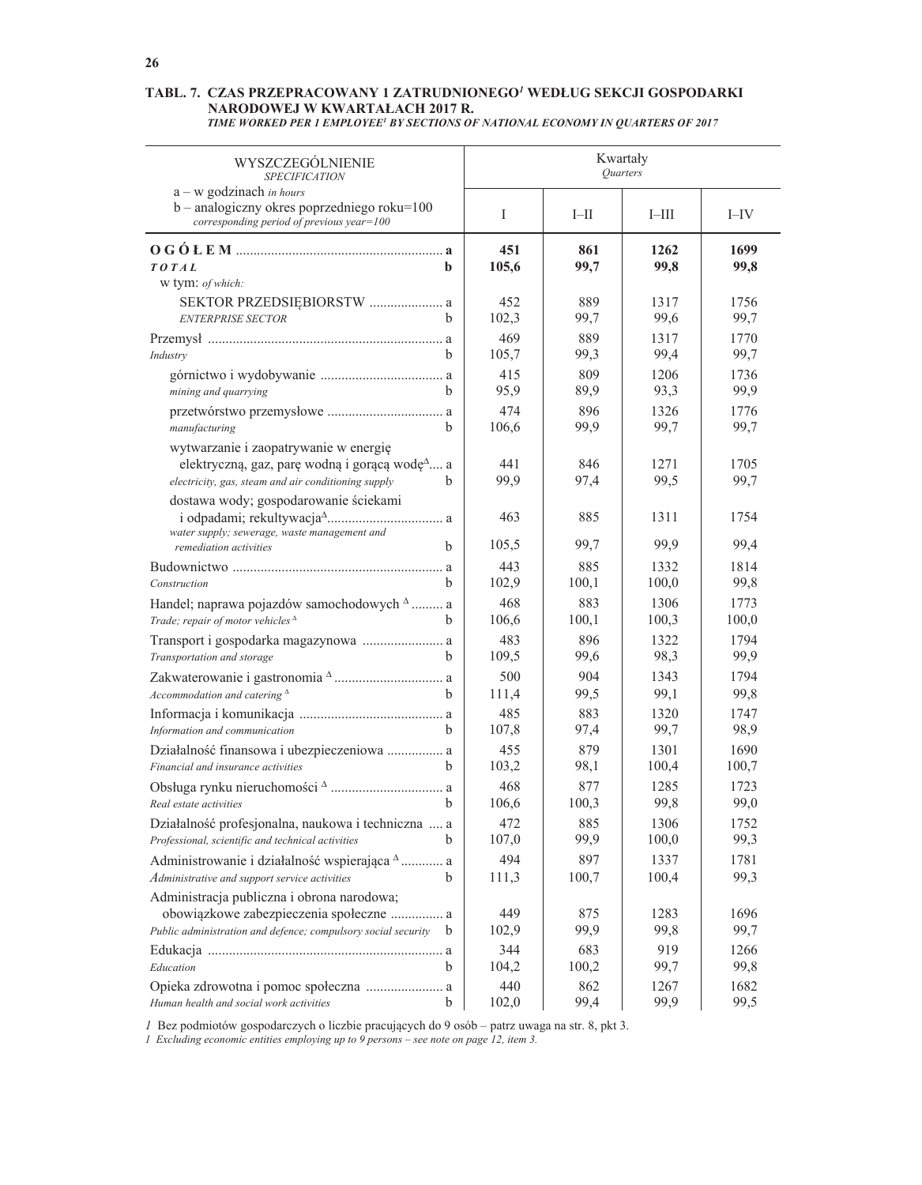## TABL. 7. CZAS PRZEPRACOWANY 1 ZATRUDNIONEGO[1] WEDŁUG SEKCJI GOSPODARKI NARODOWEJ W KWARTAŁACH 2017 R.

*TIME WORKED PER 1 EMPLOYEE[1] BY SECTIONS OF NATIONAL ECONOMY IN QUARTERS OF 2017*

| WYSZCZEGÓLNIENIE *SPECIFICATION* a – w godzinach *in hours* b – analogiczny okres poprzedniego roku=100 *corresponding period of previous year=100* | | Kwartały *Quarters* | | | |
|---|---|---|---|---|---|
| | | I | I–II | I–III | I–IV |
| **O G Ó Ł E M** *TOTAL* | **a** | **451** | **861** | **1262** | **1699** |
| | **b** | **105,6** | **99,7** | **99,8** | **99,8** |
| w tym: *of which:* | | | | | |
| SEKTOR PRZEDSIĘBIORSTW *ENTERPRISE SECTOR* | a | 452 | 889 | 1317 | 1756 |
| | b | 102,3 | 99,7 | 99,6 | 99,7 |
| Przemysł *Industry* | a | 469 | 889 | 1317 | 1770 |
| | b | 105,7 | 99,3 | 99,4 | 99,7 |
| górnictwo i wydobywanie *mining and quarrying* | a | 415 | 809 | 1206 | 1736 |
| | b | 95,9 | 89,9 | 93,3 | 99,9 |
| przetwórstwo przemysłowe *manufacturing* | a | 474 | 896 | 1326 | 1776 |
| | b | 106,6 | 99,9 | 99,7 | 99,7 |
| wytwarzanie i zaopatrywanie w energię elektryczną, gaz, parę wodną i gorącą wodę[Δ] *electricity, gas, steam and air conditioning supply* | a | 441 | 846 | 1271 | 1705 |
| | b | 99,9 | 97,4 | 99,5 | 99,7 |
| dostawa wody; gospodarowanie ściekami i odpadami; rekultywacja[Δ] *water supply; sewerage, waste management and remediation activities* | a | 463 | 885 | 1311 | 1754 |
| | b | 105,5 | 99,7 | 99,9 | 99,4 |
| Budownictwo *Construction* | a | 443 | 885 | 1332 | 1814 |
| | b | 102,9 | 100,1 | 100,0 | 99,8 |
| Handel; naprawa pojazdów samochodowych [Δ] *Trade; repair of motor vehicles* [Δ] | a | 468 | 883 | 1306 | 1773 |
| | b | 106,6 | 100,1 | 100,3 | 100,0 |
| Transport i gospodarka magazynowa *Transportation and storage* | a | 483 | 896 | 1322 | 1794 |
| | b | 109,5 | 99,6 | 98,3 | 99,9 |
| Zakwaterowanie i gastronomia [Δ] *Accommodation and catering* [Δ] | a | 500 | 904 | 1343 | 1794 |
| | b | 111,4 | 99,5 | 99,1 | 99,8 |
| Informacja i komunikacja *Information and communication* | a | 485 | 883 | 1320 | 1747 |
| | b | 107,8 | 97,4 | 99,7 | 98,9 |
| Działalność finansowa i ubezpieczeniowa *Financial and insurance activities* | a | 455 | 879 | 1301 | 1690 |
| | b | 103,2 | 98,1 | 100,4 | 100,7 |
| Obsługa rynku nieruchomości [Δ] *Real estate activities* | a | 468 | 877 | 1285 | 1723 |
| | b | 106,6 | 100,3 | 99,8 | 99,0 |
| Działalność profesjonalna, naukowa i techniczna *Professional, scientific and technical activities* | a | 472 | 885 | 1306 | 1752 |
| | b | 107,0 | 99,9 | 100,0 | 99,3 |
| Administrowanie i działalność wspierająca [Δ] *Administrative and support service activities* | a | 494 | 897 | 1337 | 1781 |
| | b | 111,3 | 100,7 | 100,4 | 99,3 |
| Administracja publiczna i obrona narodowa; obowiązkowe zabezpieczenia społeczne *Public administration and defence; compulsory social security* | a | 449 | 875 | 1283 | 1696 |
| | b | 102,9 | 99,9 | 99,8 | 99,7 |
| Edukacja *Education* | a | 344 | 683 | 919 | 1266 |
| | b | 104,2 | 100,2 | 99,7 | 99,8 |
| Opieka zdrowotna i pomoc społeczna *Human health and social work activities* | a | 440 | 862 | 1267 | 1682 |
| | b | 102,0 | 99,4 | 99,9 | 99,5 |

1 Bez podmiotów gospodarczych o liczbie pracujących do 9 osób – patrz uwaga na str. 8, pkt 3.
*1 Excluding economic entities employing up to 9 persons – see note on page 12, item 3.*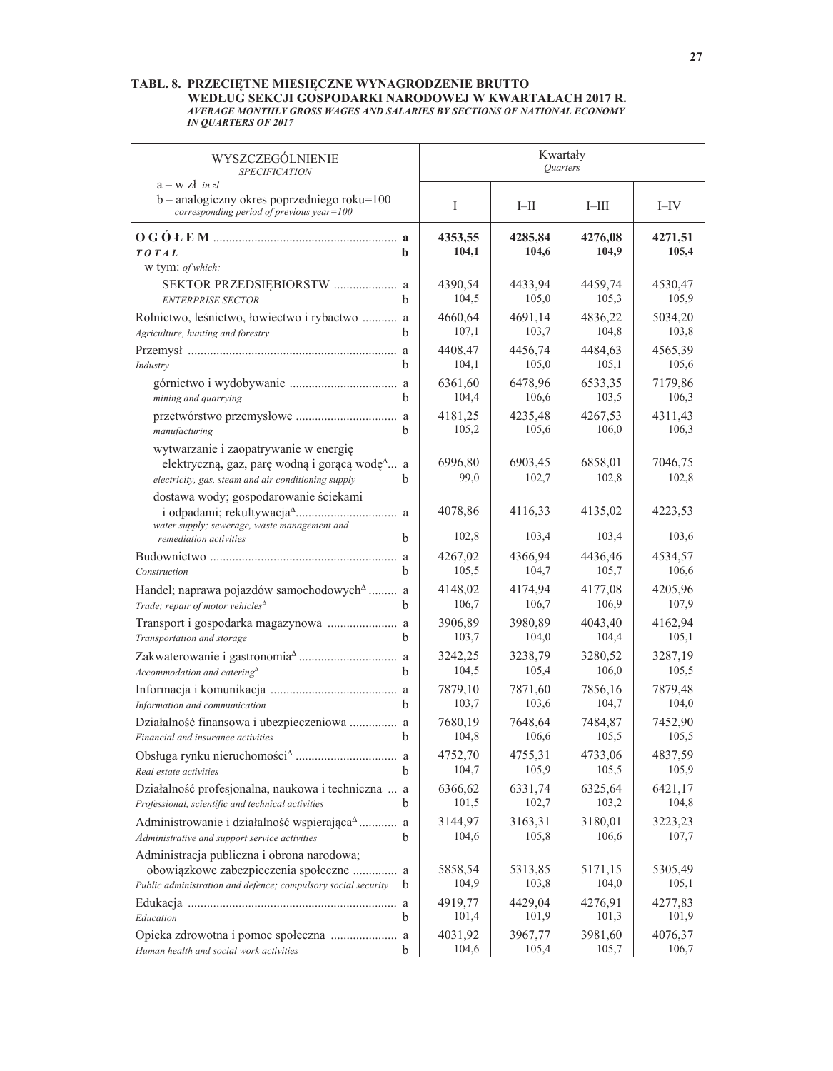**TABL. 8. PRZECIĘTNE MIESIĘCZNE WYNAGRODZENIE BRUTTO WEDŁUG SEKCJI GOSPODARKI NARODOWEJ W KWARTAŁACH 2017 R.**

*AVERAGE MONTHLY GROSS WAGES AND SALARIES BY SECTIONS OF NATIONAL ECONOMY IN QUARTERS OF 2017*

| WYSZCZEGÓLNIENE *SPECIFICATION* a – w zł *in zl* b – analogiczny okres poprzedniego roku=100 *corresponding period of previous year=100* | | Kwartały *Quarters* | | | |
|---|---|---|---|---|---|
| | | I | I–II | I–III | I–IV |
| **O G Ó Ł E M** *TOTAL* | **a** | **4353,55** | **4285,84** | **4276,08** | **4271,51** |
| | **b** | **104,1** | **104,6** | **104,9** | **105,4** |
| w tym: *of which:* | | | | | |
| SEKTOR PRZEDSIĘBIORSTW *ENTERPRISE SECTOR* | a | 4390,54 | 4433,94 | 4459,74 | 4530,47 |
| | b | 104,5 | 105,0 | 105,3 | 105,9 |
| Rolnictwo, leśnictwo, łowiectwo i rybactwo *Agriculture, hunting and forestry* | a | 4660,64 | 4691,14 | 4836,22 | 5034,20 |
| | b | 107,1 | 103,7 | 104,8 | 103,8 |
| Przemysł *Industry* | a | 4408,47 | 4456,74 | 4484,63 | 4565,39 |
| | b | 104,1 | 105,0 | 105,1 | 105,6 |
| górnictwo i wydobywanie *mining and quarrying* | a | 6361,60 | 6478,96 | 6533,35 | 7179,86 |
| | b | 104,4 | 106,6 | 103,5 | 106,3 |
| przetwórstwo przemysłowe *manufacturing* | a | 4181,25 | 4235,48 | 4267,53 | 4311,43 |
| | b | 105,2 | 105,6 | 106,0 | 106,3 |
| wytwarzanie i zaopatrywanie w energię elektryczną, gaz, parę wodną i gorącą wodę[Δ] *electricity, gas, steam and air conditioning supply* | a | 6996,80 | 6903,45 | 6858,01 | 7046,75 |
| | b | 99,0 | 102,7 | 102,8 | 102,8 |
| dostawa wody; gospodarowanie ściekami i odpadami; rekultywacja[Δ] *water supply; sewerage, waste management and remediation activities* | a | 4078,86 | 4116,33 | 4135,02 | 4223,53 |
| | b | 102,8 | 103,4 | 103,4 | 103,6 |
| Budownictwo *Construction* | a | 4267,02 | 4366,94 | 4436,46 | 4534,57 |
| | b | 105,5 | 104,7 | 105,7 | 106,6 |
| Handel; naprawa pojazdów samochodowych[Δ] *Trade; repair of motor vehicles*[Δ] | a | 4148,02 | 4174,94 | 4177,08 | 4205,96 |
| | b | 106,7 | 106,7 | 106,9 | 107,9 |
| Transport i gospodarka magazynowa *Transportation and storage* | a | 3906,89 | 3980,89 | 4043,40 | 4162,94 |
| | b | 103,7 | 104,0 | 104,4 | 105,1 |
| Zakwaterowanie i gastronomia[Δ] *Accommodation and catering*[Δ] | a | 3242,25 | 3238,79 | 3280,52 | 3287,19 |
| | b | 104,5 | 105,4 | 106,0 | 105,5 |
| Informacja i komunikacja *Information and communication* | a | 7879,10 | 7871,60 | 7856,16 | 7879,48 |
| | b | 103,7 | 103,6 | 104,7 | 104,0 |
| Działalność finansowa i ubezpieczeniowa *Financial and insurance activities* | a | 7680,19 | 7648,64 | 7484,87 | 7452,90 |
| | b | 104,8 | 106,6 | 105,5 | 105,5 |
| Obsługa rynku nieruchomości[Δ] *Real estate activities* | a | 4752,70 | 4755,31 | 4733,06 | 4837,59 |
| | b | 104,7 | 105,9 | 105,5 | 105,9 |
| Działalność profesjonalna, naukowa i techniczna *Professional, scientific and technical activities* | a | 6366,62 | 6331,74 | 6325,64 | 6421,17 |
| | b | 101,5 | 102,7 | 103,2 | 104,8 |
| Administrowanie i działalność wspierająca[Δ] *Administrative and support service activities* | a | 3144,97 | 3163,31 | 3180,01 | 3223,23 |
| | b | 104,6 | 105,8 | 106,6 | 107,7 |
| Administracja publiczna i obrona narodowa; obowiązkowe zabezpieczenia społeczne *Public administration and defence; compulsory social security* | a | 5858,54 | 5313,85 | 5171,15 | 5305,49 |
| | b | 104,9 | 103,8 | 104,0 | 105,1 |
| Edukacja *Education* | a | 4919,77 | 4429,04 | 4276,91 | 4277,83 |
| | b | 101,4 | 101,9 | 101,3 | 101,9 |
| Opieka zdrowotna i pomoc społeczna *Human health and social work activities* | a | 4031,92 | 3967,77 | 3981,60 | 4076,37 |
| | b | 104,6 | 105,4 | 105,7 | 106,7 |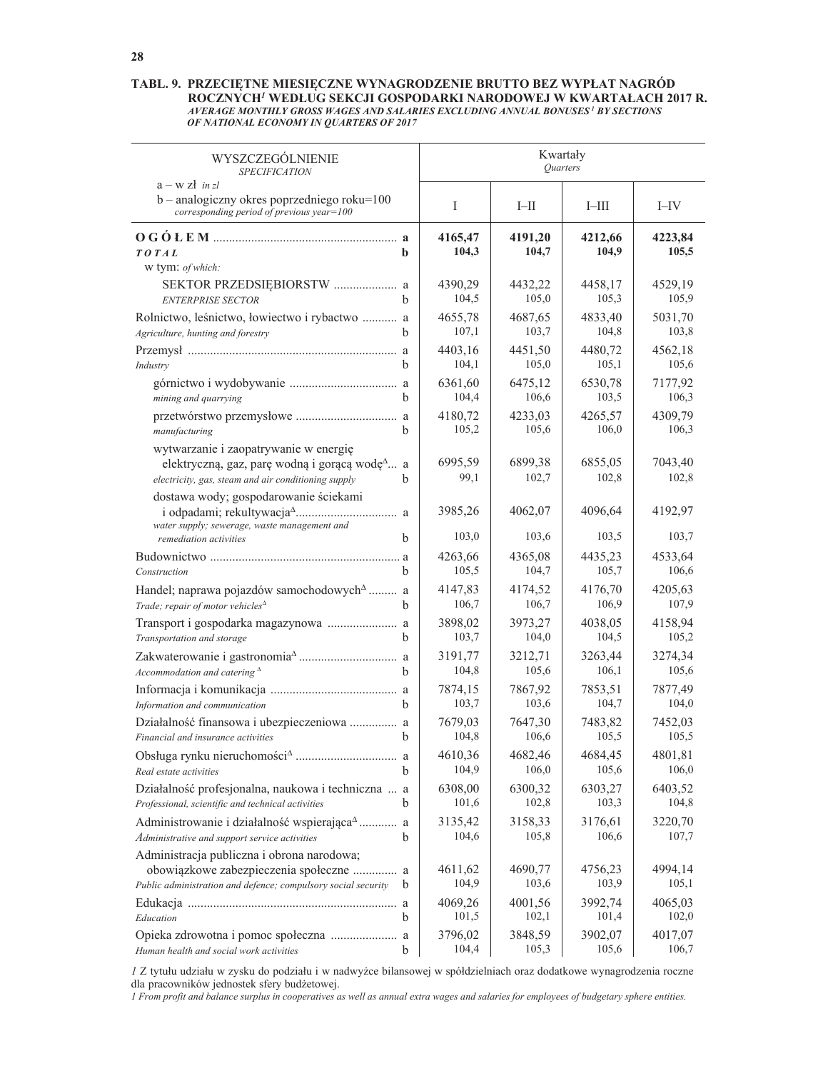**TABL. 9. PRZECIĘTNE MIESIĘCZNE WYNAGRODZENIE BRUTTO BEZ WYPŁAT NAGRÓD ROCZNYCH[1] WEDŁUG SEKCJI GOSPODARKI NARODOWEJ W KWARTAŁACH 2017 R.**
*AVERAGE MONTHLY GROSS WAGES AND SALARIES EXCLUDING ANNUAL BONUSES [1] BY SECTIONS OF NATIONAL ECONOMY IN QUARTERS OF 2017*

| WYSZCZEGÓLNIENIE *SPECIFICATION* a – w zł *in zl* b – analogiczny okres poprzedniego roku=100 *corresponding period of previous year=100* | | Kwartały *Quarters* | | | |
|---|---|---|---|---|---|
| | | I | I–II | I–III | I–IV |
| **O G Ó Ł E M** | **a** | **4165,47** | **4191,20** | **4212,66** | **4223,84** |
| ***TOTAL*** | **b** | **104,3** | **104,7** | **104,9** | **105,5** |
| w tym: *of which:* | | | | | |
| SEKTOR PRZEDSIĘBIORSTW | a | 4390,29 | 4432,22 | 4458,17 | 4529,19 |
| *ENTERPRISE SECTOR* | b | 104,5 | 105,0 | 105,3 | 105,9 |
| Rolnictwo, leśnictwo, łowiectwo i rybactwo | a | 4655,78 | 4687,65 | 4833,40 | 5031,70 |
| *Agriculture, hunting and forestry* | b | 107,1 | 103,7 | 104,8 | 103,8 |
| Przemysł | a | 4403,16 | 4451,50 | 4480,72 | 4562,18 |
| *Industry* | b | 104,1 | 105,0 | 105,1 | 105,6 |
| górnictwo i wydobywanie | a | 6361,60 | 6475,12 | 6530,78 | 7177,92 |
| *mining and quarrying* | b | 104,4 | 106,6 | 103,5 | 106,3 |
| przetwórstwo przemysłowe | a | 4180,72 | 4233,03 | 4265,57 | 4309,79 |
| *manufacturing* | b | 105,2 | 105,6 | 106,0 | 106,3 |
| wytwarzanie i zaopatrywanie w energię elektryczną, gaz, parę wodną i gorącą wodę[Δ] | a | 6995,59 | 6899,38 | 6855,05 | 7043,40 |
| *electricity, gas, steam and air conditioning supply* | b | 99,1 | 102,7 | 102,8 | 102,8 |
| dostawa wody; gospodarowanie ściekami i odpadami; rekultywacja[Δ] | a | 3985,26 | 4062,07 | 4096,64 | 4192,97 |
| *water supply; sewerage, waste management and remediation activities* | b | 103,0 | 103,6 | 103,5 | 103,7 |
| Budownictwo | a | 4263,66 | 4365,08 | 4435,23 | 4533,64 |
| *Construction* | b | 105,5 | 104,7 | 105,7 | 106,6 |
| Handel; naprawa pojazdów samochodowych[Δ] | a | 4147,83 | 4174,52 | 4176,70 | 4205,63 |
| *Trade; repair of motor vehicles*[Δ] | b | 106,7 | 106,7 | 106,9 | 107,9 |
| Transport i gospodarka magazynowa | a | 3898,02 | 3973,27 | 4038,05 | 4158,94 |
| *Transportation and storage* | b | 103,7 | 104,0 | 104,5 | 105,2 |
| Zakwaterowanie i gastronomia[Δ] | a | 3191,77 | 3212,71 | 3263,44 | 3274,34 |
| *Accommodation and catering*[Δ] | b | 104,8 | 105,6 | 106,1 | 105,6 |
| Informacja i komunikacja | a | 7874,15 | 7867,92 | 7853,51 | 7877,49 |
| *Information and communication* | b | 103,7 | 103,6 | 104,7 | 104,0 |
| Działalność finansowa i ubezpieczeniowa | a | 7679,03 | 7647,30 | 7483,82 | 7452,03 |
| *Financial and insurance activities* | b | 104,8 | 106,6 | 105,5 | 105,5 |
| Obsługa rynku nieruchomości[Δ] | a | 4610,36 | 4682,46 | 4684,45 | 4801,81 |
| *Real estate activities* | b | 104,9 | 106,0 | 105,6 | 106,0 |
| Działalność profesjonalna, naukowa i techniczna | a | 6308,00 | 6300,32 | 6303,27 | 6403,52 |
| *Professional, scientific and technical activities* | b | 101,6 | 102,8 | 103,3 | 104,8 |
| Administrowanie i działalność wspierająca[Δ] | a | 3135,42 | 3158,33 | 3176,61 | 3220,70 |
| *Administrative and support service activities* | b | 104,6 | 105,8 | 106,6 | 107,7 |
| Administracja publiczna i obrona narodowa; obowiązkowe zabezpieczenia społeczne | a | 4611,62 | 4690,77 | 4756,23 | 4994,14 |
| *Public administration and defence; compulsory social security* | b | 104,9 | 103,6 | 103,9 | 105,1 |
| Edukacja | a | 4069,26 | 4001,56 | 3992,74 | 4065,03 |
| *Education* | b | 101,5 | 102,1 | 101,4 | 102,0 |
| Opieka zdrowotna i pomoc społeczna | a | 3796,02 | 3848,59 | 3902,07 | 4017,07 |
| *Human health and social work activities* | b | 104,4 | 105,3 | 105,6 | 106,7 |

*1* Z tytułu udziału w zysku do podziału i w nadwyżce bilansowej w spółdzielniach oraz dodatkowe wynagrodzenia roczne dla pracowników jednostek sfery budżetowej.
*1 From profit and balance surplus in cooperatives as well as annual extra wages and salaries for employees of budgetary sphere entities.*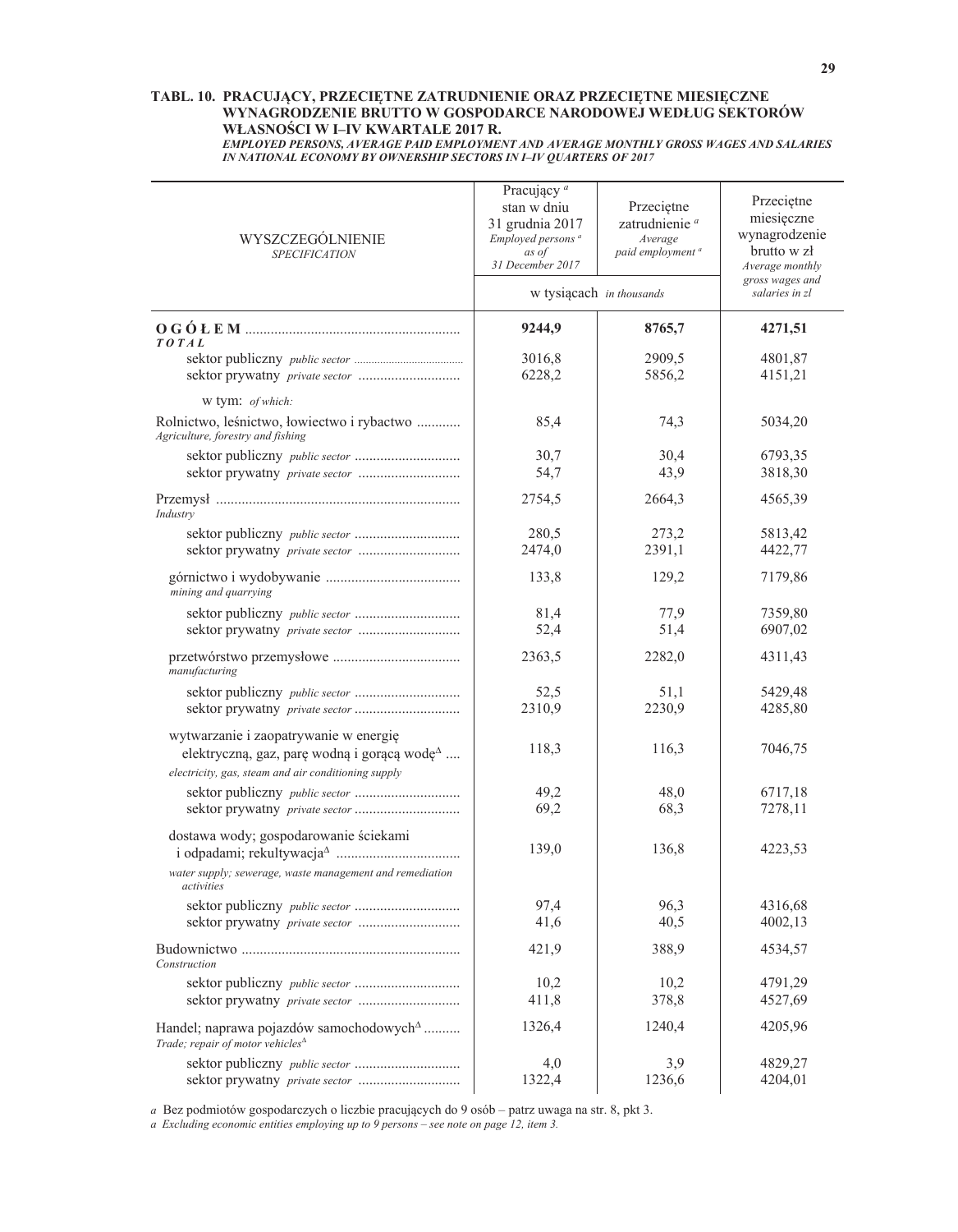**TABL. 10. PRACUJĄCY, PRZECIĘTNE ZATRUDNIENIE ORAZ PRZECIĘTNE MIESIĘCZNE WYNAGRODZENIE BRUTTO W GOSPODARCE NARODOWEJ WEDŁUG SEKTORÓW WŁASNOŚCI W I–IV KWARTALE 2017 R.**
***EMPLOYED PERSONS, AVERAGE PAID EMPLOYMENT AND AVERAGE MONTHLY GROSS WAGES AND SALARIES IN NATIONAL ECONOMY BY OWNERSHIP SECTORS IN I–IV QUARTERS OF 2017***

| WYSZCZEGÓLNIENIE *SPECIFICATION* | Pracujący [a] stan w dniu 31 grudnia 2017 *Employed persons [a] as of 31 December 2017* | Przeciętne zatrudnienie [a] *Average paid employment [a]* | Przeciętne miesięczne wynagrodzenie brutto w zł *Average monthly gross wages and salaries in zl* |
|---|---|---|---|
| | w tysiącach *in thousands* | | |
| **O G Ó Ł E M** *TOTAL* | **9244,9** | **8765,7** | **4271,51** |
| sektor publiczny *public sector* | 3016,8 | 2909,5 | 4801,87 |
| sektor prywatny *private sector* | 6228,2 | 5856,2 | 4151,21 |
| w tym: *of which:* | | | |
| Rolnictwo, leśnictwo, łowiectwo i rybactwo *Agriculture, forestry and fishing* | 85,4 | 74,3 | 5034,20 |
| sektor publiczny *public sector* | 30,7 | 30,4 | 6793,35 |
| sektor prywatny *private sector* | 54,7 | 43,9 | 3818,30 |
| Przemysł *Industry* | 2754,5 | 2664,3 | 4565,39 |
| sektor publiczny *public sector* | 280,5 | 273,2 | 5813,42 |
| sektor prywatny *private sector* | 2474,0 | 2391,1 | 4422,77 |
| górnictwo i wydobywanie *mining and quarrying* | 133,8 | 129,2 | 7179,86 |
| sektor publiczny *public sector* | 81,4 | 77,9 | 7359,80 |
| sektor prywatny *private sector* | 52,4 | 51,4 | 6907,02 |
| przetwórstwo przemysłowe *manufacturing* | 2363,5 | 2282,0 | 4311,43 |
| sektor publiczny *public sector* | 52,5 | 51,1 | 5429,48 |
| sektor prywatny *private sector* | 2310,9 | 2230,9 | 4285,80 |
| wytwarzanie i zaopatrywanie w energię elektryczną, gaz, parę wodną i gorącą wodę[Δ] *electricity, gas, steam and air conditioning supply* | 118,3 | 116,3 | 7046,75 |
| sektor publiczny *public sector* | 49,2 | 48,0 | 6717,18 |
| sektor prywatny *private sector* | 69,2 | 68,3 | 7278,11 |
| dostawa wody; gospodarowanie ściekami i odpadami; rekultywacja[Δ] *water supply; sewerage, waste management and remediation activities* | 139,0 | 136,8 | 4223,53 |
| sektor publiczny *public sector* | 97,4 | 96,3 | 4316,68 |
| sektor prywatny *private sector* | 41,6 | 40,5 | 4002,13 |
| Budownictwo *Construction* | 421,9 | 388,9 | 4534,57 |
| sektor publiczny *public sector* | 10,2 | 10,2 | 4791,29 |
| sektor prywatny *private sector* | 411,8 | 378,8 | 4527,69 |
| Handel; naprawa pojazdów samochodowych[Δ] *Trade; repair of motor vehicles[Δ]* | 1326,4 | 1240,4 | 4205,96 |
| sektor publiczny *public sector* | 4,0 | 3,9 | 4829,27 |
| sektor prywatny *private sector* | 1322,4 | 1236,6 | 4204,01 |

*a* Bez podmiotów gospodarczych o liczbie pracujących do 9 osób – patrz uwaga na str. 8, pkt 3.
*a Excluding economic entities employing up to 9 persons – see note on page 12, item 3.*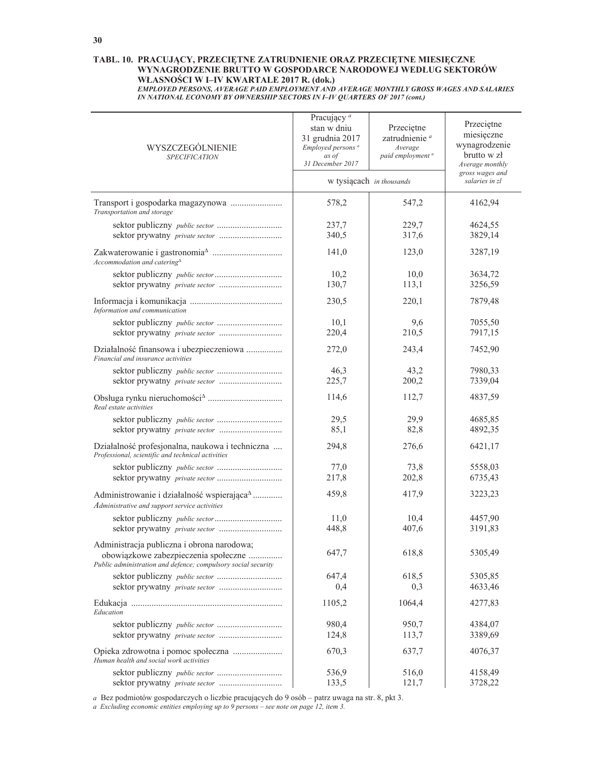**TABL. 10. PRACUJĄCY, PRZECIĘTNE ZATRUDNIENIE ORAZ PRZECIĘTNE MIESIĘCZNE WYNAGRODZENIE BRUTTO W GOSPODARCE NARODOWEJ WEDŁUG SEKTORÓW WŁASNOŚCI W I–IV KWARTALE 2017 R. (dok.)**

*EMPLOYED PERSONS, AVERAGE PAID EMPLOYMENT AND AVERAGE MONTHLY GROSS WAGES AND SALARIES IN NATIONAL ECONOMY BY OWNERSHIP SECTORS IN I–IV QUARTERS OF 2017 (cont.)*

| WYSZCZEGÓLNIENIE *SPECIFICATION* | Pracujący [a] stan w dniu 31 grudnia 2017 *Employed persons [a] as of 31 December 2017* | Przeciętne zatrudnienie [a] *Average paid employment [a]* | Przeciętne miesięczne wynagrodzenie brutto w zł *Average monthly gross wages and salaries in zl* |
|---|---|---|---|
| | w tysiącach *in thousands* | | |
| Transport i gospodarka magazynowa *Transportation and storage* | 578,2 | 547,2 | 4162,94 |
| sektor publiczny *public sector* | 237,7 | 229,7 | 4624,55 |
| sektor prywatny *private sector* | 340,5 | 317,6 | 3829,14 |
| Zakwaterowanie i gastronomia[Δ] *Accommodation and catering[Δ]* | 141,0 | 123,0 | 3287,19 |
| sektor publiczny *public sector* | 10,2 | 10,0 | 3634,72 |
| sektor prywatny *private sector* | 130,7 | 113,1 | 3256,59 |
| Informacja i komunikacja *Information and communication* | 230,5 | 220,1 | 7879,48 |
| sektor publiczny *public sector* | 10,1 | 9,6 | 7055,50 |
| sektor prywatny *private sector* | 220,4 | 210,5 | 7917,15 |
| Działalność finansowa i ubezpieczeniowa *Financial and insurance activities* | 272,0 | 243,4 | 7452,90 |
| sektor publiczny *public sector* | 46,3 | 43,2 | 7980,33 |
| sektor prywatny *private sector* | 225,7 | 200,2 | 7339,04 |
| Obsługa rynku nieruchomości[Δ] *Real estate activities* | 114,6 | 112,7 | 4837,59 |
| sektor publiczny *public sector* | 29,5 | 29,9 | 4685,85 |
| sektor prywatny *private sector* | 85,1 | 82,8 | 4892,35 |
| Działalność profesjonalna, naukowa i techniczna *Professional, scientific and technical activities* | 294,8 | 276,6 | 6421,17 |
| sektor publiczny *public sector* | 77,0 | 73,8 | 5558,03 |
| sektor prywatny *private sector* | 217,8 | 202,8 | 6735,43 |
| Administrowanie i działalność wspierająca[Δ] *Administrative and support service activities* | 459,8 | 417,9 | 3223,23 |
| sektor publiczny *public sector* | 11,0 | 10,4 | 4457,90 |
| sektor prywatny *private sector* | 448,8 | 407,6 | 3191,83 |
| Administracja publiczna i obrona narodowa; obowiązkowe zabezpieczenia społeczne *Public administration and defence; compulsory social security* | 647,7 | 618,8 | 5305,49 |
| sektor publiczny *public sector* | 647,4 | 618,5 | 5305,85 |
| sektor prywatny *private sector* | 0,4 | 0,3 | 4633,46 |
| Edukacja *Education* | 1105,2 | 1064,4 | 4277,83 |
| sektor publiczny *public sector* | 980,4 | 950,7 | 4384,07 |
| sektor prywatny *private sector* | 124,8 | 113,7 | 3389,69 |
| Opieka zdrowotna i pomoc społeczna *Human health and social work activities* | 670,3 | 637,7 | 4076,37 |
| sektor publiczny *public sector* | 536,9 | 516,0 | 4158,49 |
| sektor prywatny *private sector* | 133,5 | 121,7 | 3728,22 |

*a* Bez podmiotów gospodarczych o liczbie pracujących do 9 osób – patrz uwaga na str. 8, pkt 3.
*a Excluding economic entities employing up to 9 persons – see note on page 12, item 3.*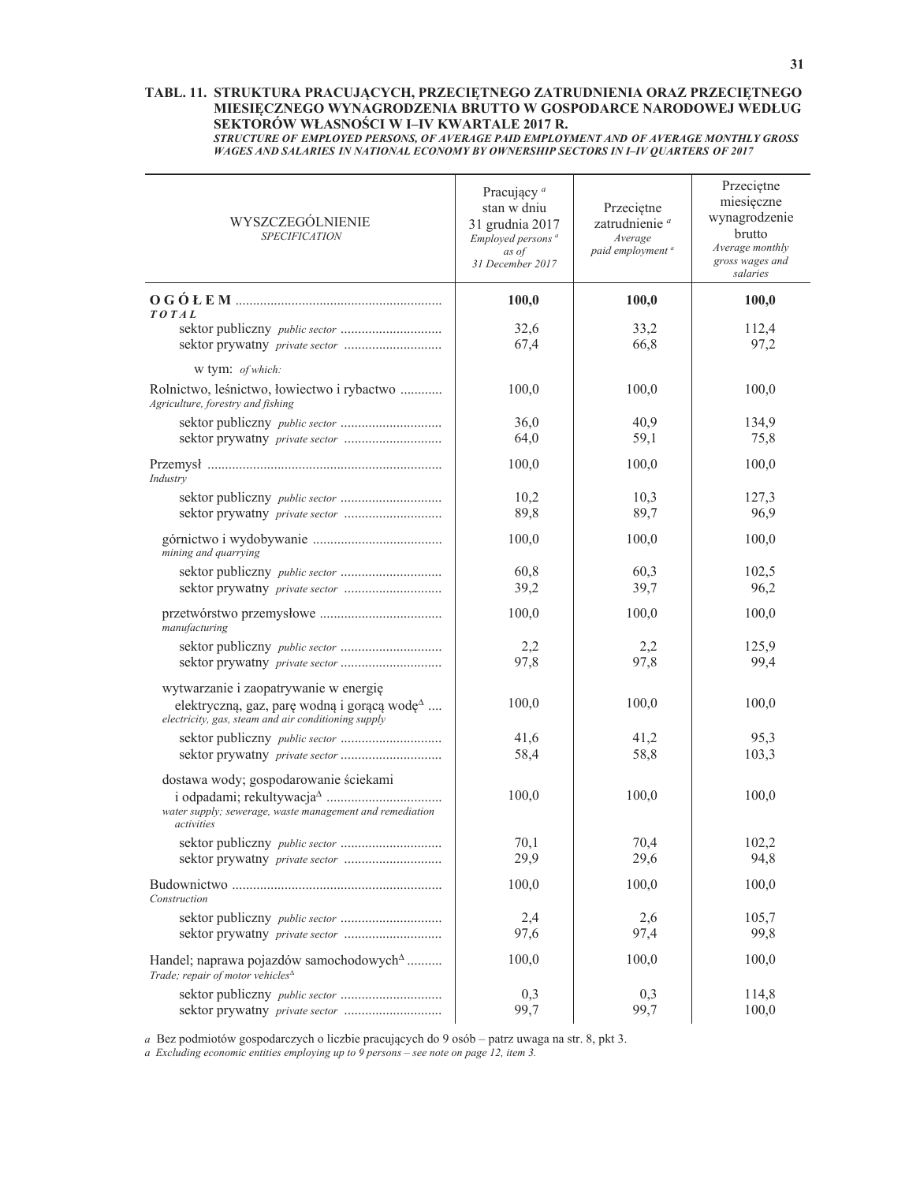**TABL. 11. STRUKTURA PRACUJĄCYCH, PRZECIĘTNEGO ZATRUDNIENIA ORAZ PRZECIĘTNEGO MIESIĘCZNEGO WYNAGRODZENIA BRUTTO W GOSPODARCE NARODOWEJ WEDŁUG SEKTORÓW WŁASNOŚCI W I–IV KWARTALE 2017 R.**

***STRUCTURE OF EMPLOYED PERSONS, OF AVERAGE PAID EMPLOYMENT AND OF AVERAGE MONTHLY GROSS WAGES AND SALARIES IN NATIONAL ECONOMY BY OWNERSHIP SECTORS IN I–IV QUARTERS OF 2017***

| WYSZCZEGÓLNIENIE *SPECIFICATION* | Pracujący [a] stan w dniu 31 grudnia 2017 *Employed persons [a] as of 31 December 2017* | Przeciętne zatrudnienie [a] *Average paid employment [a]* | Przeciętne miesięczne wynagrodzenie brutto *Average monthly gross wages and salaries* |
|---|---|---|---|
| **O G Ó Ł E M** *TOTAL* | **100,0** | **100,0** | **100,0** |
| sektor publiczny *public sector* | 32,6 | 33,2 | 112,4 |
| sektor prywatny *private sector* | 67,4 | 66,8 | 97,2 |
| w tym: *of which:* | | | |
| Rolnictwo, leśnictwo, łowiectwo i rybactwo *Agriculture, forestry and fishing* | 100,0 | 100,0 | 100,0 |
| sektor publiczny *public sector* | 36,0 | 40,9 | 134,9 |
| sektor prywatny *private sector* | 64,0 | 59,1 | 75,8 |
| Przemysł *Industry* | 100,0 | 100,0 | 100,0 |
| sektor publiczny *public sector* | 10,2 | 10,3 | 127,3 |
| sektor prywatny *private sector* | 89,8 | 89,7 | 96,9 |
| górnictwo i wydobywanie *mining and quarrying* | 100,0 | 100,0 | 100,0 |
| sektor publiczny *public sector* | 60,8 | 60,3 | 102,5 |
| sektor prywatny *private sector* | 39,2 | 39,7 | 96,2 |
| przetwórstwo przemysłowe *manufacturing* | 100,0 | 100,0 | 100,0 |
| sektor publiczny *public sector* | 2,2 | 2,2 | 125,9 |
| sektor prywatny *private sector* | 97,8 | 97,8 | 99,4 |
| wytwarzanie i zaopatrywanie w energię elektryczną, gaz, parę wodną i gorącą wodę[Δ] *electricity, gas, steam and air conditioning supply* | 100,0 | 100,0 | 100,0 |
| sektor publiczny *public sector* | 41,6 | 41,2 | 95,3 |
| sektor prywatny *private sector* | 58,4 | 58,8 | 103,3 |
| dostawa wody; gospodarowanie ściekami i odpadami; rekultywacja[Δ] *water supply; sewerage, waste management and remediation activities* | 100,0 | 100,0 | 100,0 |
| sektor publiczny *public sector* | 70,1 | 70,4 | 102,2 |
| sektor prywatny *private sector* | 29,9 | 29,6 | 94,8 |
| Budownictwo *Construction* | 100,0 | 100,0 | 100,0 |
| sektor publiczny *public sector* | 2,4 | 2,6 | 105,7 |
| sektor prywatny *private sector* | 97,6 | 97,4 | 99,8 |
| Handel; naprawa pojazdów samochodowych[Δ] *Trade; repair of motor vehicles[Δ]* | 100,0 | 100,0 | 100,0 |
| sektor publiczny *public sector* | 0,3 | 0,3 | 114,8 |
| sektor prywatny *private sector* | 99,7 | 99,7 | 100,0 |

*a* Bez podmiotów gospodarczych o liczbie pracujących do 9 osób – patrz uwaga na str. 8, pkt 3.
*a Excluding economic entities employing up to 9 persons – see note on page 12, item 3.*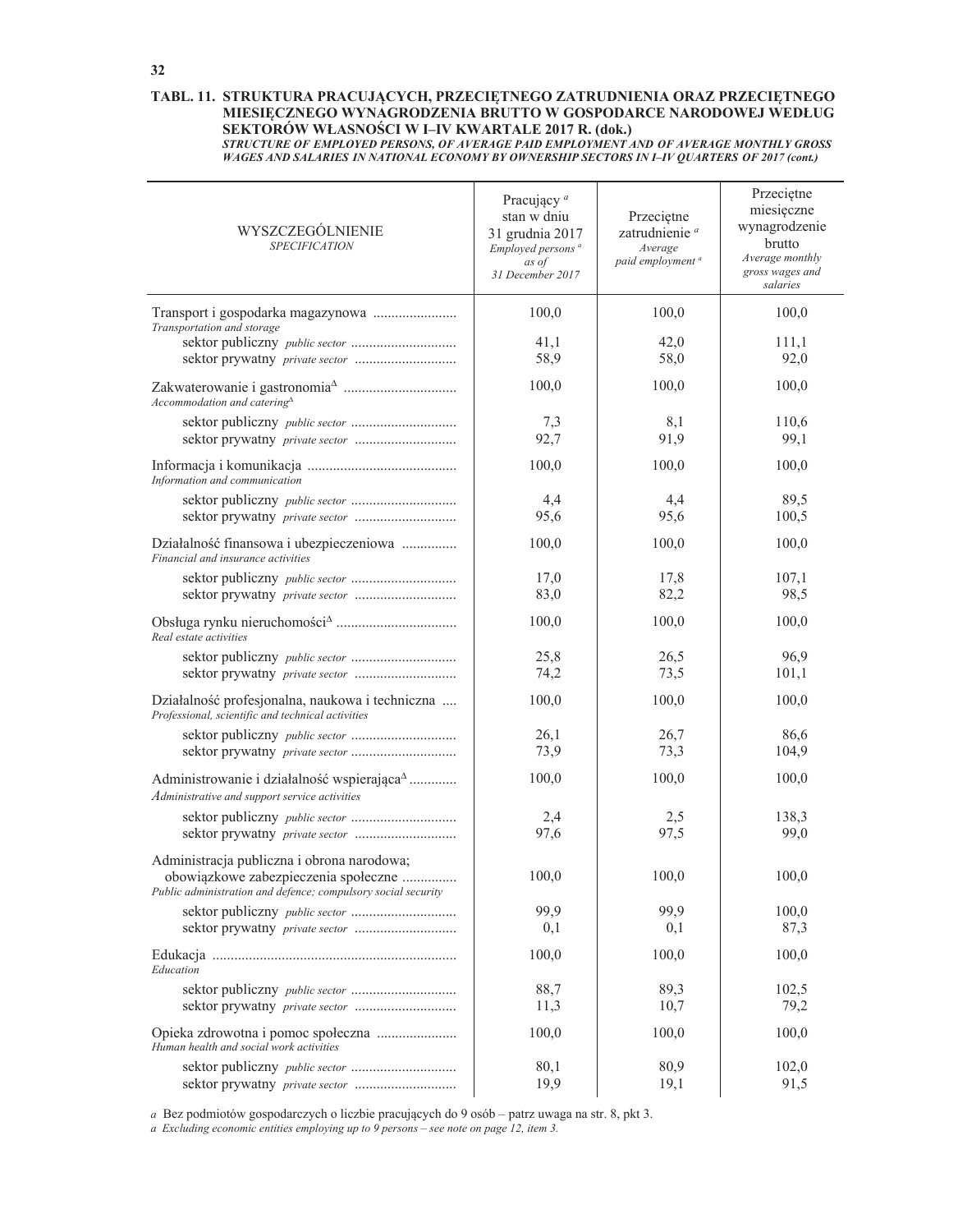**TABL. 11. STRUKTURA PRACUJĄCYCH, PRZECIĘTNEGO ZATRUDNIENIA ORAZ PRZECIĘTNEGO MIESIĘCZNEGO WYNAGRODZENIA BRUTTO W GOSPODARCE NARODOWEJ WEDŁUG SEKTORÓW WŁASNOŚCI W I–IV KWARTALE 2017 R. (dok.)**

***STRUCTURE OF EMPLOYED PERSONS, OF AVERAGE PAID EMPLOYMENT AND OF AVERAGE MONTHLY GROSS WAGES AND SALARIES IN NATIONAL ECONOMY BY OWNERSHIP SECTORS IN I–IV QUARTERS OF 2017 (cont.)***

| WYSZCZEGÓLNIENIE *SPECIFICATION* | Pracujący [a] stan w dniu 31 grudnia 2017 *Employed persons [a] as of 31 December 2017* | Przeciętne zatrudnienie [a] *Average paid employment [a]* | Przeciętne miesięczne wynagrodzenie brutto *Average monthly gross wages and salaries* |
|---|---|---|---|
| Transport i gospodarka magazynowa *Transportation and storage* | 100,0 | 100,0 | 100,0 |
| sektor publiczny *public sector* | 41,1 | 42,0 | 111,1 |
| sektor prywatny *private sector* | 58,9 | 58,0 | 92,0 |
| Zakwaterowanie i gastronomia[Δ] *Accommodation and catering[Δ]* | 100,0 | 100,0 | 100,0 |
| sektor publiczny *public sector* | 7,3 | 8,1 | 110,6 |
| sektor prywatny *private sector* | 92,7 | 91,9 | 99,1 |
| Informacja i komunikacja *Information and communication* | 100,0 | 100,0 | 100,0 |
| sektor publiczny *public sector* | 4,4 | 4,4 | 89,5 |
| sektor prywatny *private sector* | 95,6 | 95,6 | 100,5 |
| Działalność finansowa i ubezpieczeniowa *Financial and insurance activities* | 100,0 | 100,0 | 100,0 |
| sektor publiczny *public sector* | 17,0 | 17,8 | 107,1 |
| sektor prywatny *private sector* | 83,0 | 82,2 | 98,5 |
| Obsługa rynku nieruchomości[Δ] *Real estate activities* | 100,0 | 100,0 | 100,0 |
| sektor publiczny *public sector* | 25,8 | 26,5 | 96,9 |
| sektor prywatny *private sector* | 74,2 | 73,5 | 101,1 |
| Działalność profesjonalna, naukowa i techniczna *Professional, scientific and technical activities* | 100,0 | 100,0 | 100,0 |
| sektor publiczny *public sector* | 26,1 | 26,7 | 86,6 |
| sektor prywatny *private sector* | 73,9 | 73,3 | 104,9 |
| Administrowanie i działalność wspierająca[Δ] *Administrative and support service activities* | 100,0 | 100,0 | 100,0 |
| sektor publiczny *public sector* | 2,4 | 2,5 | 138,3 |
| sektor prywatny *private sector* | 97,6 | 97,5 | 99,0 |
| Administracja publiczna i obrona narodowa; obowiązkowe zabezpieczenia społeczne *Public administration and defence; compulsory social security* | 100,0 | 100,0 | 100,0 |
| sektor publiczny *public sector* | 99,9 | 99,9 | 100,0 |
| sektor prywatny *private sector* | 0,1 | 0,1 | 87,3 |
| Edukacja *Education* | 100,0 | 100,0 | 100,0 |
| sektor publiczny *public sector* | 88,7 | 89,3 | 102,5 |
| sektor prywatny *private sector* | 11,3 | 10,7 | 79,2 |
| Opieka zdrowotna i pomoc społeczna *Human health and social work activities* | 100,0 | 100,0 | 100,0 |
| sektor publiczny *public sector* | 80,1 | 80,9 | 102,0 |
| sektor prywatny *private sector* | 19,9 | 19,1 | 91,5 |

*a* Bez podmiotów gospodarczych o liczbie pracujących do 9 osób – patrz uwaga na str. 8, pkt 3.

*a Excluding economic entities employing up to 9 persons – see note on page 12, item 3.*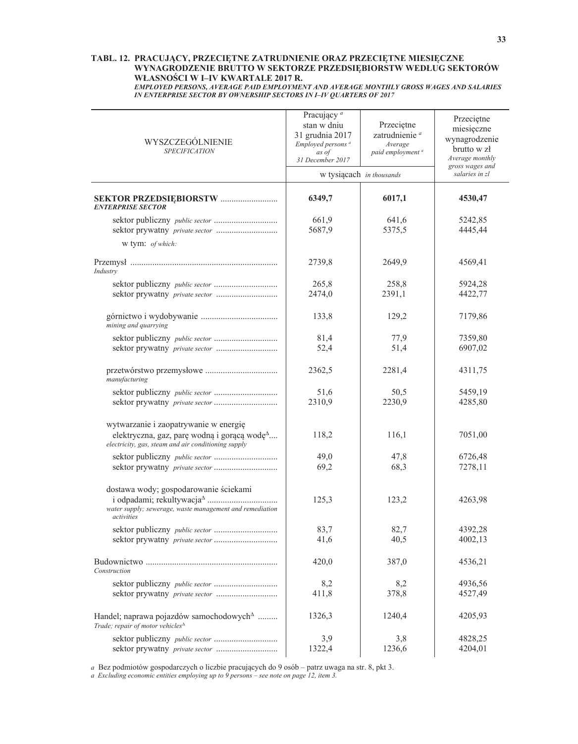**TABL. 12. PRACUJĄCY, PRZECIĘTNE ZATRUDNIENIE ORAZ PRZECIĘTNE MIESIĘCZNE WYNAGRODZENIE BRUTTO W SEKTORZE PRZEDSIĘBIORSTW WEDŁUG SEKTORÓW WŁASNOŚCI W I–IV KWARTALE 2017 R.**
***EMPLOYED PERSONS, AVERAGE PAID EMPLOYMENT AND AVERAGE MONTHLY GROSS WAGES AND SALARIES IN ENTERPRISE SECTOR BY OWNERSHIP SECTORS IN I–IV QUARTERS OF 2017***

| WYSZCZEGÓLNIENIE *SPECIFICATION* | Pracujący [a] stan w dniu 31 grudnia 2017 *Employed persons [a] as of 31 December 2017* | Przeciętne zatrudnienie [a] *Average paid employment [a]* | Przeciętne miesięczne wynagrodzenie brutto w zł *Average monthly gross wages and salaries in zl* |
|---|---|---|---|
| | w tysiącach *in thousands* | | |
| **SEKTOR PRZEDSIĘBIORSTW** ***ENTERPRISE SECTOR*** | **6349,7** | **6017,1** | **4530,47** |
| sektor publiczny *public sector* | 661,9 | 641,6 | 5242,85 |
| sektor prywatny *private sector* | 5687,9 | 5375,5 | 4445,44 |
| w tym: *of which:* | | | |
| Przemysł *Industry* | 2739,8 | 2649,9 | 4569,41 |
| sektor publiczny *public sector* | 265,8 | 258,8 | 5924,28 |
| sektor prywatny *private sector* | 2474,0 | 2391,1 | 4422,77 |
| górnictwo i wydobywanie *mining and quarrying* | 133,8 | 129,2 | 7179,86 |
| sektor publiczny *public sector* | 81,4 | 77,9 | 7359,80 |
| sektor prywatny *private sector* | 52,4 | 51,4 | 6907,02 |
| przetwórstwo przemysłowe *manufacturing* | 2362,5 | 2281,4 | 4311,75 |
| sektor publiczny *public sector* | 51,6 | 50,5 | 5459,19 |
| sektor prywatny *private sector* | 2310,9 | 2230,9 | 4285,80 |
| wytwarzanie i zaopatrywanie w energię elektryczną, gaz, parę wodną i gorącą wodę[Δ] *electricity, gas, steam and air conditioning supply* | 118,2 | 116,1 | 7051,00 |
| sektor publiczny *public sector* | 49,0 | 47,8 | 6726,48 |
| sektor prywatny *private sector* | 69,2 | 68,3 | 7278,11 |
| dostawa wody; gospodarowanie ściekami i odpadami; rekultywacja[Δ] *water supply; sewerage, waste management and remediation activities* | 125,3 | 123,2 | 4263,98 |
| sektor publiczny *public sector* | 83,7 | 82,7 | 4392,28 |
| sektor prywatny *private sector* | 41,6 | 40,5 | 4002,13 |
| Budownictwo *Construction* | 420,0 | 387,0 | 4536,21 |
| sektor publiczny *public sector* | 8,2 | 8,2 | 4936,56 |
| sektor prywatny *private sector* | 411,8 | 378,8 | 4527,49 |
| Handel; naprawa pojazdów samochodowych[Δ] *Trade; repair of motor vehicles[Δ]* | 1326,3 | 1240,4 | 4205,93 |
| sektor publiczny *public sector* | 3,9 | 3,8 | 4828,25 |
| sektor prywatny *private sector* | 1322,4 | 1236,6 | 4204,01 |

*a* Bez podmiotów gospodarczych o liczbie pracujących do 9 osób – patrz uwaga na str. 8, pkt 3.
*a Excluding economic entities employing up to 9 persons – see note on page 12, item 3.*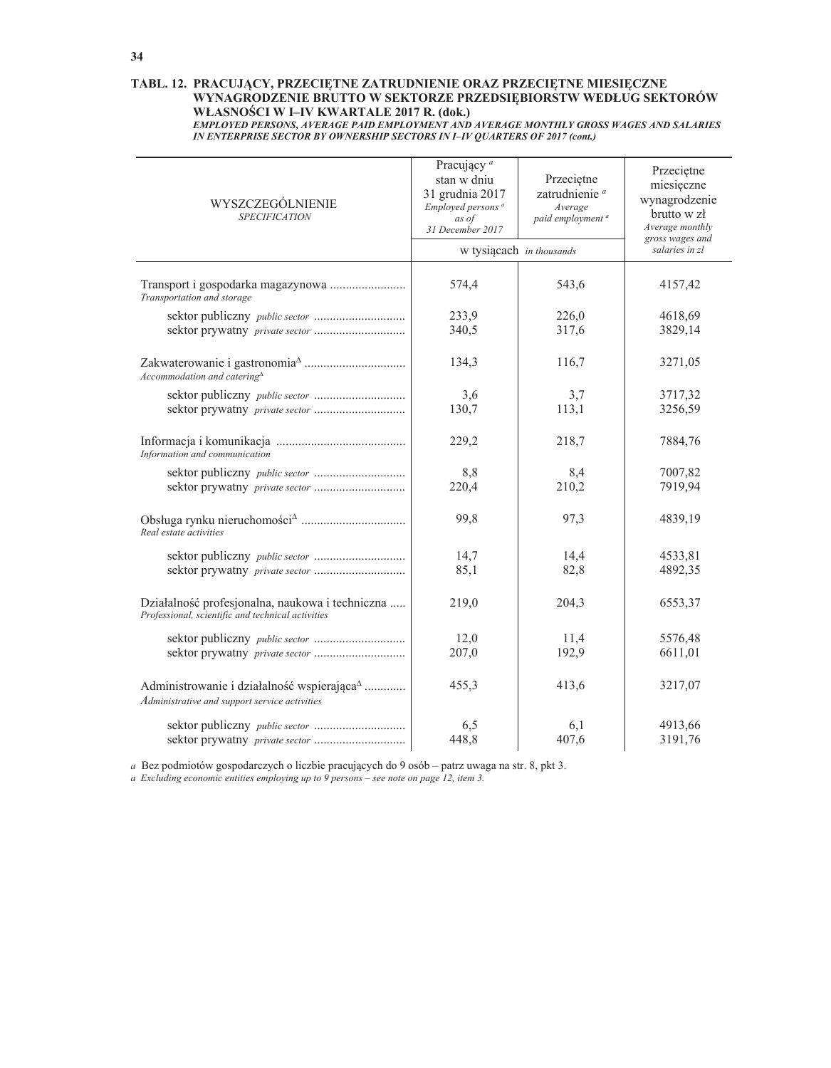**TABL. 12. PRACUJĄCY, PRZECIĘTNE ZATRUDNIENIE ORAZ PRZECIĘTNE MIESIĘCZNE WYNAGRODZENIE BRUTTO W SEKTORZE PRZEDSIĘBIORSTW WEDŁUG SEKTORÓW WŁASNOŚCI W I–IV KWARTALE 2017 R. (dok.)**
***EMPLOYED PERSONS, AVERAGE PAID EMPLOYMENT AND AVERAGE MONTHLY GROSS WAGES AND SALARIES IN ENTERPRISE SECTOR BY OWNERSHIP SECTORS IN I–IV QUARTERS OF 2017 (cont.)***

| WYSZCZEGÓLNIENIE *SPECIFICATION* | Pracujący [a] stan w dniu 31 grudnia 2017 *Employed persons [a] as of 31 December 2017* | Przeciętne zatrudnienie [a] *Average paid employment [a]* | Przeciętne miesięczne wynagrodzenie brutto w zł *Average monthly gross wages and salaries in zl* |
|---|---|---|---|
| | w tysiącach *in thousands* | | |
| Transport i gospodarka magazynowa *Transportation and storage* | 574,4 | 543,6 | 4157,42 |
| sektor publiczny *public sector* | 233,9 | 226,0 | 4618,69 |
| sektor prywatny *private sector* | 340,5 | 317,6 | 3829,14 |
| Zakwaterowanie i gastronomia[Δ] *Accommodation and catering[Δ]* | 134,3 | 116,7 | 3271,05 |
| sektor publiczny *public sector* | 3,6 | 3,7 | 3717,32 |
| sektor prywatny *private sector* | 130,7 | 113,1 | 3256,59 |
| Informacja i komunikacja *Information and communication* | 229,2 | 218,7 | 7884,76 |
| sektor publiczny *public sector* | 8,8 | 8,4 | 7007,82 |
| sektor prywatny *private sector* | 220,4 | 210,2 | 7919,94 |
| Obsługa rynku nieruchomości[Δ] *Real estate activities* | 99,8 | 97,3 | 4839,19 |
| sektor publiczny *public sector* | 14,7 | 14,4 | 4533,81 |
| sektor prywatny *private sector* | 85,1 | 82,8 | 4892,35 |
| Działalność profesjonalna, naukowa i techniczna *Professional, scientific and technical activities* | 219,0 | 204,3 | 6553,37 |
| sektor publiczny *public sector* | 12,0 | 11,4 | 5576,48 |
| sektor prywatny *private sector* | 207,0 | 192,9 | 6611,01 |
| Administrowanie i działalność wspierająca[Δ] *Administrative and support service activities* | 455,3 | 413,6 | 3217,07 |
| sektor publiczny *public sector* | 6,5 | 6,1 | 4913,66 |
| sektor prywatny *private sector* | 448,8 | 407,6 | 3191,76 |

*a* Bez podmiotów gospodarczych o liczbie pracujących do 9 osób – patrz uwaga na str. 8, pkt 3.
*a Excluding economic entities employing up to 9 persons – see note on page 12, item 3.*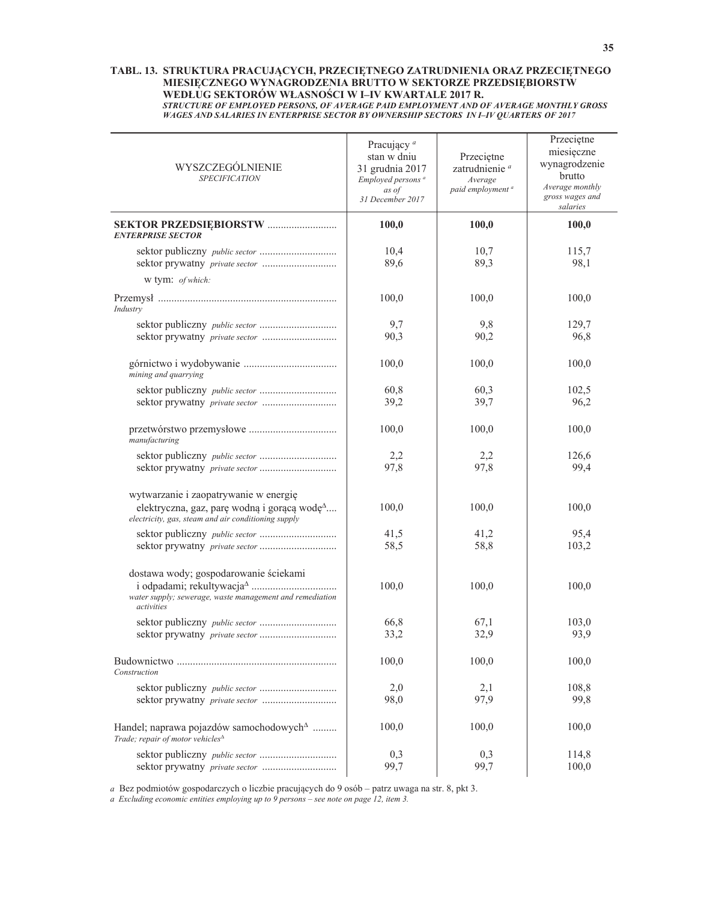## TABL. 13. STRUKTURA PRACUJĄCYCH, PRZECIĘTNEGO ZATRUDNIENIA ORAZ PRZECIĘTNEGO MIESIĘCZNEGO WYNAGRODZENIA BRUTTO W SEKTORZE PRZEDSIĘBIORSTW WEDŁUG SEKTORÓW WŁASNOŚCI W I–IV KWARTALE 2017 R.

***STRUCTURE OF EMPLOYED PERSONS, OF AVERAGE PAID EMPLOYMENT AND OF AVERAGE MONTHLY GROSS WAGES AND SALARIES IN ENTERPRISE SECTOR BY OWNERSHIP SECTORS IN I–IV QUARTERS OF 2017***

| WYSZCZEGÓLNIENIE *SPECIFICATION* | Pracujący [a] stan w dniu 31 grudnia 2017 *Employed persons [a] as of 31 December 2017* | Przeciętne zatrudnienie [a] *Average paid employment [a]* | Przeciętne miesięczne wynagrodzenie brutto *Average monthly gross wages and salaries* |
|---|---|---|---|
| **SEKTOR PRZEDSIĘBIORSTW** *ENTERPRISE SECTOR* | **100,0** | **100,0** | **100,0** |
| sektor publiczny *public sector* | 10,4 | 10,7 | 115,7 |
| sektor prywatny *private sector* | 89,6 | 89,3 | 98,1 |
| w tym: *of which:* | | | |
| Przemysł *Industry* | 100,0 | 100,0 | 100,0 |
| sektor publiczny *public sector* | 9,7 | 9,8 | 129,7 |
| sektor prywatny *private sector* | 90,3 | 90,2 | 96,8 |
| górnictwo i wydobywanie *mining and quarrying* | 100,0 | 100,0 | 100,0 |
| sektor publiczny *public sector* | 60,8 | 60,3 | 102,5 |
| sektor prywatny *private sector* | 39,2 | 39,7 | 96,2 |
| przetwórstwo przemysłowe *manufacturing* | 100,0 | 100,0 | 100,0 |
| sektor publiczny *public sector* | 2,2 | 2,2 | 126,6 |
| sektor prywatny *private sector* | 97,8 | 97,8 | 99,4 |
| wytwarzanie i zaopatrywanie w energię elektryczną, gaz, parę wodną i gorącą wodę[Δ] *electricity, gas, steam and air conditioning supply* | 100,0 | 100,0 | 100,0 |
| sektor publiczny *public sector* | 41,5 | 41,2 | 95,4 |
| sektor prywatny *private sector* | 58,5 | 58,8 | 103,2 |
| dostawa wody; gospodarowanie ściekami i odpadami; rekultywacja[Δ] *water supply; sewerage, waste management and remediation activities* | 100,0 | 100,0 | 100,0 |
| sektor publiczny *public sector* | 66,8 | 67,1 | 103,0 |
| sektor prywatny *private sector* | 33,2 | 32,9 | 93,9 |
| Budownictwo *Construction* | 100,0 | 100,0 | 100,0 |
| sektor publiczny *public sector* | 2,0 | 2,1 | 108,8 |
| sektor prywatny *private sector* | 98,0 | 97,9 | 99,8 |
| Handel; naprawa pojazdów samochodowych[Δ] *Trade; repair of motor vehicles[Δ]* | 100,0 | 100,0 | 100,0 |
| sektor publiczny *public sector* | 0,3 | 0,3 | 114,8 |
| sektor prywatny *private sector* | 99,7 | 99,7 | 100,0 |

*a* Bez podmiotów gospodarczych o liczbie pracujących do 9 osób – patrz uwaga na str. 8, pkt 3.
*a Excluding economic entities employing up to 9 persons – see note on page 12, item 3.*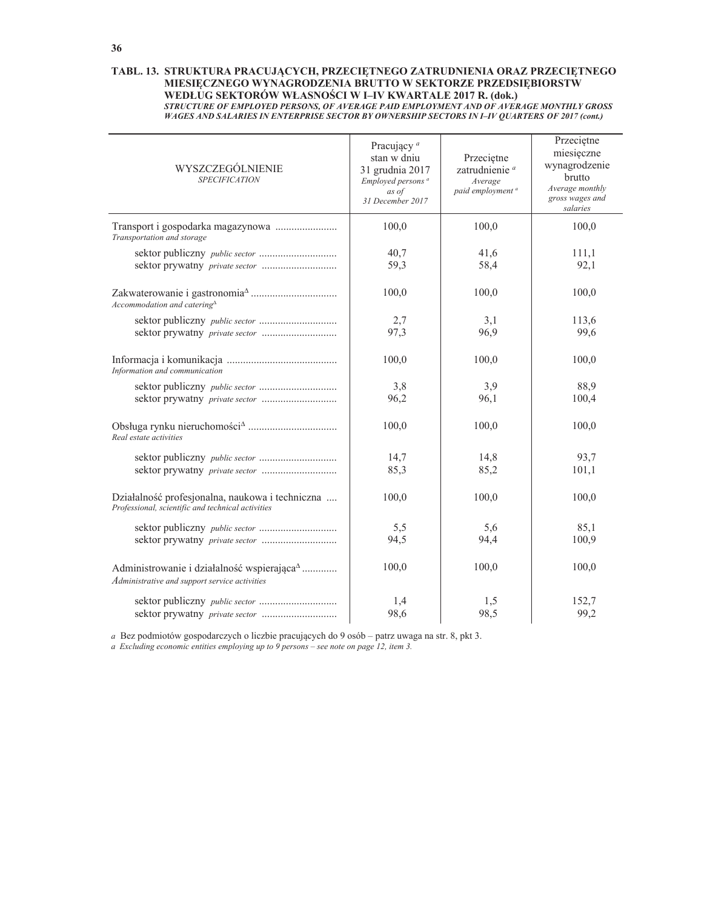**TABL. 13. STRUKTURA PRACUJĄCYCH, PRZECIĘTNEGO ZATRUDNIENIA ORAZ PRZECIĘTNEGO MIESIĘCZNEGO WYNAGRODZENIA BRUTTO W SEKTORZE PRZEDSIĘBIORSTW WEDŁUG SEKTORÓW WŁASNOŚCI W I–IV KWARTALE 2017 R. (dok.)**
***STRUCTURE OF EMPLOYED PERSONS, OF AVERAGE PAID EMPLOYMENT AND OF AVERAGE MONTHLY GROSS WAGES AND SALARIES IN ENTERPRISE SECTOR BY OWNERSHIP SECTORS IN I–IV QUARTERS OF 2017 (cont.)***

| WYSZCZEGÓLNIENIE *SPECIFICATION* | Pracujący [a] stan w dniu 31 grudnia 2017 *Employed persons [a] as of 31 December 2017* | Przeciętne zatrudnienie [a] *Average paid employment [a]* | Przeciętne miesięczne wynagrodzenie brutto *Average monthly gross wages and salaries* |
|---|---|---|---|
| Transport i gospodarka magazynowa *Transportation and storage* | 100,0 | 100,0 | 100,0 |
| sektor publiczny *public sector* | 40,7 | 41,6 | 111,1 |
| sektor prywatny *private sector* | 59,3 | 58,4 | 92,1 |
| Zakwaterowanie i gastronomia[Δ] *Accommodation and catering[Δ]* | 100,0 | 100,0 | 100,0 |
| sektor publiczny *public sector* | 2,7 | 3,1 | 113,6 |
| sektor prywatny *private sector* | 97,3 | 96,9 | 99,6 |
| Informacja i komunikacja *Information and communication* | 100,0 | 100,0 | 100,0 |
| sektor publiczny *public sector* | 3,8 | 3,9 | 88,9 |
| sektor prywatny *private sector* | 96,2 | 96,1 | 100,4 |
| Obsługa rynku nieruchomości[Δ] *Real estate activities* | 100,0 | 100,0 | 100,0 |
| sektor publiczny *public sector* | 14,7 | 14,8 | 93,7 |
| sektor prywatny *private sector* | 85,3 | 85,2 | 101,1 |
| Działalność profesjonalna, naukowa i techniczna *Professional, scientific and technical activities* | 100,0 | 100,0 | 100,0 |
| sektor publiczny *public sector* | 5,5 | 5,6 | 85,1 |
| sektor prywatny *private sector* | 94,5 | 94,4 | 100,9 |
| Administrowanie i działalność wspierająca[Δ] *Administrative and support service activities* | 100,0 | 100,0 | 100,0 |
| sektor publiczny *public sector* | 1,4 | 1,5 | 152,7 |
| sektor prywatny *private sector* | 98,6 | 98,5 | 99,2 |

*a* Bez podmiotów gospodarczych o liczbie pracujących do 9 osób – patrz uwaga na str. 8, pkt 3.
*a Excluding economic entities employing up to 9 persons – see note on page 12, item 3.*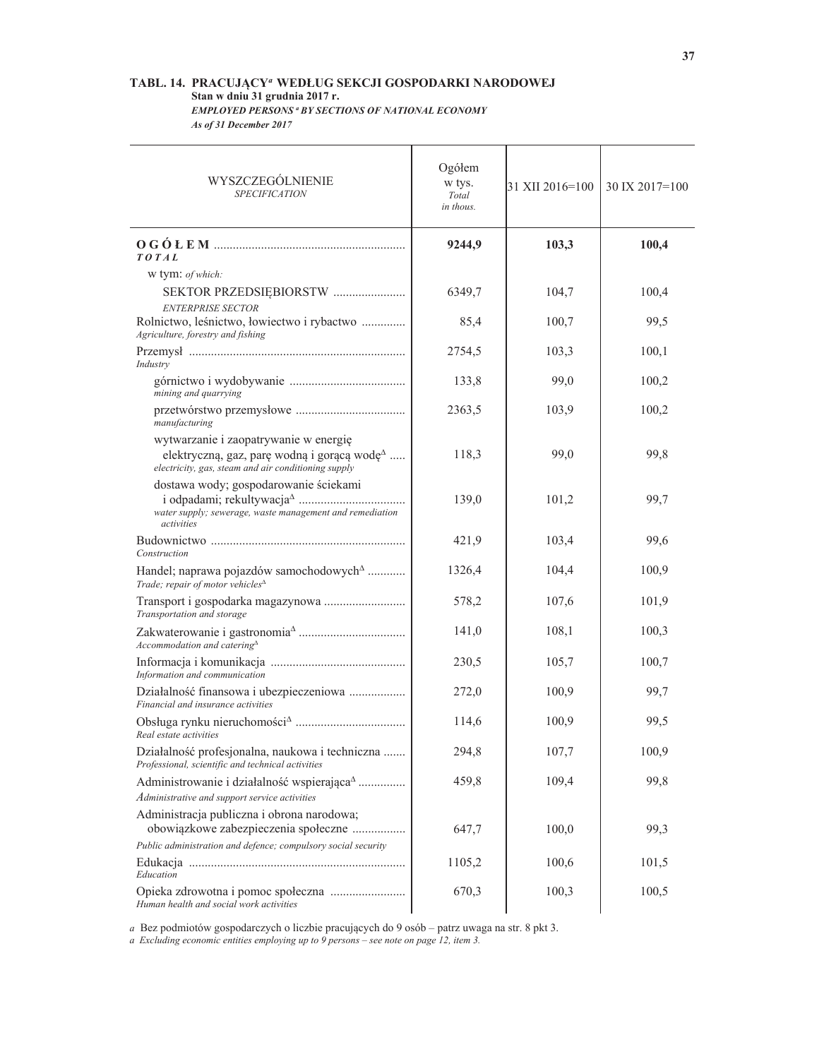**TABL. 14. PRACUJĄCY[a] WEDŁUG SEKCJI GOSPODARKI NARODOWEJ**
**Stan w dniu 31 grudnia 2017 r.**
***EMPLOYED PERSONS [a] BY SECTIONS OF NATIONAL ECONOMY***
***As of 31 December 2017***

| WYSZCZEGÓLNIENIE *SPECIFICATION* | Ogółem w tys. *Total in thous.* | 31 XII 2016=100 | 30 IX 2017=100 |
|---|---|---|---|
| **O G Ó Ł E M** ***TOTAL*** | **9244,9** | **103,3** | **100,4** |
| w tym: *of which:* | | | |
| SEKTOR PRZEDSIĘBIORSTW *ENTERPRISE SECTOR* | 6349,7 | 104,7 | 100,4 |
| Rolnictwo, leśnictwo, łowiectwo i rybactwo *Agriculture, forestry and fishing* | 85,4 | 100,7 | 99,5 |
| Przemysł *Industry* | 2754,5 | 103,3 | 100,1 |
| górnictwo i wydobywanie *mining and quarrying* | 133,8 | 99,0 | 100,2 |
| przetwórstwo przemysłowe *manufacturing* | 2363,5 | 103,9 | 100,2 |
| wytwarzanie i zaopatrywanie w energię elektryczną, gaz, parę wodną i gorącą wodę[Δ] *electricity, gas, steam and air conditioning supply* | 118,3 | 99,0 | 99,8 |
| dostawa wody; gospodarowanie ściekami i odpadami; rekultywacja[Δ] *water supply; sewerage, waste management and remediation activities* | 139,0 | 101,2 | 99,7 |
| Budownictwo *Construction* | 421,9 | 103,4 | 99,6 |
| Handel; naprawa pojazdów samochodowych[Δ] *Trade; repair of motor vehicles[Δ]* | 1326,4 | 104,4 | 100,9 |
| Transport i gospodarka magazynowa *Transportation and storage* | 578,2 | 107,6 | 101,9 |
| Zakwaterowanie i gastronomia[Δ] *Accommodation and catering[Δ]* | 141,0 | 108,1 | 100,3 |
| Informacja i komunikacja *Information and communication* | 230,5 | 105,7 | 100,7 |
| Działalność finansowa i ubezpieczeniowa *Financial and insurance activities* | 272,0 | 100,9 | 99,7 |
| Obsługa rynku nieruchomości[Δ] *Real estate activities* | 114,6 | 100,9 | 99,5 |
| Działalność profesjonalna, naukowa i techniczna *Professional, scientific and technical activities* | 294,8 | 107,7 | 100,9 |
| Administrowanie i działalność wspierająca[Δ] *Administrative and support service activities* | 459,8 | 109,4 | 99,8 |
| Administracja publiczna i obrona narodowa; obowiązkowe zabezpieczenia społeczne *Public administration and defence; compulsory social security* | 647,7 | 100,0 | 99,3 |
| Edukacja *Education* | 1105,2 | 100,6 | 101,5 |
| Opieka zdrowotna i pomoc społeczna *Human health and social work activities* | 670,3 | 100,3 | 100,5 |

*a* Bez podmiotów gospodarczych o liczbie pracujących do 9 osób – patrz uwaga na str. 8 pkt 3.
*a Excluding economic entities employing up to 9 persons – see note on page 12, item 3.*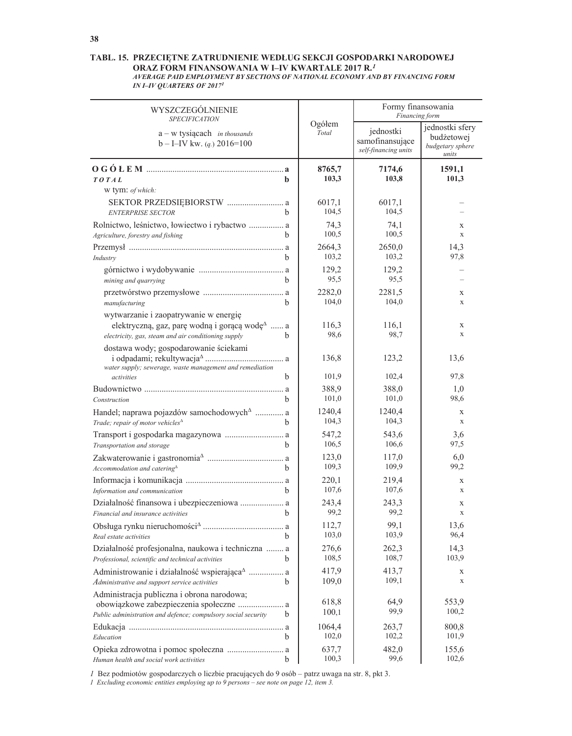## TABL. 15. PRZECIĘTNE ZATRUDNIENIE WEDŁUG SEKCJI GOSPODARKI NARODOWEJ ORAZ FORM FINANSOWANIA W I–IV KWARTALE 2017 R.[1]

*AVERAGE PAID EMPLOYMENT BY SECTIONS OF NATIONAL ECONOMY AND BY FINANCING FORM IN I–IV QUARTERS OF 2017[1]*

| WYSZCZEGÓLNIENIE *SPECIFICATION* a – w tysiącach *in thousands* b – I–IV kw. (*q.*) 2016=100 | | Ogółem *Total* | Formy finansowania *Financing form* | |
|---|---|---|---|---|
| | | | jednostki samofinansujące *self-financing units* | jednostki sfery budżetowej *budgetary sphere units* |
| **O G Ó Ł E M** | a | **8765,7** | **7174,6** | **1591,1** |
| ***TOTAL*** | b | **103,3** | **103,8** | **101,3** |
| w tym: *of which:* | | | | |
| SEKTOR PRZEDSIĘBIORSTW | a | 6017,1 | 6017,1 | – |
| *ENTERPRISE SECTOR* | b | 104,5 | 104,5 | – |
| Rolnictwo, leśnictwo, łowiectwo i rybactwo | a | 74,3 | 74,1 | x |
| *Agriculture, forestry and fishing* | b | 100,5 | 100,5 | x |
| Przemysł | a | 2664,3 | 2650,0 | 14,3 |
| *Industry* | b | 103,2 | 103,2 | 97,8 |
| górnictwo i wydobywanie | a | 129,2 | 129,2 | – |
| *mining and quarrying* | b | 95,5 | 95,5 | – |
| przetwórstwo przemysłowe | a | 2282,0 | 2281,5 | x |
| *manufacturing* | b | 104,0 | 104,0 | x |
| wytwarzanie i zaopatrywanie w energię elektryczną, gaz, parę wodną i gorącą wodę$^{\Delta}$ | a | 116,3 | 116,1 | x |
| *electricity, gas, steam and air conditioning supply* | b | 98,6 | 98,7 | x |
| dostawa wody; gospodarowanie ściekami i odpadami; rekultywacja$^{\Delta}$ | a | 136,8 | 123,2 | 13,6 |
| *water supply; sewerage, waste management and remediation activities* | b | 101,9 | 102,4 | 97,8 |
| Budownictwo | a | 388,9 | 388,0 | 1,0 |
| *Construction* | b | 101,0 | 101,0 | 98,6 |
| Handel; naprawa pojazdów samochodowych$^{\Delta}$ | a | 1240,4 | 1240,4 | x |
| *Trade; repair of motor vehicles*$^{\Delta}$ | b | 104,3 | 104,3 | x |
| Transport i gospodarka magazynowa | a | 547,2 | 543,6 | 3,6 |
| *Transportation and storage* | b | 106,5 | 106,6 | 97,5 |
| Zakwaterowanie i gastronomia$^{\Delta}$ | a | 123,0 | 117,0 | 6,0 |
| *Accommodation and catering*$^{\Delta}$ | b | 109,3 | 109,9 | 99,2 |
| Informacja i komunikacja | a | 220,1 | 219,4 | x |
| *Information and communication* | b | 107,6 | 107,6 | x |
| Działalność finansowa i ubezpieczeniowa | a | 243,4 | 243,3 | x |
| *Financial and insurance activities* | b | 99,2 | 99,2 | x |
| Obsługa rynku nieruchomości$^{\Delta}$ | a | 112,7 | 99,1 | 13,6 |
| *Real estate activities* | b | 103,0 | 103,9 | 96,4 |
| Działalność profesjonalna, naukowa i techniczna | a | 276,6 | 262,3 | 14,3 |
| *Professional, scientific and technical activities* | b | 108,5 | 108,7 | 103,9 |
| Administrowanie i działalność wspierająca$^{\Delta}$ | a | 417,9 | 413,7 | x |
| *Administrative and support service activities* | b | 109,0 | 109,1 | x |
| Administracja publiczna i obrona narodowa; obowiązkowe zabezpieczenia społeczne | a | 618,8 | 64,9 | 553,9 |
| *Public administration and defence; compulsory social security* | b | 100,1 | 99,9 | 100,2 |
| Edukacja | a | 1064,4 | 263,7 | 800,8 |
| *Education* | b | 102,0 | 102,2 | 101,9 |
| Opieka zdrowotna i pomoc społeczna | a | 637,7 | 482,0 | 155,6 |
| *Human health and social work activities* | b | 100,3 | 99,6 | 102,6 |

*1* Bez podmiotów gospodarczych o liczbie pracujących do 9 osób – patrz uwaga na str. 8, pkt 3.
*1 Excluding economic entities employing up to 9 persons – see note on page 12, item 3.*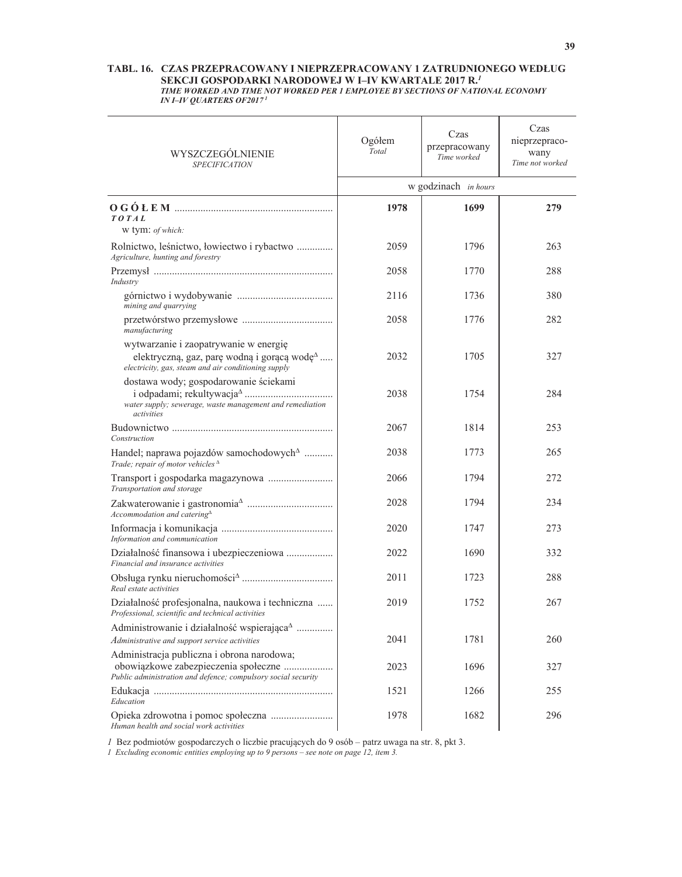**TABL. 16. CZAS PRZEPRACOWANY I NIEPRZEPRACOWANY 1 ZATRUDNIONEGO WEDŁUG SEKCJI GOSPODARKI NARODOWEJ W I–IV KWARTALE 2017 R.**[1]
***TIME WORKED AND TIME NOT WORKED PER 1 EMPLOYEE BY SECTIONS OF NATIONAL ECONOMY IN I–IV QUARTERS OF2017***[1]

| WYSZCZEGÓLNIENIE *SPECIFICATION* | Ogółem *Total* | Czas przepracowany *Time worked* | Czas nieprzepracowany *Time not worked* |
|---|---|---|---|
| | w godzinach *in hours* | | |
| **O G Ó Ł E M** ***TOTAL*** | **1978** | **1699** | **279** |
| w tym: *of which:* | | | |
| Rolnictwo, leśnictwo, łowiectwo i rybactwo *Agriculture, hunting and forestry* | 2059 | 1796 | 263 |
| Przemysł *Industry* | 2058 | 1770 | 288 |
| górnictwo i wydobywanie *mining and quarrying* | 2116 | 1736 | 380 |
| przetwórstwo przemysłowe *manufacturing* | 2058 | 1776 | 282 |
| wytwarzanie i zaopatrywanie w energię elektryczną, gaz, parę wodną i gorącą wodę[Δ] *electricity, gas, steam and air conditioning supply* | 2032 | 1705 | 327 |
| dostawa wody; gospodarowanie ściekami i odpadami; rekultywacja[Δ] *water supply; sewerage, waste management and remediation activities* | 2038 | 1754 | 284 |
| Budownictwo *Construction* | 2067 | 1814 | 253 |
| Handel; naprawa pojazdów samochodowych[Δ] *Trade; repair of motor vehicles*[Δ] | 2038 | 1773 | 265 |
| Transport i gospodarka magazynowa *Transportation and storage* | 2066 | 1794 | 272 |
| Zakwaterowanie i gastronomia[Δ] *Accommodation and catering*[Δ] | 2028 | 1794 | 234 |
| Informacja i komunikacja *Information and communication* | 2020 | 1747 | 273 |
| Działalność finansowa i ubezpieczeniowa *Financial and insurance activities* | 2022 | 1690 | 332 |
| Obsługa rynku nieruchomości[Δ] *Real estate activities* | 2011 | 1723 | 288 |
| Działalność profesjonalna, naukowa i techniczna *Professional, scientific and technical activities* | 2019 | 1752 | 267 |
| Administrowanie i działalność wspierająca[Δ] *Administrative and support service activities* | 2041 | 1781 | 260 |
| Administracja publiczna i obrona narodowa; obowiązkowe zabezpieczenia społeczne *Public administration and defence; compulsory social security* | 2023 | 1696 | 327 |
| Edukacja *Education* | 1521 | 1266 | 255 |
| Opieka zdrowotna i pomoc społeczna *Human health and social work activities* | 1978 | 1682 | 296 |

*1* Bez podmiotów gospodarczych o liczbie pracujących do 9 osób – patrz uwaga na str. 8, pkt 3.
*1 Excluding economic entities employing up to 9 persons – see note on page 12, item 3.*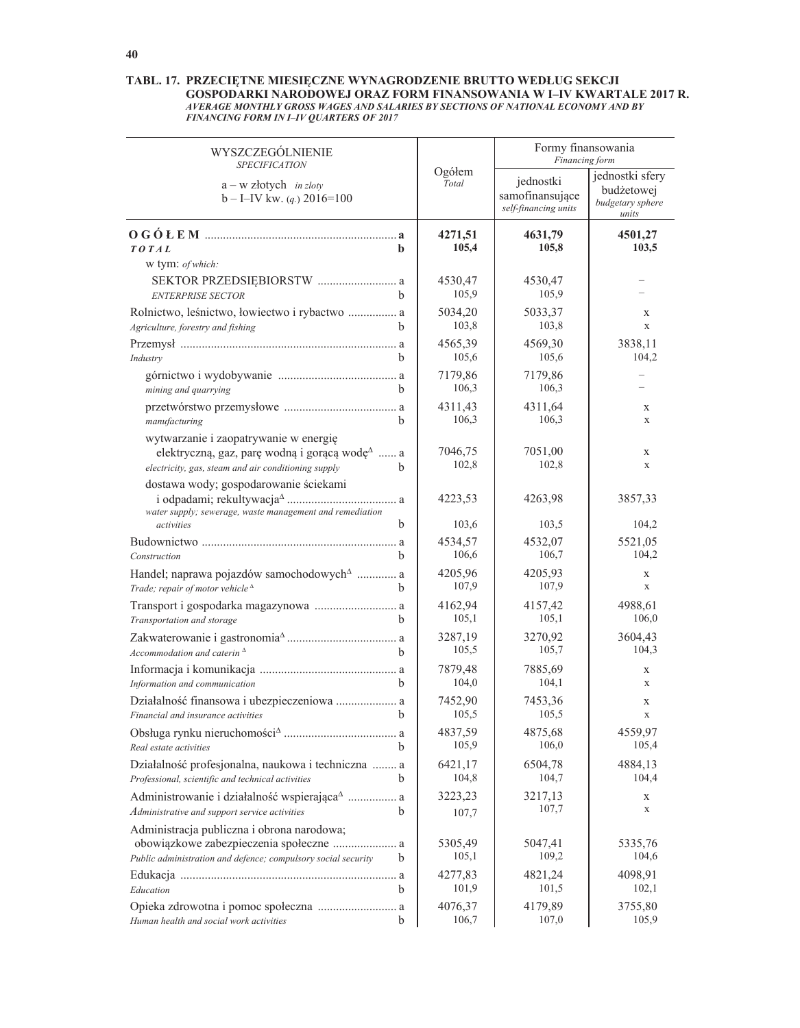**TABL. 17. PRZECIĘTNE MIESIĘCZNE WYNAGRODZENIE BRUTTO WEDŁUG SEKCJI GOSPODARKI NARODOWEJ ORAZ FORM FINANSOWANIA W I–IV KWARTALE 2017 R.**
*AVERAGE MONTHLY GROSS WAGES AND SALARIES BY SECTIONS OF NATIONAL ECONOMY AND BY FINANCING FORM IN I–IV QUARTERS OF 2017*

| WYSZCZEGÓLNIENIE *SPECIFICATION* a – w złotych *in zloty* b – I–IV kw. (*q.*) 2016=100 | | Ogółem *Total* | Formy finansowania *Financing form* | |
|---|---|---|---|---|
| | | | jednostki samofinansujące *self-financing units* | jednostki sfery budżetowej *budgetary sphere units* |
| **O G Ó Ł E M** *TOTAL* | a | **4271,51** | **4631,79** | **4501,27** |
| | b | **105,4** | **105,8** | **103,5** |
| w tym: *of which:* | | | | |
| SEKTOR PRZEDSIĘBIORSTW *ENTERPRISE SECTOR* | a | 4530,47 | 4530,47 | – |
| | b | 105,9 | 105,9 | – |
| Rolnictwo, leśnictwo, łowiectwo i rybactwo *Agriculture, forestry and fishing* | a | 5034,20 | 5033,37 | x |
| | b | 103,8 | 103,8 | x |
| Przemysł *Industry* | a | 4565,39 | 4569,30 | 3838,11 |
| | b | 105,6 | 105,6 | 104,2 |
| górnictwo i wydobywanie *mining and quarrying* | a | 7179,86 | 7179,86 | – |
| | b | 106,3 | 106,3 | – |
| przetwórstwo przemysłowe *manufacturing* | a | 4311,43 | 4311,64 | x |
| | b | 106,3 | 106,3 | x |
| wytwarzanie i zaopatrywanie w energię elektryczną, gaz, parę wodną i gorącą wodę^Δ *electricity, gas, steam and air conditioning supply* | a | 7046,75 | 7051,00 | x |
| | b | 102,8 | 102,8 | x |
| dostawa wody; gospodarowanie ściekami i odpadami; rekultywacja^Δ *water supply; sewerage, waste management and remediation activities* | a | 4223,53 | 4263,98 | 3857,33 |
| | b | 103,6 | 103,5 | 104,2 |
| Budownictwo *Construction* | a | 4534,57 | 4532,07 | 5521,05 |
| | b | 106,6 | 106,7 | 104,2 |
| Handel; naprawa pojazdów samochodowych^Δ *Trade; repair of motor vehicle^Δ* | a | 4205,96 | 4205,93 | x |
| | b | 107,9 | 107,9 | x |
| Transport i gospodarka magazynowa *Transportation and storage* | a | 4162,94 | 4157,42 | 4988,61 |
| | b | 105,1 | 105,1 | 106,0 |
| Zakwaterowanie i gastronomia^Δ *Accommodation and caterin^Δ* | a | 3287,19 | 3270,92 | 3604,43 |
| | b | 105,5 | 105,7 | 104,3 |
| Informacja i komunikacja *Information and communication* | a | 7879,48 | 7885,69 | x |
| | b | 104,0 | 104,1 | x |
| Działalność finansowa i ubezpieczeniowa *Financial and insurance activities* | a | 7452,90 | 7453,36 | x |
| | b | 105,5 | 105,5 | x |
| Obsługa rynku nieruchomości^Δ *Real estate activities* | a | 4837,59 | 4875,68 | 4559,97 |
| | b | 105,9 | 106,0 | 105,4 |
| Działalność profesjonalna, naukowa i techniczna *Professional, scientific and technical activities* | a | 6421,17 | 6504,78 | 4884,13 |
| | b | 104,8 | 104,7 | 104,4 |
| Administrowanie i działalność wspierająca^Δ *Administrative and support service activities* | a | 3223,23 | 3217,13 | x |
| | b | 107,7 | 107,7 | x |
| Administracja publiczna i obrona narodowa; obowiązkowe zabezpieczenia społeczne *Public administration and defence; compulsory social security* | a | 5305,49 | 5047,41 | 5335,76 |
| | b | 105,1 | 109,2 | 104,6 |
| Edukacja *Education* | a | 4277,83 | 4821,24 | 4098,91 |
| | b | 101,9 | 101,5 | 102,1 |
| Opieka zdrowotna i pomoc społeczna *Human health and social work activities* | a | 4076,37 | 4179,89 | 3755,80 |
| | b | 106,7 | 107,0 | 105,9 |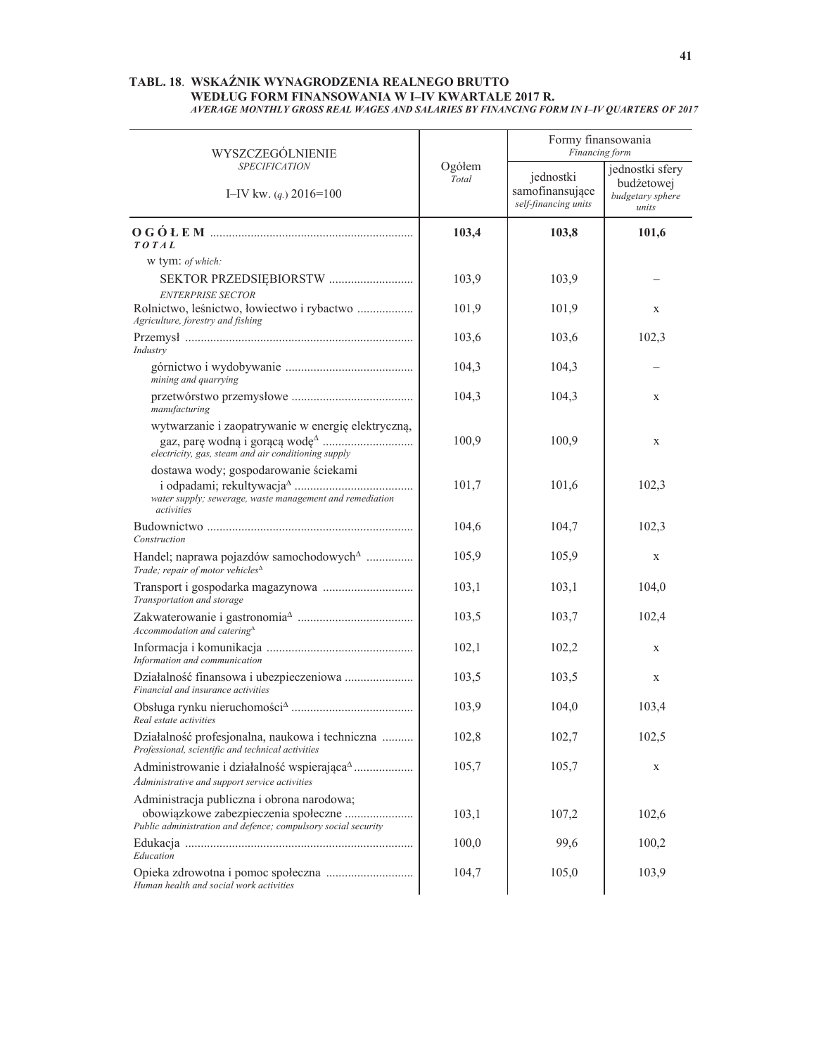**TABL. 18. WSKAŹNIK WYNAGRODZENIA REALNEGO BRUTTO WEDŁUG FORM FINANSOWANIA W I–IV KWARTALE 2017 R.**

***AVERAGE MONTHLY GROSS REAL WAGES AND SALARIES BY FINANCING FORM IN I–IV QUARTERS OF 2017***

| WYSZCZEGÓLNIENIE *SPECIFICATION* I–IV kw. (*q.*) 2016=100 | Ogółem *Total* | Formy finansowania *Financing form* | |
|---|---|---|---|
| | | jednostki samofinansujące *self-financing units* | jednostki sfery budżetowej *budgetary sphere units* |
| **O G Ó Ł E M** *TOTAL* | **103,4** | **103,8** | **101,6** |
| w tym: *of which:* | | | |
| SEKTOR PRZEDSIĘBIORSTW *ENTERPRISE SECTOR* | 103,9 | 103,9 | – |
| Rolnictwo, leśnictwo, łowiectwo i rybactwo *Agriculture, forestry and fishing* | 101,9 | 101,9 | x |
| Przemysł *Industry* | 103,6 | 103,6 | 102,3 |
| górnictwo i wydobywanie *mining and quarrying* | 104,3 | 104,3 | – |
| przetwórstwo przemysłowe *manufacturing* | 104,3 | 104,3 | x |
| wytwarzanie i zaopatrywanie w energię elektryczną, gaz, parę wodną i gorącą wodę$^{\Delta}$ *electricity, gas, steam and air conditioning supply* | 100,9 | 100,9 | x |
| dostawa wody; gospodarowanie ściekami i odpadami; rekultywacja$^{\Delta}$ *water supply; sewerage, waste management and remediation activities* | 101,7 | 101,6 | 102,3 |
| Budownictwo *Construction* | 104,6 | 104,7 | 102,3 |
| Handel; naprawa pojazdów samochodowych$^{\Delta}$ *Trade; repair of motor vehicles*$^{\Delta}$ | 105,9 | 105,9 | x |
| Transport i gospodarka magazynowa *Transportation and storage* | 103,1 | 103,1 | 104,0 |
| Zakwaterowanie i gastronomia$^{\Delta}$ *Accommodation and catering*$^{\Delta}$ | 103,5 | 103,7 | 102,4 |
| Informacja i komunikacja *Information and communication* | 102,1 | 102,2 | x |
| Działalność finansowa i ubezpieczeniowa *Financial and insurance activities* | 103,5 | 103,5 | x |
| Obsługa rynku nieruchomości$^{\Delta}$ *Real estate activities* | 103,9 | 104,0 | 103,4 |
| Działalność profesjonalna, naukowa i techniczna *Professional, scientific and technical activities* | 102,8 | 102,7 | 102,5 |
| Administrowanie i działalność wspierająca$^{\Delta}$ *Administrative and support service activities* | 105,7 | 105,7 | x |
| Administracja publiczna i obrona narodowa; obowiązkowe zabezpieczenia społeczne *Public administration and defence; compulsory social security* | 103,1 | 107,2 | 102,6 |
| Edukacja *Education* | 100,0 | 99,6 | 100,2 |
| Opieka zdrowotna i pomoc społeczna *Human health and social work activities* | 104,7 | 105,0 | 103,9 |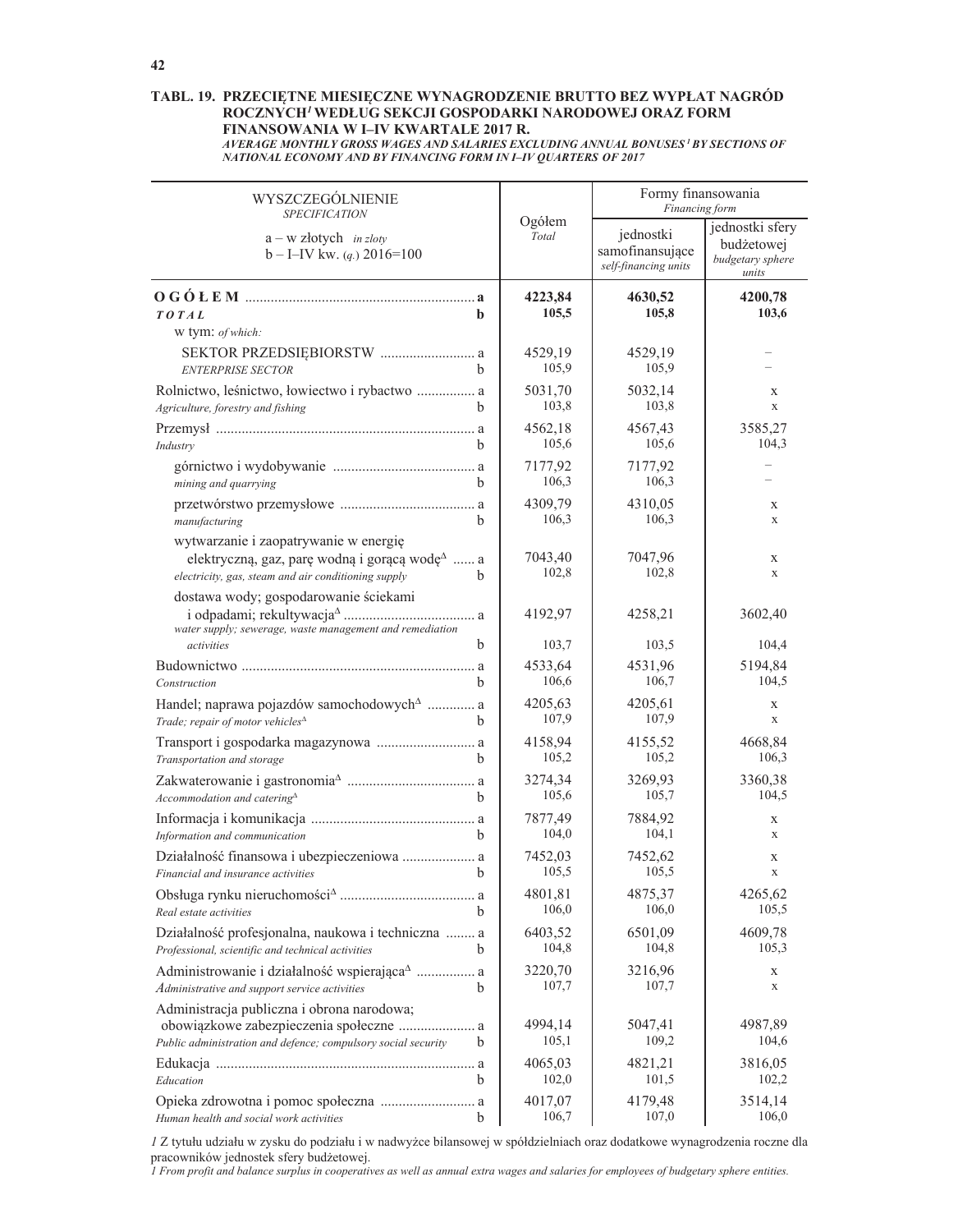**TABL. 19. PRZECIĘTNE MIESIĘCZNE WYNAGRODZENIE BRUTTO BEZ WYPŁAT NAGRÓD ROCZNYCH[1] WEDŁUG SEKCJI GOSPODARKI NARODOWEJ ORAZ FORM FINANSOWANIA W I–IV KWARTALE 2017 R.**

*AVERAGE MONTHLY GROSS WAGES AND SALARIES EXCLUDING ANNUAL BONUSES[1] BY SECTIONS OF NATIONAL ECONOMY AND BY FINANCING FORM IN I–IV QUARTERS OF 2017*

| WYSZCZEGÓLNIENIE *SPECIFICATION* a – w złotych *in zloty* b – I–IV kw. (*q.*) 2016=100 | | Ogółem *Total* | Formy finansowania *Financing form* | |
|---|---|---|---|---|
| | | | jednostki samofinansujące *self-financing units* | jednostki sfery budżetowej *budgetary sphere units* |
| **O G Ó Ł E M** | **a** | **4223,84** | **4630,52** | **4200,78** |
| ***TOTAL*** | **b** | **105,5** | **105,8** | **103,6** |
| w tym: *of which:* | | | | |
| SEKTOR PRZEDSIĘBIORSTW | a | 4529,19 | 4529,19 | – |
| *ENTERPRISE SECTOR* | b | 105,9 | 105,9 | – |
| Rolnictwo, leśnictwo, łowiectwo i rybactwo | a | 5031,70 | 5032,14 | x |
| *Agriculture, forestry and fishing* | b | 103,8 | 103,8 | x |
| Przemysł | a | 4562,18 | 4567,43 | 3585,27 |
| *Industry* | b | 105,6 | 105,6 | 104,3 |
| górnictwo i wydobywanie | a | 7177,92 | 7177,92 | – |
| *mining and quarrying* | b | 106,3 | 106,3 | – |
| przetwórstwo przemysłowe | a | 4309,79 | 4310,05 | x |
| *manufacturing* | b | 106,3 | 106,3 | x |
| wytwarzanie i zaopatrywanie w energię elektryczną, gaz, parę wodną i gorącą wodę$^{\Delta}$ | a | 7043,40 | 7047,96 | x |
| *electricity, gas, steam and air conditioning supply* | b | 102,8 | 102,8 | x |
| dostawa wody; gospodarowanie ściekami i odpadami; rekultywacja$^{\Delta}$ | a | 4192,97 | 4258,21 | 3602,40 |
| *water supply; sewerage, waste management and remediation activities* | b | 103,7 | 103,5 | 104,4 |
| Budownictwo | a | 4533,64 | 4531,96 | 5194,84 |
| *Construction* | b | 106,6 | 106,7 | 104,5 |
| Handel; naprawa pojazdów samochodowych$^{\Delta}$ | a | 4205,63 | 4205,61 | x |
| *Trade; repair of motor vehicles*$^{\Delta}$ | b | 107,9 | 107,9 | x |
| Transport i gospodarka magazynowa | a | 4158,94 | 4155,52 | 4668,84 |
| *Transportation and storage* | b | 105,2 | 105,2 | 106,3 |
| Zakwaterowanie i gastronomia$^{\Delta}$ | a | 3274,34 | 3269,93 | 3360,38 |
| *Accommodation and catering*$^{\Delta}$ | b | 105,6 | 105,7 | 104,5 |
| Informacja i komunikacja | a | 7877,49 | 7884,92 | x |
| *Information and communication* | b | 104,0 | 104,1 | x |
| Działalność finansowa i ubezpieczeniowa | a | 7452,03 | 7452,62 | x |
| *Financial and insurance activities* | b | 105,5 | 105,5 | x |
| Obsługa rynku nieruchomości$^{\Delta}$ | a | 4801,81 | 4875,37 | 4265,62 |
| *Real estate activities* | b | 106,0 | 106,0 | 105,5 |
| Działalność profesjonalna, naukowa i techniczna | a | 6403,52 | 6501,09 | 4609,78 |
| *Professional, scientific and technical activities* | b | 104,8 | 104,8 | 105,3 |
| Administrowanie i działalność wspierająca$^{\Delta}$ | a | 3220,70 | 3216,96 | x |
| *Administrative and support service activities* | b | 107,7 | 107,7 | x |
| Administracja publiczna i obrona narodowa; obowiązkowe zabezpieczenia społeczne | a | 4994,14 | 5047,41 | 4987,89 |
| *Public administration and defence; compulsory social security* | b | 105,1 | 109,2 | 104,6 |
| Edukacja | a | 4065,03 | 4821,21 | 3816,05 |
| *Education* | b | 102,0 | 101,5 | 102,2 |
| Opieka zdrowotna i pomoc społeczna | a | 4017,07 | 4179,48 | 3514,14 |
| *Human health and social work activities* | b | 106,7 | 107,0 | 106,0 |

*1* Z tytułu udziału w zysku do podziału i w nadwyżce bilansowej w spółdzielniach oraz dodatkowe wynagrodzenia roczne dla pracowników jednostek sfery budżetowej.
*1 From profit and balance surplus in cooperatives as well as annual extra wages and salaries for employees of budgetary sphere entities.*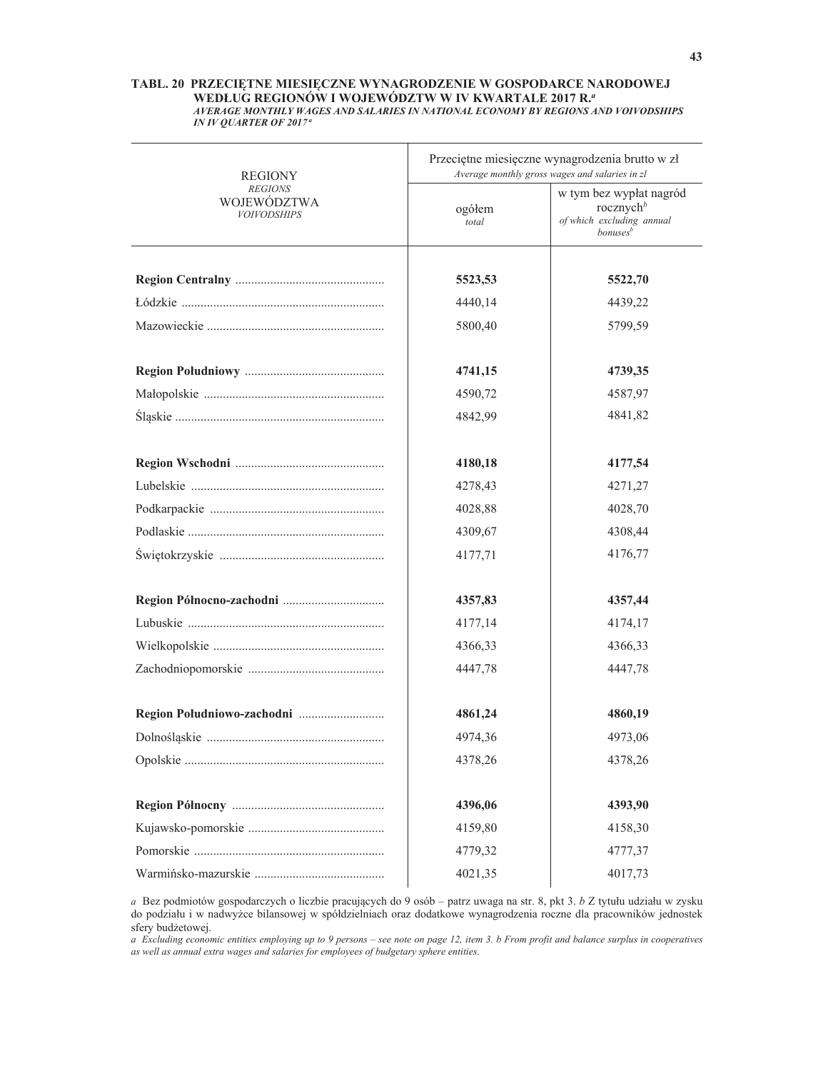**TABL. 20 PRZECIĘTNE MIESIĘCZNE WYNAGRODZENIE W GOSPODARCE NARODOWEJ WEDŁUG REGIONÓW I WOJEWÓDZTW W IV KWARTALE 2017 R.[a]**

*AVERAGE MONTHLY WAGES AND SALARIES IN NATIONAL ECONOMY BY REGIONS AND VOIVODSHIPS IN IV QUARTER OF 2017[a]*

| REGIONY *REGIONS* WOJEWÓDZTWA *VOIVODSHIPS* | Przeciętne miesięczne wynagrodzenia brutto w zł *Average monthly gross wages and salaries in zl* | |
|---|---|---|
| | ogółem *total* | w tym bez wypłat nagród rocznych[b] *of which excluding annual bonuses[b]* |
| **Region Centralny** | **5523,53** | **5522,70** |
| Łódzkie | 4440,14 | 4439,22 |
| Mazowieckie | 5800,40 | 5799,59 |
| **Region Południowy** | **4741,15** | **4739,35** |
| Małopolskie | 4590,72 | 4587,97 |
| Śląskie | 4842,99 | 4841,82 |
| **Region Wschodni** | **4180,18** | **4177,54** |
| Lubelskie | 4278,43 | 4271,27 |
| Podkarpackie | 4028,88 | 4028,70 |
| Podlaskie | 4309,67 | 4308,44 |
| Świętokrzyskie | 4177,71 | 4176,77 |
| **Region Północno-zachodni** | **4357,83** | **4357,44** |
| Lubuskie | 4177,14 | 4174,17 |
| Wielkopolskie | 4366,33 | 4366,33 |
| Zachodniopomorskie | 4447,78 | 4447,78 |
| **Region Południowo-zachodni** | **4861,24** | **4860,19** |
| Dolnośląskie | 4974,36 | 4973,06 |
| Opolskie | 4378,26 | 4378,26 |
| **Region Północny** | **4396,06** | **4393,90** |
| Kujawsko-pomorskie | 4159,80 | 4158,30 |
| Pomorskie | 4779,32 | 4777,37 |
| Warmińsko-mazurskie | 4021,35 | 4017,73 |

*a* Bez podmiotów gospodarczych o liczbie pracujących do 9 osób – patrz uwaga na str. 8, pkt 3. *b* Z tytułu udziału w zysku do podziału i w nadwyżce bilansowej w spółdzielniach oraz dodatkowe wynagrodzenia roczne dla pracowników jednostek sfery budżetowej.

*a Excluding economic entities employing up to 9 persons – see note on page 12, item 3. b From profit and balance surplus in cooperatives as well as annual extra wages and salaries for employees of budgetary sphere entities.*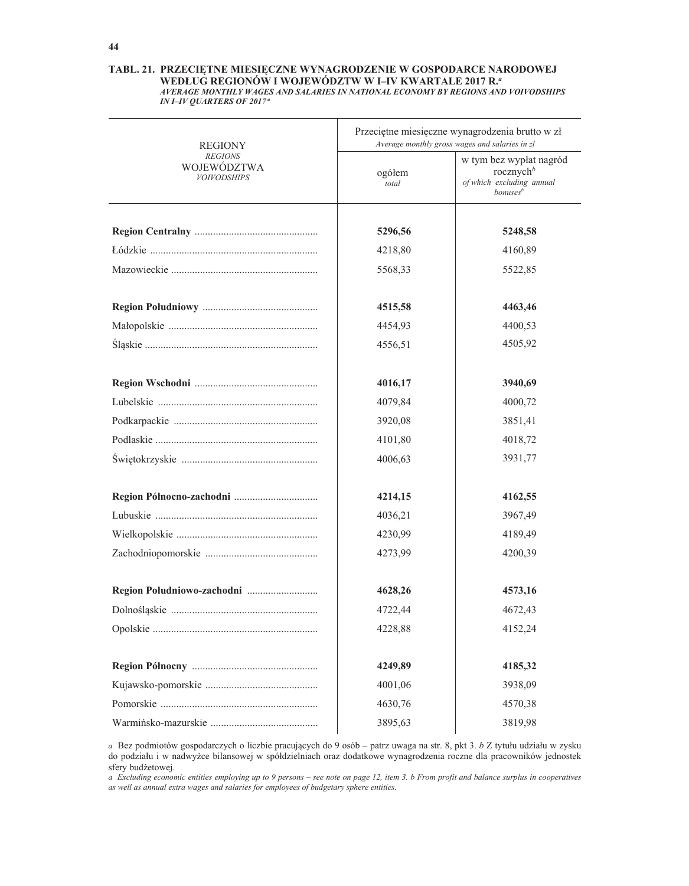**TABL. 21. PRZECIĘTNE MIESIĘCZNE WYNAGRODZENIE W GOSPODARCE NARODOWEJ WEDŁUG REGIONÓW I WOJEWÓDZTW W I–IV KWARTALE 2017 R.**[a]
*AVERAGE MONTHLY WAGES AND SALARIES IN NATIONAL ECONOMY BY REGIONS AND VOIVODSHIPS IN I–IV QUARTERS OF 2017*[a]

| REGIONY *REGIONS* WOJEWÓDZTWA *VOIVODSHIPS* | Przeciętne miesięczne wynagrodzenia brutto w zł *Average monthly gross wages and salaries in zl* | |
|---|---|---|
| | ogółem *total* | w tym bez wypłat nagród rocznych[b] *of which excluding annual bonuses*[b] |
| **Region Centralny** | **5296,56** | **5248,58** |
| Łódzkie | 4218,80 | 4160,89 |
| Mazowieckie | 5568,33 | 5522,85 |
| **Region Południowy** | **4515,58** | **4463,46** |
| Małopolskie | 4454,93 | 4400,53 |
| Śląskie | 4556,51 | 4505,92 |
| **Region Wschodni** | **4016,17** | **3940,69** |
| Lubelskie | 4079,84 | 4000,72 |
| Podkarpackie | 3920,08 | 3851,41 |
| Podlaskie | 4101,80 | 4018,72 |
| Świętokrzyskie | 4006,63 | 3931,77 |
| **Region Północno-zachodni** | **4214,15** | **4162,55** |
| Lubuskie | 4036,21 | 3967,49 |
| Wielkopolskie | 4230,99 | 4189,49 |
| Zachodniopomorskie | 4273,99 | 4200,39 |
| **Region Południowo-zachodni** | **4628,26** | **4573,16** |
| Dolnośląskie | 4722,44 | 4672,43 |
| Opolskie | 4228,88 | 4152,24 |
| **Region Północny** | **4249,89** | **4185,32** |
| Kujawsko-pomorskie | 4001,06 | 3938,09 |
| Pomorskie | 4630,76 | 4570,38 |
| Warmińsko-mazurskie | 3895,63 | 3819,98 |

*a* Bez podmiotów gospodarczych o liczbie pracujących do 9 osób – patrz uwaga na str. 8, pkt 3. *b* Z tytułu udziału w zysku do podziału i w nadwyżce bilansowej w spółdzielniach oraz dodatkowe wynagrodzenia roczne dla pracowników jednostek sfery budżetowej.

*a Excluding economic entities employing up to 9 persons – see note on page 12, item 3. b From profit and balance surplus in cooperatives as well as annual extra wages and salaries for employees of budgetary sphere entities.*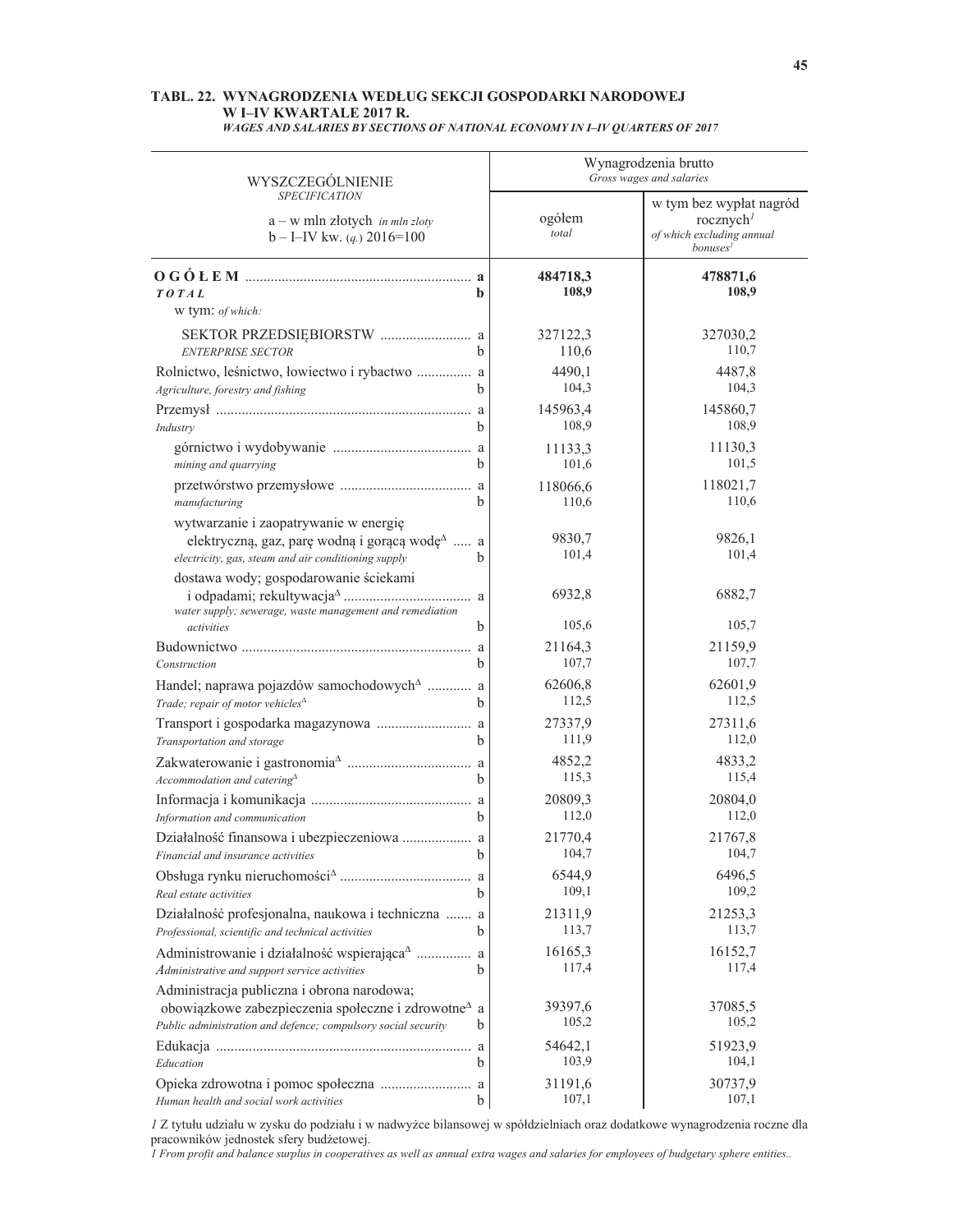## TABL. 22. WYNAGRODZENIA WEDŁUG SEKCJI GOSPODARKI NARODOWEJ W I–IV KWARTALE 2017 R.

*WAGES AND SALARIES BY SECTIONS OF NATIONAL ECONOMY IN I–IV QUARTERS OF 2017*

| WYSZCZEGÓLNIENIE *SPECIFICATION* a – w mln złotych *in mln zloty* b – I–IV kw. (*q.*) 2016=100 | | Wynagrodzenia brutto *Gross wages and salaries* ogółem *total* | w tym bez wypłat nagród rocznych[1] *of which excluding annual bonuses*[1] |
|---|---|---|---|
| **O G Ó Ł E M** | **a** | **484718,3** | **478871,6** |
| ***TOTAL*** | **b** | **108,9** | **108,9** |
| w tym: *of which:* | | | |
| SEKTOR PRZEDSIĘBIORSTW | a | 327122,3 | 327030,2 |
| *ENTERPRISE SECTOR* | b | 110,6 | 110,7 |
| Rolnictwo, leśnictwo, łowiectwo i rybactwo | a | 4490,1 | 4487,8 |
| *Agriculture, forestry and fishing* | b | 104,3 | 104,3 |
| Przemysł | a | 145963,4 | 145860,7 |
| *Industry* | b | 108,9 | 108,9 |
| górnictwo i wydobywanie | a | 11133,3 | 11130,3 |
| *mining and quarrying* | b | 101,6 | 101,5 |
| przetwórstwo przemysłowe | a | 118066,6 | 118021,7 |
| *manufacturing* | b | 110,6 | 110,6 |
| wytwarzanie i zaopatrywanie w energię elektryczną, gaz, parę wodną i gorącą wodę$^{\Delta}$ | a | 9830,7 | 9826,1 |
| *electricity, gas, steam and air conditioning supply* | b | 101,4 | 101,4 |
| dostawa wody; gospodarowanie ściekami i odpadami; rekultywacja$^{\Delta}$ | a | 6932,8 | 6882,7 |
| *water supply; sewerage, waste management and remediation activities* | b | 105,6 | 105,7 |
| Budownictwo | a | 21164,3 | 21159,9 |
| *Construction* | b | 107,7 | 107,7 |
| Handel; naprawa pojazdów samochodowych$^{\Delta}$ | a | 62606,8 | 62601,9 |
| *Trade; repair of motor vehicles*$^{\Delta}$ | b | 112,5 | 112,5 |
| Transport i gospodarka magazynowa | a | 27337,9 | 27311,6 |
| *Transportation and storage* | b | 111,9 | 112,0 |
| Zakwaterowanie i gastronomia$^{\Delta}$ | a | 4852,2 | 4833,2 |
| *Accommodation and catering*$^{\Delta}$ | b | 115,3 | 115,4 |
| Informacja i komunikacja | a | 20809,3 | 20804,0 |
| *Information and communication* | b | 112,0 | 112,0 |
| Działalność finansowa i ubezpieczeniowa | a | 21770,4 | 21767,8 |
| *Financial and insurance activities* | b | 104,7 | 104,7 |
| Obsługa rynku nieruchomości$^{\Delta}$ | a | 6544,9 | 6496,5 |
| *Real estate activities* | b | 109,1 | 109,2 |
| Działalność profesjonalna, naukowa i techniczna | a | 21311,9 | 21253,3 |
| *Professional, scientific and technical activities* | b | 113,7 | 113,7 |
| Administrowanie i działalność wspierająca$^{\Delta}$ | a | 16165,3 | 16152,7 |
| *Administrative and support service activities* | b | 117,4 | 117,4 |
| Administracja publiczna i obrona narodowa; obowiązkowe zabezpieczenia społeczne i zdrowotne$^{\Delta}$ | a | 39397,6 | 37085,5 |
| *Public administration and defence; compulsory social security* | b | 105,2 | 105,2 |
| Edukacja | a | 54642,1 | 51923,9 |
| *Education* | b | 103,9 | 104,1 |
| Opieka zdrowotna i pomoc społeczna | a | 31191,6 | 30737,9 |
| *Human health and social work activities* | b | 107,1 | 107,1 |

*1* Z tytułu udziału w zysku do podziału i w nadwyżce bilansowej w spółdzielniach oraz dodatkowe wynagrodzenia roczne dla pracowników jednostek sfery budżetowej.

*1 From profit and balance surplus in cooperatives as well as annual extra wages and salaries for employees of budgetary sphere entities..*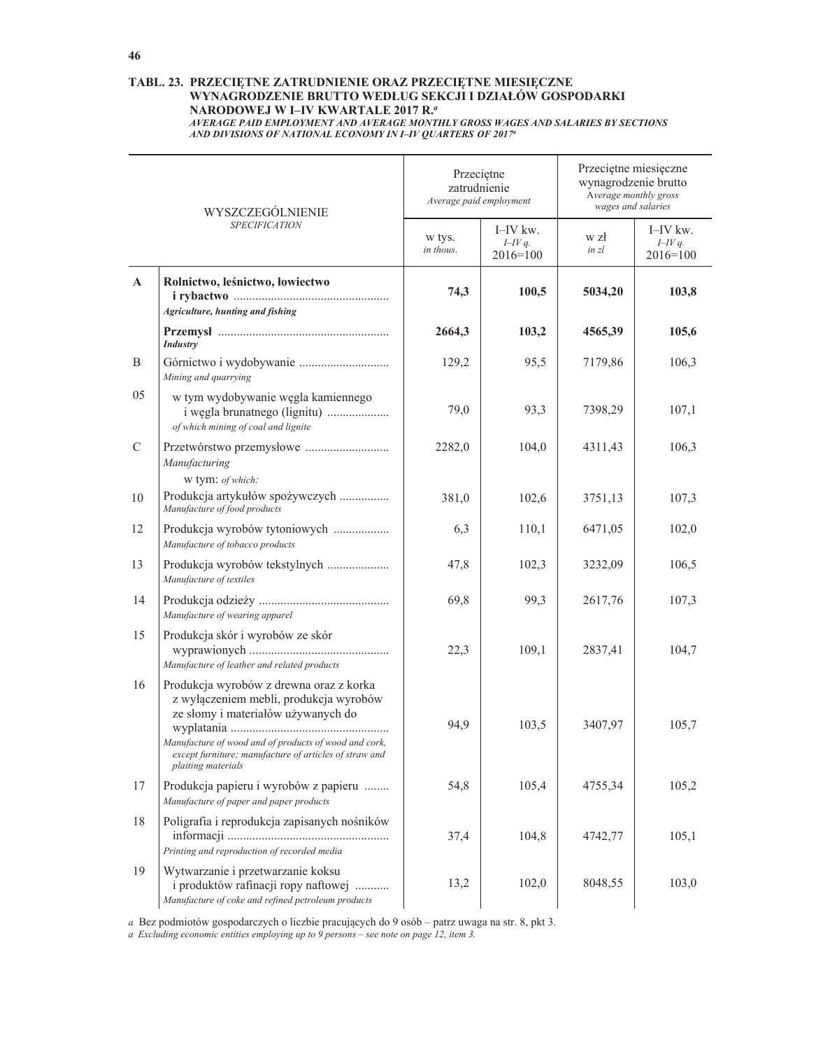**TABL. 23. PRZECIĘTNE ZATRUDNIENIE ORAZ PRZECIĘTNE MIESIĘCZNE WYNAGRODZENIE BRUTTO WEDŁUG SEKCJI I DZIAŁÓW GOSPODARKI NARODOWEJ W I–IV KWARTALE 2017 R.**[a]

*AVERAGE PAID EMPLOYMENT AND AVERAGE MONTHLY GROSS WAGES AND SALARIES BY SECTIONS AND DIVISIONS OF NATIONAL ECONOMY IN I–IV QUARTERS OF 2017*[a]

| | WYSZCZEGÓLNIENIE *SPECIFICATION* | Przeciętne zatrudnienie *Average paid employment* | | Przeciętne miesięczne wynagrodzenie brutto *Average monthly gross wages and salaries* | |
|---|---|---|---|---|---|
| | | w tys. *in thous.* | I–IV kw. *I–IV q.* 2016=100 | w zł *in zl* | I–IV kw. *I–IV q.* 2016=100 |
| **A** | **Rolnictwo, leśnictwo, łowiectwo i rybactwo** *Agriculture, hunting and fishing* | **74,3** | **100,5** | **5034,20** | **103,8** |
| | **Przemysł** *Industry* | **2664,3** | **103,2** | **4565,39** | **105,6** |
| B | Górnictwo i wydobywanie *Mining and quarrying* | 129,2 | 95,5 | 7179,86 | 106,3 |
| 05 | w tym wydobywanie węgla kamiennego i węgla brunatnego (lignitu) *of which mining of coal and lignite* | 79,0 | 93,3 | 7398,29 | 107,1 |
| C | Przetwórstwo przemysłowe *Manufacturing* | 2282,0 | 104,0 | 4311,43 | 106,3 |
| | w tym: *of which:* | | | | |
| 10 | Produkcja artykułów spożywczych *Manufacture of food products* | 381,0 | 102,6 | 3751,13 | 107,3 |
| 12 | Produkcja wyrobów tytoniowych *Manufacture of tobacco products* | 6,3 | 110,1 | 6471,05 | 102,0 |
| 13 | Produkcja wyrobów tekstylnych *Manufacture of textiles* | 47,8 | 102,3 | 3232,09 | 106,5 |
| 14 | Produkcja odzieży *Manufacture of wearing apparel* | 69,8 | 99,3 | 2617,76 | 107,3 |
| 15 | Produkcja skór i wyrobów ze skór wyprawionych *Manufacture of leather and related products* | 22,3 | 109,1 | 2837,41 | 104,7 |
| 16 | Produkcja wyrobów z drewna oraz z korka z wyłączeniem mebli, produkcja wyrobów ze słomy i materiałów używanych do wyplatania *Manufacture of wood and of products of wood and cork, except furniture; manufacture of articles of straw and plaiting materials* | 94,9 | 103,5 | 3407,97 | 105,7 |
| 17 | Produkcja papieru i wyrobów z papieru *Manufacture of paper and paper products* | 54,8 | 105,4 | 4755,34 | 105,2 |
| 18 | Poligrafia i reprodukcja zapisanych nośników informacji *Printing and reproduction of recorded media* | 37,4 | 104,8 | 4742,77 | 105,1 |
| 19 | Wytwarzanie i przetwarzanie koksu i produktów rafinacji ropy naftowej *Manufacture of coke and refined petroleum products* | 13,2 | 102,0 | 8048,55 | 103,0 |

*a* Bez podmiotów gospodarczych o liczbie pracujących do 9 osób – patrz uwaga na str. 8, pkt 3.
*a Excluding economic entities employing up to 9 persons – see note on page 12, item 3.*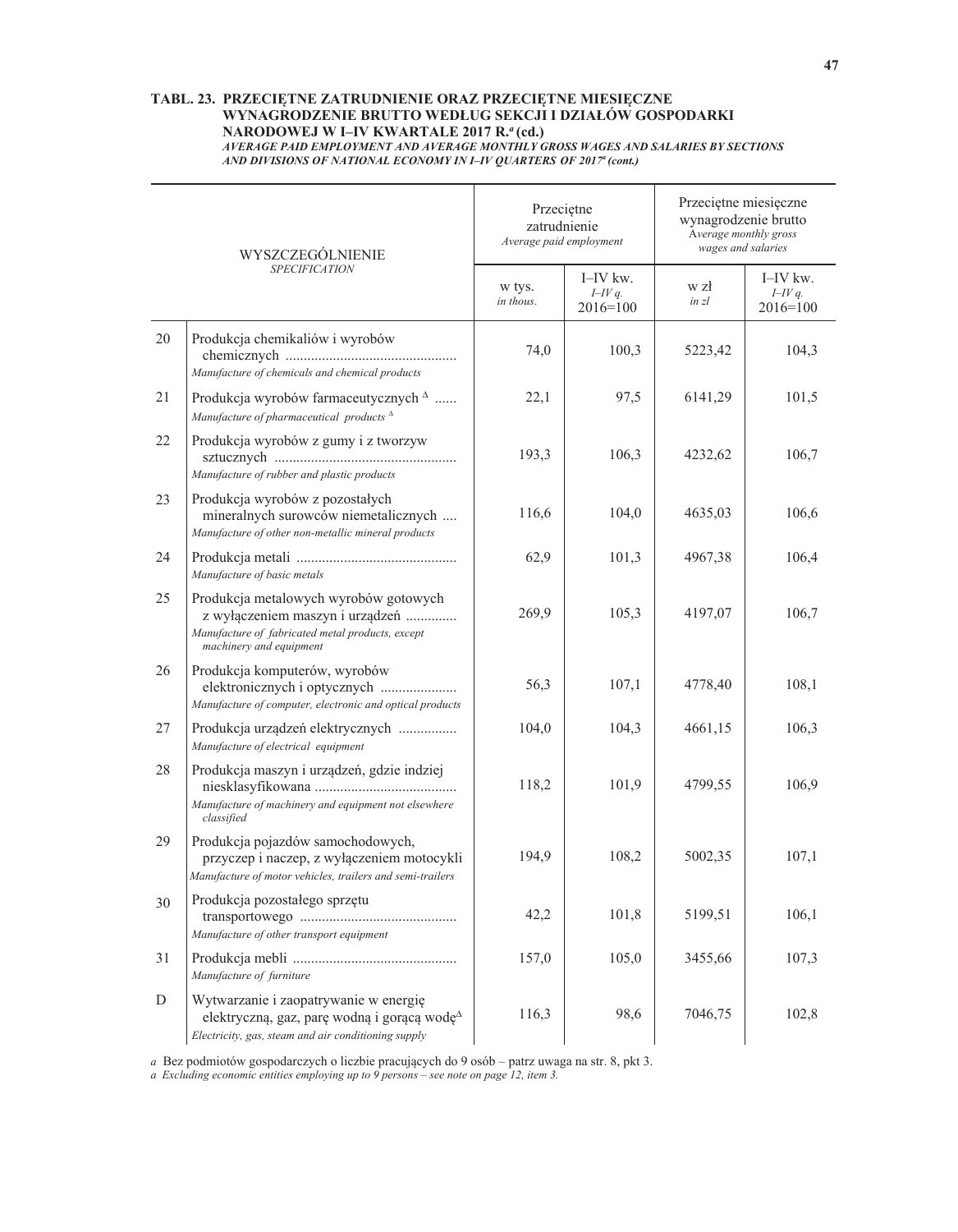**TABL. 23. PRZECIĘTNE ZATRUDNIENIE ORAZ PRZECIĘTNE MIESIĘCZNE WYNAGRODZENIE BRUTTO WEDŁUG SEKCJI I DZIAŁÓW GOSPODARKI NARODOWEJ W I–IV KWARTALE 2017 R.[a] (cd.)**

***AVERAGE PAID EMPLOYMENT AND AVERAGE MONTHLY GROSS WAGES AND SALARIES BY SECTIONS AND DIVISIONS OF NATIONAL ECONOMY IN I–IV QUARTERS OF 2017[a] (cont.)***

| | WYSZCZEGÓLNIENIE *SPECIFICATION* | Przeciętne zatrudnienie *Average paid employment* | | Przeciętne miesięczne wynagrodzenie brutto *Average monthly gross wages and salaries* | |
|---|---|---|---|---|---|
| | | w tys. *in thous.* | I–IV kw. *I–IV q.* 2016=100 | w zł *in zl* | I–IV kw. *I–IV q.* 2016=100 |
| 20 | Produkcja chemikaliów i wyrobów chemicznych *Manufacture of chemicals and chemical products* | 74,0 | 100,3 | 5223,42 | 104,3 |
| 21 | Produkcja wyrobów farmaceutycznych $^{\Delta}$ *Manufacture of pharmaceutical products* $^{\Delta}$ | 22,1 | 97,5 | 6141,29 | 101,5 |
| 22 | Produkcja wyrobów z gumy i z tworzyw sztucznych *Manufacture of rubber and plastic products* | 193,3 | 106,3 | 4232,62 | 106,7 |
| 23 | Produkcja wyrobów z pozostałych mineralnych surowców niemetalicznych *Manufacture of other non-metallic mineral products* | 116,6 | 104,0 | 4635,03 | 106,6 |
| 24 | Produkcja metali *Manufacture of basic metals* | 62,9 | 101,3 | 4967,38 | 106,4 |
| 25 | Produkcja metalowych wyrobów gotowych z wyłączeniem maszyn i urządzeń *Manufacture of fabricated metal products, except machinery and equipment* | 269,9 | 105,3 | 4197,07 | 106,7 |
| 26 | Produkcja komputerów, wyrobów elektronicznych i optycznych *Manufacture of computer, electronic and optical products* | 56,3 | 107,1 | 4778,40 | 108,1 |
| 27 | Produkcja urządzeń elektrycznych *Manufacture of electrical equipment* | 104,0 | 104,3 | 4661,15 | 106,3 |
| 28 | Produkcja maszyn i urządzeń, gdzie indziej niesklasyfikowana *Manufacture of machinery and equipment not elsewhere classified* | 118,2 | 101,9 | 4799,55 | 106,9 |
| 29 | Produkcja pojazdów samochodowych, przyczep i naczep, z wyłączeniem motocykli *Manufacture of motor vehicles, trailers and semi-trailers* | 194,9 | 108,2 | 5002,35 | 107,1 |
| 30 | Produkcja pozostałego sprzętu transportowego *Manufacture of other transport equipment* | 42,2 | 101,8 | 5199,51 | 106,1 |
| 31 | Produkcja mebli *Manufacture of furniture* | 157,0 | 105,0 | 3455,66 | 107,3 |
| D | Wytwarzanie i zaopatrywanie w energię elektryczną, gaz, parę wodną i gorącą wodę$^{\Delta}$ *Electricity, gas, steam and air conditioning supply* | 116,3 | 98,6 | 7046,75 | 102,8 |

*a* Bez podmiotów gospodarczych o liczbie pracujących do 9 osób – patrz uwaga na str. 8, pkt 3.
*a Excluding economic entities employing up to 9 persons – see note on page 12, item 3.*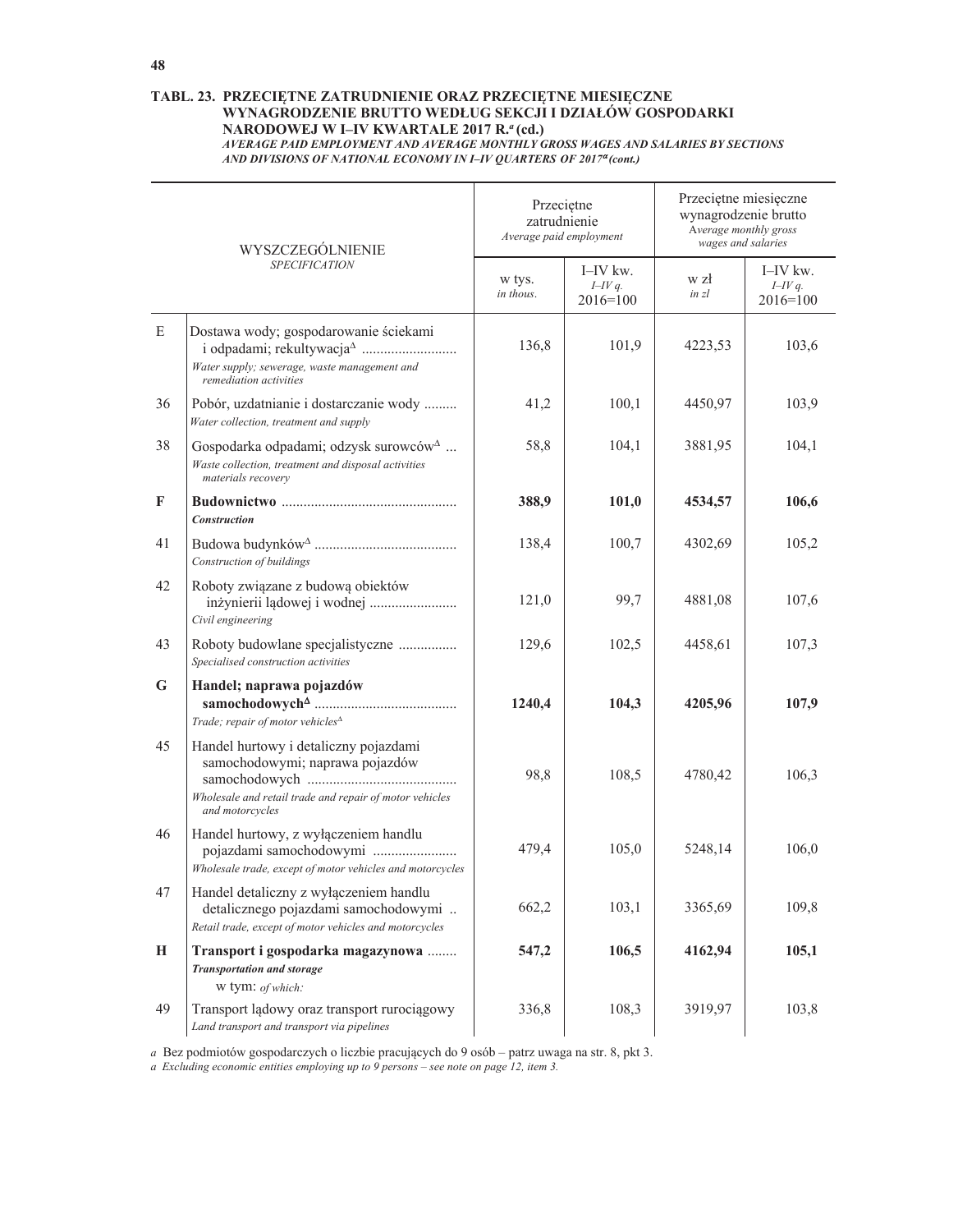**TABL. 23. PRZECIĘTNE ZATRUDNIENIE ORAZ PRZECIĘTNE MIESIĘCZNE WYNAGRODZENIE BRUTTO WEDŁUG SEKCJI I DZIAŁÓW GOSPODARKI NARODOWEJ W I–IV KWARTALE 2017 R.[a] (cd.)**

*AVERAGE PAID EMPLOYMENT AND AVERAGE MONTHLY GROSS WAGES AND SALARIES BY SECTIONS AND DIVISIONS OF NATIONAL ECONOMY IN I–IV QUARTERS OF 2017[a] (cont.)*

| | WYSZCZEGÓLNIENIE *SPECIFICATION* | Przeciętne zatrudnienie *Average paid employment* | | Przeciętne miesięczne wynagrodzenie brutto *Average monthly gross wages and salaries* | |
|---|---|---|---|---|---|
| | | w tys. *in thous.* | I–IV kw. *I–IV q.* 2016=100 | w zł *in zl* | I–IV kw. *I–IV q.* 2016=100 |
| E | Dostawa wody; gospodarowanie ściekami i odpadami; rekultywacja[Δ] *Water supply; sewerage, waste management and remediation activities* | 136,8 | 101,9 | 4223,53 | 103,6 |
| 36 | Pobór, uzdatnianie i dostarczanie wody *Water collection, treatment and supply* | 41,2 | 100,1 | 4450,97 | 103,9 |
| 38 | Gospodarka odpadami; odzysk surowców[Δ] *Waste collection, treatment and disposal activities materials recovery* | 58,8 | 104,1 | 3881,95 | 104,1 |
| **F** | **Budownictwo** ***Construction*** | **388,9** | **101,0** | **4534,57** | **106,6** |
| 41 | Budowa budynków[Δ] *Construction of buildings* | 138,4 | 100,7 | 4302,69 | 105,2 |
| 42 | Roboty związane z budową obiektów inżynierii lądowej i wodnej *Civil engineering* | 121,0 | 99,7 | 4881,08 | 107,6 |
| 43 | Roboty budowlane specjalistyczne *Specialised construction activities* | 129,6 | 102,5 | 4458,61 | 107,3 |
| **G** | **Handel; naprawa pojazdów samochodowych[Δ]** *Trade; repair of motor vehicles[Δ]* | **1240,4** | **104,3** | **4205,96** | **107,9** |
| 45 | Handel hurtowy i detaliczny pojazdami samochodowymi; naprawa pojazdów samochodowych *Wholesale and retail trade and repair of motor vehicles and motorcycles* | 98,8 | 108,5 | 4780,42 | 106,3 |
| 46 | Handel hurtowy, z wyłączeniem handlu pojazdami samochodowymi *Wholesale trade, except of motor vehicles and motorcycles* | 479,4 | 105,0 | 5248,14 | 106,0 |
| 47 | Handel detaliczny z wyłączeniem handlu detalicznego pojazdami samochodowymi *Retail trade, except of motor vehicles and motorcycles* | 662,2 | 103,1 | 3365,69 | 109,8 |
| **H** | **Transport i gospodarka magazynowa** ***Transportation and storage*** w tym: *of which:* | **547,2** | **106,5** | **4162,94** | **105,1** |
| 49 | Transport lądowy oraz transport rurociągowy *Land transport and transport via pipelines* | 336,8 | 108,3 | 3919,97 | 103,8 |

*a* Bez podmiotów gospodarczych o liczbie pracujących do 9 osób – patrz uwaga na str. 8, pkt 3.
*a Excluding economic entities employing up to 9 persons – see note on page 12, item 3.*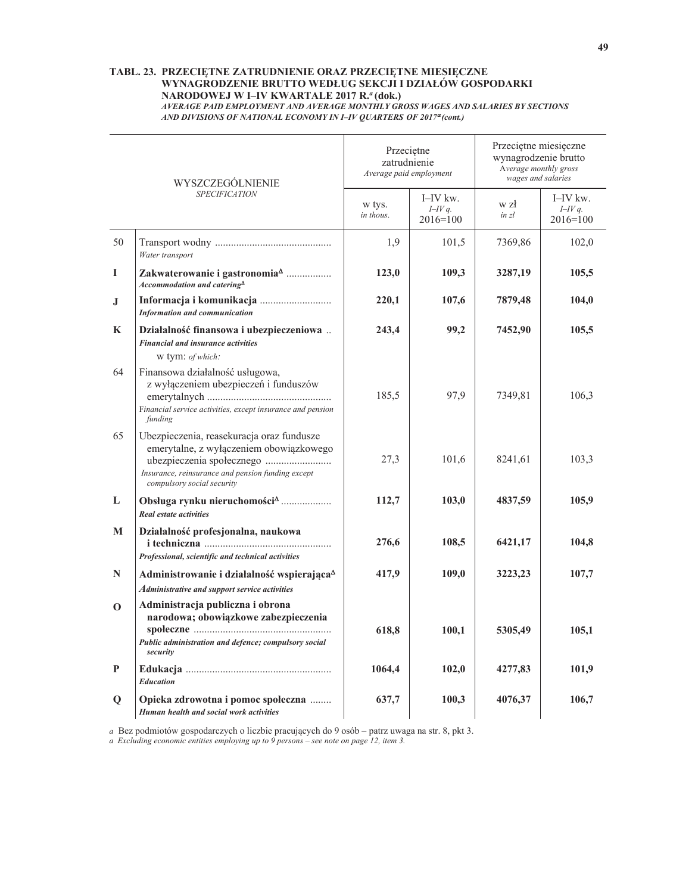**TABL. 23. PRZECIĘTNE ZATRUDNIENIE ORAZ PRZECIĘTNE MIESIĘCZNE WYNAGRODZENIE BRUTTO WEDŁUG SEKCJI I DZIAŁÓW GOSPODARKI NARODOWEJ W I–IV KWARTALE 2017 R.[a] (dok.)**
***AVERAGE PAID EMPLOYMENT AND AVERAGE MONTHLY GROSS WAGES AND SALARIES BY SECTIONS AND DIVISIONS OF NATIONAL ECONOMY IN I–IV QUARTERS OF 2017[a] (cont.)***

| | WYSZCZEGÓLNIENIE *SPECIFICATION* | Przeciętne zatrudnienie *Average paid employment* | | Przeciętne miesięczne wynagrodzenie brutto *Average monthly gross wages and salaries* | |
|---|---|---|---|---|---|
| | | w tys. *in thous.* | I–IV kw. *I–IV q.* 2016=100 | w zł *in zl* | I–IV kw. *I–IV q.* 2016=100 |
| 50 | Transport wodny *Water transport* | 1,9 | 101,5 | 7369,86 | 102,0 |
| **I** | **Zakwaterowanie i gastronomia[Δ]** ***Accommodation and catering[Δ]*** | **123,0** | **109,3** | **3287,19** | **105,5** |
| **J** | **Informacja i komunikacja** ***Information and communication*** | **220,1** | **107,6** | **7879,48** | **104,0** |
| **K** | **Działalność finansowa i ubezpieczeniowa** ***Financial and insurance activities*** | **243,4** | **99,2** | **7452,90** | **105,5** |
| | w tym: *of which:* | | | | |
| 64 | Finansowa działalność usługowa, z wyłączeniem ubezpieczeń i funduszów emerytalnych *Financial service activities, except insurance and pension funding* | 185,5 | 97,9 | 7349,81 | 106,3 |
| 65 | Ubezpieczenia, reasekuracja oraz fundusze emerytalne, z wyłączeniem obowiązkowego ubezpieczenia społecznego *Insurance, reinsurance and pension funding except compulsory social security* | 27,3 | 101,6 | 8241,61 | 103,3 |
| **L** | **Obsługa rynku nieruchomości[Δ]** ***Real estate activities*** | **112,7** | **103,0** | **4837,59** | **105,9** |
| **M** | **Działalność profesjonalna, naukowa i techniczna** ***Professional, scientific and technical activities*** | **276,6** | **108,5** | **6421,17** | **104,8** |
| **N** | **Administrowanie i działalność wspierająca[Δ]** ***Administrative and support service activities*** | **417,9** | **109,0** | **3223,23** | **107,7** |
| **O** | **Administracja publiczna i obrona narodowa; obowiązkowe zabezpieczenia społeczne** ***Public administration and defence; compulsory social security*** | **618,8** | **100,1** | **5305,49** | **105,1** |
| **P** | **Edukacja** ***Education*** | **1064,4** | **102,0** | **4277,83** | **101,9** |
| **Q** | **Opieka zdrowotna i pomoc społeczna** ***Human health and social work activities*** | **637,7** | **100,3** | **4076,37** | **106,7** |

*a* Bez podmiotów gospodarczych o liczbie pracujących do 9 osób – patrz uwaga na str. 8, pkt 3.
*a Excluding economic entities employing up to 9 persons – see note on page 12, item 3.*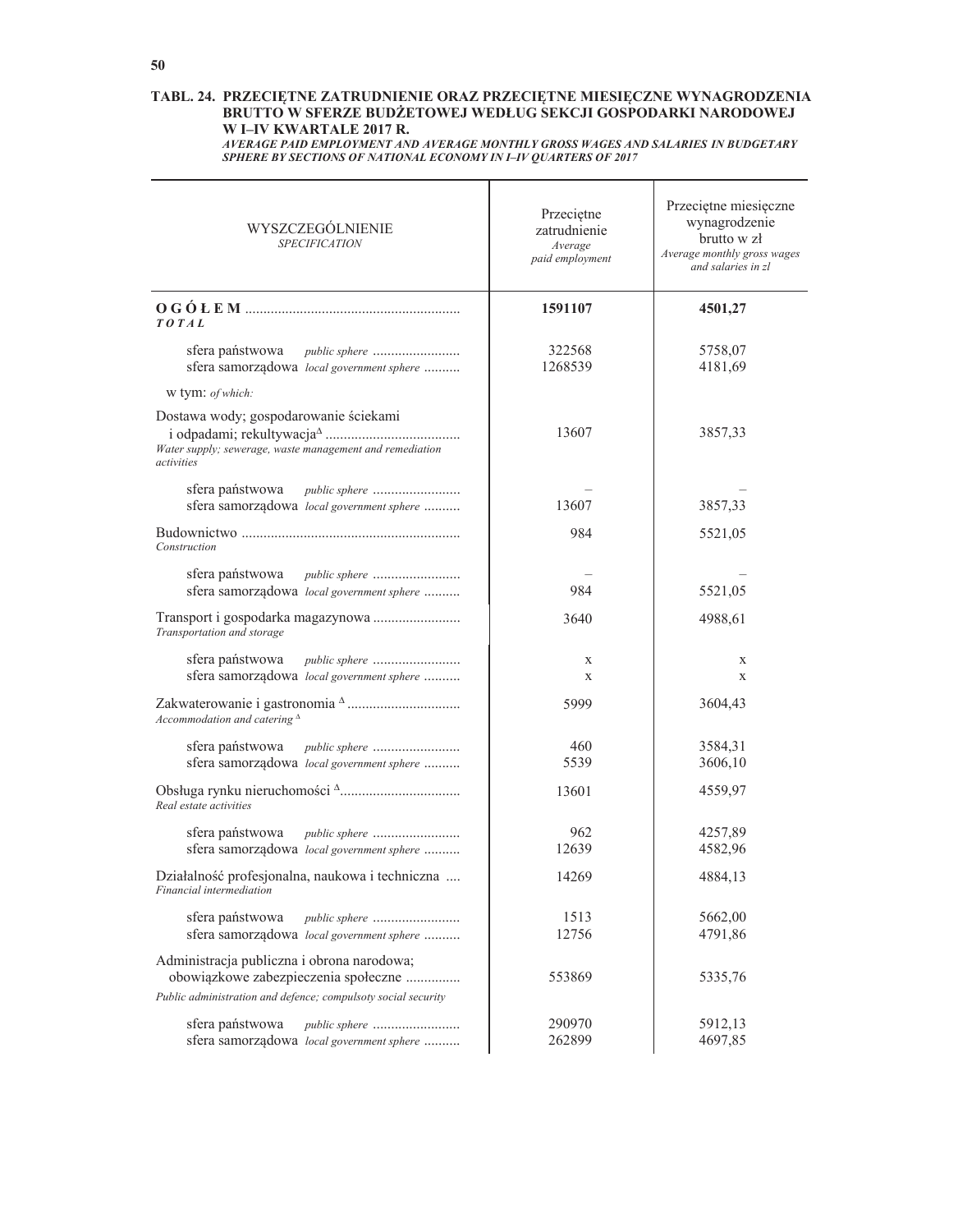**TABL. 24. PRZECIĘTNE ZATRUDNIENIE ORAZ PRZECIĘTNE MIESIĘCZNE WYNAGRODZENIA BRUTTO W SFERZE BUDŻETOWEJ WEDŁUG SEKCJI GOSPODARKI NARODOWEJ W I–IV KWARTALE 2017 R.**
*AVERAGE PAID EMPLOYMENT AND AVERAGE MONTHLY GROSS WAGES AND SALARIES IN BUDGETARY SPHERE BY SECTIONS OF NATIONAL ECONOMY IN I–IV QUARTERS OF 2017*

| WYSZCZEGÓLNIENIE *SPECIFICATION* | Przeciętne zatrudnienie *Average paid employment* | Przeciętne miesięczne wynagrodzenie brutto w zł *Average monthly gross wages and salaries in zl* |
|---|---|---|
| **O G Ó Ł E M** *TOTAL* | **1591107** | **4501,27** |
| sfera państwowa *public sphere* | 322568 | 5758,07 |
| sfera samorządowa *local government sphere* | 1268539 | 4181,69 |
| w tym: *of which:* | | |
| Dostawa wody; gospodarowanie ściekami i odpadami; rekultywacja[Δ] *Water supply; sewerage, waste management and remediation activities* | 13607 | 3857,33 |
| sfera państwowa *public sphere* | – | – |
| sfera samorządowa *local government sphere* | 13607 | 3857,33 |
| Budownictwo *Construction* | 984 | 5521,05 |
| sfera państwowa *public sphere* | – | – |
| sfera samorządowa *local government sphere* | 984 | 5521,05 |
| Transport i gospodarka magazynowa *Transportation and storage* | 3640 | 4988,61 |
| sfera państwowa *public sphere* | x | x |
| sfera samorządowa *local government sphere* | x | x |
| Zakwaterowanie i gastronomia [Δ] *Accommodation and catering* [Δ] | 5999 | 3604,43 |
| sfera państwowa *public sphere* | 460 | 3584,31 |
| sfera samorządowa *local government sphere* | 5539 | 3606,10 |
| Obsługa rynku nieruchomości [Δ] *Real estate activities* | 13601 | 4559,97 |
| sfera państwowa *public sphere* | 962 | 4257,89 |
| sfera samorządowa *local government sphere* | 12639 | 4582,96 |
| Działalność profesjonalna, naukowa i techniczna *Financial intermediation* | 14269 | 4884,13 |
| sfera państwowa *public sphere* | 1513 | 5662,00 |
| sfera samorządowa *local government sphere* | 12756 | 4791,86 |
| Administracja publiczna i obrona narodowa; obowiązkowe zabezpieczenia społeczne *Public administration and defence; compulsoty social security* | 553869 | 5335,76 |
| sfera państwowa *public sphere* | 290970 | 5912,13 |
| sfera samorządowa *local government sphere* | 262899 | 4697,85 |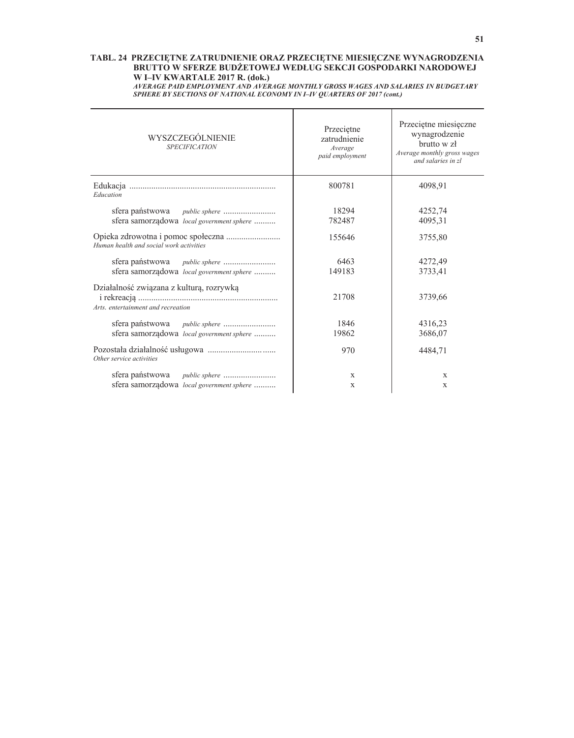**TABL. 24 PRZECIĘTNE ZATRUDNIENIE ORAZ PRZECIĘTNE MIESIĘCZNE WYNAGRODZENIA BRUTTO W SFERZE BUDŻETOWEJ WEDŁUG SEKCJI GOSPODARKI NARODOWEJ W I–IV KWARTALE 2017 R. (dok.)**

***AVERAGE PAID EMPLOYMENT AND AVERAGE MONTHLY GROSS WAGES AND SALARIES IN BUDGETARY SPHERE BY SECTIONS OF NATIONAL ECONOMY IN I–IV QUARTERS OF 2017 (cont.)***

| WYSZCZEGÓLNIENIE *SPECIFICATION* | Przeciętne zatrudnienie *Average paid employment* | Przeciętne miesięczne wynagrodzenie brutto w zł *Average monthly gross wages and salaries in zl* |
|---|---|---|
| Edukacja *Education* | 800781 | 4098,91 |
| sfera państwowa *public sphere* | 18294 | 4252,74 |
| sfera samorządowa *local government sphere* | 782487 | 4095,31 |
| Opieka zdrowotna i pomoc społeczna *Human health and social work activities* | 155646 | 3755,80 |
| sfera państwowa *public sphere* | 6463 | 4272,49 |
| sfera samorządowa *local government sphere* | 149183 | 3733,41 |
| Działalność związana z kulturą, rozrywką i rekreacją *Arts. entertainment and recreation* | 21708 | 3739,66 |
| sfera państwowa *public sphere* | 1846 | 4316,23 |
| sfera samorządowa *local government sphere* | 19862 | 3686,07 |
| Pozostała działalność usługowa *Other service activities* | 970 | 4484,71 |
| sfera państwowa *public sphere* | x | x |
| sfera samorządowa *local government sphere* | x | x |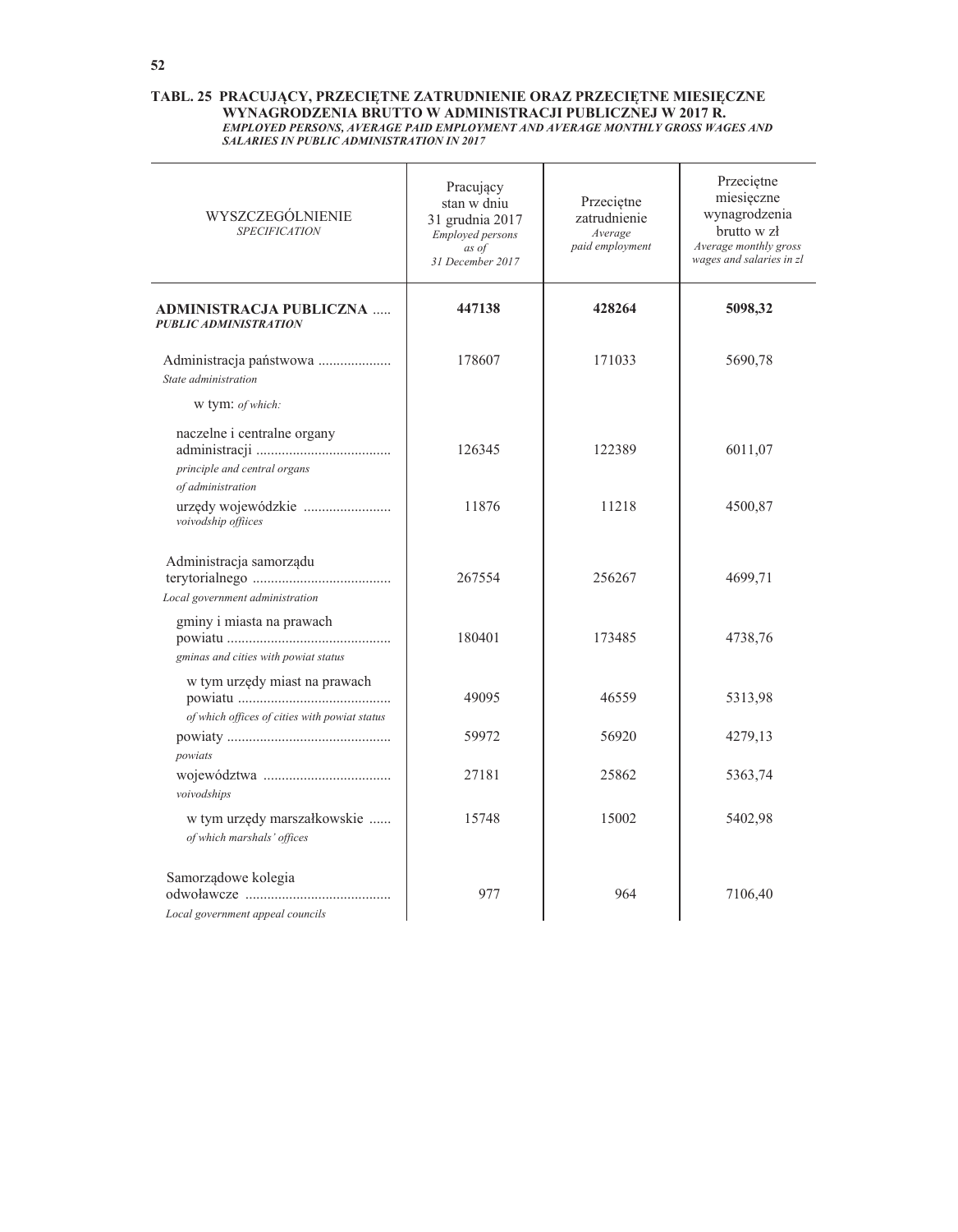**TABL. 25 PRACUJĄCY, PRZECIĘTNE ZATRUDNIENIE ORAZ PRZECIĘTNE MIESIĘCZNE WYNAGRODZENIA BRUTTO W ADMINISTRACJI PUBLICZNEJ W 2017 R.**
***EMPLOYED PERSONS, AVERAGE PAID EMPLOYMENT AND AVERAGE MONTHLY GROSS WAGES AND SALARIES IN PUBLIC ADMINISTRATION IN 2017***

| WYSZCZEGÓLNIENIE *SPECIFICATION* | Pracujący stan w dniu 31 grudnia 2017 *Employed persons as of 31 December 2017* | Przeciętne zatrudnienie *Average paid employment* | Przeciętne miesięczne wynagrodzenia brutto w zł *Average monthly gross wages and salaries in zl* |
|---|---|---|---|
| **ADMINISTRACJA PUBLICZNA** ***PUBLIC ADMINISTRATION*** | **447138** | **428264** | **5098,32** |
| Administracja państwowa *State administration* | 178607 | 171033 | 5690,78 |
| w tym: *of which:* | | | |
| naczelne i centralne organy administracji *principle and central organs of administration* | 126345 | 122389 | 6011,07 |
| urzędy wojewódzkie *voivodship offiices* | 11876 | 11218 | 4500,87 |
| Administracja samorządu terytorialnego *Local government administration* | 267554 | 256267 | 4699,71 |
| gminy i miasta na prawach powiatu *gminas and cities with powiat status* | 180401 | 173485 | 4738,76 |
| w tym urzędy miast na prawach powiatu *of which offices of cities with powiat status* | 49095 | 46559 | 5313,98 |
| powiaty *powiats* | 59972 | 56920 | 4279,13 |
| województwa *voivodships* | 27181 | 25862 | 5363,74 |
| w tym urzędy marszałkowskie *of which marshals' offices* | 15748 | 15002 | 5402,98 |
| Samorządowe kolegia odwoławcze *Local government appeal councils* | 977 | 964 | 7106,40 |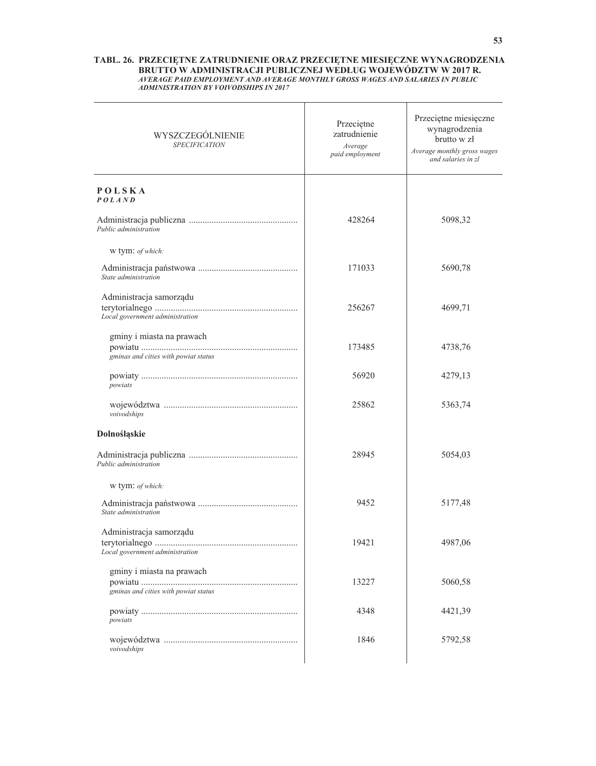**TABL. 26. PRZECIĘTNE ZATRUDNIENIE ORAZ PRZECIĘTNE MIESIĘCZNE WYNAGRODZENIA BRUTTO W ADMINISTRACJI PUBLICZNEJ WEDŁUG WOJEWÓDZTW W 2017 R.**
***AVERAGE PAID EMPLOYMENT AND AVERAGE MONTHLY GROSS WAGES AND SALARIES IN PUBLIC ADMINISTRATION BY VOIVODSHIPS IN 2017***

| WYSZCZEGÓLNIENIE *SPECIFICATION* | Przeciętne zatrudnienie *Average paid employment* | Przeciętne miesięczne wynagrodzenia brutto w zł *Average monthly gross wages and salaries in zl* |
|---|---|---|
| **P O L S K A** ***P O L A N D*** | | |
| Administracja publiczna *Public administration* | 428264 | 5098,32 |
| w tym: *of which:* | | |
| Administracja państwowa *State administration* | 171033 | 5690,78 |
| Administracja samorządu terytorialnego *Local government administration* | 256267 | 4699,71 |
| gminy i miasta na prawach powiatu *gminas and cities with powiat status* | 173485 | 4738,76 |
| powiaty *powiats* | 56920 | 4279,13 |
| województwa *voivodships* | 25862 | 5363,74 |
| **Dolnośląskie** | | |
| Administracja publiczna *Public administration* | 28945 | 5054,03 |
| w tym: *of which:* | | |
| Administracja państwowa *State administration* | 9452 | 5177,48 |
| Administracja samorządu terytorialnego *Local government administration* | 19421 | 4987,06 |
| gminy i miasta na prawach powiatu *gminas and cities with powiat status* | 13227 | 5060,58 |
| powiaty *powiats* | 4348 | 4421,39 |
| województwa *voivodships* | 1846 | 5792,58 |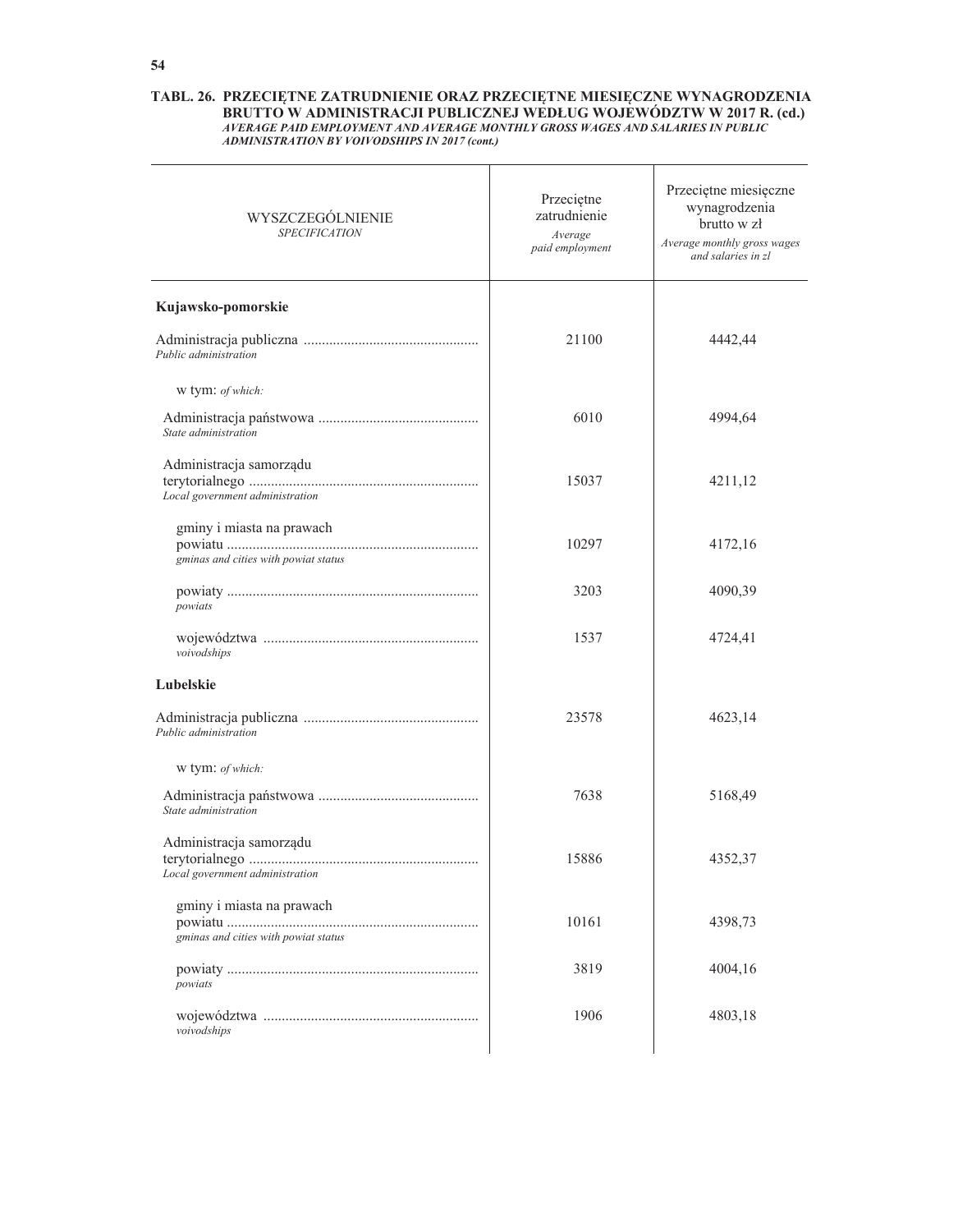**TABL. 26. PRZECIĘTNE ZATRUDNIENIE ORAZ PRZECIĘTNE MIESIĘCZNE WYNAGRODZENIA BRUTTO W ADMINISTRACJI PUBLICZNEJ WEDŁUG WOJEWÓDZTW W 2017 R. (cd.)**
***AVERAGE PAID EMPLOYMENT AND AVERAGE MONTHLY GROSS WAGES AND SALARIES IN PUBLIC ADMINISTRATION BY VOIVODSHIPS IN 2017 (cont.)***

| WYSZCZEGÓLNIENIE *SPECIFICATION* | Przeciętne zatrudnienie *Average paid employment* | Przeciętne miesięczne wynagrodzenia brutto w zł *Average monthly gross wages and salaries in zl* |
|---|---|---|
| **Kujawsko-pomorskie** | | |
| Administracja publiczna *Public administration* | 21100 | 4442,44 |
| w tym: *of which:* | | |
| Administracja państwowa *State administration* | 6010 | 4994,64 |
| Administracja samorządu terytorialnego *Local government administration* | 15037 | 4211,12 |
| gminy i miasta na prawach powiatu *gminas and cities with powiat status* | 10297 | 4172,16 |
| powiaty *powiats* | 3203 | 4090,39 |
| województwa *voivodships* | 1537 | 4724,41 |
| **Lubelskie** | | |
| Administracja publiczna *Public administration* | 23578 | 4623,14 |
| w tym: *of which:* | | |
| Administracja państwowa *State administration* | 7638 | 5168,49 |
| Administracja samorządu terytorialnego *Local government administration* | 15886 | 4352,37 |
| gminy i miasta na prawach powiatu *gminas and cities with powiat status* | 10161 | 4398,73 |
| powiaty *powiats* | 3819 | 4004,16 |
| województwa *voivodships* | 1906 | 4803,18 |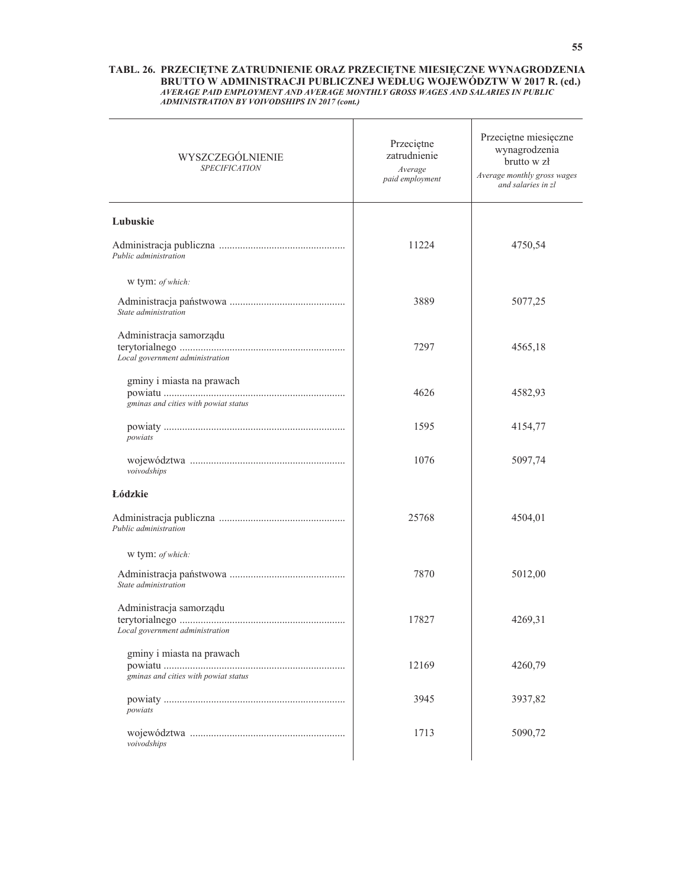**TABL. 26. PRZECIĘTNE ZATRUDNIENIE ORAZ PRZECIĘTNE MIESIĘCZNE WYNAGRODZENIA BRUTTO W ADMINISTRACJI PUBLICZNEJ WEDŁUG WOJEWÓDZTW W 2017 R. (cd.)**
***AVERAGE PAID EMPLOYMENT AND AVERAGE MONTHLY GROSS WAGES AND SALARIES IN PUBLIC ADMINISTRATION BY VOIVODSHIPS IN 2017 (cont.)***

| WYSZCZEGÓLNIENIE *SPECIFICATION* | Przeciętne zatrudnienie *Average paid employment* | Przeciętne miesięczne wynagrodzenia brutto w zł *Average monthly gross wages and salaries in zl* |
|---|---|---|
| **Lubuskie** | | |
| Administracja publiczna *Public administration* | 11224 | 4750,54 |
| w tym: *of which:* | | |
| Administracja państwowa *State administration* | 3889 | 5077,25 |
| Administracja samorządu terytorialnego *Local government administration* | 7297 | 4565,18 |
| gminy i miasta na prawach powiatu *gminas and cities with powiat status* | 4626 | 4582,93 |
| powiaty *powiats* | 1595 | 4154,77 |
| województwa *voivodships* | 1076 | 5097,74 |
| **Łódzkie** | | |
| Administracja publiczna *Public administration* | 25768 | 4504,01 |
| w tym: *of which:* | | |
| Administracja państwowa *State administration* | 7870 | 5012,00 |
| Administracja samorządu terytorialnego *Local government administration* | 17827 | 4269,31 |
| gminy i miasta na prawach powiatu *gminas and cities with powiat status* | 12169 | 4260,79 |
| powiaty *powiats* | 3945 | 3937,82 |
| województwa *voivodships* | 1713 | 5090,72 |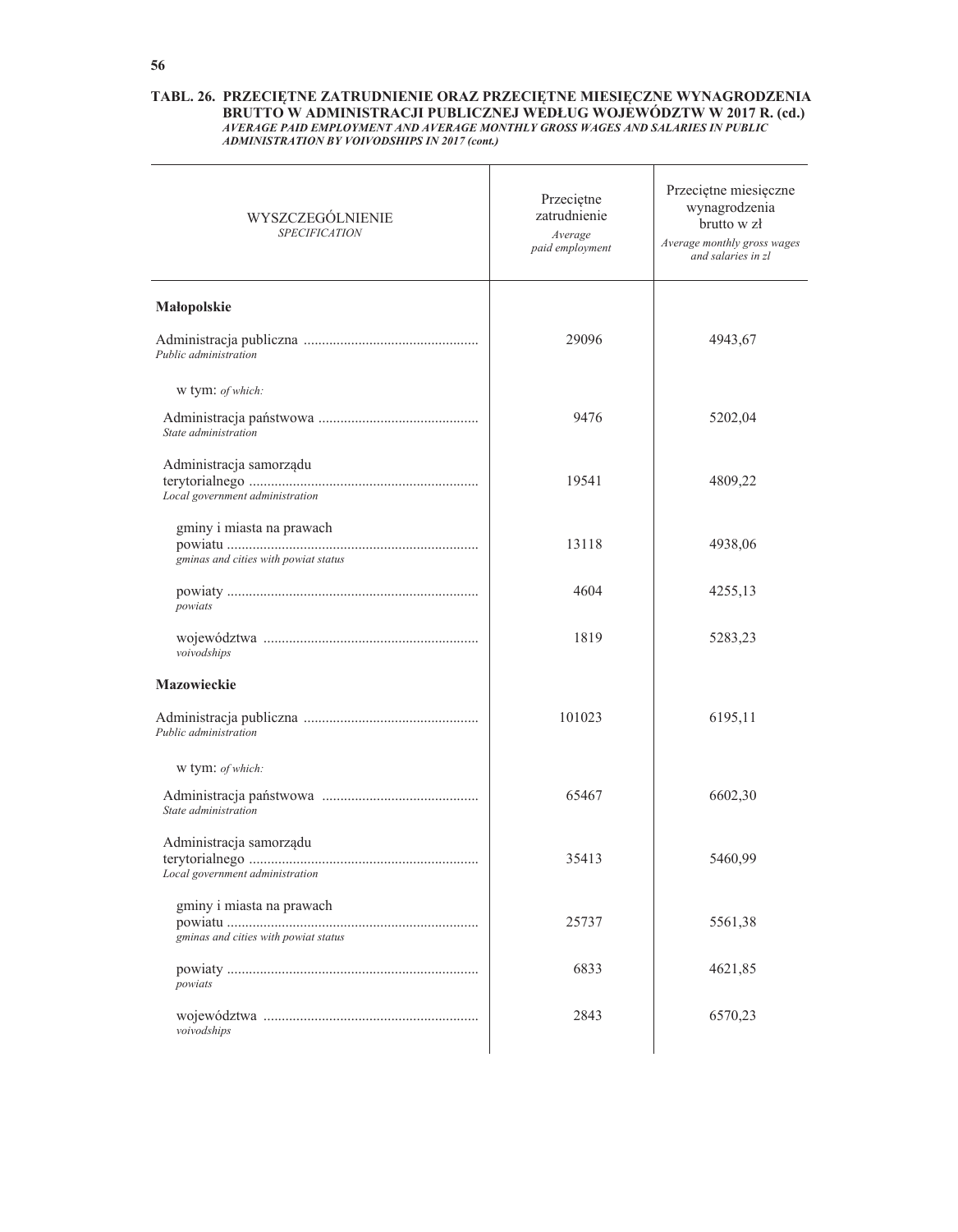**TABL. 26. PRZECIĘTNE ZATRUDNIENIE ORAZ PRZECIĘTNE MIESIĘCZNE WYNAGRODZENIA BRUTTO W ADMINISTRACJI PUBLICZNEJ WEDŁUG WOJEWÓDZTW W 2017 R. (cd.)**
***AVERAGE PAID EMPLOYMENT AND AVERAGE MONTHLY GROSS WAGES AND SALARIES IN PUBLIC ADMINISTRATION BY VOIVODSHIPS IN 2017 (cont.)***

| WYSZCZEGÓLNIENIE *SPECIFICATION* | Przeciętne zatrudnienie *Average paid employment* | Przeciętne miesięczne wynagrodzenia brutto w zł *Average monthly gross wages and salaries in zl* |
|---|---|---|
| **Małopolskie** | | |
| Administracja publiczna *Public administration* | 29096 | 4943,67 |
| w tym: *of which:* | | |
| Administracja państwowa *State administration* | 9476 | 5202,04 |
| Administracja samorządu terytorialnego *Local government administration* | 19541 | 4809,22 |
| gminy i miasta na prawach powiatu *gminas and cities with powiat status* | 13118 | 4938,06 |
| powiaty *powiats* | 4604 | 4255,13 |
| województwa *voivodships* | 1819 | 5283,23 |
| **Mazowieckie** | | |
| Administracja publiczna *Public administration* | 101023 | 6195,11 |
| w tym: *of which:* | | |
| Administracja państwowa *State administration* | 65467 | 6602,30 |
| Administracja samorządu terytorialnego *Local government administration* | 35413 | 5460,99 |
| gminy i miasta na prawach powiatu *gminas and cities with powiat status* | 25737 | 5561,38 |
| powiaty *powiats* | 6833 | 4621,85 |
| województwa *voivodships* | 2843 | 6570,23 |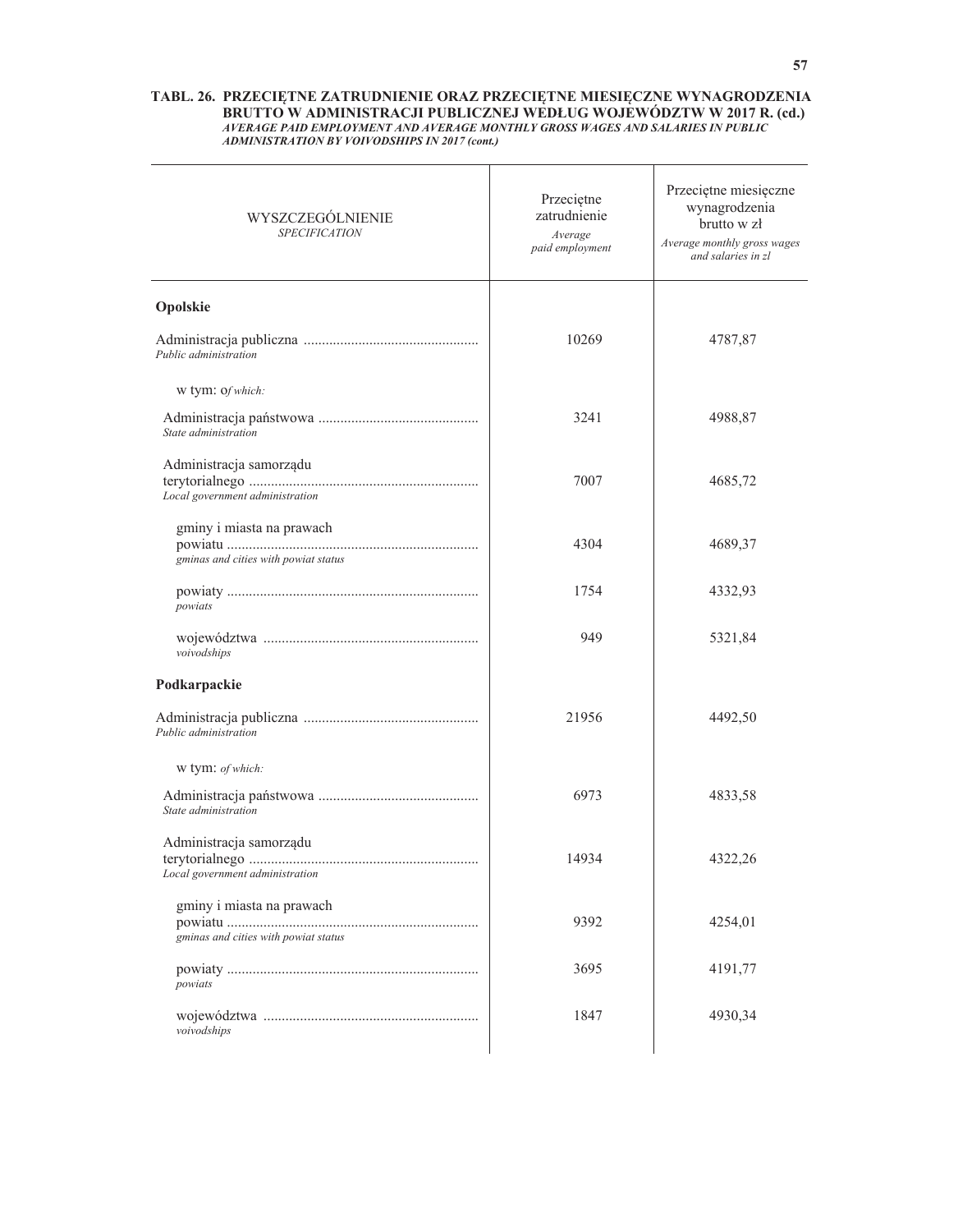**TABL. 26. PRZECIĘTNE ZATRUDNIENIE ORAZ PRZECIĘTNE MIESIĘCZNE WYNAGRODZENIA BRUTTO W ADMINISTRACJI PUBLICZNEJ WEDŁUG WOJEWÓDZTW W 2017 R. (cd.)**
***AVERAGE PAID EMPLOYMENT AND AVERAGE MONTHLY GROSS WAGES AND SALARIES IN PUBLIC ADMINISTRATION BY VOIVODSHIPS IN 2017 (cont.)***

| WYSZCZEGÓLNIENIE *SPECIFICATION* | Przeciętne zatrudnienie *Average paid employment* | Przeciętne miesięczne wynagrodzenia brutto w zł *Average monthly gross wages and salaries in zl* |
|---|---|---|
| **Opolskie** | | |
| Administracja publiczna *Public administration* | 10269 | 4787,87 |
| w tym: *of which:* | | |
| Administracja państwowa *State administration* | 3241 | 4988,87 |
| Administracja samorządu terytorialnego *Local government administration* | 7007 | 4685,72 |
| gminy i miasta na prawach powiatu *gminas and cities with powiat status* | 4304 | 4689,37 |
| powiaty *powiats* | 1754 | 4332,93 |
| województwa *voivodships* | 949 | 5321,84 |
| **Podkarpackie** | | |
| Administracja publiczna *Public administration* | 21956 | 4492,50 |
| w tym: *of which:* | | |
| Administracja państwowa *State administration* | 6973 | 4833,58 |
| Administracja samorządu terytorialnego *Local government administration* | 14934 | 4322,26 |
| gminy i miasta na prawach powiatu *gminas and cities with powiat status* | 9392 | 4254,01 |
| powiaty *powiats* | 3695 | 4191,77 |
| województwa *voivodships* | 1847 | 4930,34 |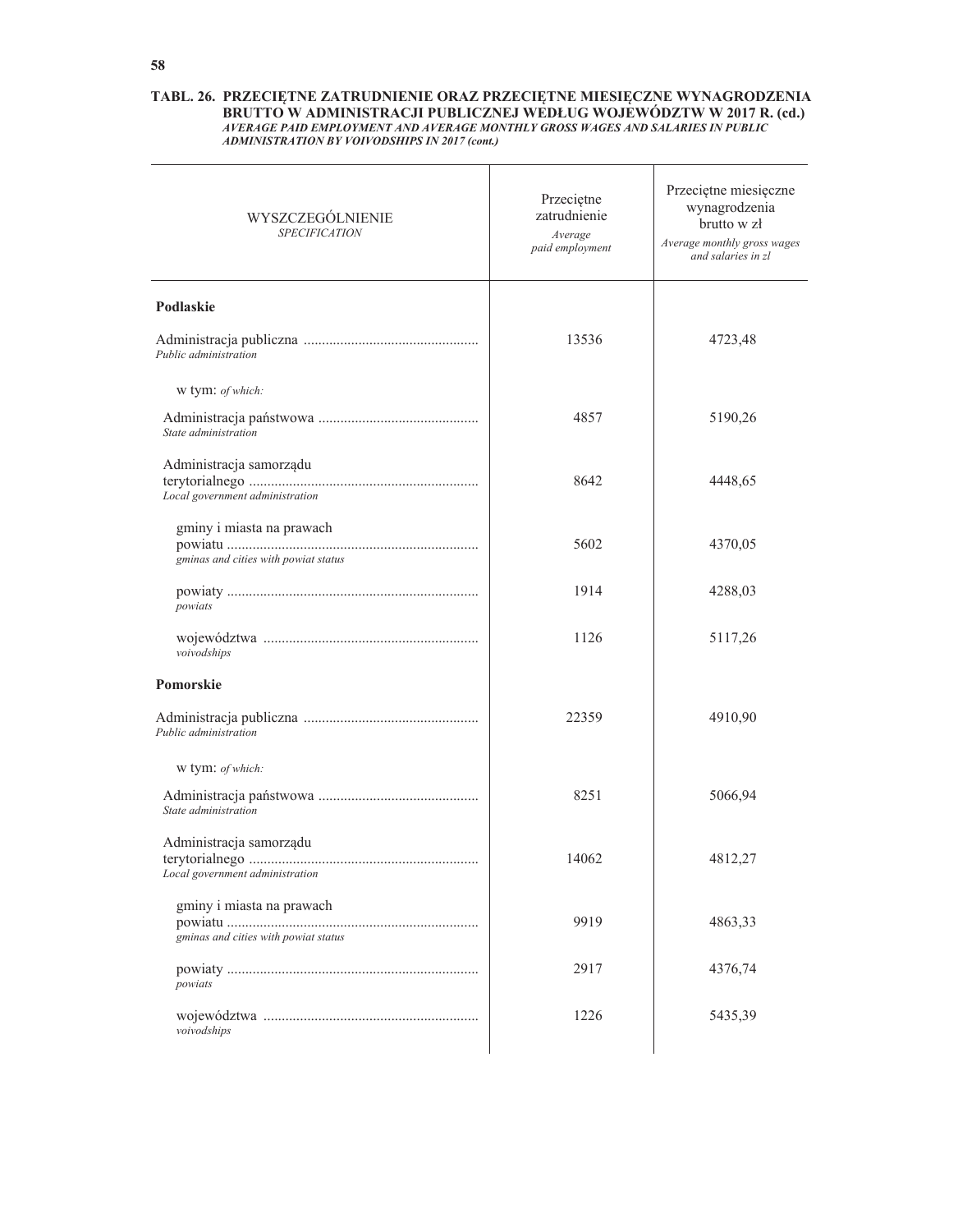**TABL. 26. PRZECIĘTNE ZATRUDNIENIE ORAZ PRZECIĘTNE MIESIĘCZNE WYNAGRODZENIA BRUTTO W ADMINISTRACJI PUBLICZNEJ WEDŁUG WOJEWÓDZTW W 2017 R. (cd.)**
*AVERAGE PAID EMPLOYMENT AND AVERAGE MONTHLY GROSS WAGES AND SALARIES IN PUBLIC ADMINISTRATION BY VOIVODSHIPS IN 2017 (cont.)*

| WYSZCZEGÓLNIENIE *SPECIFICATION* | Przeciętne zatrudnienie *Average paid employment* | Przeciętne miesięczne wynagrodzenia brutto w zł *Average monthly gross wages and salaries in zl* |
|---|---|---|
| **Podlaskie** | | |
| Administracja publiczna *Public administration* | 13536 | 4723,48 |
| w tym: *of which:* | | |
| Administracja państwowa *State administration* | 4857 | 5190,26 |
| Administracja samorządu terytorialnego *Local government administration* | 8642 | 4448,65 |
| gminy i miasta na prawach powiatu *gminas and cities with powiat status* | 5602 | 4370,05 |
| powiaty *powiats* | 1914 | 4288,03 |
| województwa *voivodships* | 1126 | 5117,26 |
| **Pomorskie** | | |
| Administracja publiczna *Public administration* | 22359 | 4910,90 |
| w tym: *of which:* | | |
| Administracja państwowa *State administration* | 8251 | 5066,94 |
| Administracja samorządu terytorialnego *Local government administration* | 14062 | 4812,27 |
| gminy i miasta na prawach powiatu *gminas and cities with powiat status* | 9919 | 4863,33 |
| powiaty *powiats* | 2917 | 4376,74 |
| województwa *voivodships* | 1226 | 5435,39 |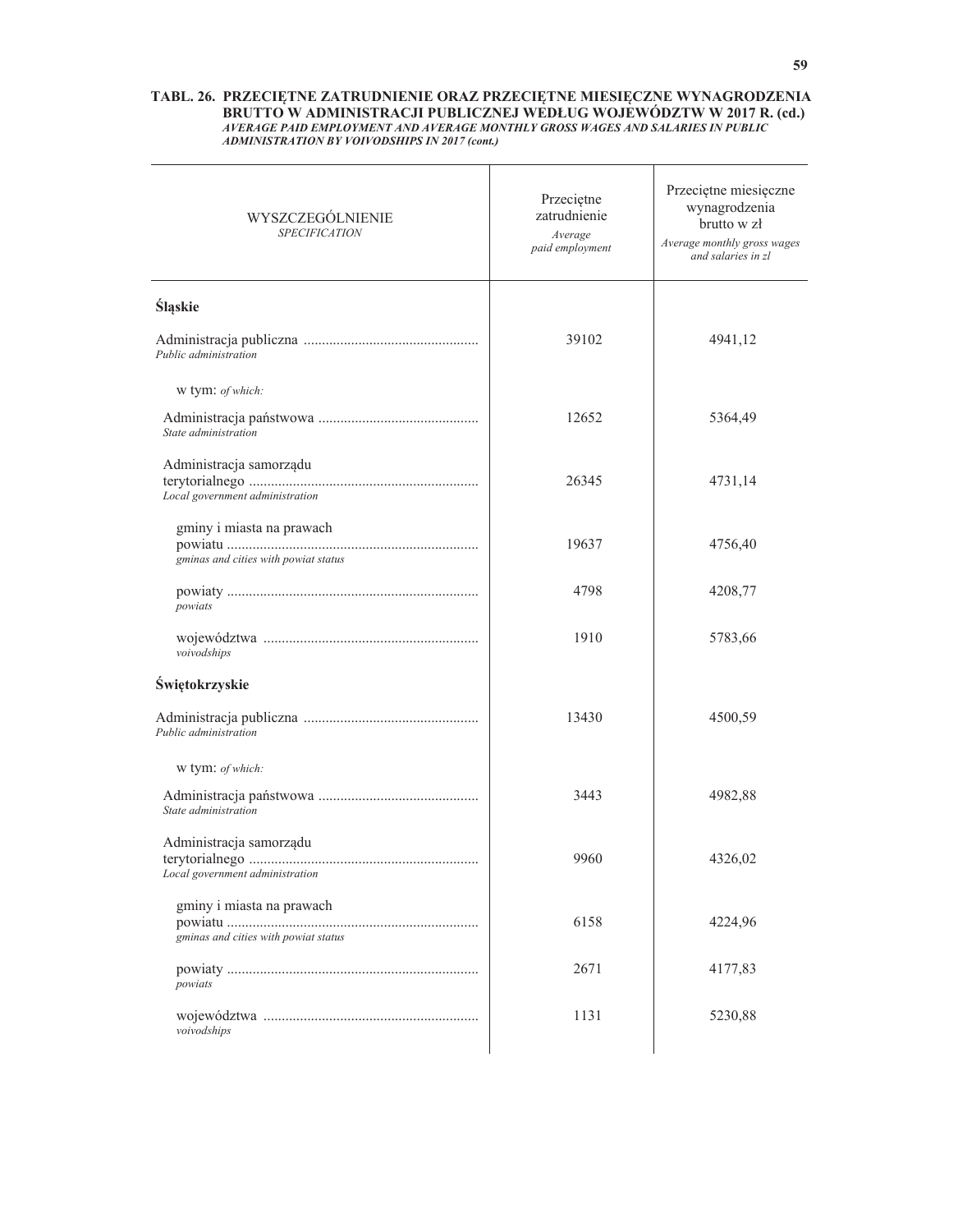**TABL. 26. PRZECIĘTNE ZATRUDNIENIE ORAZ PRZECIĘTNE MIESIĘCZNE WYNAGRODZENIA BRUTTO W ADMINISTRACJI PUBLICZNEJ WEDŁUG WOJEWÓDZTW W 2017 R. (cd.)**
***AVERAGE PAID EMPLOYMENT AND AVERAGE MONTHLY GROSS WAGES AND SALARIES IN PUBLIC ADMINISTRATION BY VOIVODSHIPS IN 2017 (cont.)***

| WYSZCZEGÓLNIENIE *SPECIFICATION* | Przeciętne zatrudnienie *Average paid employment* | Przeciętne miesięczne wynagrodzenia brutto w zł *Average monthly gross wages and salaries in zl* |
|---|---|---|
| **Śląskie** | | |
| Administracja publiczna *Public administration* | 39102 | 4941,12 |
| w tym: *of which:* | | |
| Administracja państwowa *State administration* | 12652 | 5364,49 |
| Administracja samorządu terytorialnego *Local government administration* | 26345 | 4731,14 |
| gminy i miasta na prawach powiatu *gminas and cities with powiat status* | 19637 | 4756,40 |
| powiaty *powiats* | 4798 | 4208,77 |
| województwa *voivodships* | 1910 | 5783,66 |
| **Świętokrzyskie** | | |
| Administracja publiczna *Public administration* | 13430 | 4500,59 |
| w tym: *of which:* | | |
| Administracja państwowa *State administration* | 3443 | 4982,88 |
| Administracja samorządu terytorialnego *Local government administration* | 9960 | 4326,02 |
| gminy i miasta na prawach powiatu *gminas and cities with powiat status* | 6158 | 4224,96 |
| powiaty *powiats* | 2671 | 4177,83 |
| województwa *voivodships* | 1131 | 5230,88 |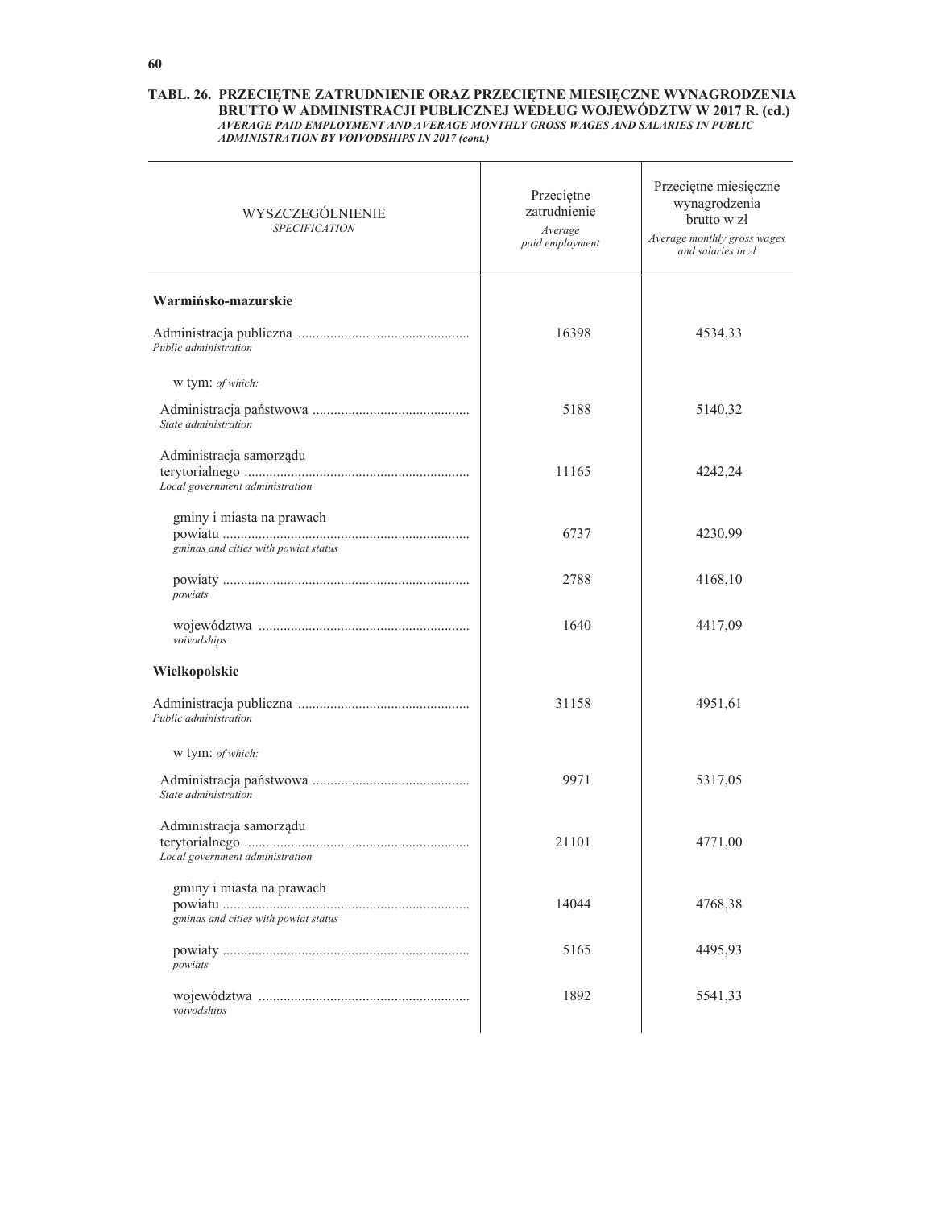**TABL. 26. PRZECIĘTNE ZATRUDNIENIE ORAZ PRZECIĘTNE MIESIĘCZNE WYNAGRODZENIA BRUTTO W ADMINISTRACJI PUBLICZNEJ WEDŁUG WOJEWÓDZTW W 2017 R. (cd.)**
***AVERAGE PAID EMPLOYMENT AND AVERAGE MONTHLY GROSS WAGES AND SALARIES IN PUBLIC ADMINISTRATION BY VOIVODSHIPS IN 2017 (cont.)***

| WYSZCZEGÓLNIENIE *SPECIFICATION* | Przeciętne zatrudnienie *Average paid employment* | Przeciętne miesięczne wynagrodzenia brutto w zł *Average monthly gross wages and salaries in zl* |
|---|---|---|
| **Warmińsko-mazurskie** | | |
| Administracja publiczna *Public administration* | 16398 | 4534,33 |
| w tym: *of which:* | | |
| Administracja państwowa *State administration* | 5188 | 5140,32 |
| Administracja samorządu terytorialnego *Local government administration* | 11165 | 4242,24 |
| gminy i miasta na prawach powiatu *gminas and cities with powiat status* | 6737 | 4230,99 |
| powiaty *powiats* | 2788 | 4168,10 |
| województwa *voivodships* | 1640 | 4417,09 |
| **Wielkopolskie** | | |
| Administracja publiczna *Public administration* | 31158 | 4951,61 |
| w tym: *of which:* | | |
| Administracja państwowa *State administration* | 9971 | 5317,05 |
| Administracja samorządu terytorialnego *Local government administration* | 21101 | 4771,00 |
| gminy i miasta na prawach powiatu *gminas and cities with powiat status* | 14044 | 4768,38 |
| powiaty *powiats* | 5165 | 4495,93 |
| województwa *voivodships* | 1892 | 5541,33 |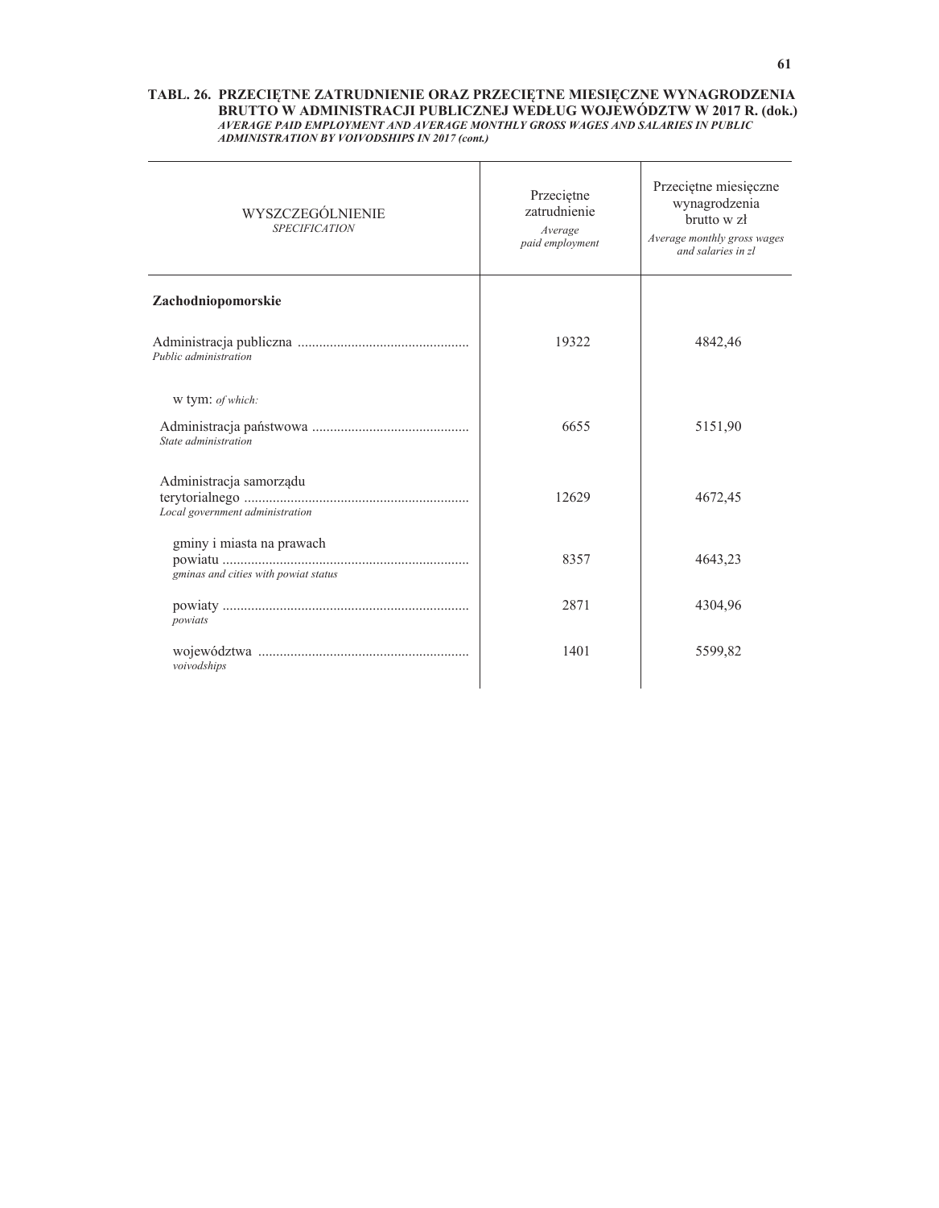**TABL. 26. PRZECIĘTNE ZATRUDNIENIE ORAZ PRZECIĘTNE MIESIĘCZNE WYNAGRODZENIA BRUTTO W ADMINISTRACJI PUBLICZNEJ WEDŁUG WOJEWÓDZTW W 2017 R. (dok.)**
***AVERAGE PAID EMPLOYMENT AND AVERAGE MONTHLY GROSS WAGES AND SALARIES IN PUBLIC ADMINISTRATION BY VOIVODSHIPS IN 2017 (cont.)***

| WYSZCZEGÓLNIENIE *SPECIFICATION* | Przeciętne zatrudnienie *Average paid employment* | Przeciętne miesięczne wynagrodzenia brutto w zł *Average monthly gross wages and salaries in zl* |
|---|---|---|
| **Zachodniopomorskie** | | |
| Administracja publiczna *Public administration* | 19322 | 4842,46 |
| w tym: *of which:* | | |
| Administracja państwowa *State administration* | 6655 | 5151,90 |
| Administracja samorządu terytorialnego *Local government administration* | 12629 | 4672,45 |
| gminy i miasta na prawach powiatu *gminas and cities with powiat status* | 8357 | 4643,23 |
| powiaty *powiats* | 2871 | 4304,96 |
| województwa *voivodships* | 1401 | 5599,82 |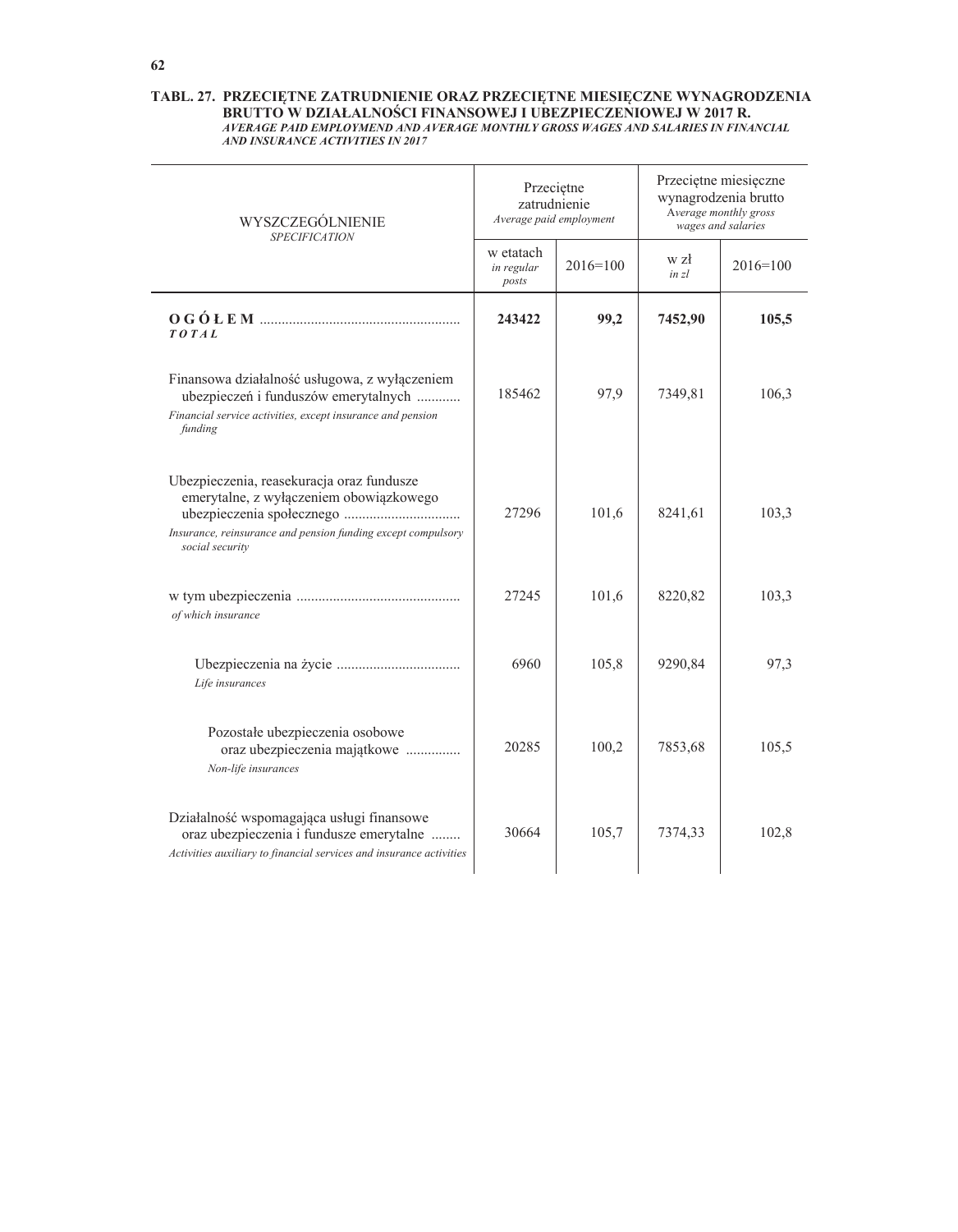**TABL. 27. PRZECIĘTNE ZATRUDNIENIE ORAZ PRZECIĘTNE MIESIĘCZNE WYNAGRODZENIA BRUTTO W DZIAŁALNOŚCI FINANSOWEJ I UBEZPIECZENIOWEJ W 2017 R.**
***AVERAGE PAID EMPLOYMEND AND AVERAGE MONTHLY GROSS WAGES AND SALARIES IN FINANCIAL AND INSURANCE ACTIVITIES IN 2017***

| WYSZCZEGÓLNIENIE *SPECIFICATION* | Przeciętne zatrudnienie *Average paid employment* | | Przeciętne miesięczne wynagrodzenia brutto *Average monthly gross wages and salaries* | |
|---|---|---|---|---|
| | w etatach *in regular posts* | 2016=100 | w zł *in zl* | 2016=100 |
| **O G Ó Ł E M** ...................................................... ***TOTAL*** | **243422** | **99,2** | **7452,90** | **105,5** |
| Finansowa działalność usługowa, z wyłączeniem ubezpieczeń i funduszów emerytalnych ............ *Financial service activities, except insurance and pension funding* | 185462 | 97,9 | 7349,81 | 106,3 |
| Ubezpieczenia, reasekuracja oraz fundusze emerytalne, z wyłączeniem obowiązkowego ubezpieczenia społecznego ................................ *Insurance, reinsurance and pension funding except compulsory social security* | 27296 | 101,6 | 8241,61 | 103,3 |
| w tym ubezpieczenia ............................................ *of which insurance* | 27245 | 101,6 | 8220,82 | 103,3 |
| Ubezpieczenia na życie .................................. *Life insurances* | 6960 | 105,8 | 9290,84 | 97,3 |
| Pozostałe ubezpieczenia osobowe oraz ubezpieczenia majątkowe .............. *Non-life insurances* | 20285 | 100,2 | 7853,68 | 105,5 |
| Działalność wspomagająca usługi finansowe oraz ubezpieczenia i fundusze emerytalne ........ *Activities auxiliary to financial services and insurance activities* | 30664 | 105,7 | 7374,33 | 102,8 |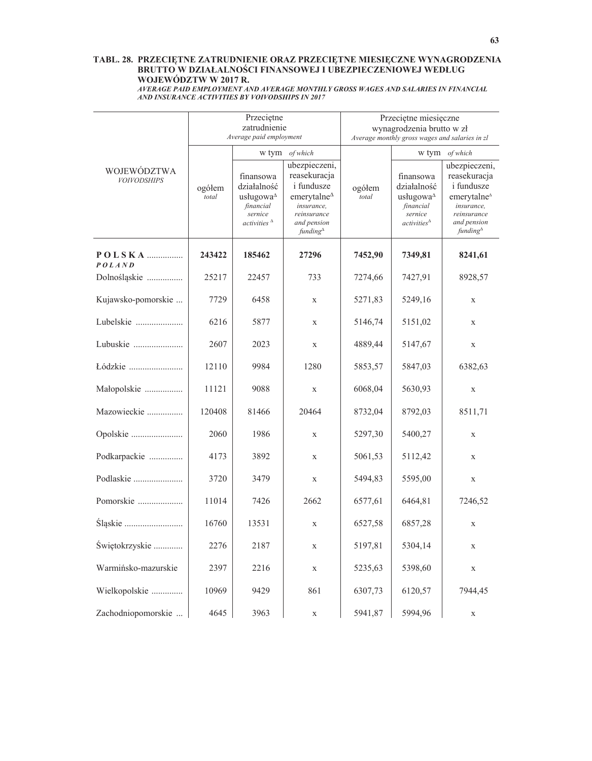**TABL. 28. PRZECIĘTNE ZATRUDNIENIE ORAZ PRZECIĘTNE MIESIĘCZNE WYNAGRODZENIA BRUTTO W DZIAŁALNOŚCI FINANSOWEJ I UBEZPIECZENIOWEJ WEDŁUG WOJEWÓDZTW W 2017 R.**

***AVERAGE PAID EMPLOYMENT AND AVERAGE MONTHLY GROSS WAGES AND SALARIES IN FINANCIAL AND INSURANCE ACTIVITIES BY VOIVODSHIPS IN 2017***

| WOJEWÓDZTWA *VOIVODSHIPS* | Przeciętne zatrudnienie *Average paid employment* | | | Przeciętne miesięczne wynagrodzenia brutto w zł *Average monthly gross wages and salaries in zl* | | |
|---|---|---|---|---|---|---|
| | ogółem *total* | w tym *of which* finansowa działalność usługowa^Δ *financial sernice activities* ^Δ | w tym *of which* ubezpieczeni, reasekuracja i fundusze emerytalne^Δ *insurance, reinsurance and pension funding*^Δ | ogółem *total* | w tym *of which* finansowa działalność usługowa^Δ *financial sernice activities*^Δ | w tym *of which* ubezpieczeni, reasekuracja i fundusze emerytalne^Δ *insurance, reinsurance and pension funding*^Δ |
| **P O L S K A** ................ ***P O L A N D*** | **243422** | **185462** | **27296** | **7452,90** | **7349,81** | **8241,61** |
| Dolnośląskie ................ | 25217 | 22457 | 733 | 7274,66 | 7427,91 | 8928,57 |
| Kujawsko-pomorskie ... | 7729 | 6458 | x | 5271,83 | 5249,16 | x |
| Lubelskie ..................... | 6216 | 5877 | x | 5146,74 | 5151,02 | x |
| Lubuskie ...................... | 2607 | 2023 | x | 4889,44 | 5147,67 | x |
| Łódzkie ........................ | 12110 | 9984 | 1280 | 5853,57 | 5847,03 | 6382,63 |
| Małopolskie ................. | 11121 | 9088 | x | 6068,04 | 5630,93 | x |
| Mazowieckie ................ | 120408 | 81466 | 20464 | 8732,04 | 8792,03 | 8511,71 |
| Opolskie ....................... | 2060 | 1986 | x | 5297,30 | 5400,27 | x |
| Podkarpackie ............... | 4173 | 3892 | x | 5061,53 | 5112,42 | x |
| Podlaskie ...................... | 3720 | 3479 | x | 5494,83 | 5595,00 | x |
| Pomorskie .................... | 11014 | 7426 | 2662 | 6577,61 | 6464,81 | 7246,52 |
| Śląskie .......................... | 16760 | 13531 | x | 6527,58 | 6857,28 | x |
| Świętokrzyskie ............. | 2276 | 2187 | x | 5197,81 | 5304,14 | x |
| Warmińsko-mazurskie | 2397 | 2216 | x | 5235,63 | 5398,60 | x |
| Wielkopolskie .............. | 10969 | 9429 | 861 | 6307,73 | 6120,57 | 7944,45 |
| Zachodniopomorskie ... | 4645 | 3963 | x | 5941,87 | 5994,96 | x |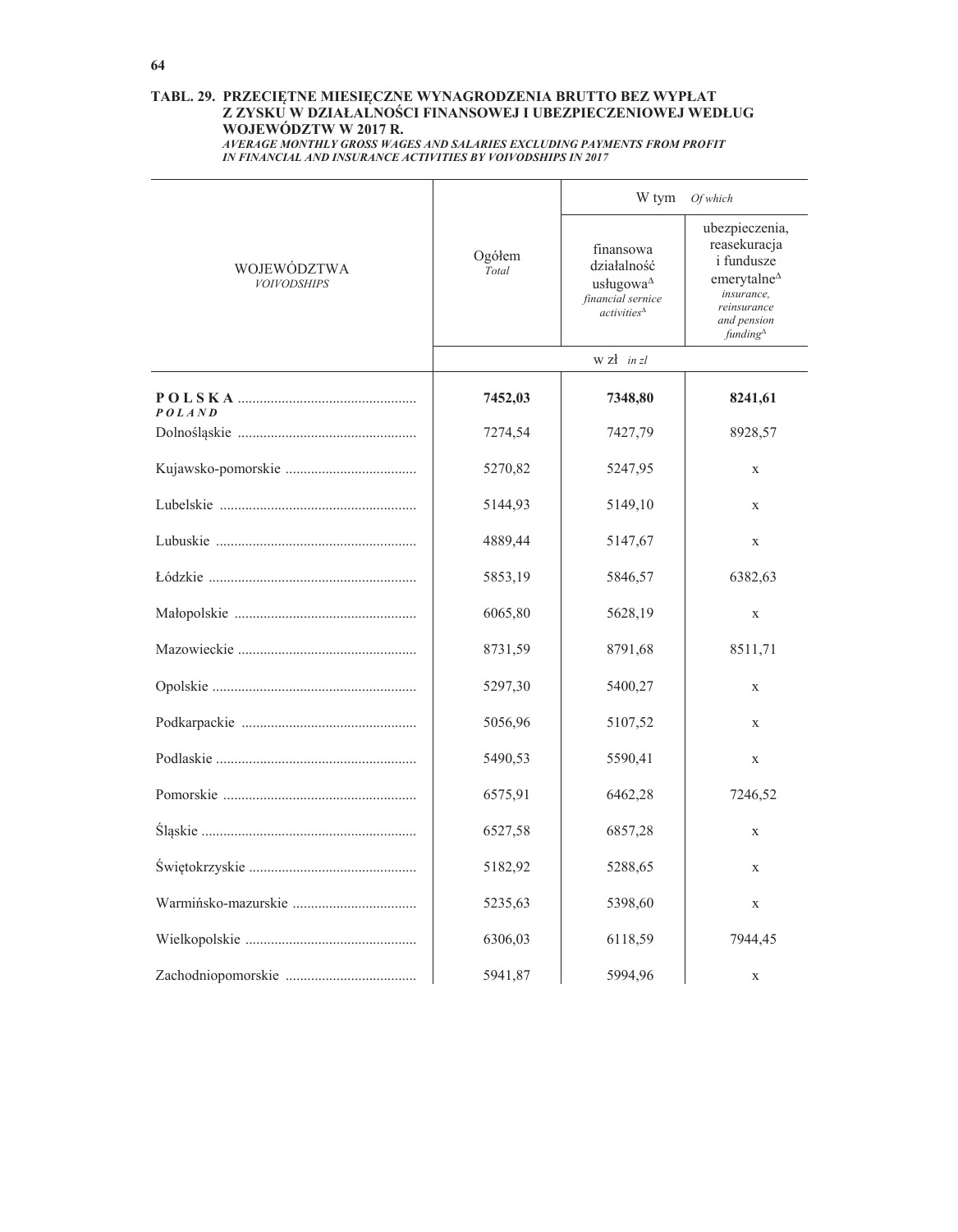## TABL. 29. PRZECIĘTNE MIESIĘCZNE WYNAGRODZENIA BRUTTO BEZ WYPŁAT Z ZYSKU W DZIAŁALNOŚCI FINANSOWEJ I UBEZPIECZENIOWEJ WEDŁUG WOJEWÓDZTW W 2017 R.

*AVERAGE MONTHLY GROSS WAGES AND SALARIES EXCLUDING PAYMENTS FROM PROFIT IN FINANCIAL AND INSURANCE ACTIVITIES BY VOIVODSHIPS IN 2017*

| WOJEWÓDZTWA *VOIVODSHIPS* | Ogółem *Total* | W tym *Of which* | |
|---|---|---|---|
| | | finansowa działalność usługowa^Δ *financial sernice activities*^Δ | ubezpieczenia, reasekuracja i fundusze emerytalne^Δ *insurance, reinsurance and pension funding*^Δ |
| | w zł *in zl* | | |
| **POLSKA** *POLAND* | **7452,03** | **7348,80** | **8241,61** |
| Dolnośląskie | 7274,54 | 7427,79 | 8928,57 |
| Kujawsko-pomorskie | 5270,82 | 5247,95 | x |
| Lubelskie | 5144,93 | 5149,10 | x |
| Lubuskie | 4889,44 | 5147,67 | x |
| Łódzkie | 5853,19 | 5846,57 | 6382,63 |
| Małopolskie | 6065,80 | 5628,19 | x |
| Mazowieckie | 8731,59 | 8791,68 | 8511,71 |
| Opolskie | 5297,30 | 5400,27 | x |
| Podkarpackie | 5056,96 | 5107,52 | x |
| Podlaskie | 5490,53 | 5590,41 | x |
| Pomorskie | 6575,91 | 6462,28 | 7246,52 |
| Śląskie | 6527,58 | 6857,28 | x |
| Świętokrzyskie | 5182,92 | 5288,65 | x |
| Warmińsko-mazurskie | 5235,63 | 5398,60 | x |
| Wielkopolskie | 6306,03 | 6118,59 | 7944,45 |
| Zachodniopomorskie | 5941,87 | 5994,96 | x |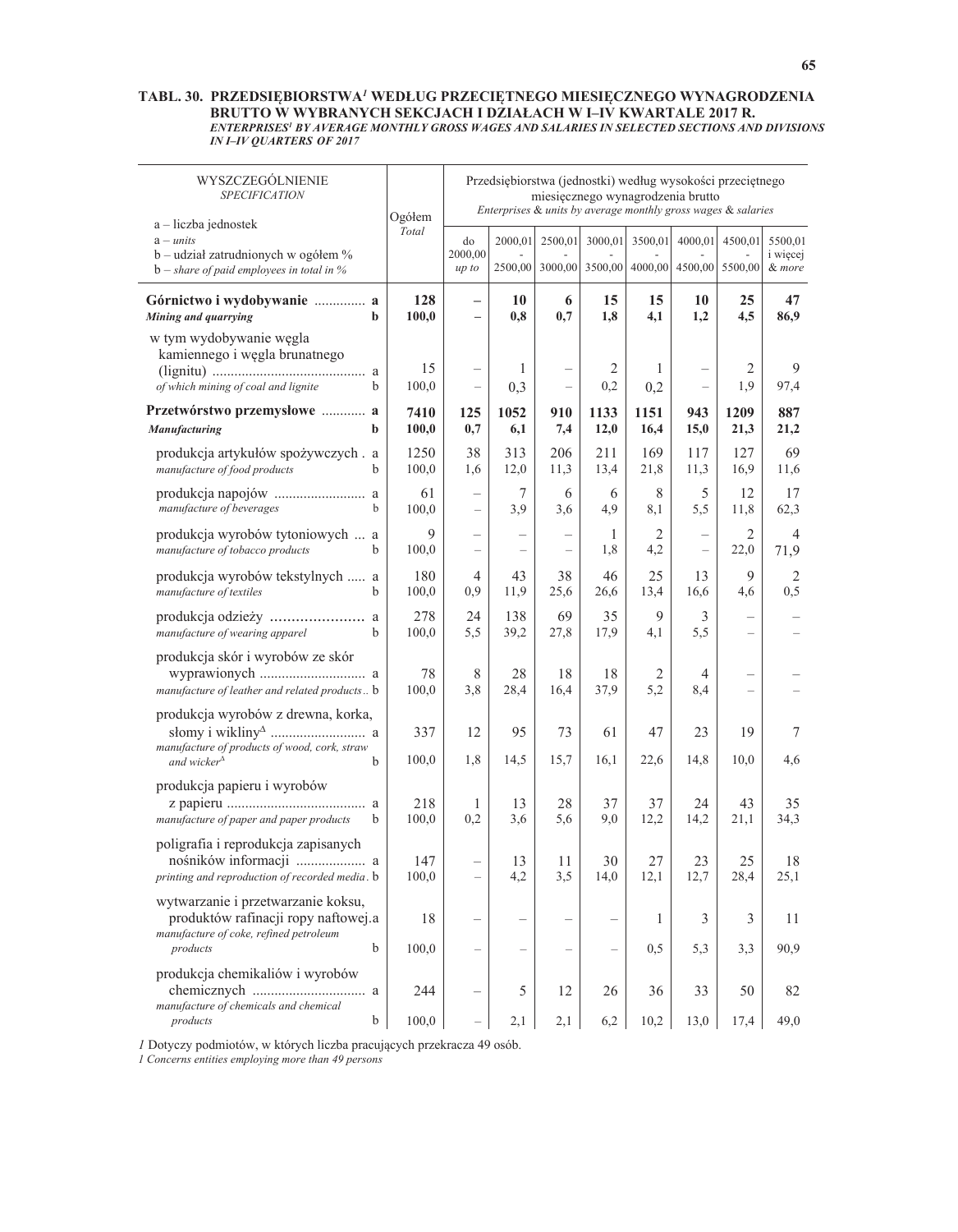**TABL. 30. PRZEDSIĘBIORSTWA[1] WEDŁUG PRZECIĘTNEGO MIESIĘCZNEGO WYNAGRODZENIA BRUTTO W WYBRANYCH SEKCJACH I DZIAŁACH W I–IV KWARTALE 2017 R.**
*ENTERPRISES[1] BY AVERAGE MONTHLY GROSS WAGES AND SALARIES IN SELECTED SECTIONS AND DIVISIONS IN I–IV QUARTERS OF 2017*

| WYSZCZEGÓLNIENIE *SPECIFICATION* a – liczba jednostek *a – units* b – udział zatrudnionych w ogółem % *b – share of paid employees in total in %* | | Ogółem *Total* | Przedsiębiorstwa (jednostki) według wysokości przeciętnego miesięcznego wynagrodzenia brutto *Enterprises & units by average monthly gross wages & salaries* | | | | | | | |
|---|---|---|---|---|---|---|---|---|---|---|
| | | | do 2000,00 *up to* | 2000,01 - 2500,00 | 2500,01 - 3000,00 | 3000,01 - 3500,00 | 3500,01 - 4000,00 | 4000,01 - 4500,00 | 4500,01 - 5500,00 | 5500,01 i więcej *& more* |
| **Górnictwo i wydobywanie** *Mining and quarrying* | a | **128** | **–** | **10** | **6** | **15** | **15** | **10** | **25** | **47** |
| | b | **100,0** | **–** | **0,8** | **0,7** | **1,8** | **4,1** | **1,2** | **4,5** | **86,9** |
| w tym wydobywanie węgla kamiennego i węgla brunatnego (lignitu) *of which mining of coal and lignite* | a | 15 | – | 1 | – | 2 | 1 | – | 2 | 9 |
| | b | 100,0 | – | 0,3 | – | 0,2 | 0,2 | – | 1,9 | 97,4 |
| **Przetwórstwo przemysłowe** *Manufacturing* | a | **7410** | **125** | **1052** | **910** | **1133** | **1151** | **943** | **1209** | **887** |
| | b | **100,0** | **0,7** | **6,1** | **7,4** | **12,0** | **16,4** | **15,0** | **21,3** | **21,2** |
| produkcja artykułów spożywczych *manufacture of food products* | a | 1250 | 38 | 313 | 206 | 211 | 169 | 117 | 127 | 69 |
| | b | 100,0 | 1,6 | 12,0 | 11,3 | 13,4 | 21,8 | 11,3 | 16,9 | 11,6 |
| produkcja napojów *manufacture of beverages* | a | 61 | – | 7 | 6 | 6 | 8 | 5 | 12 | 17 |
| | b | 100,0 | – | 3,9 | 3,6 | 4,9 | 8,1 | 5,5 | 11,8 | 62,3 |
| produkcja wyrobów tytoniowych *manufacture of tobacco products* | a | 9 | – | – | – | 1 | 2 | – | 2 | 4 |
| | b | 100,0 | – | – | – | 1,8 | 4,2 | – | 22,0 | 71,9 |
| produkcja wyrobów tekstylnych *manufacture of textiles* | a | 180 | 4 | 43 | 38 | 46 | 25 | 13 | 9 | 2 |
| | b | 100,0 | 0,9 | 11,9 | 25,6 | 26,6 | 13,4 | 16,6 | 4,6 | 0,5 |
| produkcja odzieży *manufacture of wearing apparel* | a | 278 | 24 | 138 | 69 | 35 | 9 | 3 | – | – |
| | b | 100,0 | 5,5 | 39,2 | 27,8 | 17,9 | 4,1 | 5,5 | – | – |
| produkcja skór i wyrobów ze skór wyprawionych *manufacture of leather and related products* | a | 78 | 8 | 28 | 18 | 18 | 2 | 4 | – | – |
| | b | 100,0 | 3,8 | 28,4 | 16,4 | 37,9 | 5,2 | 8,4 | – | – |
| produkcja wyrobów z drewna, korka, słomy i wikliny[Δ] *manufacture of products of wood, cork, straw and wicker[Δ]* | a | 337 | 12 | 95 | 73 | 61 | 47 | 23 | 19 | 7 |
| | b | 100,0 | 1,8 | 14,5 | 15,7 | 16,1 | 22,6 | 14,8 | 10,0 | 4,6 |
| produkcja papieru i wyrobów z papieru *manufacture of paper and paper products* | a | 218 | 1 | 13 | 28 | 37 | 37 | 24 | 43 | 35 |
| | b | 100,0 | 0,2 | 3,6 | 5,6 | 9,0 | 12,2 | 14,2 | 21,1 | 34,3 |
| poligrafia i reprodukcja zapisanych nośników informacji *printing and reproduction of recorded media* | a | 147 | – | 13 | 11 | 30 | 27 | 23 | 25 | 18 |
| | b | 100,0 | – | 4,2 | 3,5 | 14,0 | 12,1 | 12,7 | 28,4 | 25,1 |
| wytwarzanie i przetwarzanie koksu, produktów rafinacji ropy naftowej *manufacture of coke, refined petroleum products* | a | 18 | – | – | – | – | 1 | 3 | 3 | 11 |
| | b | 100,0 | – | – | – | – | 0,5 | 5,3 | 3,3 | 90,9 |
| produkcja chemikaliów i wyrobów chemicznych *manufacture of chemicals and chemical products* | a | 244 | – | 5 | 12 | 26 | 36 | 33 | 50 | 82 |
| | b | 100,0 | – | 2,1 | 2,1 | 6,2 | 10,2 | 13,0 | 17,4 | 49,0 |

*1* Dotyczy podmiotów, w których liczba pracujących przekracza 49 osób.
*1 Concerns entities employing more than 49 persons*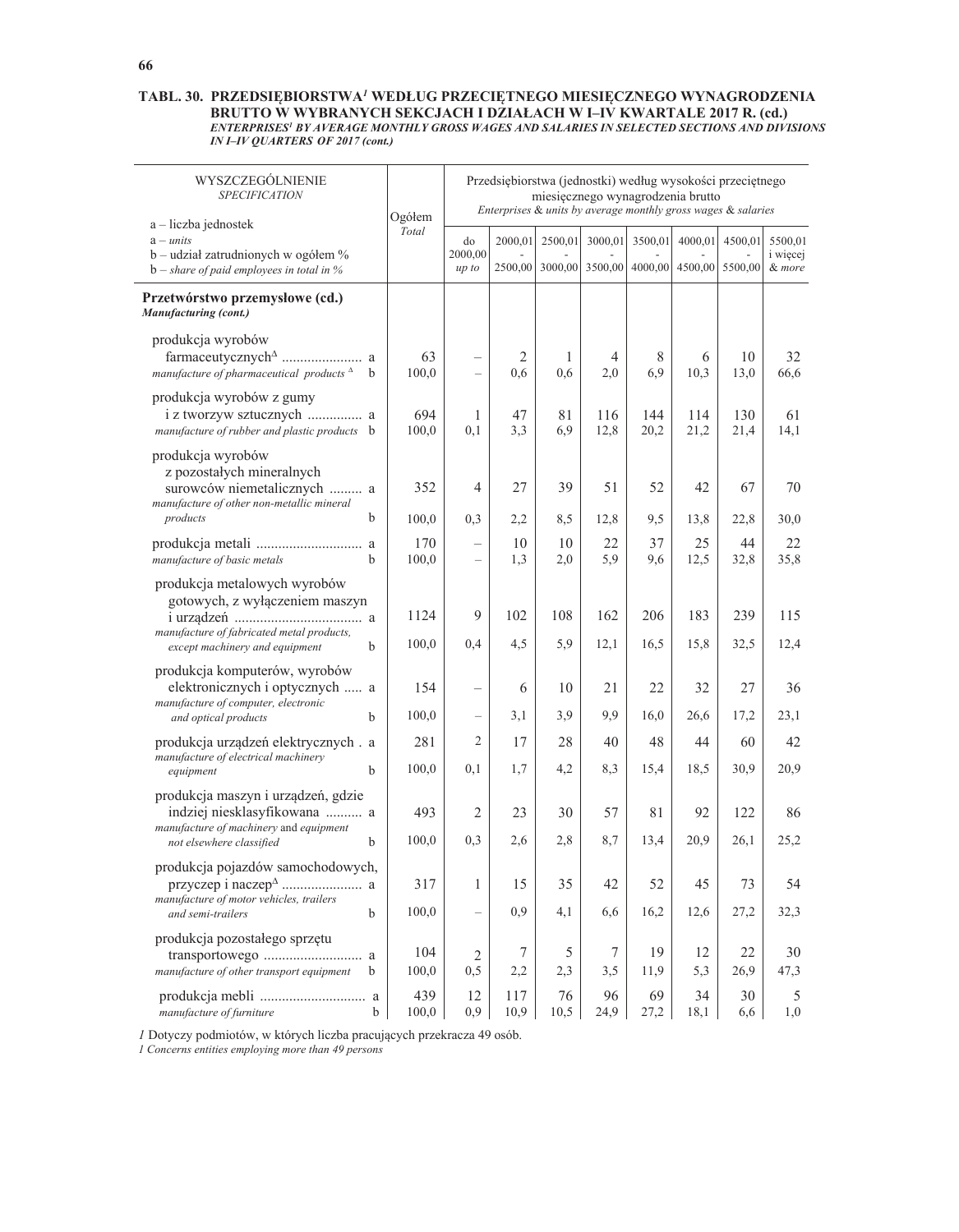## TABL. 30. PRZEDSIĘBIORSTWA[1] WEDŁUG PRZECIĘTNEGO MIESIĘCZNEGO WYNAGRODZENIA BRUTTO W WYBRANYCH SEKCJACH I DZIAŁACH W I–IV KWARTALE 2017 R. (cd.)

*ENTERPRISES[1] BY AVERAGE MONTHLY GROSS WAGES AND SALARIES IN SELECTED SECTIONS AND DIVISIONS IN I–IV QUARTERS OF 2017 (cont.)*

| WYSZCZEGÓLNIENIE *SPECIFICATION* a – liczba jednostek *a – units* b – udział zatrudnionych w ogółem % *b – share of paid employees in total in %* | | Ogółem *Total* | Przedsiębiorstwa (jednostki) według wysokości przeciętnego miesięcznego wynagrodzenia brutto *Enterprises & units by average monthly gross wages & salaries* | | | | | | | |
|---|---|---|---|---|---|---|---|---|---|---|
| | | | do 2000,00 *up to* | 2000,01 - 2500,00 | 2500,01 - 3000,00 | 3000,01 - 3500,00 | 3500,01 - 4000,00 | 4000,01 - 4500,00 | 4500,01 - 5500,00 | 5500,01 i więcej *& more* |
| **Przetwórstwo przemysłowe (cd.)** ***Manufacturing (cont.)*** | | | | | | | | | | |
| produkcja wyrobów farmaceutycznych[Δ] | a | 63 | – | 2 | 1 | 4 | 8 | 6 | 10 | 32 |
| *manufacture of pharmaceutical products* [Δ] | b | 100,0 | – | 0,6 | 0,6 | 2,0 | 6,9 | 10,3 | 13,0 | 66,6 |
| produkcja wyrobów z gumy i z tworzyw sztucznych | a | 694 | 1 | 47 | 81 | 116 | 144 | 114 | 130 | 61 |
| *manufacture of rubber and plastic products* | b | 100,0 | 0,1 | 3,3 | 6,9 | 12,8 | 20,2 | 21,2 | 21,4 | 14,1 |
| produkcja wyrobów z pozostałych mineralnych surowców niemetalicznych | a | 352 | 4 | 27 | 39 | 51 | 52 | 42 | 67 | 70 |
| *manufacture of other non-metallic mineral products* | b | 100,0 | 0,3 | 2,2 | 8,5 | 12,8 | 9,5 | 13,8 | 22,8 | 30,0 |
| produkcja metali | a | 170 | – | 10 | 10 | 22 | 37 | 25 | 44 | 22 |
| *manufacture of basic metals* | b | 100,0 | – | 1,3 | 2,0 | 5,9 | 9,6 | 12,5 | 32,8 | 35,8 |
| produkcja metalowych wyrobów gotowych, z wyłączeniem maszyn i urządzeń | a | 1124 | 9 | 102 | 108 | 162 | 206 | 183 | 239 | 115 |
| *manufacture of fabricated metal products, except machinery and equipment* | b | 100,0 | 0,4 | 4,5 | 5,9 | 12,1 | 16,5 | 15,8 | 32,5 | 12,4 |
| produkcja komputerów, wyrobów elektronicznych i optycznych | a | 154 | – | 6 | 10 | 21 | 22 | 32 | 27 | 36 |
| *manufacture of computer, electronic and optical products* | b | 100,0 | – | 3,1 | 3,9 | 9,9 | 16,0 | 26,6 | 17,2 | 23,1 |
| produkcja urządzeń elektrycznych | a | 281 | 2 | 17 | 28 | 40 | 48 | 44 | 60 | 42 |
| *manufacture of electrical machinery equipment* | b | 100,0 | 0,1 | 1,7 | 4,2 | 8,3 | 15,4 | 18,5 | 30,9 | 20,9 |
| produkcja maszyn i urządzeń, gdzie indziej niesklasyfikowana | a | 493 | 2 | 23 | 30 | 57 | 81 | 92 | 122 | 86 |
| *manufacture of machinery and equipment not elsewhere classified* | b | 100,0 | 0,3 | 2,6 | 2,8 | 8,7 | 13,4 | 20,9 | 26,1 | 25,2 |
| produkcja pojazdów samochodowych, przyczep i naczep[Δ] | a | 317 | 1 | 15 | 35 | 42 | 52 | 45 | 73 | 54 |
| *manufacture of motor vehicles, trailers and semi-trailers* | b | 100,0 | – | 0,9 | 4,1 | 6,6 | 16,2 | 12,6 | 27,2 | 32,3 |
| produkcja pozostałego sprzętu transportowego | a | 104 | 2 | 7 | 5 | 7 | 19 | 12 | 22 | 30 |
| *manufacture of other transport equipment* | b | 100,0 | 0,5 | 2,2 | 2,3 | 3,5 | 11,9 | 5,3 | 26,9 | 47,3 |
| produkcja mebli | a | 439 | 12 | 117 | 76 | 96 | 69 | 34 | 30 | 5 |
| *manufacture of furniture* | b | 100,0 | 0,9 | 10,9 | 10,5 | 24,9 | 27,2 | 18,1 | 6,6 | 1,0 |

*1* Dotyczy podmiotów, w których liczba pracujących przekracza 49 osób.
*1 Concerns entities employing more than 49 persons*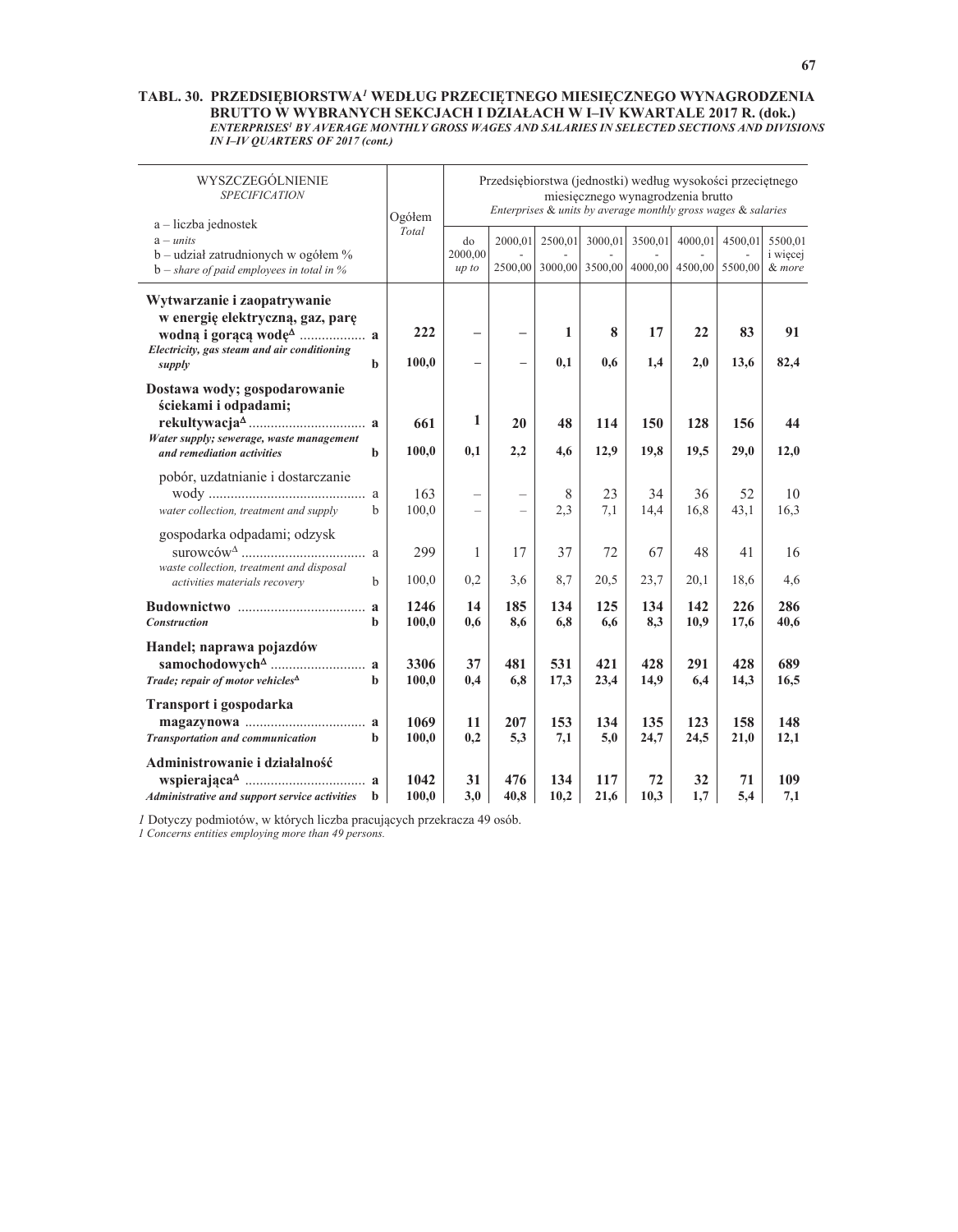**TABL. 30. PRZEDSIĘBIORSTWA[1] WEDŁUG PRZECIĘTNEGO MIESIĘCZNEGO WYNAGRODZENIA BRUTTO W WYBRANYCH SEKCJACH I DZIAŁACH W I–IV KWARTALE 2017 R. (dok.)**

*ENTERPRISES[1] BY AVERAGE MONTHLY GROSS WAGES AND SALARIES IN SELECTED SECTIONS AND DIVISIONS IN I–IV QUARTERS OF 2017 (cont.)*

| WYSZCZEGÓLNIENIE *SPECIFICATION* a – liczba jednostek *a – units* b – udział zatrudnionych w ogółem % *b – share of paid employees in total in %* | | Ogółem *Total* | Przedsiębiorstwa (jednostki) według wysokości przeciętnego miesięcznego wynagrodzenia brutto *Enterprises & units by average monthly gross wages & salaries* | | | | | | | |
|---|---|---|---|---|---|---|---|---|---|---|
| | | | do 2000,00 *up to* | 2000,01 - 2500,00 | 2500,01 - 3000,00 | 3000,01 - 3500,00 | 3500,01 - 4000,00 | 4000,01 - 4500,00 | 4500,01 - 5500,00 | 5500,01 i więcej *& more* |
| **Wytwarzanie i zaopatrywanie w energię elektryczną, gaz, parę wodną i gorącą wodę**[Δ] | **a** | **222** | **–** | **–** | **1** | **8** | **17** | **22** | **83** | **91** |
| ***Electricity, gas steam and air conditioning supply*** | **b** | **100,0** | **–** | **–** | **0,1** | **0,6** | **1,4** | **2,0** | **13,6** | **82,4** |
| **Dostawa wody; gospodarowanie ściekami i odpadami; rekultywacja**[Δ] | **a** | **661** | **1** | **20** | **48** | **114** | **150** | **128** | **156** | **44** |
| ***Water supply; sewerage, waste management and remediation activities*** | **b** | **100,0** | **0,1** | **2,2** | **4,6** | **12,9** | **19,8** | **19,5** | **29,0** | **12,0** |
| pobór, uzdatnianie i dostarczanie wody | a | 163 | – | – | 8 | 23 | 34 | 36 | 52 | 10 |
| *water collection, treatment and supply* | b | 100,0 | – | – | 2,3 | 7,1 | 14,4 | 16,8 | 43,1 | 16,3 |
| gospodarka odpadami; odzysk surowców[Δ] | a | 299 | 1 | 17 | 37 | 72 | 67 | 48 | 41 | 16 |
| *waste collection, treatment and disposal activities materials recovery* | b | 100,0 | 0,2 | 3,6 | 8,7 | 20,5 | 23,7 | 20,1 | 18,6 | 4,6 |
| **Budownictwo** | **a** | **1246** | **14** | **185** | **134** | **125** | **134** | **142** | **226** | **286** |
| ***Construction*** | **b** | **100,0** | **0,6** | **8,6** | **6,8** | **6,6** | **8,3** | **10,9** | **17,6** | **40,6** |
| **Handel; naprawa pojazdów samochodowych**[Δ] | **a** | **3306** | **37** | **481** | **531** | **421** | **428** | **291** | **428** | **689** |
| ***Trade; repair of motor vehicles***[Δ] | **b** | **100,0** | **0,4** | **6,8** | **17,3** | **23,4** | **14,9** | **6,4** | **14,3** | **16,5** |
| **Transport i gospodarka magazynowa** | **a** | **1069** | **11** | **207** | **153** | **134** | **135** | **123** | **158** | **148** |
| ***Transportation and communication*** | **b** | **100,0** | **0,2** | **5,3** | **7,1** | **5,0** | **24,7** | **24,5** | **21,0** | **12,1** |
| **Administrowanie i działalność wspierająca**[Δ] | **a** | **1042** | **31** | **476** | **134** | **117** | **72** | **32** | **71** | **109** |
| ***Administrative and support service activities*** | **b** | **100,0** | **3,0** | **40,8** | **10,2** | **21,6** | **10,3** | **1,7** | **5,4** | **7,1** |

*1* Dotyczy podmiotów, w których liczba pracujących przekracza 49 osób.
*1 Concerns entities employing more than 49 persons.*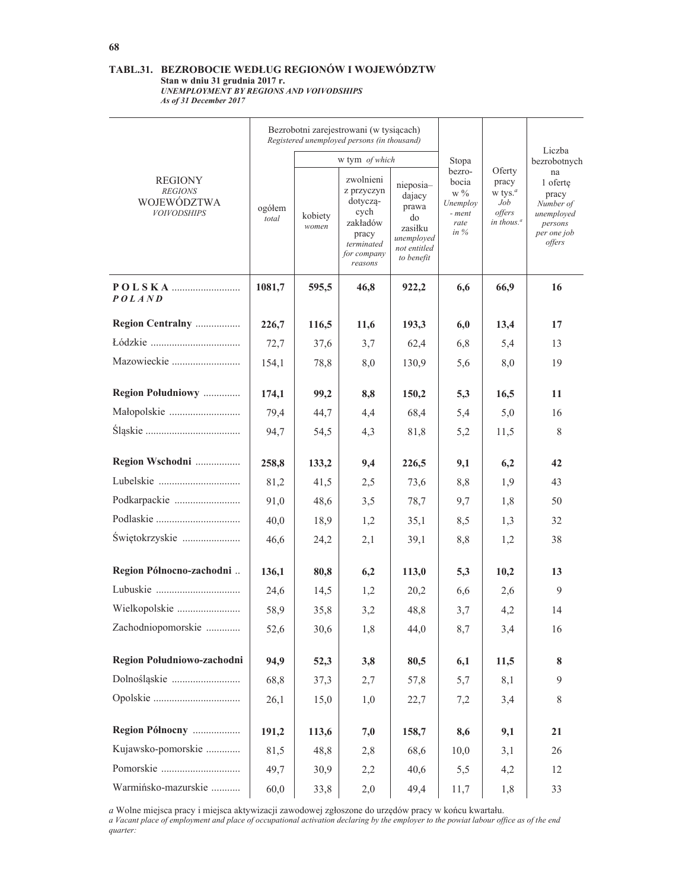**TABL.31. BEZROBOCIE WEDŁUG REGIONÓW I WOJEWÓDZTW**
**Stan w dniu 31 grudnia 2017 r.**
***UNEMPLOYMENT BY REGIONS AND VOIVODSHIPS***
***As of 31 December 2017***

| REGIONY *REGIONS* WOJEWÓDZTWA *VOIVODSHIPS* | Bezrobotni zarejestrowani (w tysiącach) *Registered unemployed persons (in thousand)* | | | | Stopa bezrobocia w % *Unemployment rate in %* | Oferty pracy w tys.[a] *Job offers in thous.*[a] | Liczba bezrobotnych na 1 ofertę pracy *Number of unemployed persons per one job offers* |
|---|---|---|---|---|---|---|---|
| | ogółem *total* | w tym *of which* | | | | | |
| | | kobiety *women* | zwolnieni z przyczyn dotyczących zakładów pracy *terminated for company reasons* | nieposiadający prawa do zasiłku *unemployed not entitled to benefit* | | | |
| **POLSKA** ***POLAND*** | **1081,7** | **595,5** | **46,8** | **922,2** | **6,6** | **66,9** | **16** |
| **Region Centralny** | **226,7** | **116,5** | **11,6** | **193,3** | **6,0** | **13,4** | **17** |
| Łódzkie | 72,7 | 37,6 | 3,7 | 62,4 | 6,8 | 5,4 | 13 |
| Mazowieckie | 154,1 | 78,8 | 8,0 | 130,9 | 5,6 | 8,0 | 19 |
| **Region Południowy** | **174,1** | **99,2** | **8,8** | **150,2** | **5,3** | **16,5** | **11** |
| Małopolskie | 79,4 | 44,7 | 4,4 | 68,4 | 5,4 | 5,0 | 16 |
| Śląskie | 94,7 | 54,5 | 4,3 | 81,8 | 5,2 | 11,5 | 8 |
| **Region Wschodni** | **258,8** | **133,2** | **9,4** | **226,5** | **9,1** | **6,2** | **42** |
| Lubelskie | 81,2 | 41,5 | 2,5 | 73,6 | 8,8 | 1,9 | 43 |
| Podkarpackie | 91,0 | 48,6 | 3,5 | 78,7 | 9,7 | 1,8 | 50 |
| Podlaskie | 40,0 | 18,9 | 1,2 | 35,1 | 8,5 | 1,3 | 32 |
| Świętokrzyskie | 46,6 | 24,2 | 2,1 | 39,1 | 8,8 | 1,2 | 38 |
| **Region Północno-zachodni** | **136,1** | **80,8** | **6,2** | **113,0** | **5,3** | **10,2** | **13** |
| Lubuskie | 24,6 | 14,5 | 1,2 | 20,2 | 6,6 | 2,6 | 9 |
| Wielkopolskie | 58,9 | 35,8 | 3,2 | 48,8 | 3,7 | 4,2 | 14 |
| Zachodniopomorskie | 52,6 | 30,6 | 1,8 | 44,0 | 8,7 | 3,4 | 16 |
| **Region Południowo-zachodni** | **94,9** | **52,3** | **3,8** | **80,5** | **6,1** | **11,5** | **8** |
| Dolnośląskie | 68,8 | 37,3 | 2,7 | 57,8 | 5,7 | 8,1 | 9 |
| Opolskie | 26,1 | 15,0 | 1,0 | 22,7 | 7,2 | 3,4 | 8 |
| **Region Północny** | **191,2** | **113,6** | **7,0** | **158,7** | **8,6** | **9,1** | **21** |
| Kujawsko-pomorskie | 81,5 | 48,8 | 2,8 | 68,6 | 10,0 | 3,1 | 26 |
| Pomorskie | 49,7 | 30,9 | 2,2 | 40,6 | 5,5 | 4,2 | 12 |
| Warmińsko-mazurskie | 60,0 | 33,8 | 2,0 | 49,4 | 11,7 | 1,8 | 33 |

*a* Wolne miejsca pracy i miejsca aktywizacji zawodowej zgłoszone do urzędów pracy w końcu kwartału.
*a Vacant place of employment and place of occupational activation declaring by the employer to the powiat labour office as of the end quarter:*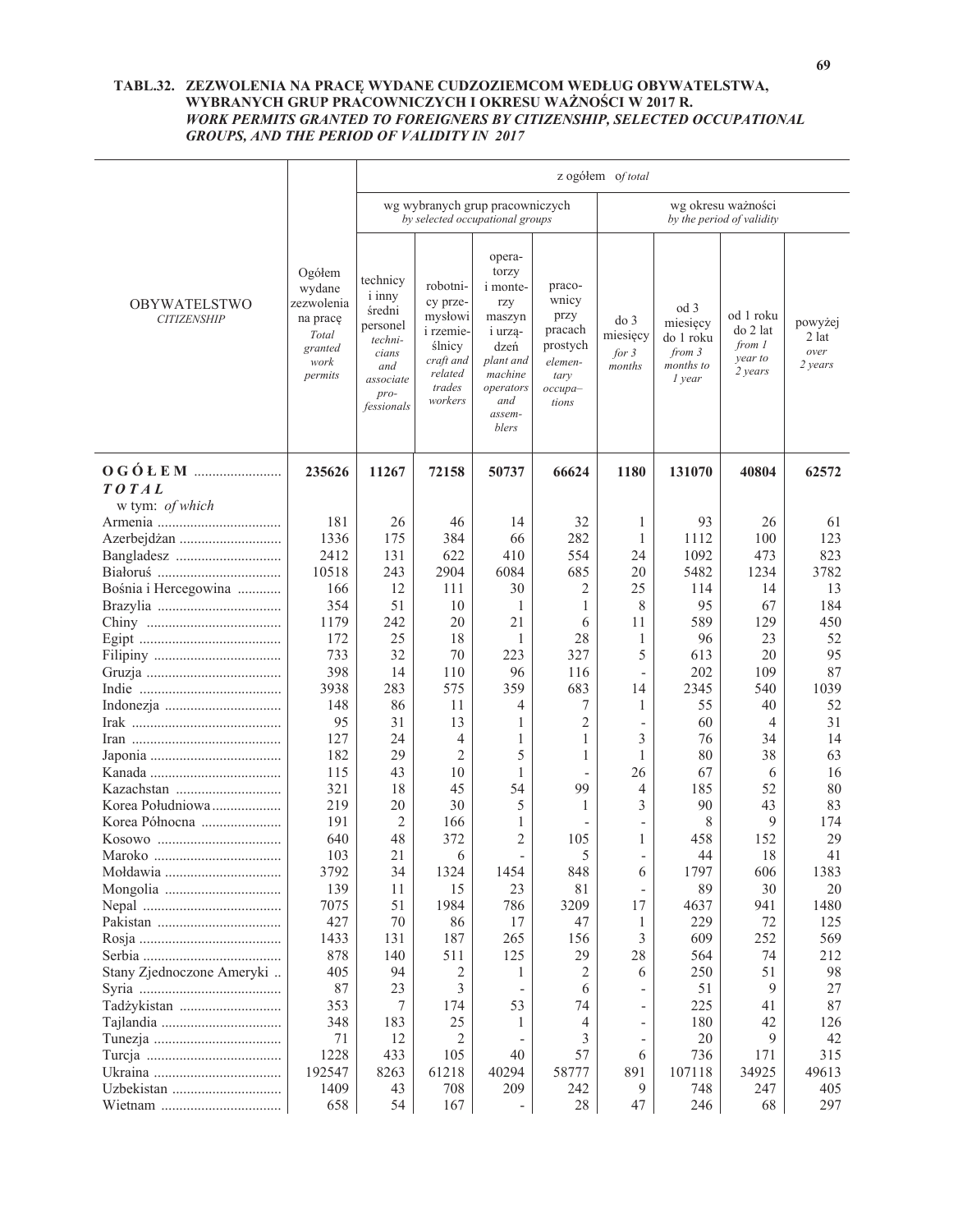### TABL.32. ZEZWOLENIA NA PRACĘ WYDANE CUDZOZIEMCOM WEDŁUG OBYWATELSTWA, WYBRANYCH GRUP PRACOWNICZYCH I OKRESU WAŻNOŚCI W 2017 R.
### *WORK PERMITS GRANTED TO FOREIGNERS BY CITIZENSHIP, SELECTED OCCUPATIONAL GROUPS, AND THE PERIOD OF VALIDITY IN 2017*

| OBYWATELSTWO *CITIZENSHIP* | Ogółem wydane zezwolenia na pracę *Total granted work permits* | z ogółem *of total* | | | | | | | |
|---|---|---|---|---|---|---|---|---|---|
| | | wg wybranych grup pracowniczych *by selected occupational groups* | | | | wg okresu ważności *by the period of validity* | | | |
| | | technicy i inny średni personel *technicians and associate professionals* | robotnicy przemysłowi i rzemieślnicy *craft and related trades workers* | operatorzy i monterzy maszyn i urządzeń *plant and machine operators and assemblers* | pracownicy przy pracach prostych *elementary occupations* | do 3 miesięcy *for 3 months* | od 3 miesięcy do 1 roku *from 3 months to 1 year* | od 1 roku do 2 lat *from 1 year to 2 years* | powyżej 2 lat *over 2 years* |
| **O G Ó Ł E M** *TOTAL* | **235626** | **11267** | **72158** | **50737** | **66624** | **1180** | **131070** | **40804** | **62572** |
| w tym: *of which* | | | | | | | | | |
| Armenia | 181 | 26 | 46 | 14 | 32 | 1 | 93 | 26 | 61 |
| Azerbejdżan | 1336 | 175 | 384 | 66 | 282 | 1 | 1112 | 100 | 123 |
| Bangladesz | 2412 | 131 | 622 | 410 | 554 | 24 | 1092 | 473 | 823 |
| Białoruś | 10518 | 243 | 2904 | 6084 | 685 | 20 | 5482 | 1234 | 3782 |
| Bośnia i Hercegowina | 166 | 12 | 111 | 30 | 2 | 25 | 114 | 14 | 13 |
| Brazylia | 354 | 51 | 10 | 1 | 1 | 8 | 95 | 67 | 184 |
| Chiny | 1179 | 242 | 20 | 21 | 6 | 11 | 589 | 129 | 450 |
| Egipt | 172 | 25 | 18 | 1 | 28 | 1 | 96 | 23 | 52 |
| Filipiny | 733 | 32 | 70 | 223 | 327 | 5 | 613 | 20 | 95 |
| Gruzja | 398 | 14 | 110 | 96 | 116 | - | 202 | 109 | 87 |
| Indie | 3938 | 283 | 575 | 359 | 683 | 14 | 2345 | 540 | 1039 |
| Indonezja | 148 | 86 | 11 | 4 | 7 | 1 | 55 | 40 | 52 |
| Irak | 95 | 31 | 13 | 1 | 2 | - | 60 | 4 | 31 |
| Iran | 127 | 24 | 4 | 1 | 1 | 3 | 76 | 34 | 14 |
| Japonia | 182 | 29 | 2 | 5 | 1 | 1 | 80 | 38 | 63 |
| Kanada | 115 | 43 | 10 | 1 | - | 26 | 67 | 6 | 16 |
| Kazachstan | 321 | 18 | 45 | 54 | 99 | 4 | 185 | 52 | 80 |
| Korea Południowa | 219 | 20 | 30 | 5 | 1 | 3 | 90 | 43 | 83 |
| Korea Północna | 191 | 2 | 166 | 1 | - | - | 8 | 9 | 174 |
| Kosowo | 640 | 48 | 372 | 2 | 105 | 1 | 458 | 152 | 29 |
| Maroko | 103 | 21 | 6 | - | 5 | - | 44 | 18 | 41 |
| Mołdawia | 3792 | 34 | 1324 | 1454 | 848 | 6 | 1797 | 606 | 1383 |
| Mongolia | 139 | 11 | 15 | 23 | 81 | - | 89 | 30 | 20 |
| Nepal | 7075 | 51 | 1984 | 786 | 3209 | 17 | 4637 | 941 | 1480 |
| Pakistan | 427 | 70 | 86 | 17 | 47 | 1 | 229 | 72 | 125 |
| Rosja | 1433 | 131 | 187 | 265 | 156 | 3 | 609 | 252 | 569 |
| Serbia | 878 | 140 | 511 | 125 | 29 | 28 | 564 | 74 | 212 |
| Stany Zjednoczone Ameryki | 405 | 94 | 2 | 1 | 2 | 6 | 250 | 51 | 98 |
| Syria | 87 | 23 | 3 | - | 6 | - | 51 | 9 | 27 |
| Tadżykistan | 353 | 7 | 174 | 53 | 74 | - | 225 | 41 | 87 |
| Tajlandia | 348 | 183 | 25 | 1 | 4 | - | 180 | 42 | 126 |
| Tunezja | 71 | 12 | 2 | - | 3 | - | 20 | 9 | 42 |
| Turcja | 1228 | 433 | 105 | 40 | 57 | 6 | 736 | 171 | 315 |
| Ukraina | 192547 | 8263 | 61218 | 40294 | 58777 | 891 | 107118 | 34925 | 49613 |
| Uzbekistan | 1409 | 43 | 708 | 209 | 242 | 9 | 748 | 247 | 405 |
| Wietnam | 658 | 54 | 167 | - | 28 | 47 | 246 | 68 | 297 |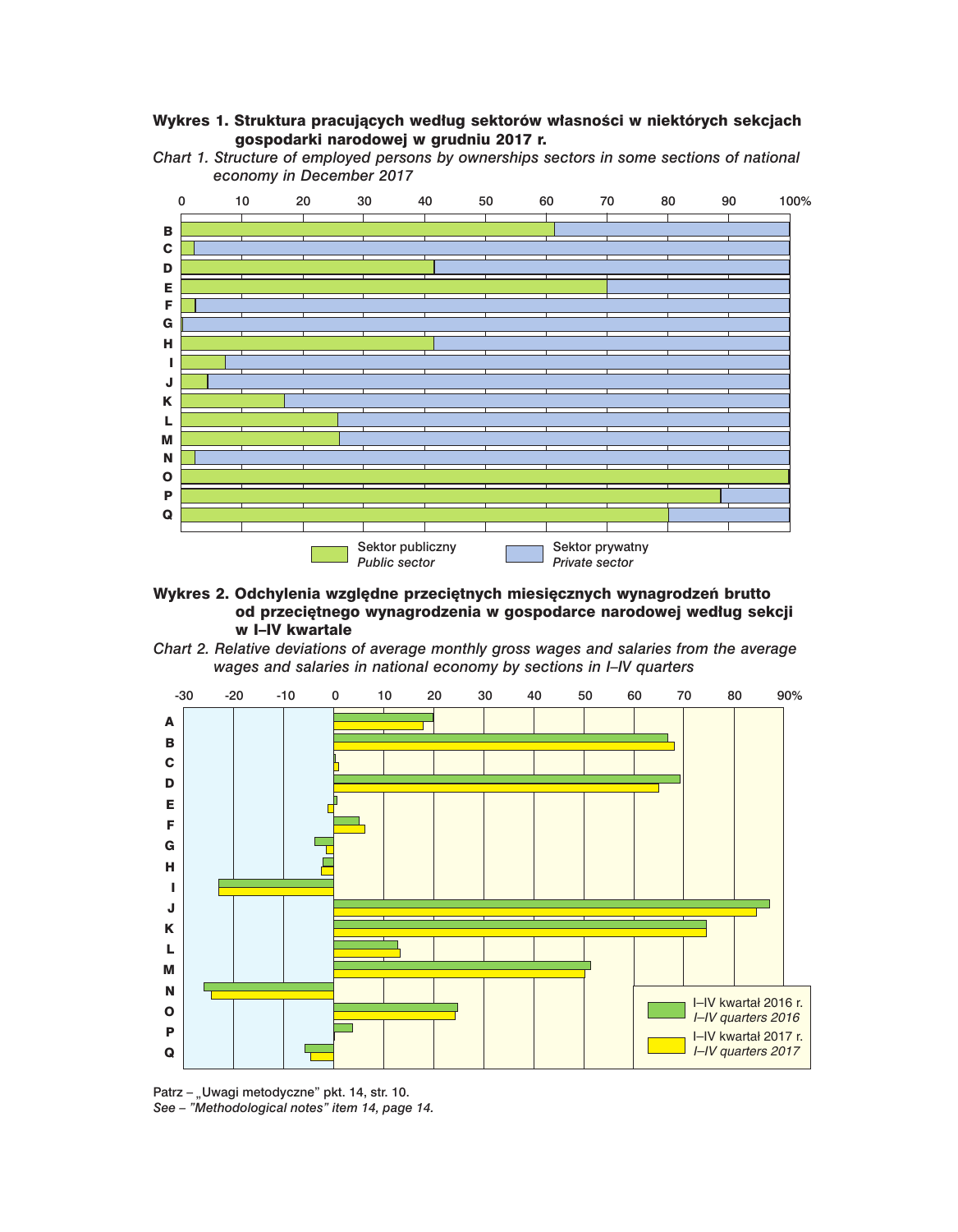**Wykres 1. Struktura pracujących według sektorów własności w niektórych sekcjach gospodarki narodowej w grudniu 2017 r.**

*Chart 1. Structure of employed persons by ownerships sectors in some sections of national economy in December 2017*

Sektor publiczny / *Public sector*

Sektor prywatny / *Private sector*

**Wykres 2. Odchylenia względne przeciętnych miesięcznych wynagrodzeń brutto od przeciętnego wynagrodzenia w gospodarce narodowej według sekcji w I–IV kwartale**

*Chart 2. Relative deviations of average monthly gross wages and salaries from the average wages and salaries in national economy by sections in I–IV quarters*

I–IV kwartał 2016 r. / *I–IV quarters 2016*

I–IV kwartał 2017 r. / *I–IV quarters 2017*

Patrz – „Uwagi metodyczne" pkt. 14, str. 10.

*See – "Methodological notes" item 14, page 14.*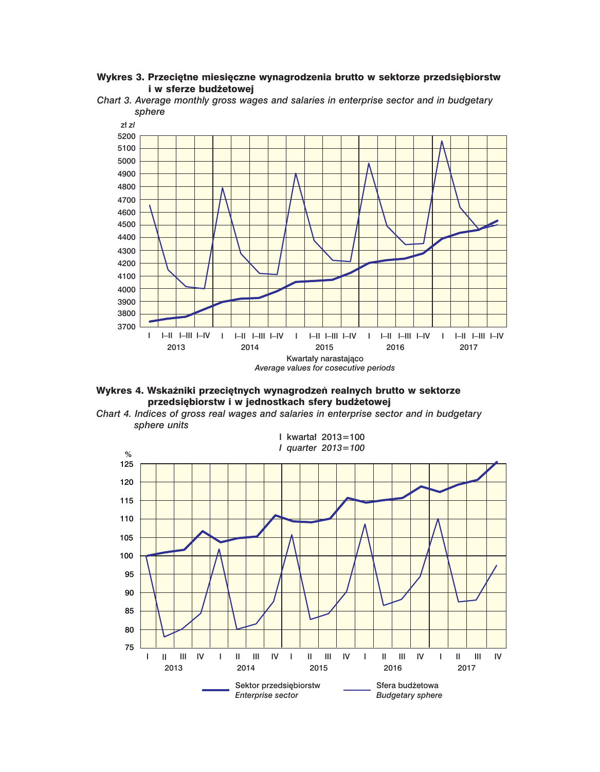**Wykres 3. Przeciętne miesięczne wynagrodzenia brutto w sektorze przedsiębiorstw i w sferze budżetowej**

*Chart 3. Average monthly gross wages and salaries in enterprise sector and in budgetary sphere*

zł *zl*

5200
5100
5000
4900
4800
4700
4600
4500
4400
4300
4200
4100
4000
3900
3800
3700

I I–II I–III I–IV I I–II I–III I–IV I I–II I–III I–IV I I–II I–III I–IV I I–II I–III I–IV

2013 2014 2015 2016 2017

Kwartały narastająco

*Average values for cosecutive periods*

**Wykres 4. Wskaźniki przeciętnych wynagrodzeń realnych brutto w sektorze przedsiębiorstw i w jednostkach sfery budżetowej**

*Chart 4. Indices of gross real wages and salaries in enterprise sector and in budgetary sphere units*

I kwartał 2013=100

*I quarter 2013=100*

%

125
120
115
110
105
100
95
90
85
80
75

I II III IV I II III IV I II III IV I II III IV I II III IV

2013 2014 2015 2016 2017

Sektor przedsiębiorstw *Enterprise sector*

Sfera budżetowa *Budgetary sphere*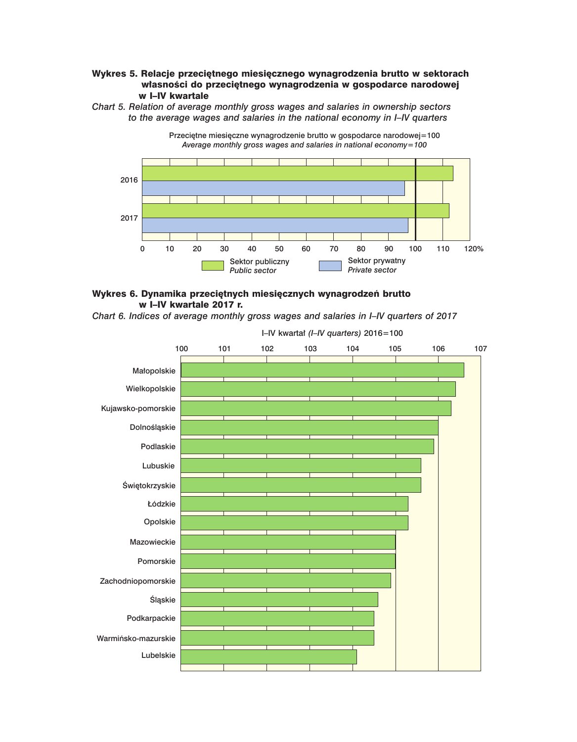**Wykres 5. Relacje przeciętnego miesięcznego wynagrodzenia brutto w sektorach własności do przeciętnego wynagrodzenia w gospodarce narodowej w I–IV kwartale**

*Chart 5. Relation of average monthly gross wages and salaries in ownership sectors to the average wages and salaries in the national economy in I–IV quarters*

Przeciętne miesięczne wynagrodzenie brutto w gospodarce narodowej=100
*Average monthly gross wages and salaries in national economy=100*

2016
2017

0 10 20 30 40 50 60 70 80 90 100 110 120%

Sektor publiczny *Public sector*
Sektor prywatny *Private sector*

**Wykres 6. Dynamika przeciętnych miesięcznych wynagrodzeń brutto w I–IV kwartale 2017 r.**

*Chart 6. Indices of average monthly gross wages and salaries in I–IV quarters of 2017*

I–IV kwartał *(I–IV quarters)* 2016=100

100 101 102 103 104 105 106 107

Małopolskie
Wielkopolskie
Kujawsko-pomorskie
Dolnośląskie
Podlaskie
Lubuskie
Świętokrzyskie
Łódzkie
Opolskie
Mazowieckie
Pomorskie
Zachodniopomorskie
Śląskie
Podkarpackie
Warmińsko-mazurskie
Lubelskie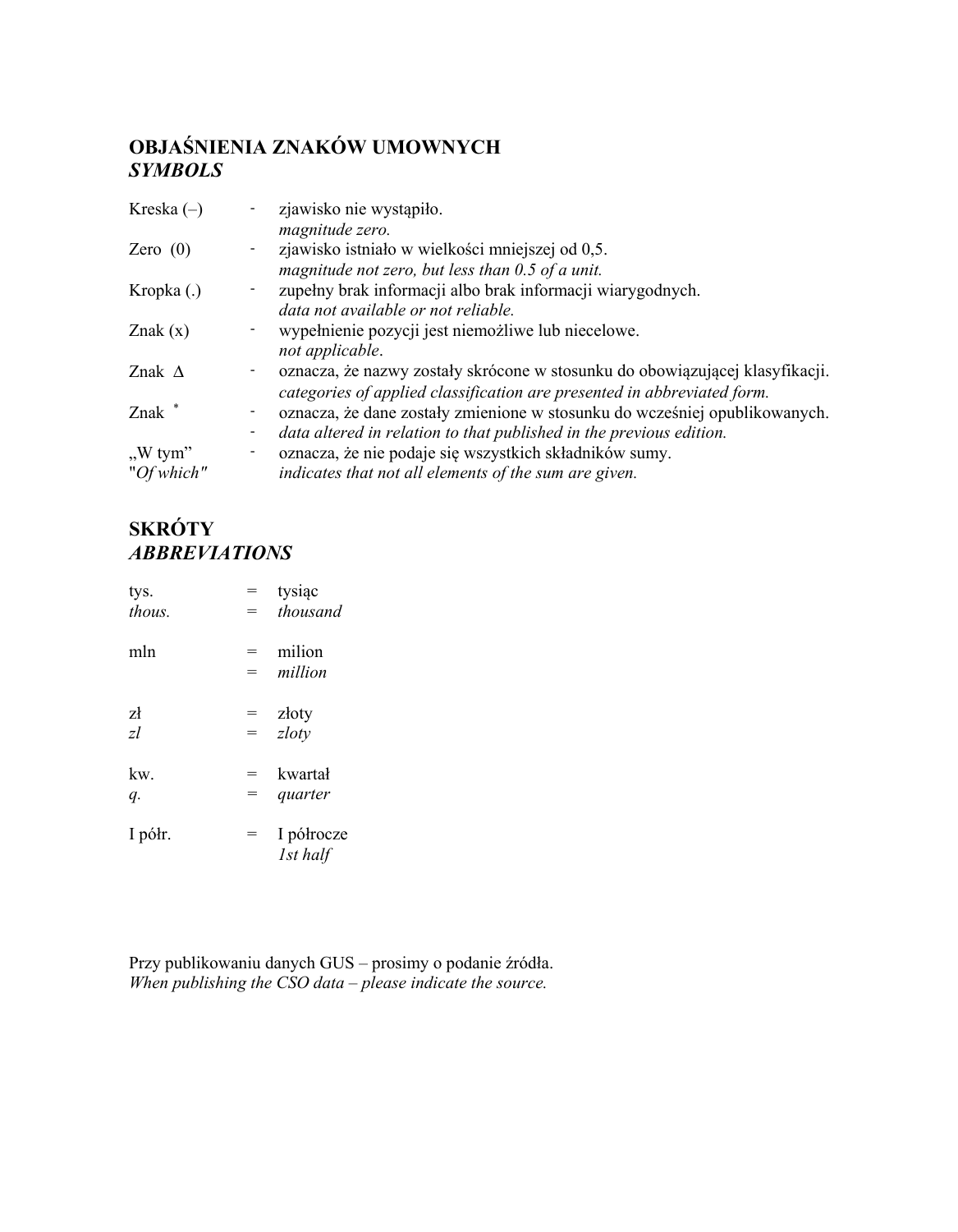## OBJAŚNIENIA ZNAKÓW UMOWNYCH
## *SYMBOLS*

| | | |
|---|---|---|
| Kreska (–) | - | zjawisko nie wystąpiło.<br>*magnitude zero.* |
| Zero (0) | - | zjawisko istniało w wielkości mniejszej od 0,5.<br>*magnitude not zero, but less than 0.5 of a unit.* |
| Kropka (.) | - | zupełny brak informacji albo brak informacji wiarygodnych.<br>*data not available or not reliable.* |
| Znak (x) | - | wypełnienie pozycji jest niemożliwe lub niecelowe.<br>*not applicable*. |
| Znak Δ | - | oznacza, że nazwy zostały skrócone w stosunku do obowiązującej klasyfikacji.<br>*categories of applied classification are presented in abbreviated form.* |
| Znak * | - | oznacza, że dane zostały zmienione w stosunku do wcześniej opublikowanych.<br>- *data altered in relation to that published in the previous edition.* |
| „W tym"<br>"*Of which*" | - | oznacza, że nie podaje się wszystkich składników sumy.<br>*indicates that not all elements of the sum are given.* |

## SKRÓTY
## *ABBREVIATIONS*

| | | |
|---|---|---|
| tys.<br>*thous.* | =<br>= | tysiąc<br>*thousand* |
| mln | =<br>= | milion<br>*million* |
| zł<br>*zl* | =<br>= | złoty<br>*zloty* |
| kw.<br>*q.* | =<br>= | kwartał<br>*quarter* |
| I półr. | = | I półrocze<br>*1st half* |

Przy publikowaniu danych GUS – prosimy o podanie źródła.
*When publishing the CSO data – please indicate the source.*